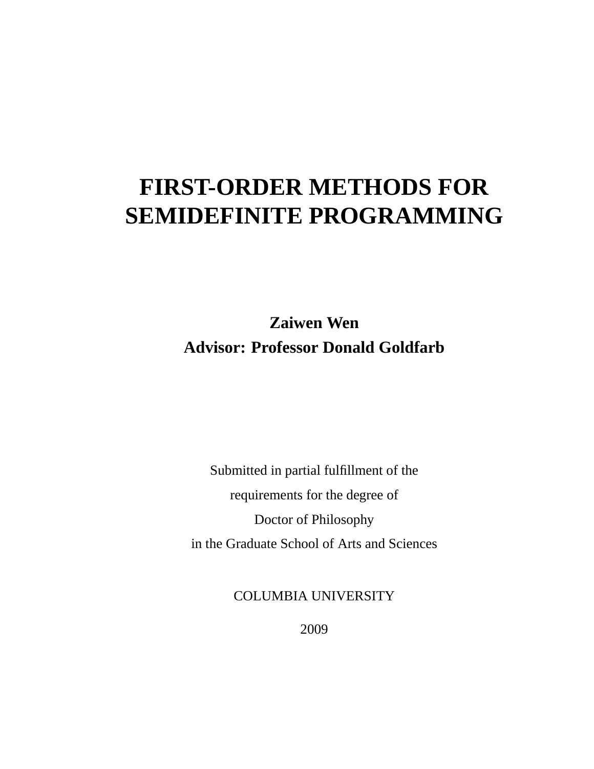# FIRST-ORDER METHODS FOR SEMIDEFINITE PROGRAMMING

**Zaiwen Wen**

**Advisor: Professor Donald Goldfarb**

Submitted in partial fulfillment of the

requirements for the degree of

Doctor of Philosophy

in the Graduate School of Arts and Sciences

COLUMBIA UNIVERSITY

2009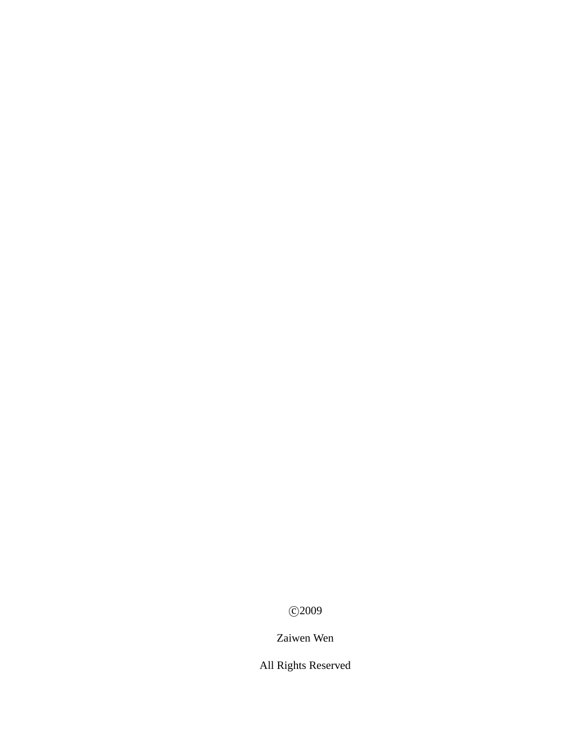©2009

Zaiwen Wen

All Rights Reserved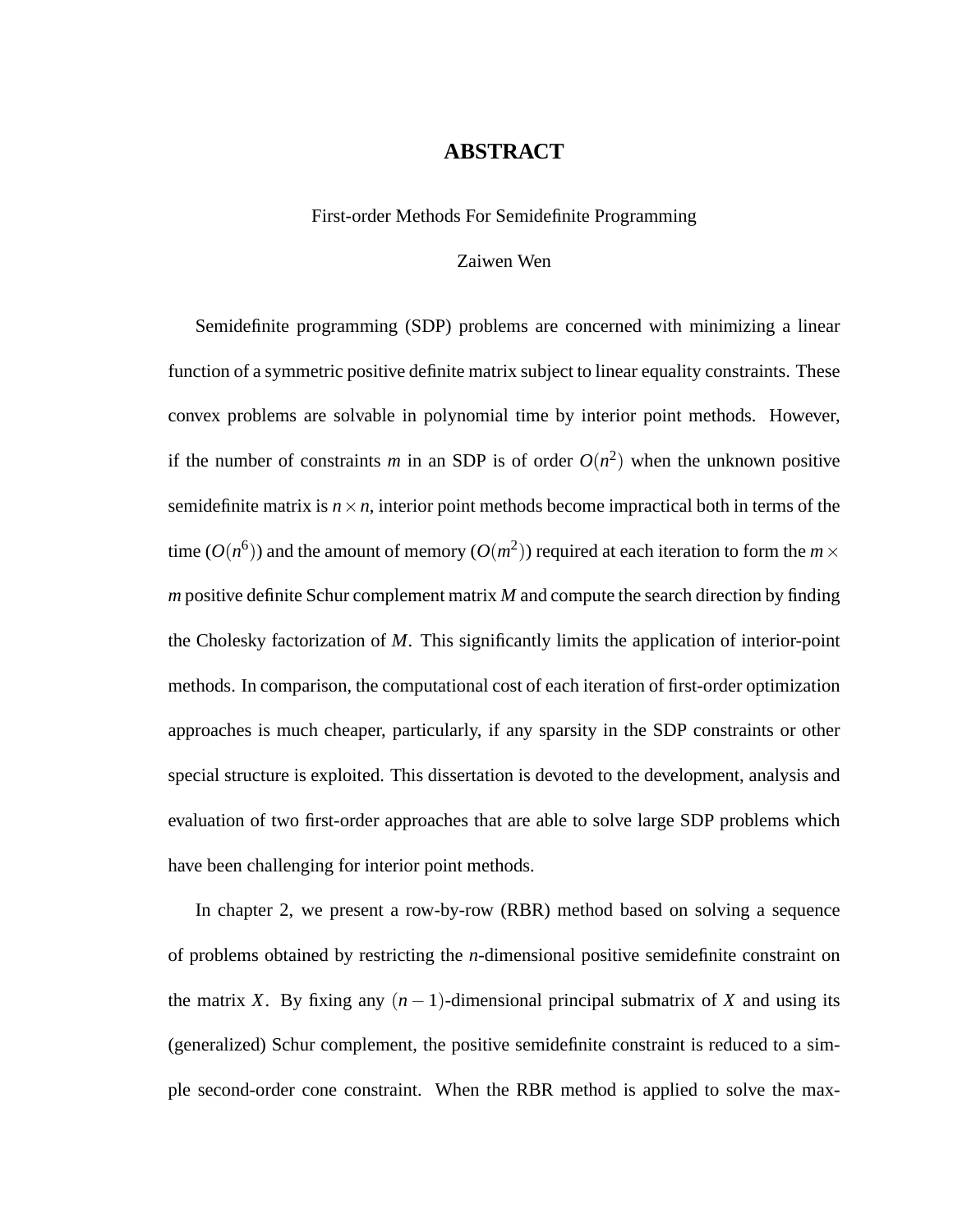# ABSTRACT

First-order Methods For Semidefinite Programming

Zaiwen Wen

Semidefinite programming (SDP) problems are concerned with minimizing a linear function of a symmetric positive definite matrix subject to linear equality constraints. These convex problems are solvable in polynomial time by interior point methods. However, if the number of constraints $m$ in an SDP is of order $O(n^2)$ when the unknown positive semidefinite matrix is $n \times n$, interior point methods become impractical both in terms of the time ($O(n^6)$) and the amount of memory ($O(m^2)$) required at each iteration to form the $m \times m$ positive definite Schur complement matrix $M$ and compute the search direction by finding the Cholesky factorization of $M$. This significantly limits the application of interior-point methods. In comparison, the computational cost of each iteration of first-order optimization approaches is much cheaper, particularly, if any sparsity in the SDP constraints or other special structure is exploited. This dissertation is devoted to the development, analysis and evaluation of two first-order approaches that are able to solve large SDP problems which have been challenging for interior point methods.

In chapter 2, we present a row-by-row (RBR) method based on solving a sequence of problems obtained by restricting the $n$-dimensional positive semidefinite constraint on the matrix $X$. By fixing any $(n-1)$-dimensional principal submatrix of $X$ and using its (generalized) Schur complement, the positive semidefinite constraint is reduced to a simple second-order cone constraint. When the RBR method is applied to solve the max-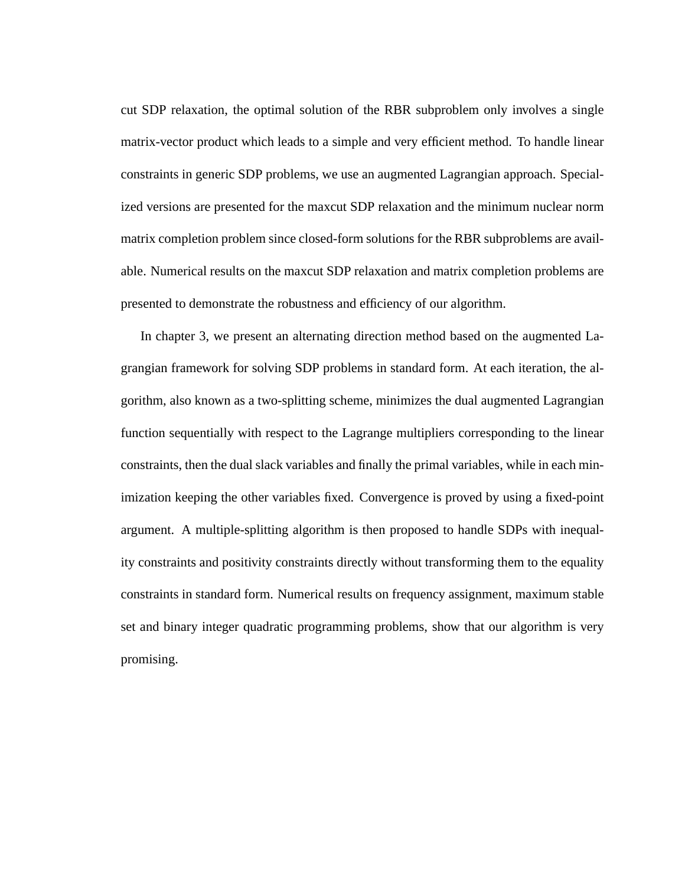cut SDP relaxation, the optimal solution of the RBR subproblem only involves a single matrix-vector product which leads to a simple and very efficient method. To handle linear constraints in generic SDP problems, we use an augmented Lagrangian approach. Specialized versions are presented for the maxcut SDP relaxation and the minimum nuclear norm matrix completion problem since closed-form solutions for the RBR subproblems are available. Numerical results on the maxcut SDP relaxation and matrix completion problems are presented to demonstrate the robustness and efficiency of our algorithm.

In chapter 3, we present an alternating direction method based on the augmented Lagrangian framework for solving SDP problems in standard form. At each iteration, the algorithm, also known as a two-splitting scheme, minimizes the dual augmented Lagrangian function sequentially with respect to the Lagrange multipliers corresponding to the linear constraints, then the dual slack variables and finally the primal variables, while in each minimization keeping the other variables fixed. Convergence is proved by using a fixed-point argument. A multiple-splitting algorithm is then proposed to handle SDPs with inequality constraints and positivity constraints directly without transforming them to the equality constraints in standard form. Numerical results on frequency assignment, maximum stable set and binary integer quadratic programming problems, show that our algorithm is very promising.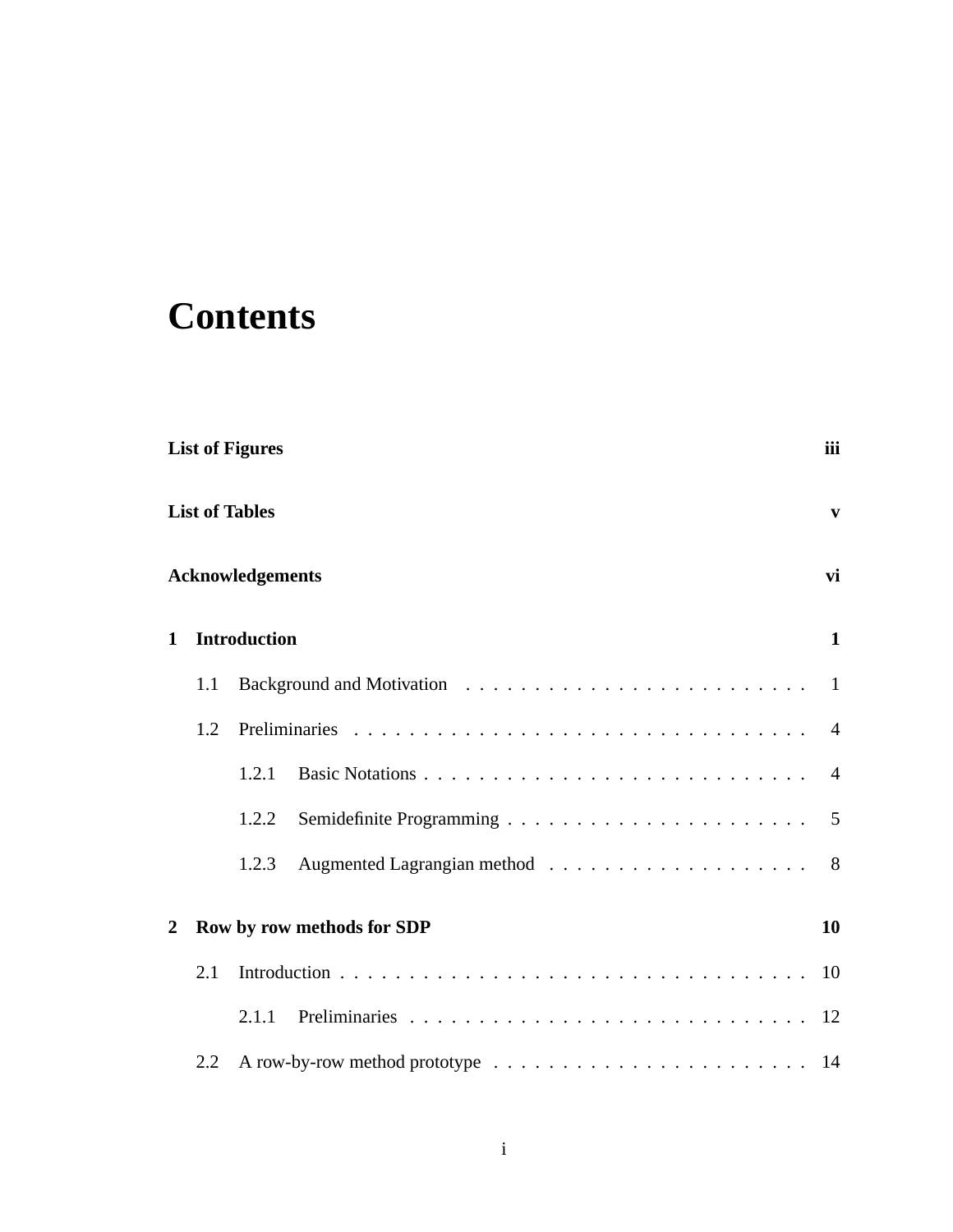# Contents

**List of Figures** **iii**

**List of Tables** **v**

**Acknowledgements** **vi**

**1 Introduction** **1**

- 1.1 Background and Motivation . . . . . . . . . . . . . . . . . . . . . . . . . 1
- 1.2 Preliminaries . . . . . . . . . . . . . . . . . . . . . . . . . . . . . . . . . 4
  - 1.2.1 Basic Notations . . . . . . . . . . . . . . . . . . . . . . . . . . . . 4
  - 1.2.2 Semidefinite Programming . . . . . . . . . . . . . . . . . . . . . . 5
  - 1.2.3 Augmented Lagrangian method . . . . . . . . . . . . . . . . . . . 8

**2 Row by row methods for SDP** **10**

- 2.1 Introduction . . . . . . . . . . . . . . . . . . . . . . . . . . . . . . . . . . 10
  - 2.1.1 Preliminaries . . . . . . . . . . . . . . . . . . . . . . . . . . . . . 12
- 2.2 A row-by-row method prototype . . . . . . . . . . . . . . . . . . . . . . 14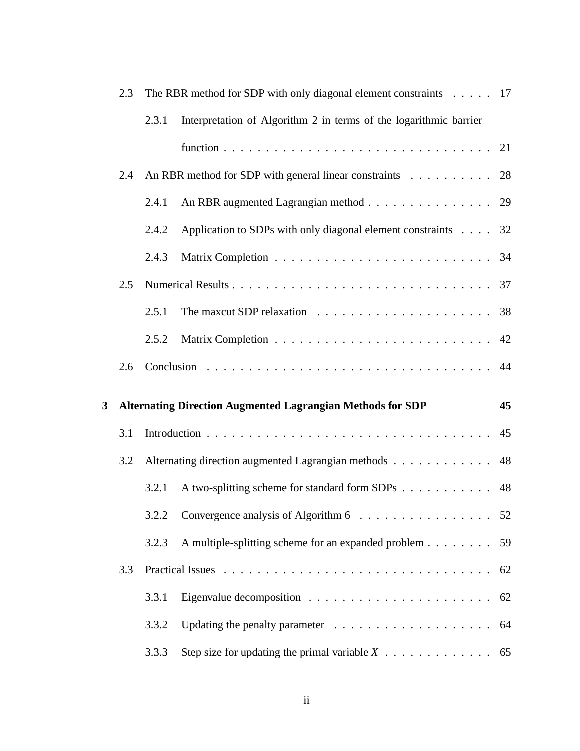- 2.3 The RBR method for SDP with only diagonal element constraints . . . . . 17
  - 2.3.1 Interpretation of Algorithm 2 in terms of the logarithmic barrier function . . . . . . . . . . . . . . . . . . . . . . . . . . . . . . . . 21
- 2.4 An RBR method for SDP with general linear constraints . . . . . . . . . . 28
  - 2.4.1 An RBR augmented Lagrangian method . . . . . . . . . . . . . . . 29
  - 2.4.2 Application to SDPs with only diagonal element constraints . . . . 32
  - 2.4.3 Matrix Completion . . . . . . . . . . . . . . . . . . . . . . . . . . 34
- 2.5 Numerical Results . . . . . . . . . . . . . . . . . . . . . . . . . . . . . . . 37
  - 2.5.1 The maxcut SDP relaxation . . . . . . . . . . . . . . . . . . . . . 38
  - 2.5.2 Matrix Completion . . . . . . . . . . . . . . . . . . . . . . . . . . 42
- 2.6 Conclusion . . . . . . . . . . . . . . . . . . . . . . . . . . . . . . . . . . 44

**3 Alternating Direction Augmented Lagrangian Methods for SDP 45**

- 3.1 Introduction . . . . . . . . . . . . . . . . . . . . . . . . . . . . . . . . . . 45
- 3.2 Alternating direction augmented Lagrangian methods . . . . . . . . . . . . 48
  - 3.2.1 A two-splitting scheme for standard form SDPs . . . . . . . . . . . 48
  - 3.2.2 Convergence analysis of Algorithm 6 . . . . . . . . . . . . . . . . 52
  - 3.2.3 A multiple-splitting scheme for an expanded problem . . . . . . . . 59
- 3.3 Practical Issues . . . . . . . . . . . . . . . . . . . . . . . . . . . . . . . . 62
  - 3.3.1 Eigenvalue decomposition . . . . . . . . . . . . . . . . . . . . . . 62
  - 3.3.2 Updating the penalty parameter . . . . . . . . . . . . . . . . . . . 64
  - 3.3.3 Step size for updating the primal variable $X$ . . . . . . . . . . . . . 65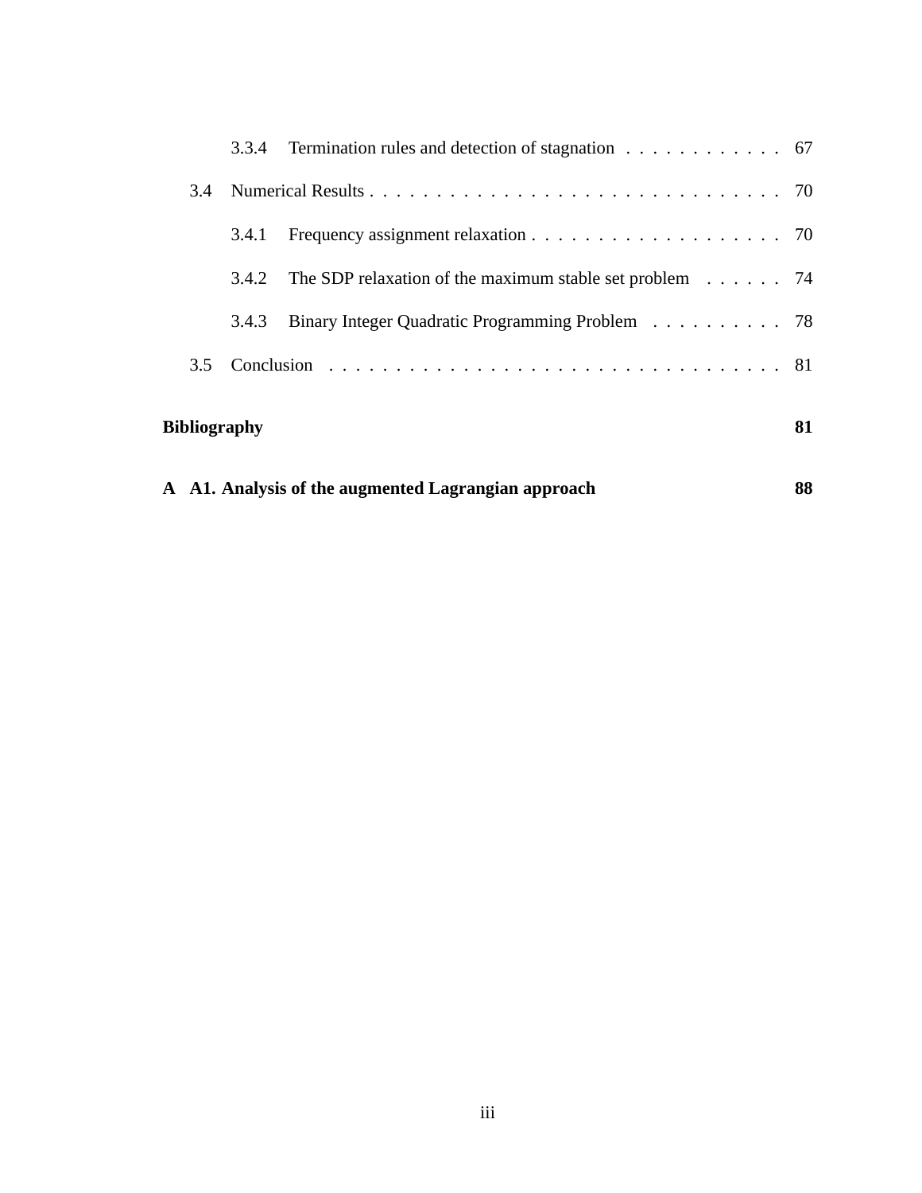- 3.3.4 Termination rules and detection of stagnation . . . . . . . . . . . . 67
- 3.4 Numerical Results . . . . . . . . . . . . . . . . . . . . . . . . . . . . . . . 70
  - 3.4.1 Frequency assignment relaxation . . . . . . . . . . . . . . . . . . . 70
  - 3.4.2 The SDP relaxation of the maximum stable set problem . . . . . . 74
  - 3.4.3 Binary Integer Quadratic Programming Problem . . . . . . . . . . 78
- 3.5 Conclusion . . . . . . . . . . . . . . . . . . . . . . . . . . . . . . . . . . 81

**Bibliography** **81**

**A A1. Analysis of the augmented Lagrangian approach** **88**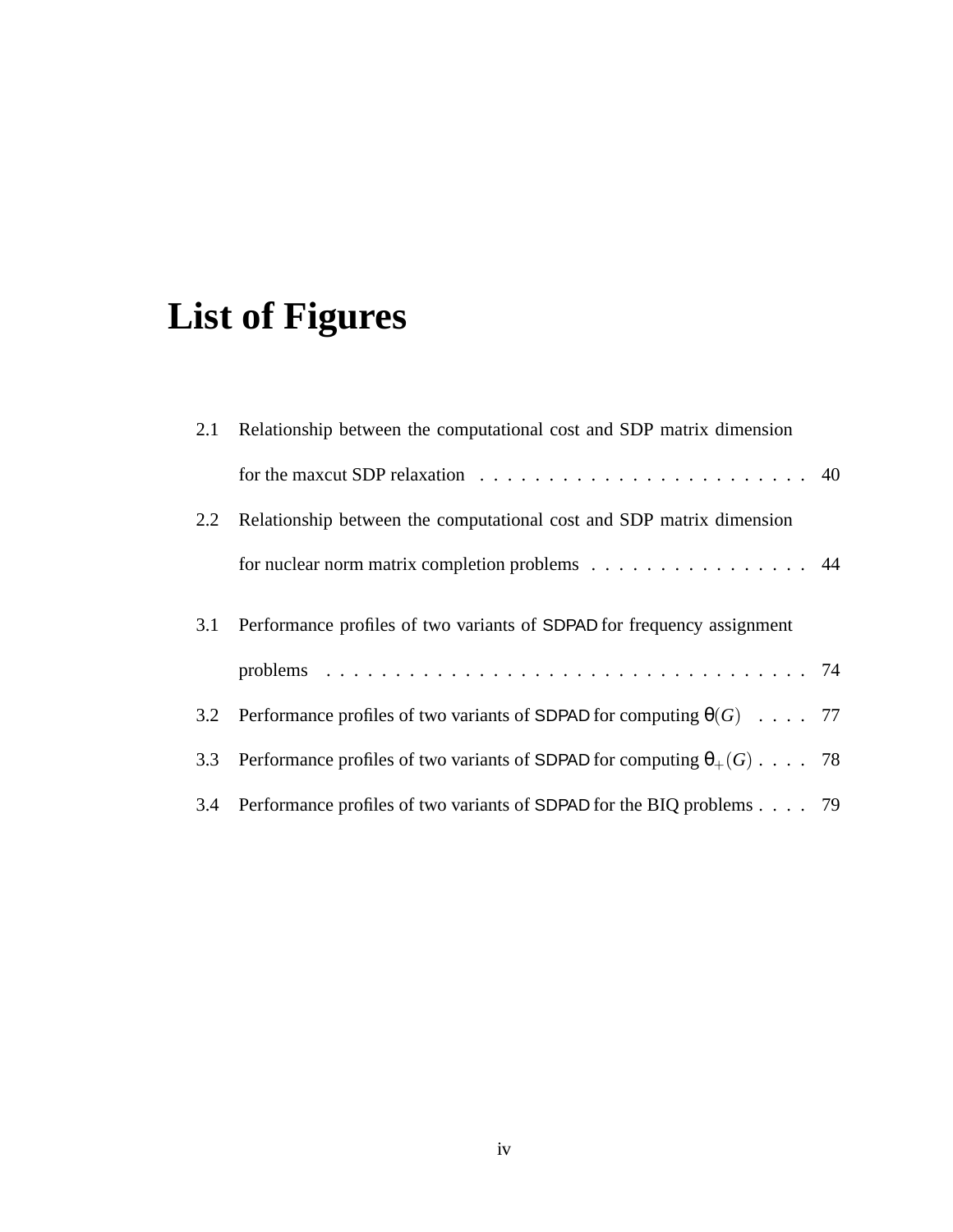# List of Figures

2.1 Relationship between the computational cost and SDP matrix dimension for the maxcut SDP relaxation . . . . . . . . . . . . . . . . . . . . . . . . 40

2.2 Relationship between the computational cost and SDP matrix dimension for nuclear norm matrix completion problems . . . . . . . . . . . . . . . . 44

3.1 Performance profiles of two variants of SDPAD for frequency assignment problems . . . . . . . . . . . . . . . . . . . . . . . . . . . . . . . . . . . . 74

3.2 Performance profiles of two variants of SDPAD for computing $\theta(G)$ . . . . 77

3.3 Performance profiles of two variants of SDPAD for computing $\theta_+(G)$ . . . . 78

3.4 Performance profiles of two variants of SDPAD for the BIQ problems . . . . 79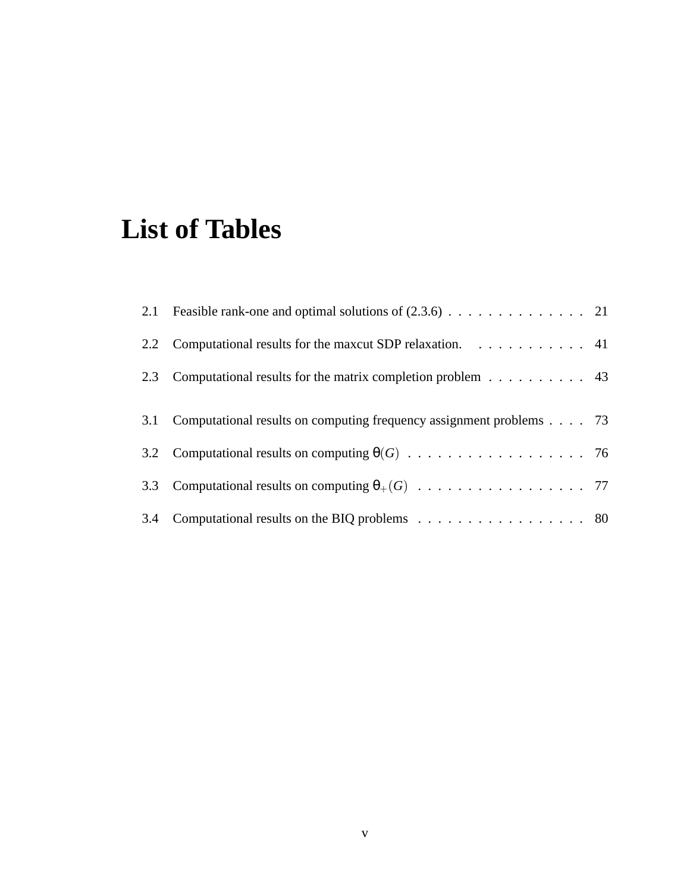# List of Tables

2.1 Feasible rank-one and optimal solutions of (2.3.6) . . . . . . . . . . . . . . 21

2.2 Computational results for the maxcut SDP relaxation. . . . . . . . . . . . 41

2.3 Computational results for the matrix completion problem . . . . . . . . . . 43

3.1 Computational results on computing frequency assignment problems . . . . 73

3.2 Computational results on computing $\theta(G)$ . . . . . . . . . . . . . . . . . . 76

3.3 Computational results on computing $\theta_+(G)$ . . . . . . . . . . . . . . . . . 77

3.4 Computational results on the BIQ problems . . . . . . . . . . . . . . . . . 80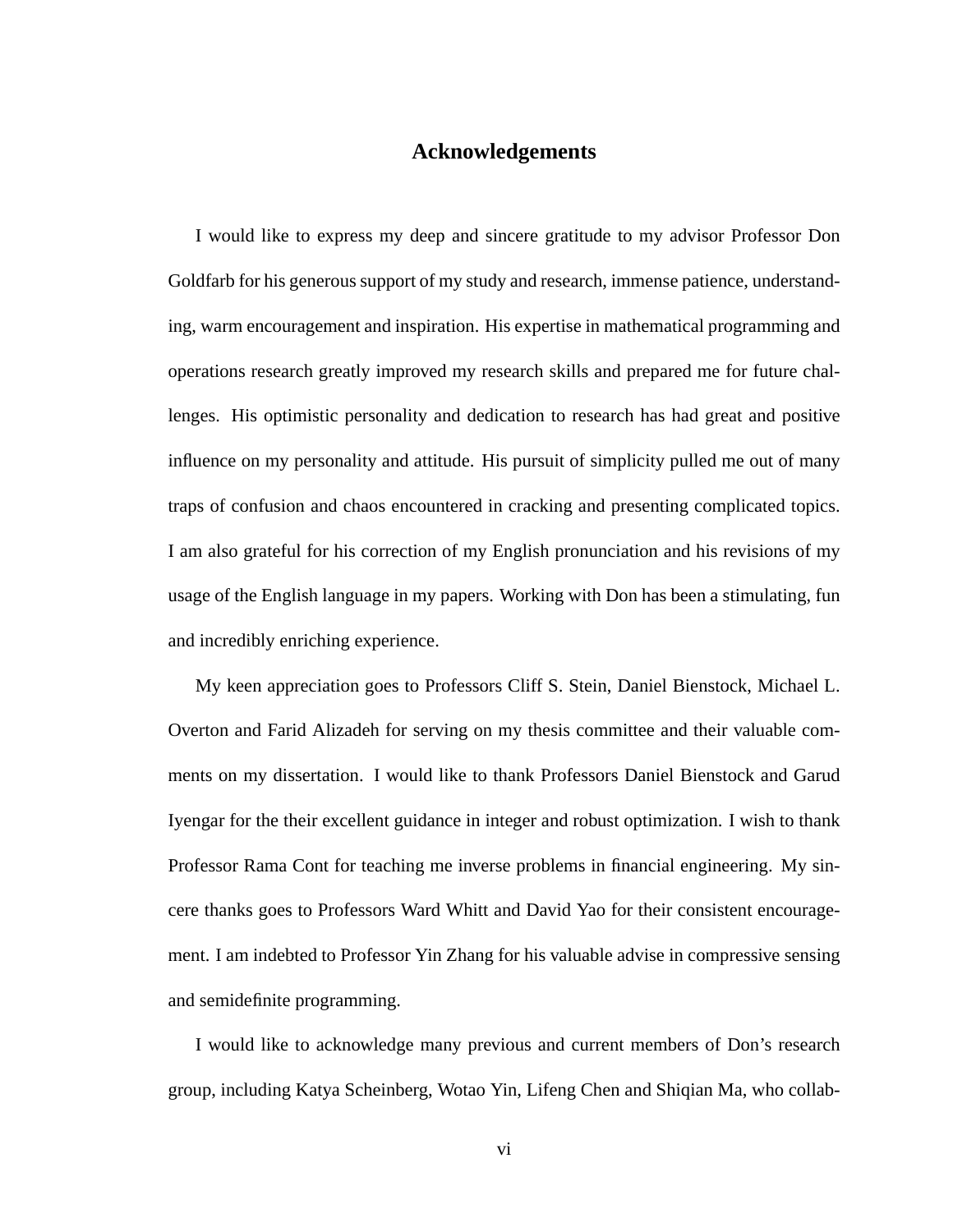# Acknowledgements

I would like to express my deep and sincere gratitude to my advisor Professor Don Goldfarb for his generous support of my study and research, immense patience, understanding, warm encouragement and inspiration. His expertise in mathematical programming and operations research greatly improved my research skills and prepared me for future challenges. His optimistic personality and dedication to research has had great and positive influence on my personality and attitude. His pursuit of simplicity pulled me out of many traps of confusion and chaos encountered in cracking and presenting complicated topics. I am also grateful for his correction of my English pronunciation and his revisions of my usage of the English language in my papers. Working with Don has been a stimulating, fun and incredibly enriching experience.

My keen appreciation goes to Professors Cliff S. Stein, Daniel Bienstock, Michael L. Overton and Farid Alizadeh for serving on my thesis committee and their valuable comments on my dissertation. I would like to thank Professors Daniel Bienstock and Garud Iyengar for the their excellent guidance in integer and robust optimization. I wish to thank Professor Rama Cont for teaching me inverse problems in financial engineering. My sincere thanks goes to Professors Ward Whitt and David Yao for their consistent encouragement. I am indebted to Professor Yin Zhang for his valuable advise in compressive sensing and semidefinite programming.

I would like to acknowledge many previous and current members of Don's research group, including Katya Scheinberg, Wotao Yin, Lifeng Chen and Shiqian Ma, who collab-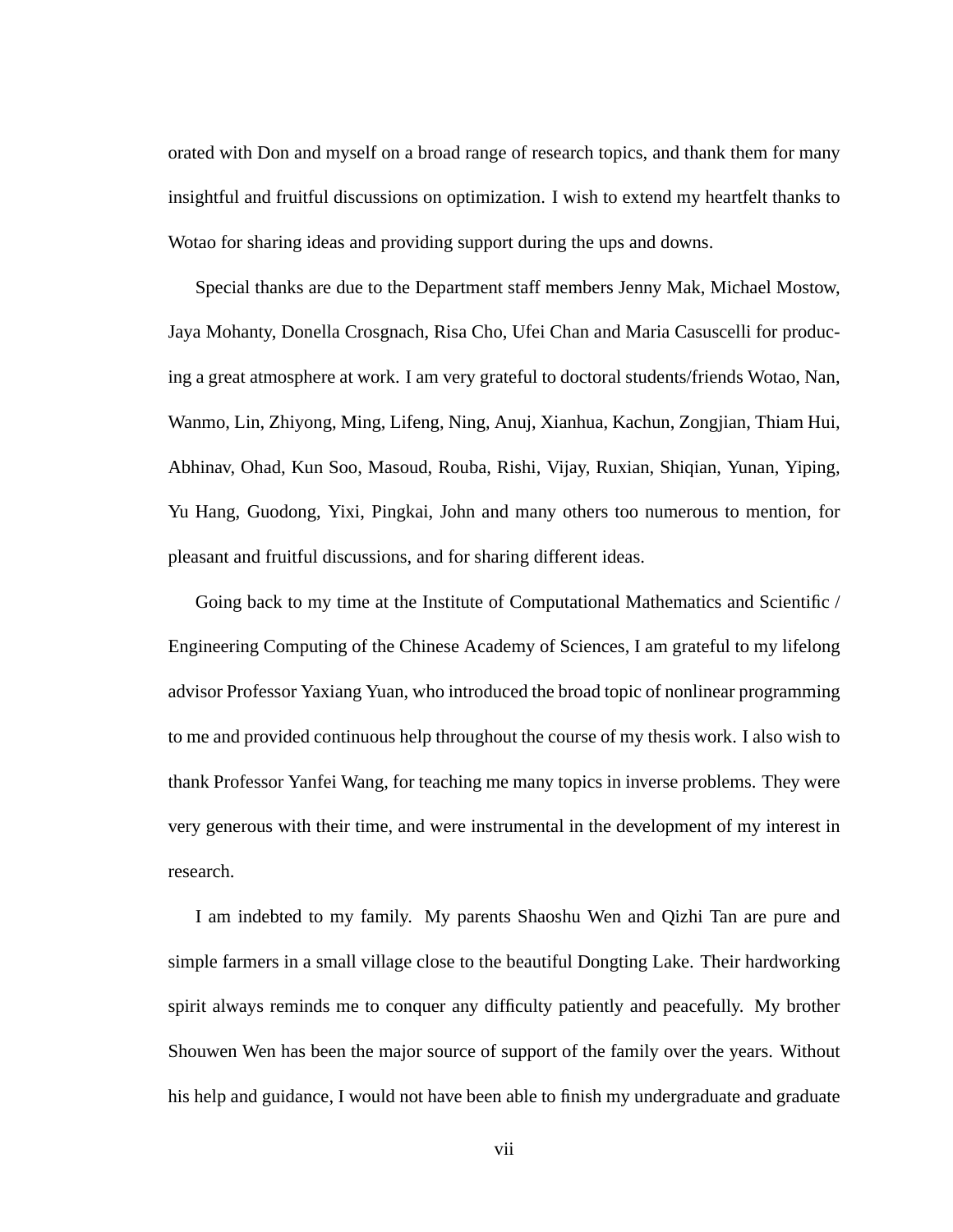orated with Don and myself on a broad range of research topics, and thank them for many insightful and fruitful discussions on optimization. I wish to extend my heartfelt thanks to Wotao for sharing ideas and providing support during the ups and downs.

Special thanks are due to the Department staff members Jenny Mak, Michael Mostow, Jaya Mohanty, Donella Crosgnach, Risa Cho, Ufei Chan and Maria Casuscelli for producing a great atmosphere at work. I am very grateful to doctoral students/friends Wotao, Nan, Wanmo, Lin, Zhiyong, Ming, Lifeng, Ning, Anuj, Xianhua, Kachun, Zongjian, Thiam Hui, Abhinav, Ohad, Kun Soo, Masoud, Rouba, Rishi, Vijay, Ruxian, Shiqian, Yunan, Yiping, Yu Hang, Guodong, Yixi, Pingkai, John and many others too numerous to mention, for pleasant and fruitful discussions, and for sharing different ideas.

Going back to my time at the Institute of Computational Mathematics and Scientific / Engineering Computing of the Chinese Academy of Sciences, I am grateful to my lifelong advisor Professor Yaxiang Yuan, who introduced the broad topic of nonlinear programming to me and provided continuous help throughout the course of my thesis work. I also wish to thank Professor Yanfei Wang, for teaching me many topics in inverse problems. They were very generous with their time, and were instrumental in the development of my interest in research.

I am indebted to my family. My parents Shaoshu Wen and Qizhi Tan are pure and simple farmers in a small village close to the beautiful Dongting Lake. Their hardworking spirit always reminds me to conquer any difficulty patiently and peacefully. My brother Shouwen Wen has been the major source of support of the family over the years. Without his help and guidance, I would not have been able to finish my undergraduate and graduate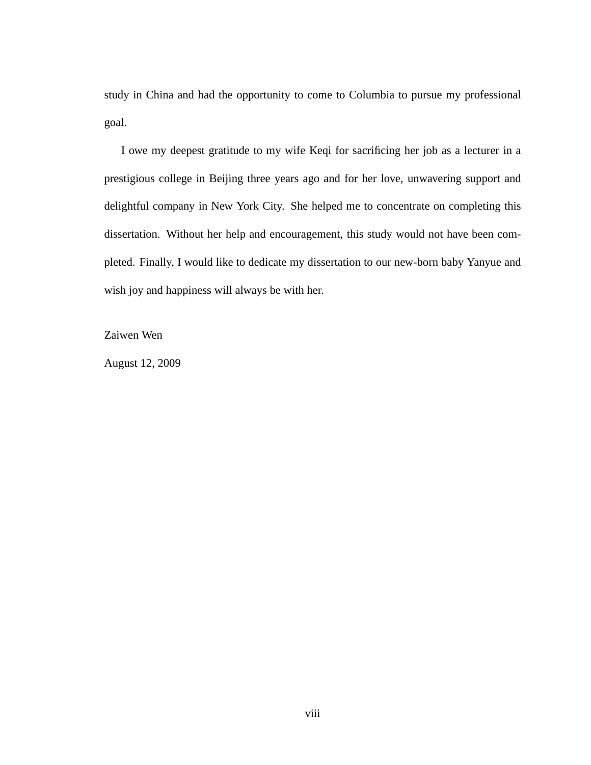study in China and had the opportunity to come to Columbia to pursue my professional goal.

I owe my deepest gratitude to my wife Keqi for sacrificing her job as a lecturer in a prestigious college in Beijing three years ago and for her love, unwavering support and delightful company in New York City. She helped me to concentrate on completing this dissertation. Without her help and encouragement, this study would not have been completed. Finally, I would like to dedicate my dissertation to our new-born baby Yanyue and wish joy and happiness will always be with her.

Zaiwen Wen

August 12, 2009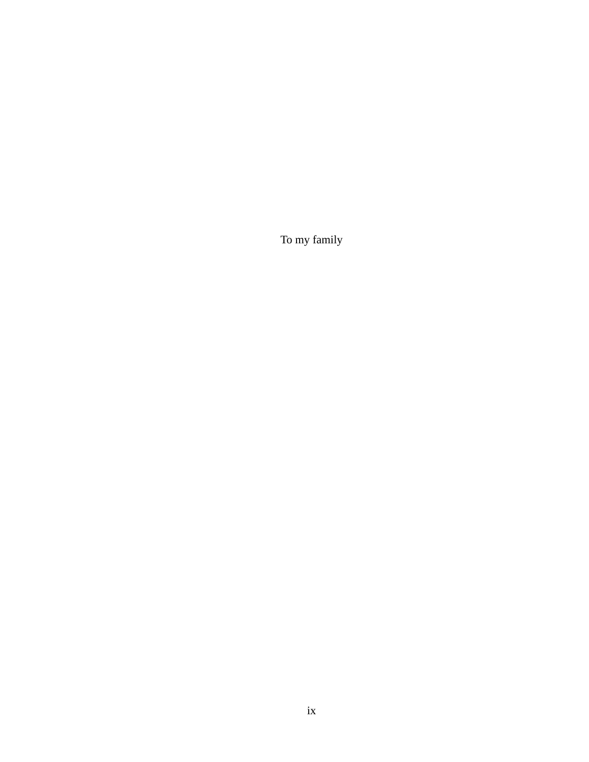To my family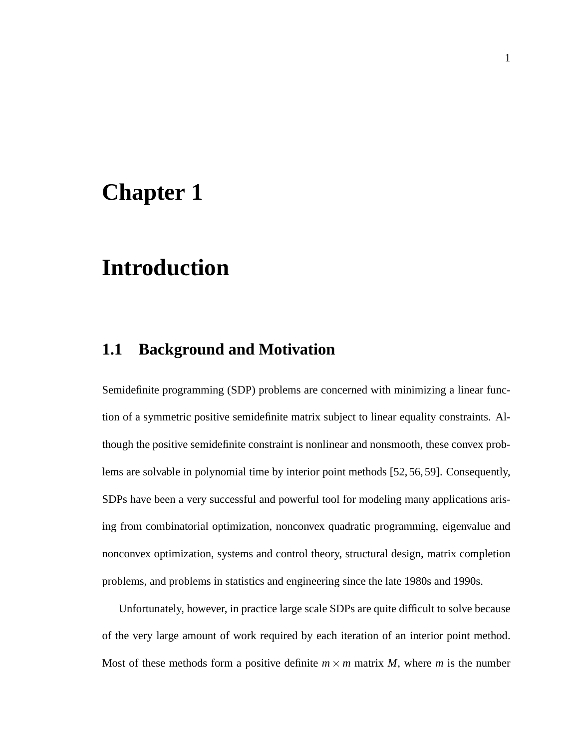# Chapter 1

# Introduction

## 1.1 Background and Motivation

Semidefinite programming (SDP) problems are concerned with minimizing a linear function of a symmetric positive semidefinite matrix subject to linear equality constraints. Although the positive semidefinite constraint is nonlinear and nonsmooth, these convex problems are solvable in polynomial time by interior point methods [52, 56, 59]. Consequently, SDPs have been a very successful and powerful tool for modeling many applications arising from combinatorial optimization, nonconvex quadratic programming, eigenvalue and nonconvex optimization, systems and control theory, structural design, matrix completion problems, and problems in statistics and engineering since the late 1980s and 1990s.

Unfortunately, however, in practice large scale SDPs are quite difficult to solve because of the very large amount of work required by each iteration of an interior point method. Most of these methods form a positive definite $m \times m$ matrix $M$, where $m$ is the number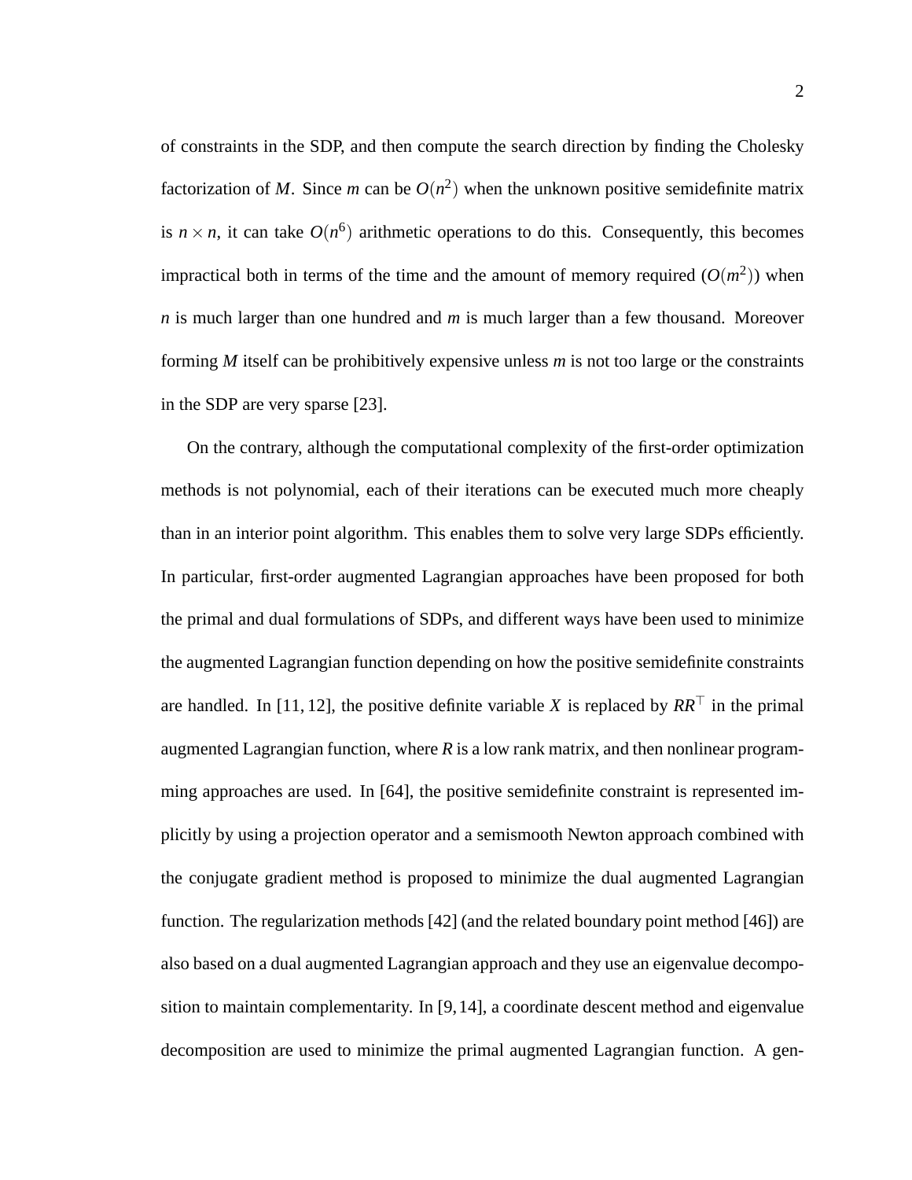of constraints in the SDP, and then compute the search direction by finding the Cholesky factorization of $M$. Since $m$ can be $O(n^2)$ when the unknown positive semidefinite matrix is $n \times n$, it can take $O(n^6)$ arithmetic operations to do this. Consequently, this becomes impractical both in terms of the time and the amount of memory required ($O(m^2)$) when $n$ is much larger than one hundred and $m$ is much larger than a few thousand. Moreover forming $M$ itself can be prohibitively expensive unless $m$ is not too large or the constraints in the SDP are very sparse [23].

On the contrary, although the computational complexity of the first-order optimization methods is not polynomial, each of their iterations can be executed much more cheaply than in an interior point algorithm. This enables them to solve very large SDPs efficiently. In particular, first-order augmented Lagrangian approaches have been proposed for both the primal and dual formulations of SDPs, and different ways have been used to minimize the augmented Lagrangian function depending on how the positive semidefinite constraints are handled. In [11, 12], the positive definite variable $X$ is replaced by $RR^\top$ in the primal augmented Lagrangian function, where $R$ is a low rank matrix, and then nonlinear programming approaches are used. In [64], the positive semidefinite constraint is represented implicitly by using a projection operator and a semismooth Newton approach combined with the conjugate gradient method is proposed to minimize the dual augmented Lagrangian function. The regularization methods [42] (and the related boundary point method [46]) are also based on a dual augmented Lagrangian approach and they use an eigenvalue decomposition to maintain complementarity. In [9, 14], a coordinate descent method and eigenvalue decomposition are used to minimize the primal augmented Lagrangian function. A gen-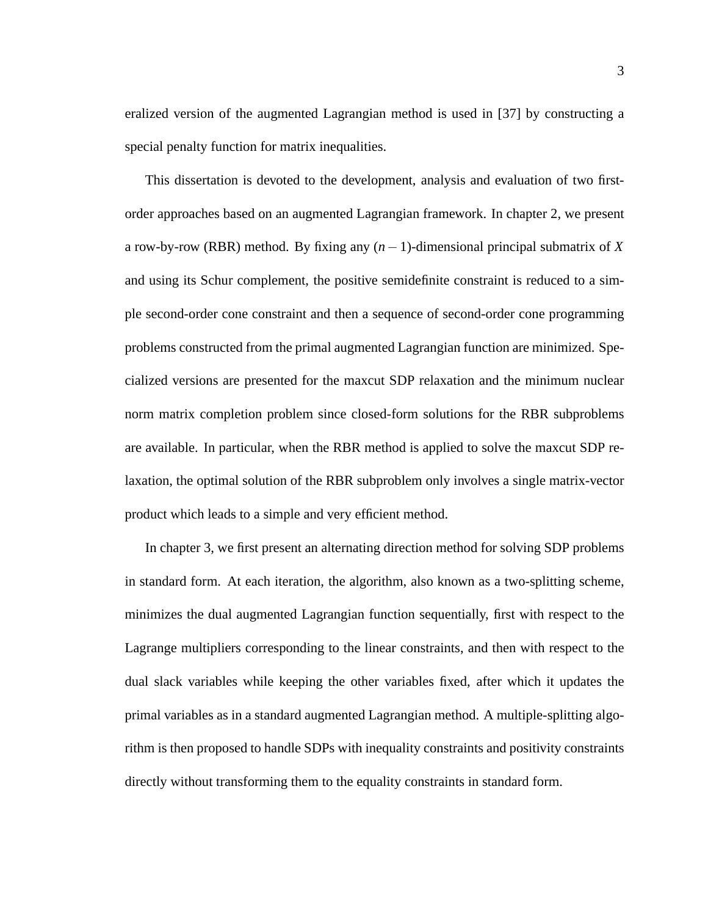eralized version of the augmented Lagrangian method is used in [37] by constructing a special penalty function for matrix inequalities.

This dissertation is devoted to the development, analysis and evaluation of two first-order approaches based on an augmented Lagrangian framework. In chapter 2, we present a row-by-row (RBR) method. By fixing any $(n-1)$-dimensional principal submatrix of $X$ and using its Schur complement, the positive semidefinite constraint is reduced to a simple second-order cone constraint and then a sequence of second-order cone programming problems constructed from the primal augmented Lagrangian function are minimized. Specialized versions are presented for the maxcut SDP relaxation and the minimum nuclear norm matrix completion problem since closed-form solutions for the RBR subproblems are available. In particular, when the RBR method is applied to solve the maxcut SDP relaxation, the optimal solution of the RBR subproblem only involves a single matrix-vector product which leads to a simple and very efficient method.

In chapter 3, we first present an alternating direction method for solving SDP problems in standard form. At each iteration, the algorithm, also known as a two-splitting scheme, minimizes the dual augmented Lagrangian function sequentially, first with respect to the Lagrange multipliers corresponding to the linear constraints, and then with respect to the dual slack variables while keeping the other variables fixed, after which it updates the primal variables as in a standard augmented Lagrangian method. A multiple-splitting algorithm is then proposed to handle SDPs with inequality constraints and positivity constraints directly without transforming them to the equality constraints in standard form.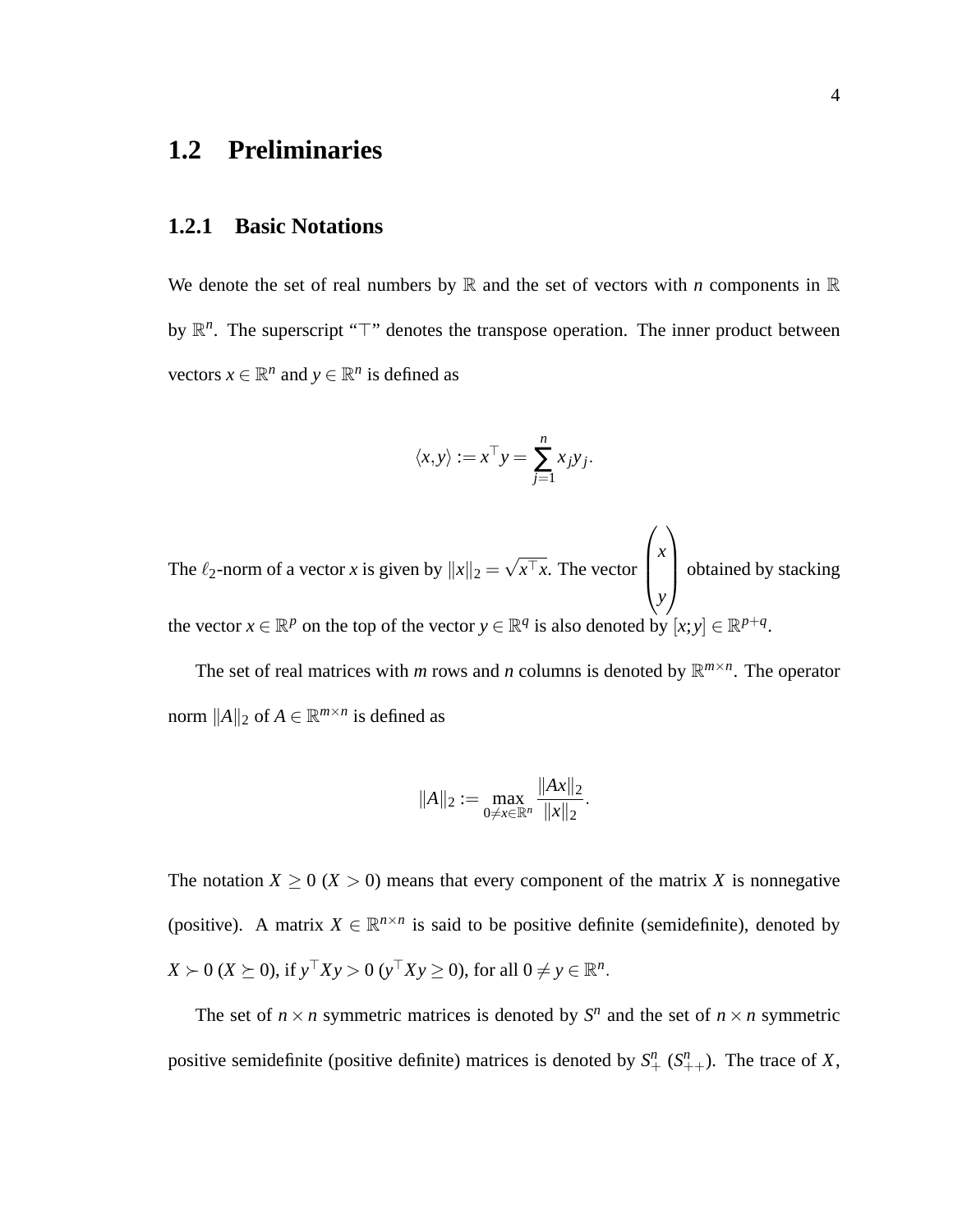## 1.2 Preliminaries

### 1.2.1 Basic Notations

We denote the set of real numbers by $\mathbb{R}$ and the set of vectors with $n$ components in $\mathbb{R}$ by $\mathbb{R}^n$. The superscript "$\top$" denotes the transpose operation. The inner product between vectors $x \in \mathbb{R}^n$ and $y \in \mathbb{R}^n$ is defined as

$$\langle x, y \rangle := x^\top y = \sum_{j=1}^{n} x_j y_j.$$

The $\ell_2$-norm of a vector $x$ is given by $\|x\|_2 = \sqrt{x^\top x}$. The vector $\begin{pmatrix} x \\ y \end{pmatrix}$ obtained by stacking the vector $x \in \mathbb{R}^p$ on the top of the vector $y \in \mathbb{R}^q$ is also denoted by $[x; y] \in \mathbb{R}^{p+q}$.

The set of real matrices with $m$ rows and $n$ columns is denoted by $\mathbb{R}^{m \times n}$. The operator norm $\|A\|_2$ of $A \in \mathbb{R}^{m \times n}$ is defined as

$$\|A\|_2 := \max_{0 \neq x \in \mathbb{R}^n} \frac{\|Ax\|_2}{\|x\|_2}.$$

The notation $X \geq 0$ ($X > 0$) means that every component of the matrix $X$ is nonnegative (positive). A matrix $X \in \mathbb{R}^{n \times n}$ is said to be positive definite (semidefinite), denoted by $X \succ 0$ ($X \succeq 0$), if $y^\top X y > 0$ ($y^\top X y \geq 0$), for all $0 \neq y \in \mathbb{R}^n$.

The set of $n \times n$ symmetric matrices is denoted by $S^n$ and the set of $n \times n$ symmetric positive semidefinite (positive definite) matrices is denoted by $S^n_+$ ($S^n_{++}$). The trace of $X$,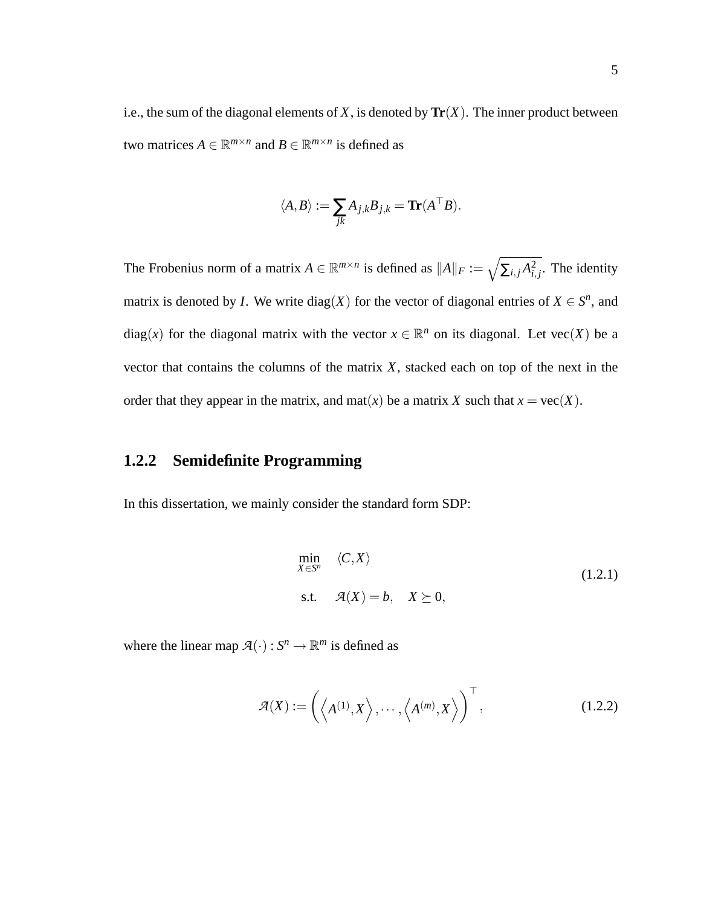i.e., the sum of the diagonal elements of $X$, is denoted by $\mathbf{Tr}(X)$. The inner product between two matrices $A \in \mathbb{R}^{m\times n}$ and $B \in \mathbb{R}^{m\times n}$ is defined as

$$\langle A, B\rangle := \sum_{jk} A_{j,k} B_{j,k} = \mathbf{Tr}(A^\top B).$$

The Frobenius norm of a matrix $A \in \mathbb{R}^{m\times n}$ is defined as $\|A\|_F := \sqrt{\sum_{i,j} A_{i,j}^2}$. The identity matrix is denoted by $I$. We write $\mathrm{diag}(X)$ for the vector of diagonal entries of $X \in S^n$, and $\mathrm{diag}(x)$ for the diagonal matrix with the vector $x \in \mathbb{R}^n$ on its diagonal. Let $\mathrm{vec}(X)$ be a vector that contains the columns of the matrix $X$, stacked each on top of the next in the order that they appear in the matrix, and $\mathrm{mat}(x)$ be a matrix $X$ such that $x = \mathrm{vec}(X)$.

### 1.2.2 Semidefinite Programming

In this dissertation, we mainly consider the standard form SDP:

$$\begin{aligned} \min_{X\in S^n} \quad & \langle C, X\rangle \\ \text{s.t.} \quad & \mathcal{A}(X) = b, \quad X \succeq 0, \end{aligned} \tag{1.2.1}$$

where the linear map $\mathcal{A}(\cdot) : S^n \to \mathbb{R}^m$ is defined as

$$\mathcal{A}(X) := \left(\left\langle A^{(1)}, X\right\rangle, \cdots, \left\langle A^{(m)}, X\right\rangle\right)^\top, \tag{1.2.2}$$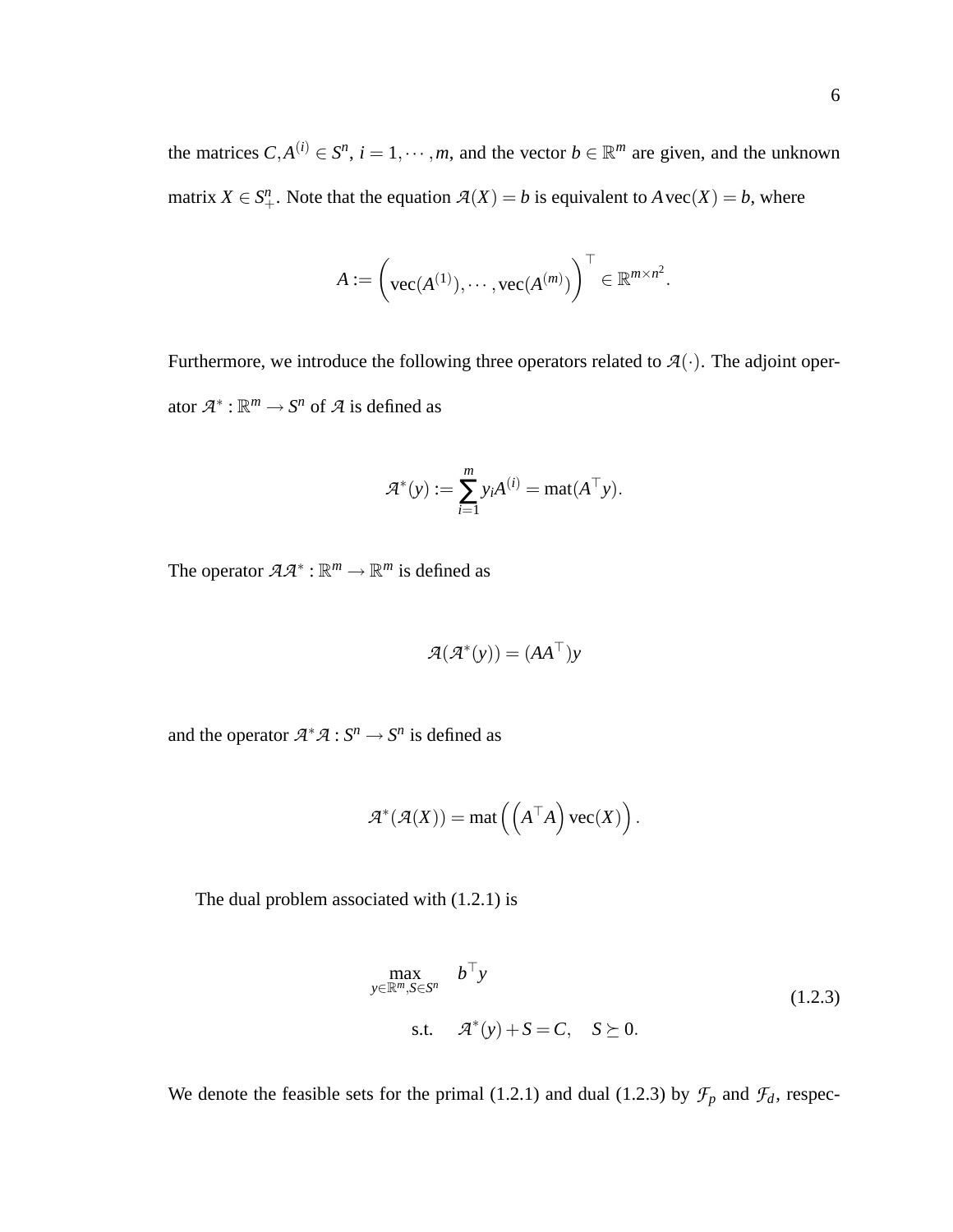the matrices $C, A^{(i)} \in S^n$, $i = 1, \cdots, m$, and the vector $b \in \mathbb{R}^m$ are given, and the unknown matrix $X \in S^n_+$. Note that the equation $\mathcal{A}(X) = b$ is equivalent to $A\,\mathrm{vec}(X) = b$, where

$$A := \left(\mathrm{vec}(A^{(1)}), \cdots, \mathrm{vec}(A^{(m)})\right)^\top \in \mathbb{R}^{m \times n^2}.$$

Furthermore, we introduce the following three operators related to $\mathcal{A}(\cdot)$. The adjoint operator $\mathcal{A}^* : \mathbb{R}^m \to S^n$ of $\mathcal{A}$ is defined as

$$\mathcal{A}^*(y) := \sum_{i=1}^m y_i A^{(i)} = \mathrm{mat}(A^\top y).$$

The operator $\mathcal{A}\mathcal{A}^* : \mathbb{R}^m \to \mathbb{R}^m$ is defined as

$$\mathcal{A}(\mathcal{A}^*(y)) = (AA^\top)y$$

and the operator $\mathcal{A}^*\mathcal{A} : S^n \to S^n$ is defined as

$$\mathcal{A}^*(\mathcal{A}(X)) = \mathrm{mat}\left(\left(A^\top A\right)\mathrm{vec}(X)\right).$$

The dual problem associated with (1.2.1) is

$$\begin{aligned} \max_{y \in \mathbb{R}^m, S \in S^n} \quad & b^\top y \\ \text{s.t.} \quad & \mathcal{A}^*(y) + S = C, \quad S \succeq 0. \end{aligned} \tag{1.2.3}$$

We denote the feasible sets for the primal (1.2.1) and dual (1.2.3) by $\mathcal{F}_p$ and $\mathcal{F}_d$, respec-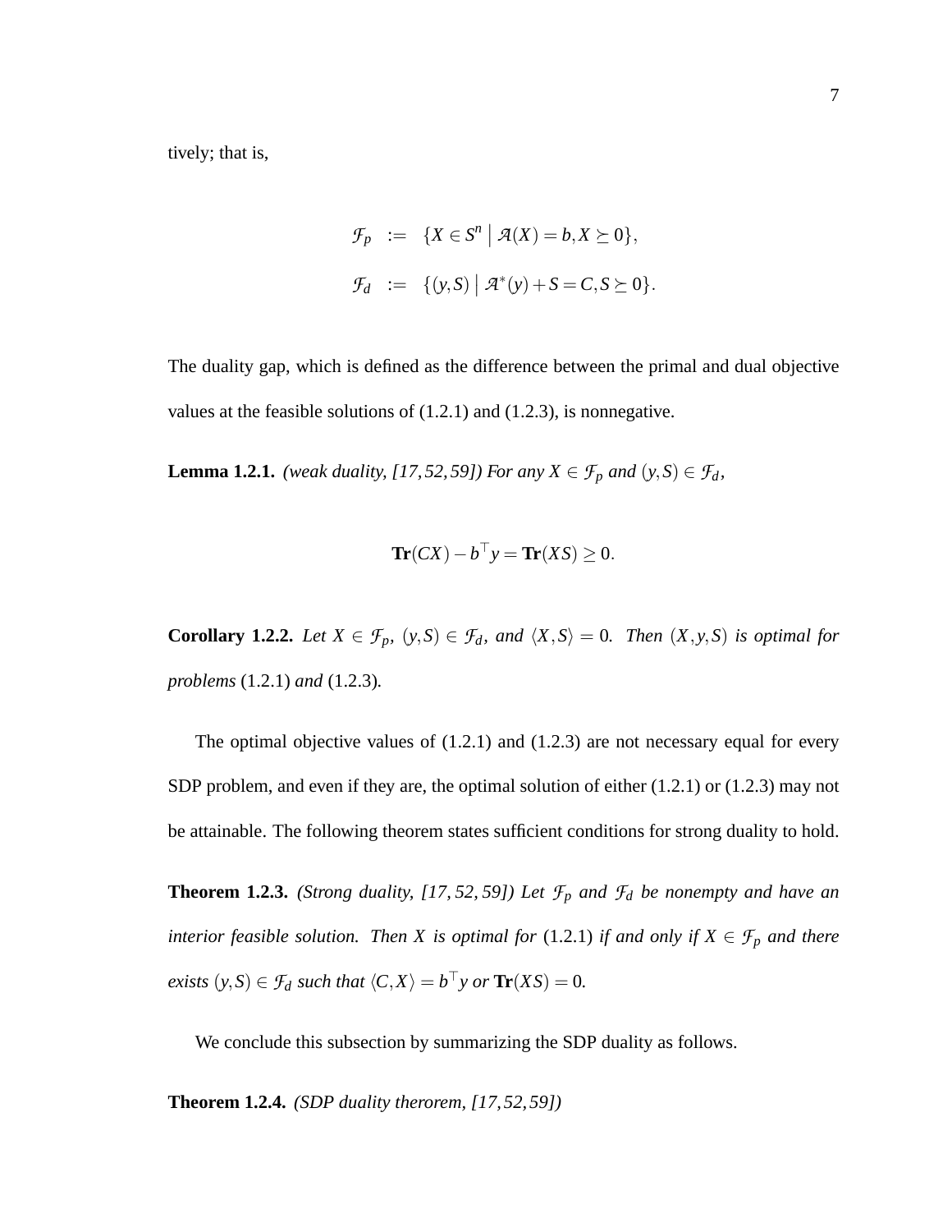tively; that is,

$$
\begin{aligned}
\mathcal{F}_p &:= \{X \in S^n \mid \mathcal{A}(X) = b, X \succeq 0\}, \\
\mathcal{F}_d &:= \{(y,S) \mid \mathcal{A}^*(y) + S = C, S \succeq 0\}.
\end{aligned}
$$

The duality gap, which is defined as the difference between the primal and dual objective values at the feasible solutions of (1.2.1) and (1.2.3), is nonnegative.

**Lemma 1.2.1.** *(weak duality, [17, 52, 59]) For any $X \in \mathcal{F}_p$ and $(y,S) \in \mathcal{F}_d$,*

$$
\mathbf{Tr}(CX) - b^\top y = \mathbf{Tr}(XS) \geq 0.
$$

**Corollary 1.2.2.** *Let $X \in \mathcal{F}_p$, $(y,S) \in \mathcal{F}_d$, and $\langle X, S \rangle = 0$. Then $(X,y,S)$ is optimal for problems* (1.2.1) *and* (1.2.3)*.*

The optimal objective values of (1.2.1) and (1.2.3) are not necessary equal for every SDP problem, and even if they are, the optimal solution of either (1.2.1) or (1.2.3) may not be attainable. The following theorem states sufficient conditions for strong duality to hold.

**Theorem 1.2.3.** *(Strong duality, [17, 52, 59]) Let $\mathcal{F}_p$ and $\mathcal{F}_d$ be nonempty and have an interior feasible solution. Then $X$ is optimal for* (1.2.1) *if and only if $X \in \mathcal{F}_p$ and there exists $(y,S) \in \mathcal{F}_d$ such that $\langle C, X \rangle = b^\top y$ or $\mathbf{Tr}(XS) = 0$.*

We conclude this subsection by summarizing the SDP duality as follows.

**Theorem 1.2.4.** *(SDP duality therorem, [17, 52, 59])*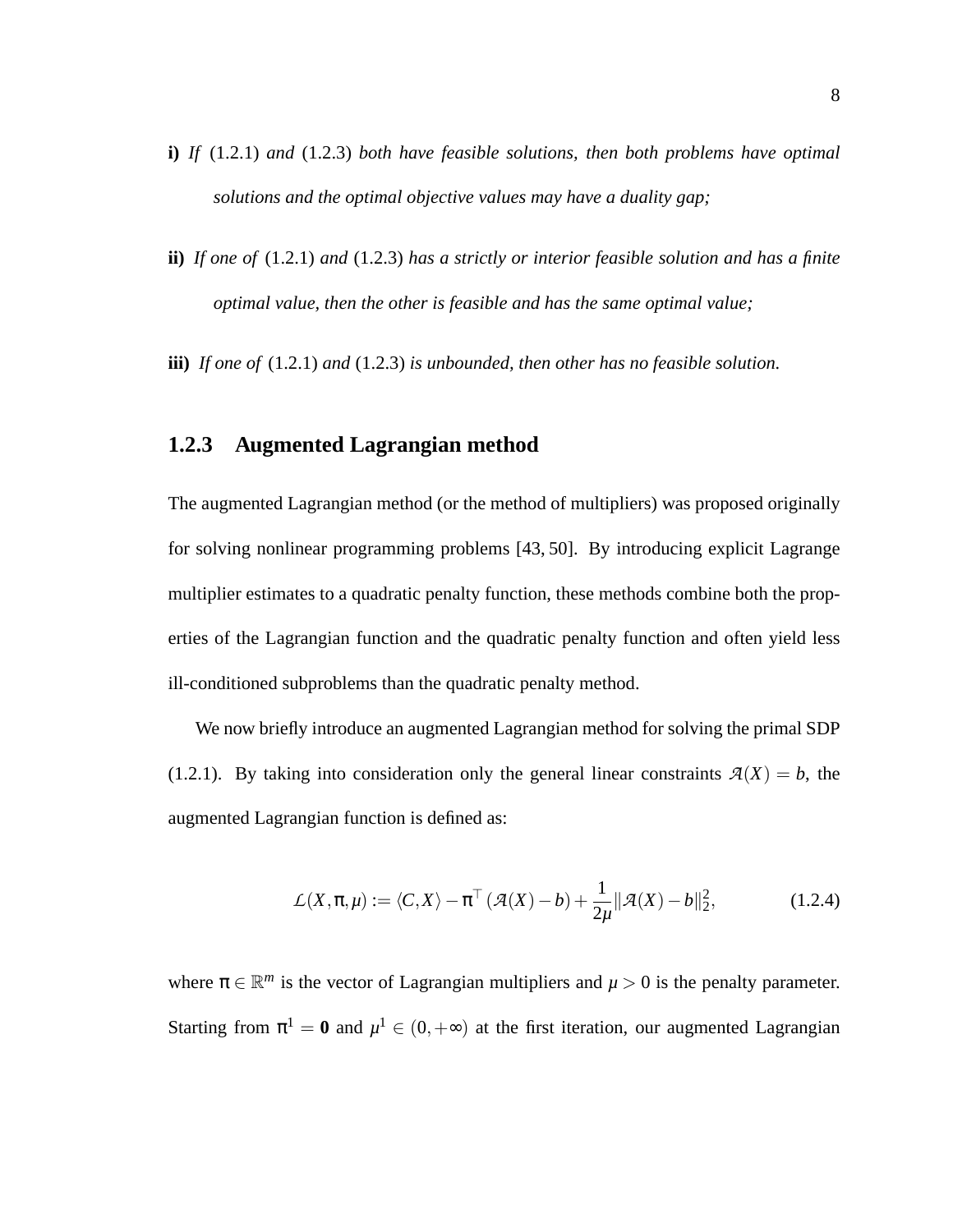**i)** *If* (1.2.1) *and* (1.2.3) *both have feasible solutions, then both problems have optimal solutions and the optimal objective values may have a duality gap;*

**ii)** *If one of* (1.2.1) *and* (1.2.3) *has a strictly or interior feasible solution and has a finite optimal value, then the other is feasible and has the same optimal value;*

**iii)** *If one of* (1.2.1) *and* (1.2.3) *is unbounded, then other has no feasible solution.*

### 1.2.3 Augmented Lagrangian method

The augmented Lagrangian method (or the method of multipliers) was proposed originally for solving nonlinear programming problems [43, 50]. By introducing explicit Lagrange multiplier estimates to a quadratic penalty function, these methods combine both the properties of the Lagrangian function and the quadratic penalty function and often yield less ill-conditioned subproblems than the quadratic penalty method.

We now briefly introduce an augmented Lagrangian method for solving the primal SDP (1.2.1). By taking into consideration only the general linear constraints $\mathcal{A}(X) = b$, the augmented Lagrangian function is defined as:

$$\mathcal{L}(X, \pi, \mu) := \langle C, X \rangle - \pi^\top (\mathcal{A}(X) - b) + \frac{1}{2\mu} \|\mathcal{A}(X) - b\|_2^2, \tag{1.2.4}$$

where $\pi \in \mathbb{R}^m$ is the vector of Lagrangian multipliers and $\mu > 0$ is the penalty parameter. Starting from $\pi^1 = \mathbf{0}$ and $\mu^1 \in (0, +\infty)$ at the first iteration, our augmented Lagrangian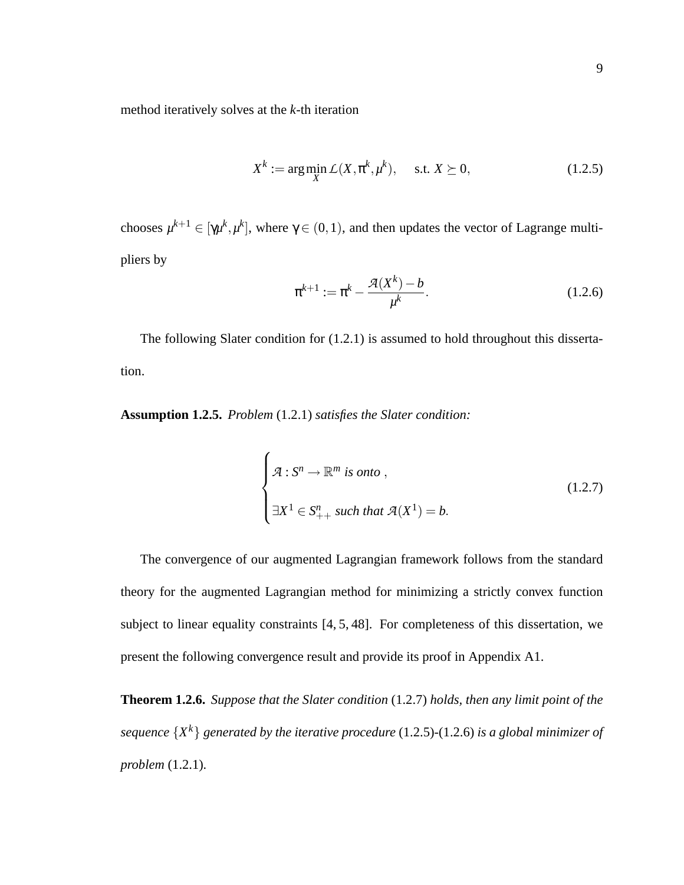method iteratively solves at the $k$-th iteration

$$X^k := \arg\min_X \mathcal{L}(X, \pi^k, \mu^k), \quad \text{s.t. } X \succeq 0, \tag{1.2.5}$$

chooses $\mu^{k+1} \in [\gamma\mu^k, \mu^k]$, where $\gamma \in (0,1)$, and then updates the vector of Lagrange multipliers by

$$\pi^{k+1} := \pi^k - \frac{\mathcal{A}(X^k) - b}{\mu^k}. \tag{1.2.6}$$

The following Slater condition for (1.2.1) is assumed to hold throughout this dissertation.

**Assumption 1.2.5.** *Problem* (1.2.1) *satisfies the Slater condition:*

$$\begin{cases} \mathcal{A} : S^n \to \mathbb{R}^m \text{ is onto }, \\ \exists X^1 \in S^n_{++} \text{ such that } \mathcal{A}(X^1) = b. \end{cases} \tag{1.2.7}$$

The convergence of our augmented Lagrangian framework follows from the standard theory for the augmented Lagrangian method for minimizing a strictly convex function subject to linear equality constraints [4, 5, 48]. For completeness of this dissertation, we present the following convergence result and provide its proof in Appendix A1.

**Theorem 1.2.6.** *Suppose that the Slater condition* (1.2.7) *holds, then any limit point of the sequence* $\{X^k\}$ *generated by the iterative procedure* (1.2.5)-(1.2.6) *is a global minimizer of problem* (1.2.1).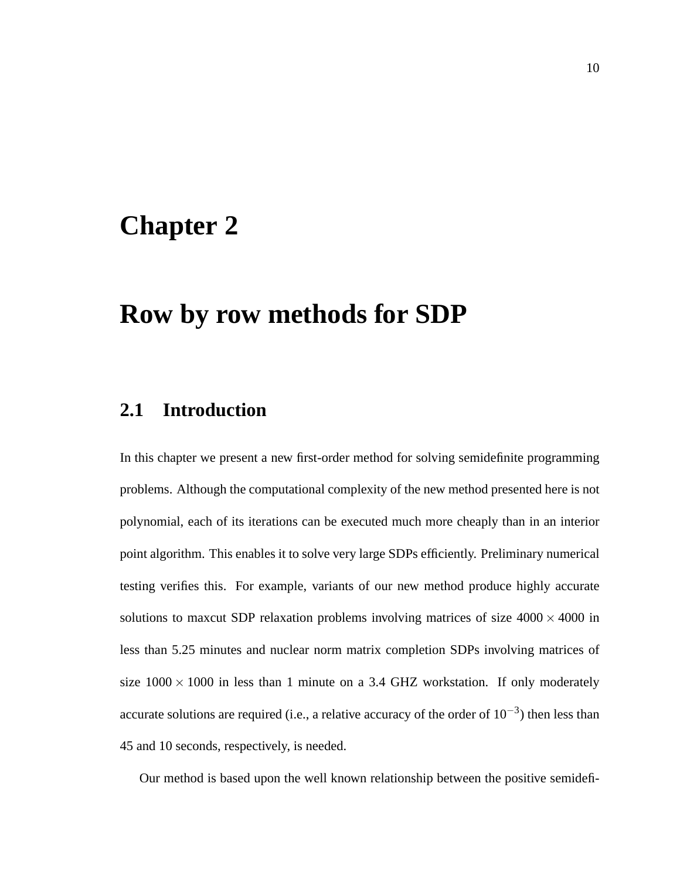# Chapter 2

# Row by row methods for SDP

## 2.1 Introduction

In this chapter we present a new first-order method for solving semidefinite programming problems. Although the computational complexity of the new method presented here is not polynomial, each of its iterations can be executed much more cheaply than in an interior point algorithm. This enables it to solve very large SDPs efficiently. Preliminary numerical testing verifies this. For example, variants of our new method produce highly accurate solutions to maxcut SDP relaxation problems involving matrices of size $4000 \times 4000$ in less than 5.25 minutes and nuclear norm matrix completion SDPs involving matrices of size $1000 \times 1000$ in less than 1 minute on a 3.4 GHZ workstation. If only moderately accurate solutions are required (i.e., a relative accuracy of the order of $10^{-3}$) then less than 45 and 10 seconds, respectively, is needed.

Our method is based upon the well known relationship between the positive semidefi-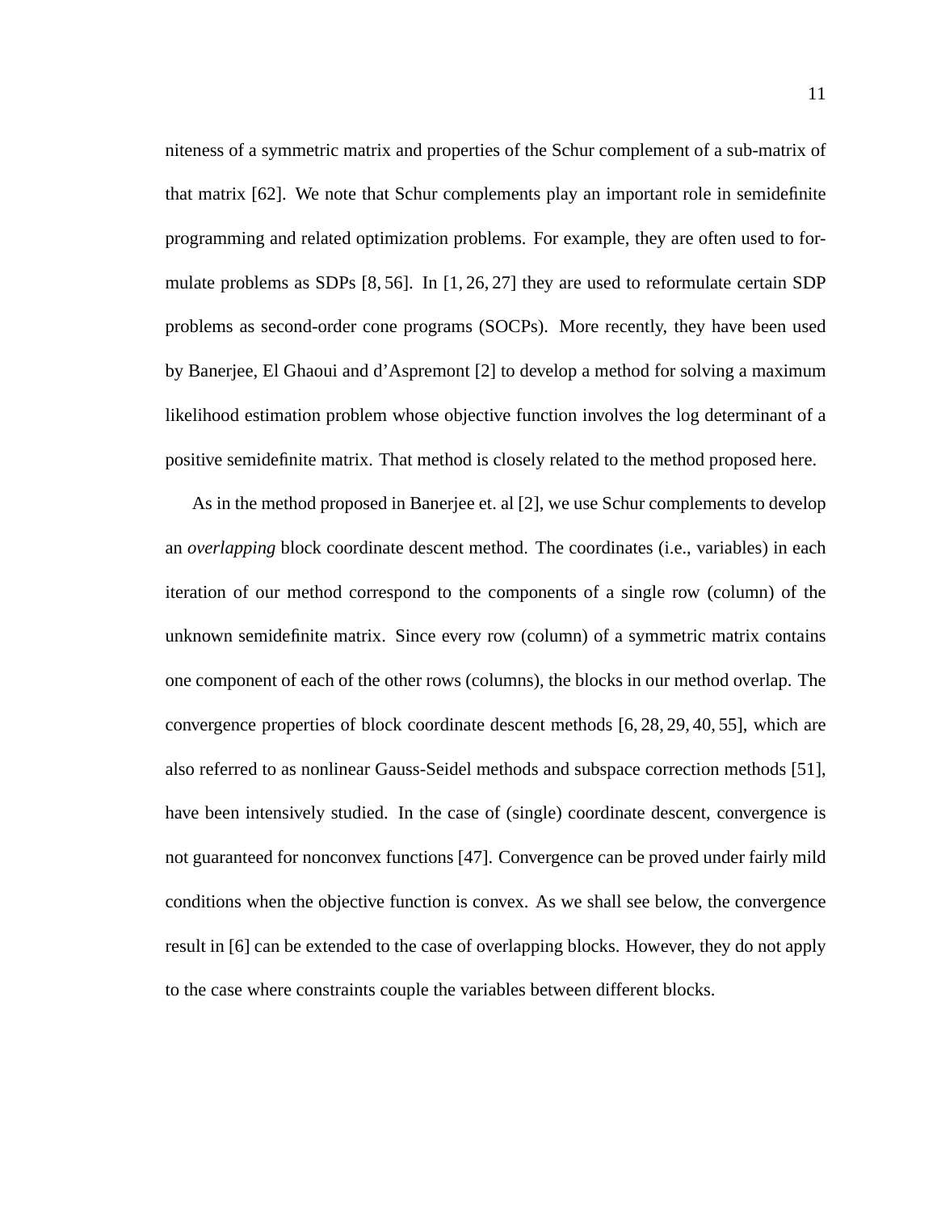niteness of a symmetric matrix and properties of the Schur complement of a sub-matrix of that matrix [62]. We note that Schur complements play an important role in semidefinite programming and related optimization problems. For example, they are often used to formulate problems as SDPs [8, 56]. In [1, 26, 27] they are used to reformulate certain SDP problems as second-order cone programs (SOCPs). More recently, they have been used by Banerjee, El Ghaoui and d'Aspremont [2] to develop a method for solving a maximum likelihood estimation problem whose objective function involves the log determinant of a positive semidefinite matrix. That method is closely related to the method proposed here.

As in the method proposed in Banerjee et. al [2], we use Schur complements to develop an *overlapping* block coordinate descent method. The coordinates (i.e., variables) in each iteration of our method correspond to the components of a single row (column) of the unknown semidefinite matrix. Since every row (column) of a symmetric matrix contains one component of each of the other rows (columns), the blocks in our method overlap. The convergence properties of block coordinate descent methods [6, 28, 29, 40, 55], which are also referred to as nonlinear Gauss-Seidel methods and subspace correction methods [51], have been intensively studied. In the case of (single) coordinate descent, convergence is not guaranteed for nonconvex functions [47]. Convergence can be proved under fairly mild conditions when the objective function is convex. As we shall see below, the convergence result in [6] can be extended to the case of overlapping blocks. However, they do not apply to the case where constraints couple the variables between different blocks.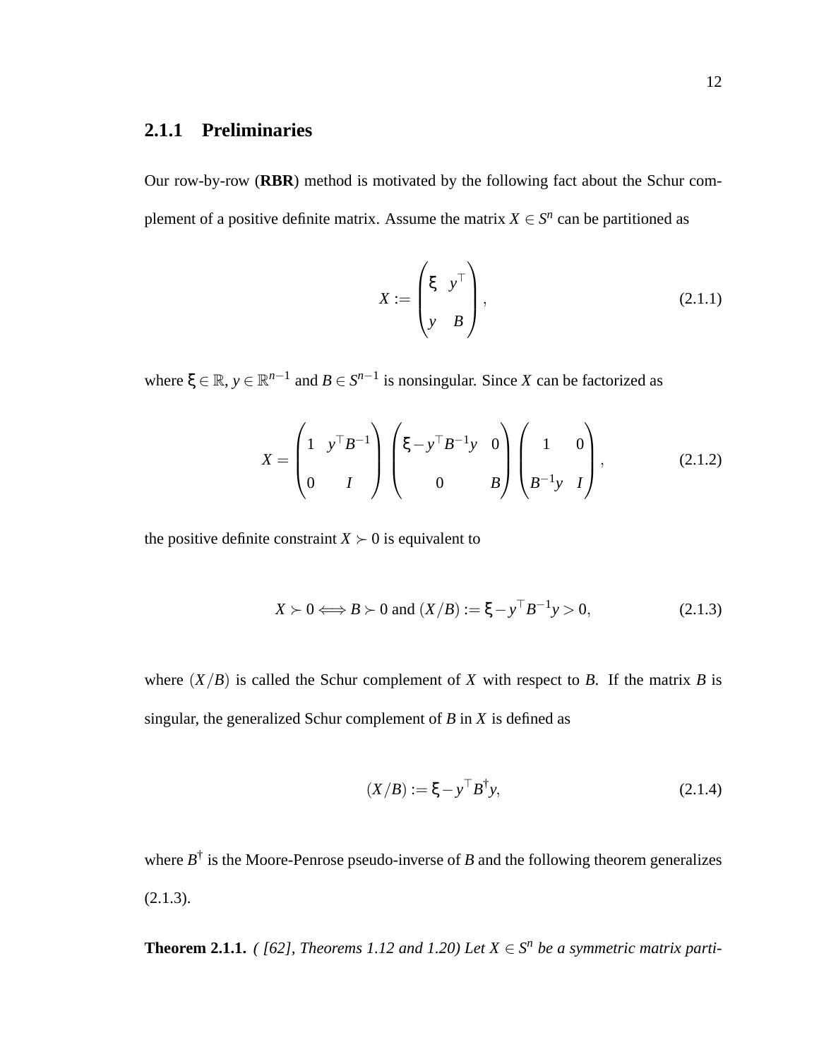### 2.1.1 Preliminaries

Our row-by-row (**RBR**) method is motivated by the following fact about the Schur complement of a positive definite matrix. Assume the matrix $X \in S^n$ can be partitioned as

$$X := \begin{pmatrix} \xi & y^\top \\ y & B \end{pmatrix}, \tag{2.1.1}$$

where $\xi \in \mathbb{R}$, $y \in \mathbb{R}^{n-1}$ and $B \in S^{n-1}$ is nonsingular. Since $X$ can be factorized as

$$X = \begin{pmatrix} 1 & y^\top B^{-1} \\ 0 & I \end{pmatrix} \begin{pmatrix} \xi - y^\top B^{-1} y & 0 \\ 0 & B \end{pmatrix} \begin{pmatrix} 1 & 0 \\ B^{-1} y & I \end{pmatrix}, \tag{2.1.2}$$

the positive definite constraint $X \succ 0$ is equivalent to

$$X \succ 0 \Longleftrightarrow B \succ 0 \text{ and } (X/B) := \xi - y^\top B^{-1} y > 0, \tag{2.1.3}$$

where $(X/B)$ is called the Schur complement of $X$ with respect to $B$. If the matrix $B$ is singular, the generalized Schur complement of $B$ in $X$ is defined as

$$(X/B) := \xi - y^\top B^\dagger y, \tag{2.1.4}$$

where $B^\dagger$ is the Moore-Penrose pseudo-inverse of $B$ and the following theorem generalizes (2.1.3).

**Theorem 2.1.1.** *( [62], Theorems 1.12 and 1.20) Let $X \in S^n$ be a symmetric matrix parti-*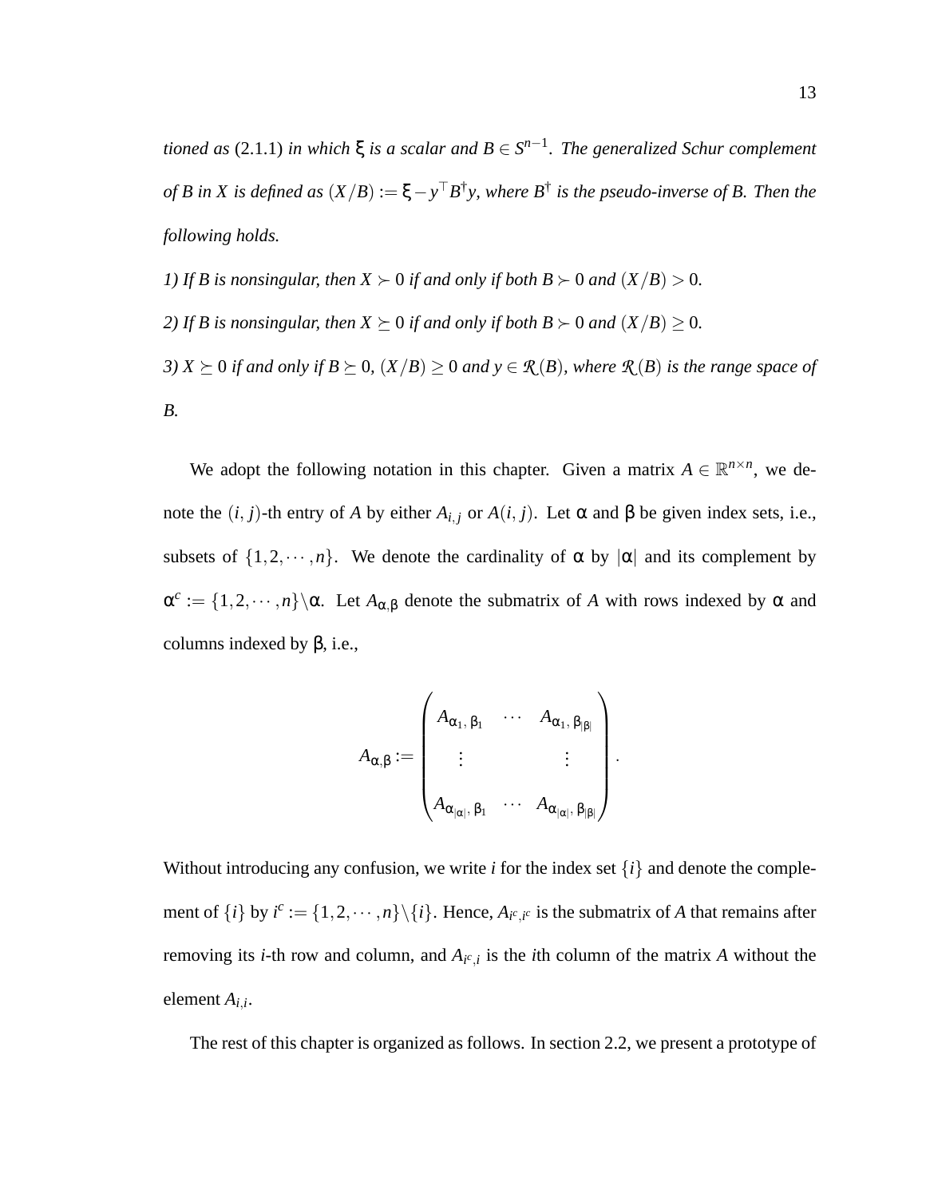*tioned as* (2.1.1) *in which* $\xi$ *is a scalar and* $B \in S^{n-1}$*. The generalized Schur complement of* $B$ *in* $X$ *is defined as* $(X/B) := \xi - y^\top B^\dagger y$*, where* $B^\dagger$ *is the pseudo-inverse of* $B$*. Then the following holds.*

*1) If* $B$ *is nonsingular, then* $X \succ 0$ *if and only if both* $B \succ 0$ *and* $(X/B) > 0$*.*

*2) If* $B$ *is nonsingular, then* $X \succeq 0$ *if and only if both* $B \succ 0$ *and* $(X/B) \geq 0$*.*

*3)* $X \succeq 0$ *if and only if* $B \succeq 0$*,* $(X/B) \geq 0$ *and* $y \in \mathcal{R}(B)$*, where* $\mathcal{R}(B)$ *is the range space of* $B$*.*

We adopt the following notation in this chapter. Given a matrix $A \in \mathbb{R}^{n\times n}$, we denote the $(i, j)$-th entry of $A$ by either $A_{i,j}$ or $A(i, j)$. Let $\alpha$ and $\beta$ be given index sets, i.e., subsets of $\{1,2,\cdots,n\}$. We denote the cardinality of $\alpha$ by $|\alpha|$ and its complement by $\alpha^c := \{1,2,\cdots,n\}\backslash\alpha$. Let $A_{\alpha,\beta}$ denote the submatrix of $A$ with rows indexed by $\alpha$ and columns indexed by $\beta$, i.e.,

$$A_{\alpha,\beta} := \begin{pmatrix} A_{\alpha_1,\,\beta_1} & \cdots & A_{\alpha_1,\,\beta_{|\beta|}} \\ \vdots & & \vdots \\ A_{\alpha_{|\alpha|},\,\beta_1} & \cdots & A_{\alpha_{|\alpha|},\,\beta_{|\beta|}} \end{pmatrix}.$$

Without introducing any confusion, we write $i$ for the index set $\{i\}$ and denote the complement of $\{i\}$ by $i^c := \{1,2,\cdots,n\}\backslash\{i\}$. Hence, $A_{i^c,i^c}$ is the submatrix of $A$ that remains after removing its $i$-th row and column, and $A_{i^c,i}$ is the $i$th column of the matrix $A$ without the element $A_{i,i}$.

The rest of this chapter is organized as follows. In section 2.2, we present a prototype of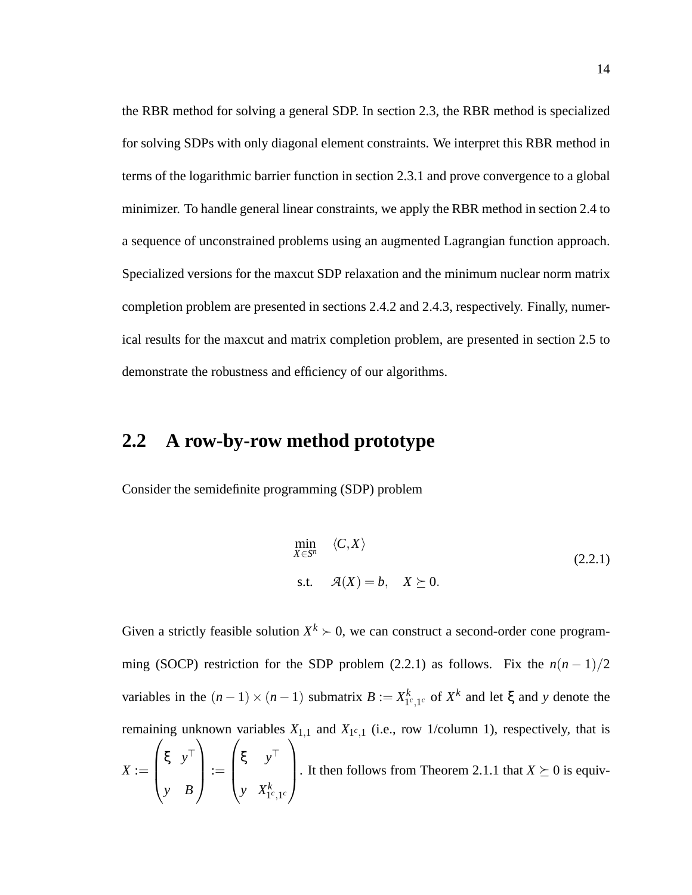the RBR method for solving a general SDP. In section 2.3, the RBR method is specialized for solving SDPs with only diagonal element constraints. We interpret this RBR method in terms of the logarithmic barrier function in section 2.3.1 and prove convergence to a global minimizer. To handle general linear constraints, we apply the RBR method in section 2.4 to a sequence of unconstrained problems using an augmented Lagrangian function approach. Specialized versions for the maxcut SDP relaxation and the minimum nuclear norm matrix completion problem are presented in sections 2.4.2 and 2.4.3, respectively. Finally, numerical results for the maxcut and matrix completion problem, are presented in section 2.5 to demonstrate the robustness and efficiency of our algorithms.

## 2.2 A row-by-row method prototype

Consider the semidefinite programming (SDP) problem

$$
\begin{aligned}
\min_{X \in S^n} \quad & \langle C, X \rangle \\
\text{s.t.} \quad & \mathcal{A}(X) = b, \quad X \succeq 0.
\end{aligned}
\tag{2.2.1}
$$

Given a strictly feasible solution $X^k \succ 0$, we can construct a second-order cone programming (SOCP) restriction for the SDP problem (2.2.1) as follows. Fix the $n(n-1)/2$ variables in the $(n-1)\times(n-1)$ submatrix $B := X^k_{1^c,1^c}$ of $X^k$ and let $\xi$ and $y$ denote the remaining unknown variables $X_{1,1}$ and $X_{1^c,1}$ (i.e., row 1/column 1), respectively, that is $X := \begin{pmatrix} \xi & y^\top \\ y & B \end{pmatrix} := \begin{pmatrix} \xi & y^\top \\ y & X^k_{1^c,1^c} \end{pmatrix}$. It then follows from Theorem 2.1.1 that $X \succeq 0$ is equiv-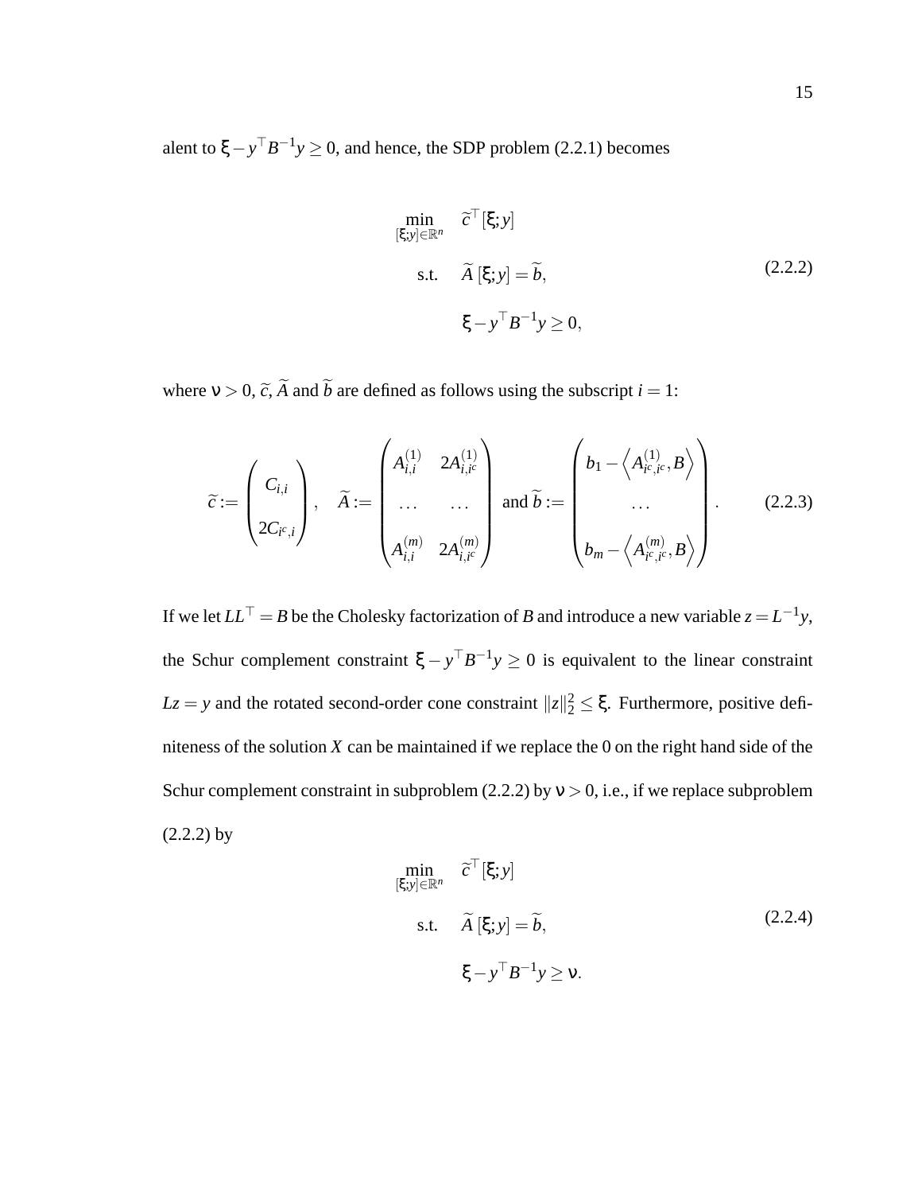alent to $\xi - y^\top B^{-1} y \geq 0$, and hence, the SDP problem (2.2.1) becomes

$$
\begin{aligned}
\min_{[\xi;y]\in\mathbb{R}^n} \quad & \widetilde{c}^\top [\xi; y] \\
\text{s.t.} \quad & \widetilde{A}\,[\xi; y] = \widetilde{b}, \\
& \xi - y^\top B^{-1} y \geq 0,
\end{aligned}
\tag{2.2.2}
$$

where $\nu > 0$, $\widetilde{c}$, $\widetilde{A}$ and $\widetilde{b}$ are defined as follows using the subscript $i = 1$:

$$
\widetilde{c} := \begin{pmatrix} C_{i,i} \\ \\ 2C_{i^c,i} \end{pmatrix}, \quad \widetilde{A} := \begin{pmatrix} A^{(1)}_{i,i} & 2A^{(1)}_{i,i^c} \\ \dots & \dots \\ A^{(m)}_{i,i} & 2A^{(m)}_{i,i^c} \end{pmatrix} \text{ and } \widetilde{b} := \begin{pmatrix} b_1 - \left\langle A^{(1)}_{i^c,i^c}, B \right\rangle \\ \dots \\ b_m - \left\langle A^{(m)}_{i^c,i^c}, B \right\rangle \end{pmatrix}. \tag{2.2.3}
$$

If we let $LL^\top = B$ be the Cholesky factorization of $B$ and introduce a new variable $z = L^{-1}y$, the Schur complement constraint $\xi - y^\top B^{-1} y \geq 0$ is equivalent to the linear constraint $Lz = y$ and the rotated second-order cone constraint $\|z\|_2^2 \leq \xi$. Furthermore, positive definiteness of the solution $X$ can be maintained if we replace the 0 on the right hand side of the Schur complement constraint in subproblem (2.2.2) by $\nu > 0$, i.e., if we replace subproblem (2.2.2) by

$$
\begin{aligned}
\min_{[\xi;y]\in\mathbb{R}^n} \quad & \widetilde{c}^\top [\xi; y] \\
\text{s.t.} \quad & \widetilde{A}\,[\xi; y] = \widetilde{b}, \\
& \xi - y^\top B^{-1} y \geq \nu.
\end{aligned}
\tag{2.2.4}
$$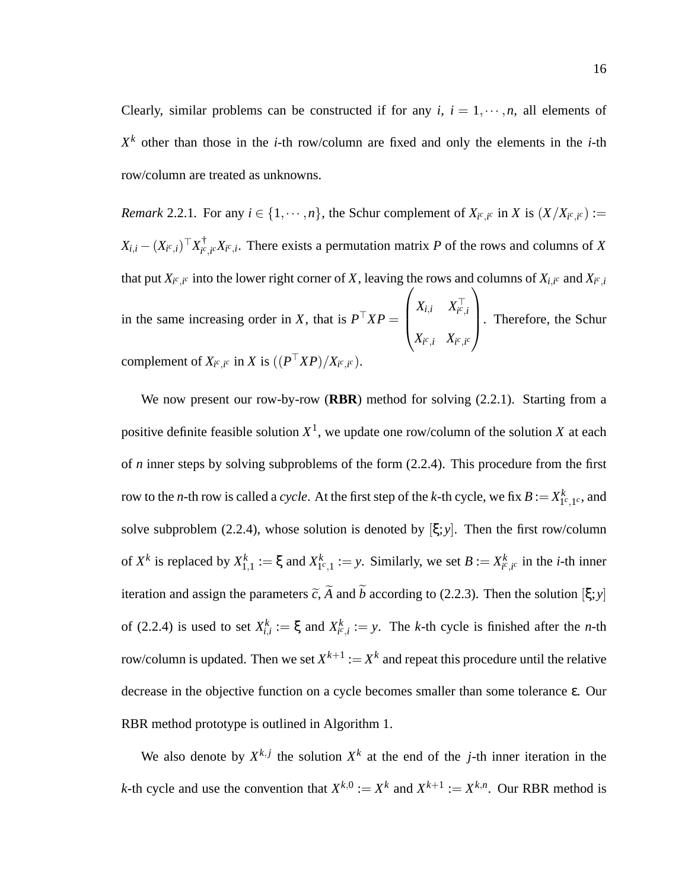Clearly, similar problems can be constructed if for any $i$, $i = 1, \cdots, n$, all elements of $X^k$ other than those in the $i$-th row/column are fixed and only the elements in the $i$-th row/column are treated as unknowns.

*Remark* 2.2.1. For any $i \in \{1, \cdots, n\}$, the Schur complement of $X_{i^c,i^c}$ in $X$ is $(X/X_{i^c,i^c}) := X_{i,i} - (X_{i^c,i})^\top X_{i^c,i^c}^\dagger X_{i^c,i}$. There exists a permutation matrix $P$ of the rows and columns of $X$ that put $X_{i^c,i^c}$ into the lower right corner of $X$, leaving the rows and columns of $X_{i,i^c}$ and $X_{i^c,i}$ in the same increasing order in $X$, that is $P^\top X P = \begin{pmatrix} X_{i,i} & X_{i^c,i}^\top \\ X_{i^c,i} & X_{i^c,i^c} \end{pmatrix}$. Therefore, the Schur complement of $X_{i^c,i^c}$ in $X$ is $((P^\top X P)/X_{i^c,i^c})$.

We now present our row-by-row (**RBR**) method for solving (2.2.1). Starting from a positive definite feasible solution $X^1$, we update one row/column of the solution $X$ at each of $n$ inner steps by solving subproblems of the form (2.2.4). This procedure from the first row to the $n$-th row is called a *cycle*. At the first step of the $k$-th cycle, we fix $B := X^k_{1^c,1^c}$, and solve subproblem (2.2.4), whose solution is denoted by $[\xi; y]$. Then the first row/column of $X^k$ is replaced by $X^k_{1,1} := \xi$ and $X^k_{1^c,1} := y$. Similarly, we set $B := X^k_{i^c,i^c}$ in the $i$-th inner iteration and assign the parameters $\widetilde{c}$, $\widetilde{A}$ and $\widetilde{b}$ according to (2.2.3). Then the solution $[\xi; y]$ of (2.2.4) is used to set $X^k_{i,i} := \xi$ and $X^k_{i^c,i} := y$. The $k$-th cycle is finished after the $n$-th row/column is updated. Then we set $X^{k+1} := X^k$ and repeat this procedure until the relative decrease in the objective function on a cycle becomes smaller than some tolerance $\epsilon$. Our RBR method prototype is outlined in Algorithm 1.

We also denote by $X^{k,j}$ the solution $X^k$ at the end of the $j$-th inner iteration in the $k$-th cycle and use the convention that $X^{k,0} := X^k$ and $X^{k+1} := X^{k,n}$. Our RBR method is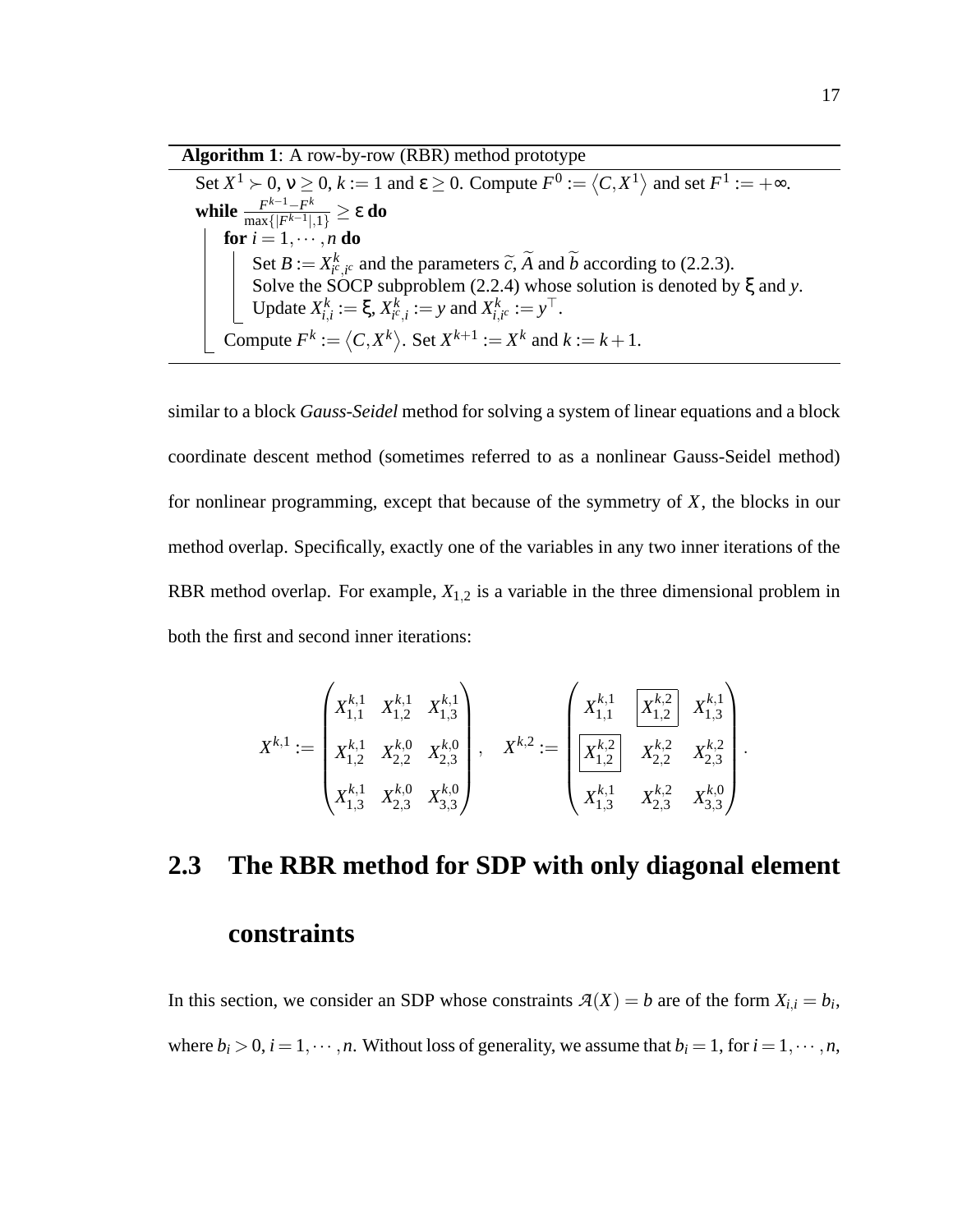**Algorithm 1**: A row-by-row (RBR) method prototype

Set $X^1 \succ 0$, $\nu \geq 0$, $k := 1$ and $\varepsilon \geq 0$. Compute $F^0 := \langle C, X^1 \rangle$ and set $F^1 := +\infty$.

**while** $\frac{F^{k-1} - F^k}{\max\{|F^{k-1}|, 1\}} \geq \varepsilon$ **do**

  **for** $i = 1, \cdots, n$ **do**

    Set $B := X^k_{i^c, i^c}$ and the parameters $\widetilde{c}$, $\widetilde{A}$ and $\widetilde{b}$ according to (2.2.3).

    Solve the SOCP subproblem (2.2.4) whose solution is denoted by $\xi$ and $y$.

    Update $X^k_{i,i} := \xi$, $X^k_{i^c,i} := y$ and $X^k_{i,i^c} := y^\top$.

  Compute $F^k := \langle C, X^k \rangle$. Set $X^{k+1} := X^k$ and $k := k+1$.

similar to a block *Gauss-Seidel* method for solving a system of linear equations and a block coordinate descent method (sometimes referred to as a nonlinear Gauss-Seidel method) for nonlinear programming, except that because of the symmetry of $X$, the blocks in our method overlap. Specifically, exactly one of the variables in any two inner iterations of the RBR method overlap. For example, $X_{1,2}$ is a variable in the three dimensional problem in both the first and second inner iterations:

$$X^{k,1} := \begin{pmatrix} X^{k,1}_{1,1} & X^{k,1}_{1,2} & X^{k,1}_{1,3} \\ X^{k,1}_{1,2} & X^{k,0}_{2,2} & X^{k,0}_{2,3} \\ X^{k,1}_{1,3} & X^{k,0}_{2,3} & X^{k,0}_{3,3} \end{pmatrix}, \quad X^{k,2} := \begin{pmatrix} X^{k,1}_{1,1} & \boxed{X^{k,2}_{1,2}} & X^{k,1}_{1,3} \\ \boxed{X^{k,2}_{1,2}} & X^{k,2}_{2,2} & X^{k,2}_{2,3} \\ X^{k,1}_{1,3} & X^{k,2}_{2,3} & X^{k,0}_{3,3} \end{pmatrix}.$$

## 2.3 The RBR method for SDP with only diagonal element constraints

In this section, we consider an SDP whose constraints $\mathcal{A}(X) = b$ are of the form $X_{i,i} = b_i$, where $b_i > 0$, $i = 1, \cdots, n$. Without loss of generality, we assume that $b_i = 1$, for $i = 1, \cdots, n$,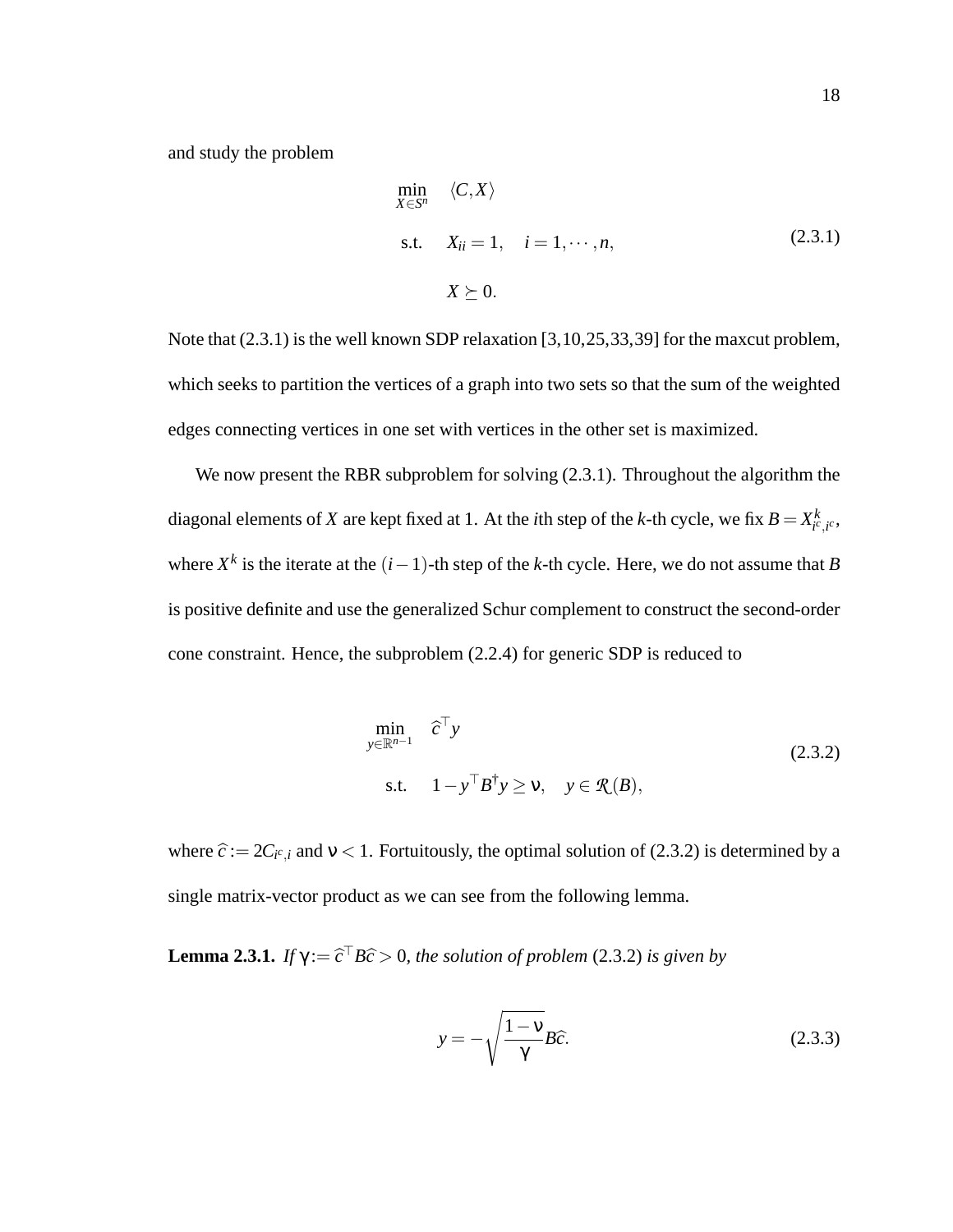and study the problem

$$
\begin{aligned}
\min_{X \in S^n} \quad & \langle C, X \rangle \\
\text{s.t.} \quad & X_{ii} = 1, \quad i = 1, \cdots, n, \\
& X \succeq 0.
\end{aligned}
\tag{2.3.1}
$$

Note that (2.3.1) is the well known SDP relaxation [3,10,25,33,39] for the maxcut problem, which seeks to partition the vertices of a graph into two sets so that the sum of the weighted edges connecting vertices in one set with vertices in the other set is maximized.

We now present the RBR subproblem for solving (2.3.1). Throughout the algorithm the diagonal elements of $X$ are kept fixed at 1. At the $i$th step of the $k$-th cycle, we fix $B = X^k_{i^c,i^c}$, where $X^k$ is the iterate at the $(i-1)$-th step of the $k$-th cycle. Here, we do not assume that $B$ is positive definite and use the generalized Schur complement to construct the second-order cone constraint. Hence, the subproblem (2.2.4) for generic SDP is reduced to

$$
\begin{aligned}
\min_{y \in \mathbb{R}^{n-1}} \quad & \widehat{c}^\top y \\
\text{s.t.} \quad & 1 - y^\top B^\dagger y \geq \nu, \quad y \in \mathcal{R}(B),
\end{aligned}
\tag{2.3.2}
$$

where $\widehat{c} := 2C_{i^c,i}$ and $\nu < 1$. Fortuitously, the optimal solution of (2.3.2) is determined by a single matrix-vector product as we can see from the following lemma.

**Lemma 2.3.1.** *If $\gamma := \widehat{c}^\top B \widehat{c} > 0$, the solution of problem* (2.3.2) *is given by*

$$
y = -\sqrt{\frac{1-\nu}{\gamma}} B\widehat{c}. \tag{2.3.3}
$$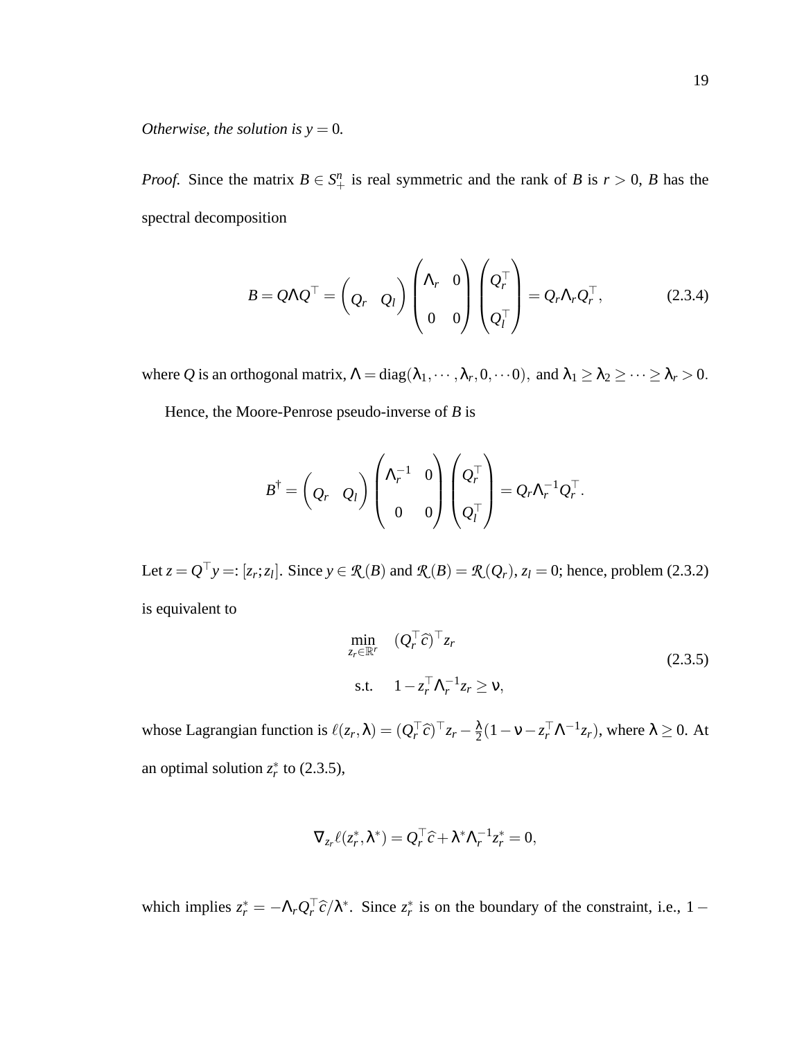*Otherwise, the solution is $y = 0$.*

*Proof.* Since the matrix $B \in S_+^n$ is real symmetric and the rank of $B$ is $r > 0$, $B$ has the spectral decomposition

$$B = Q\Lambda Q^\top = \begin{pmatrix} Q_r & Q_l \end{pmatrix} \begin{pmatrix} \Lambda_r & 0 \\ 0 & 0 \end{pmatrix} \begin{pmatrix} Q_r^\top \\ Q_l^\top \end{pmatrix} = Q_r \Lambda_r Q_r^\top, \tag{2.3.4}$$

where $Q$ is an orthogonal matrix, $\Lambda = \mathrm{diag}(\lambda_1, \cdots, \lambda_r, 0, \cdots 0)$, and $\lambda_1 \geq \lambda_2 \geq \cdots \geq \lambda_r > 0$.

Hence, the Moore-Penrose pseudo-inverse of $B$ is

$$B^\dagger = \begin{pmatrix} Q_r & Q_l \end{pmatrix} \begin{pmatrix} \Lambda_r^{-1} & 0 \\ 0 & 0 \end{pmatrix} \begin{pmatrix} Q_r^\top \\ Q_l^\top \end{pmatrix} = Q_r \Lambda_r^{-1} Q_r^\top.$$

Let $z = Q^\top y =: [z_r; z_l]$. Since $y \in \mathcal{R}(B)$ and $\mathcal{R}(B) = \mathcal{R}(Q_r)$, $z_l = 0$; hence, problem (2.3.2) is equivalent to

$$\begin{aligned} \min_{z_r \in \mathbb{R}^r} \quad & (Q_r^\top \widehat{c})^\top z_r \\ \text{s.t.} \quad & 1 - z_r^\top \Lambda_r^{-1} z_r \geq \nu, \end{aligned} \tag{2.3.5}$$

whose Lagrangian function is $\ell(z_r, \lambda) = (Q_r^\top \widehat{c})^\top z_r - \frac{\lambda}{2}(1 - \nu - z_r^\top \Lambda^{-1} z_r)$, where $\lambda \geq 0$. At an optimal solution $z_r^*$ to (2.3.5),

$$\nabla_{z_r} \ell(z_r^*, \lambda^*) = Q_r^\top \widehat{c} + \lambda^* \Lambda_r^{-1} z_r^* = 0,$$

which implies $z_r^* = -\Lambda_r Q_r^\top \widehat{c}/\lambda^*$. Since $z_r^*$ is on the boundary of the constraint, i.e., $1 -$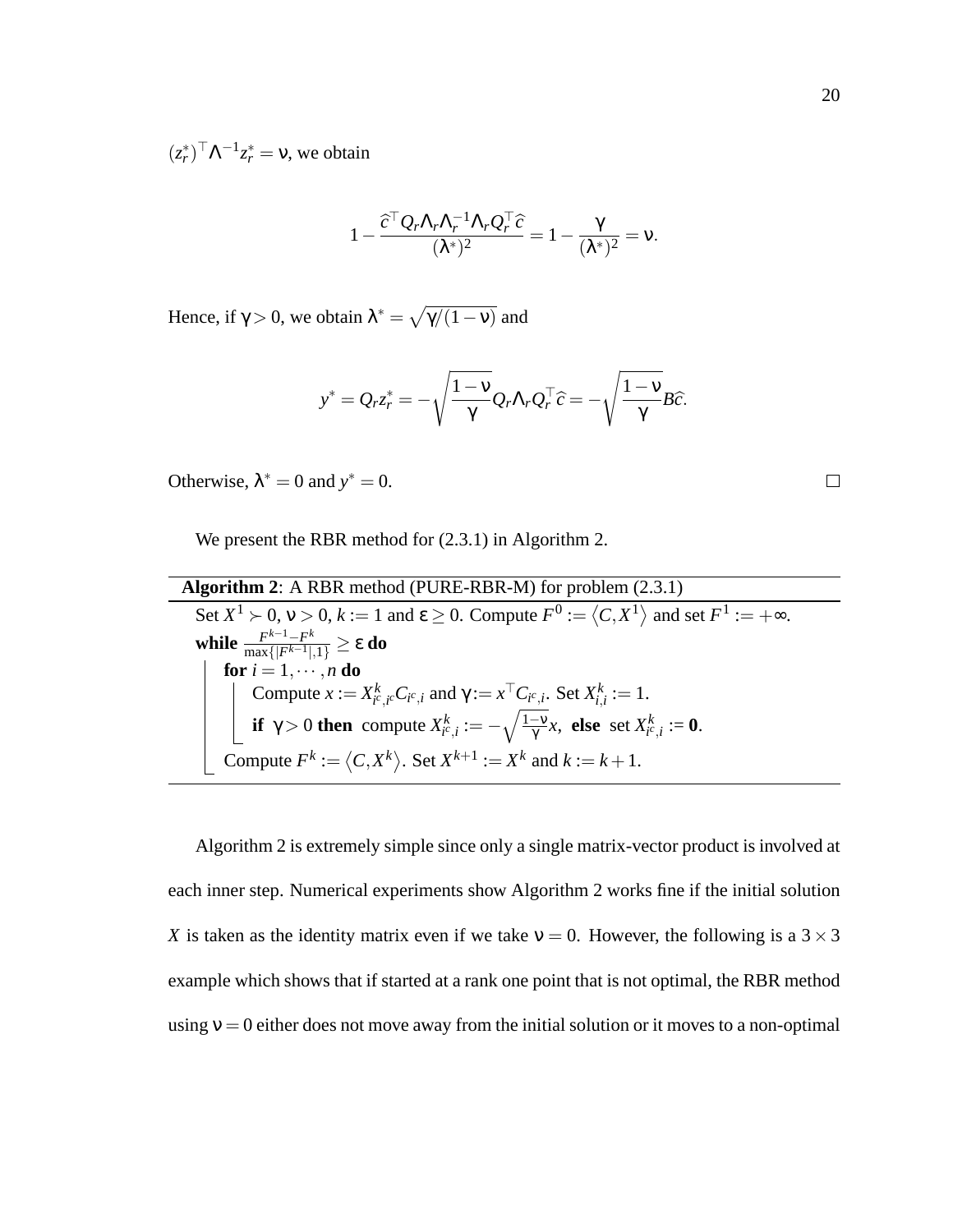$(z_r^*)^\top \Lambda^{-1} z_r^* = \nu$, we obtain

$$1 - \frac{\widehat{c}^\top Q_r \Lambda_r \Lambda_r^{-1} \Lambda_r Q_r^\top \widehat{c}}{(\lambda^*)^2} = 1 - \frac{\gamma}{(\lambda^*)^2} = \nu.$$

Hence, if $\gamma > 0$, we obtain $\lambda^* = \sqrt{\gamma/(1-\nu)}$ and

$$y^* = Q_r z_r^* = -\sqrt{\frac{1-\nu}{\gamma}} Q_r \Lambda_r Q_r^\top \widehat{c} = -\sqrt{\frac{1-\nu}{\gamma}} B\widehat{c}.$$

Otherwise, $\lambda^* = 0$ and $y^* = 0$. □

We present the RBR method for (2.3.1) in Algorithm 2.

---

**Algorithm 2**: A RBR method (PURE-RBR-M) for problem (2.3.1)

---

Set $X^1 \succ 0$, $\nu > 0$, $k := 1$ and $\varepsilon \geq 0$. Compute $F^0 := \langle C, X^1 \rangle$ and set $F^1 := +\infty$.

**while** $\frac{F^{k-1} - F^k}{\max\{|F^{k-1}|, 1\}} \geq \varepsilon$ **do**

  **for** $i = 1, \cdots, n$ **do**

    Compute $x := X^k_{i^c, i^c} C_{i^c, i}$ and $\gamma := x^\top C_{i^c, i}$. Set $X^k_{i,i} := 1$.

    **if** $\gamma > 0$ **then** compute $X^k_{i^c, i} := -\sqrt{\frac{1-\nu}{\gamma}} x$, **else** set $X^k_{i^c, i} := \mathbf{0}$.

  Compute $F^k := \langle C, X^k \rangle$. Set $X^{k+1} := X^k$ and $k := k+1$.

---

Algorithm 2 is extremely simple since only a single matrix-vector product is involved at each inner step. Numerical experiments show Algorithm 2 works fine if the initial solution $X$ is taken as the identity matrix even if we take $\nu = 0$. However, the following is a $3 \times 3$ example which shows that if started at a rank one point that is not optimal, the RBR method using $\nu = 0$ either does not move away from the initial solution or it moves to a non-optimal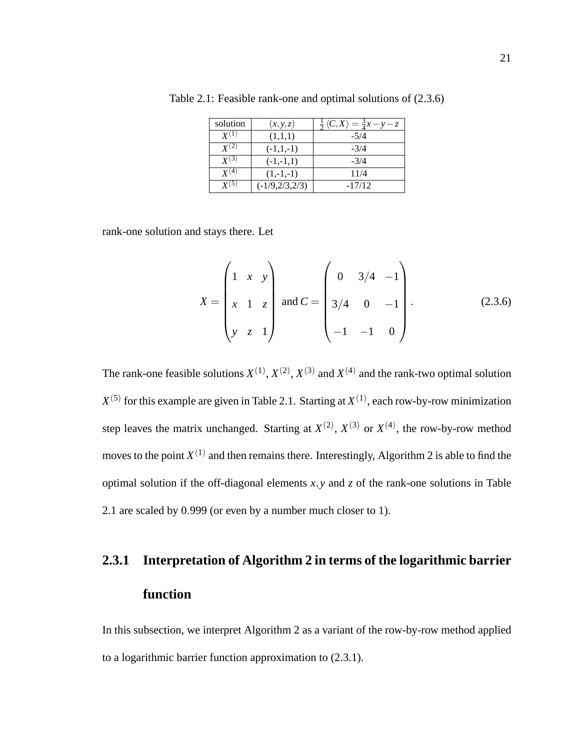Table 2.1: Feasible rank-one and optimal solutions of (2.3.6)

| solution | $(x,y,z)$ | $\frac{1}{2}\langle C,X\rangle = \frac{3}{4}x-y-z$ |
|---|---|---|
| $X^{(1)}$ | (1,1,1) | -5/4 |
| $X^{(2)}$ | (-1,1,-1) | -3/4 |
| $X^{(3)}$ | (-1,-1,1) | -3/4 |
| $X^{(4)}$ | (1,-1,-1) | 11/4 |
| $X^{(5)}$ | (-1/9,2/3,2/3) | -17/12 |

rank-one solution and stays there. Let

$$X = \begin{pmatrix} 1 & x & y \\ x & 1 & z \\ y & z & 1 \end{pmatrix} \text{ and } C = \begin{pmatrix} 0 & 3/4 & -1 \\ 3/4 & 0 & -1 \\ -1 & -1 & 0 \end{pmatrix}. \tag{2.3.6}$$

The rank-one feasible solutions $X^{(1)}$, $X^{(2)}$, $X^{(3)}$ and $X^{(4)}$ and the rank-two optimal solution $X^{(5)}$ for this example are given in Table 2.1. Starting at $X^{(1)}$, each row-by-row minimization step leaves the matrix unchanged. Starting at $X^{(2)}$, $X^{(3)}$ or $X^{(4)}$, the row-by-row method moves to the point $X^{(1)}$ and then remains there. Interestingly, Algorithm 2 is able to find the optimal solution if the off-diagonal elements $x, y$ and $z$ of the rank-one solutions in Table 2.1 are scaled by $0.999$ (or even by a number much closer to 1).

### 2.3.1 Interpretation of Algorithm 2 in terms of the logarithmic barrier function

In this subsection, we interpret Algorithm 2 as a variant of the row-by-row method applied to a logarithmic barrier function approximation to (2.3.1).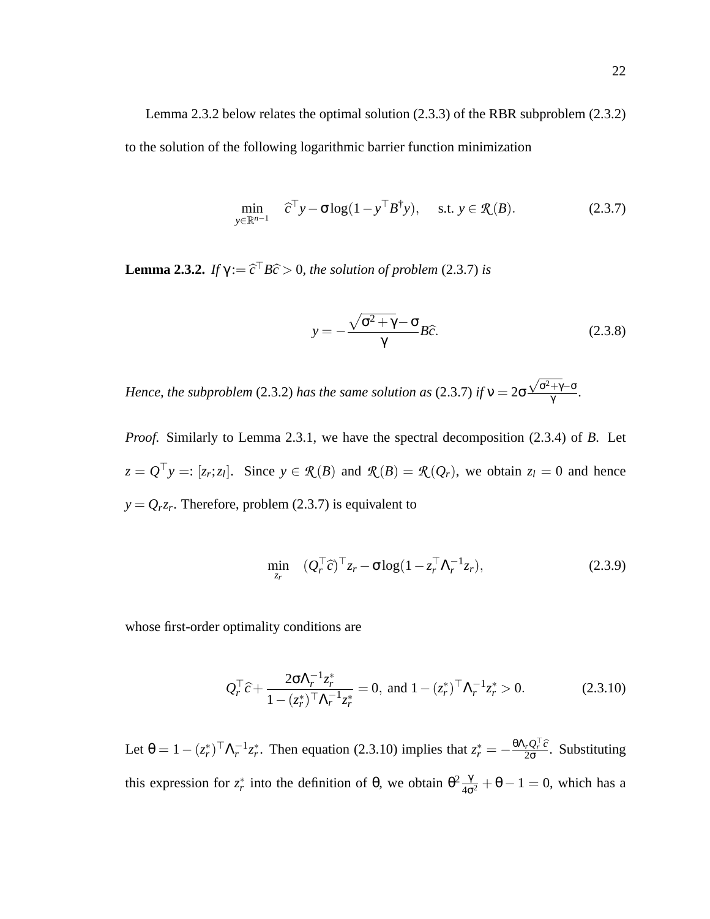Lemma 2.3.2 below relates the optimal solution (2.3.3) of the RBR subproblem (2.3.2) to the solution of the following logarithmic barrier function minimization

$$\min_{y \in \mathbb{R}^{n-1}} \quad \widehat{c}^\top y - \sigma \log(1 - y^\top B^\dagger y), \quad \text{ s.t. } y \in \mathcal{R}(B). \tag{2.3.7}$$

**Lemma 2.3.2.** *If* $\gamma := \widehat{c}^\top B \widehat{c} > 0$*, the solution of problem* (2.3.7) *is*

$$y = -\frac{\sqrt{\sigma^2 + \gamma} - \sigma}{\gamma} B \widehat{c}. \tag{2.3.8}$$

*Hence, the subproblem* (2.3.2) *has the same solution as* (2.3.7) *if* $\nu = 2\sigma \frac{\sqrt{\sigma^2+\gamma}-\sigma}{\gamma}$.

*Proof.* Similarly to Lemma 2.3.1, we have the spectral decomposition (2.3.4) of $B$. Let $z = Q^\top y =: [z_r; z_l]$. Since $y \in \mathcal{R}(B)$ and $\mathcal{R}(B) = \mathcal{R}(Q_r)$, we obtain $z_l = 0$ and hence $y = Q_r z_r$. Therefore, problem (2.3.7) is equivalent to

$$\min_{z_r} \quad (Q_r^\top \widehat{c})^\top z_r - \sigma \log(1 - z_r^\top \Lambda_r^{-1} z_r), \tag{2.3.9}$$

whose first-order optimality conditions are

$$Q_r^\top \widehat{c} + \frac{2\sigma \Lambda_r^{-1} z_r^*}{1 - (z_r^*)^\top \Lambda_r^{-1} z_r^*} = 0, \text{ and } 1 - (z_r^*)^\top \Lambda_r^{-1} z_r^* > 0. \tag{2.3.10}$$

Let $\theta = 1 - (z_r^*)^\top \Lambda_r^{-1} z_r^*$. Then equation (2.3.10) implies that $z_r^* = -\frac{\theta \Lambda_r Q_r^\top \widehat{c}}{2\sigma}$. Substituting this expression for $z_r^*$ into the definition of $\theta$, we obtain $\theta^2 \frac{\gamma}{4\sigma^2} + \theta - 1 = 0$, which has a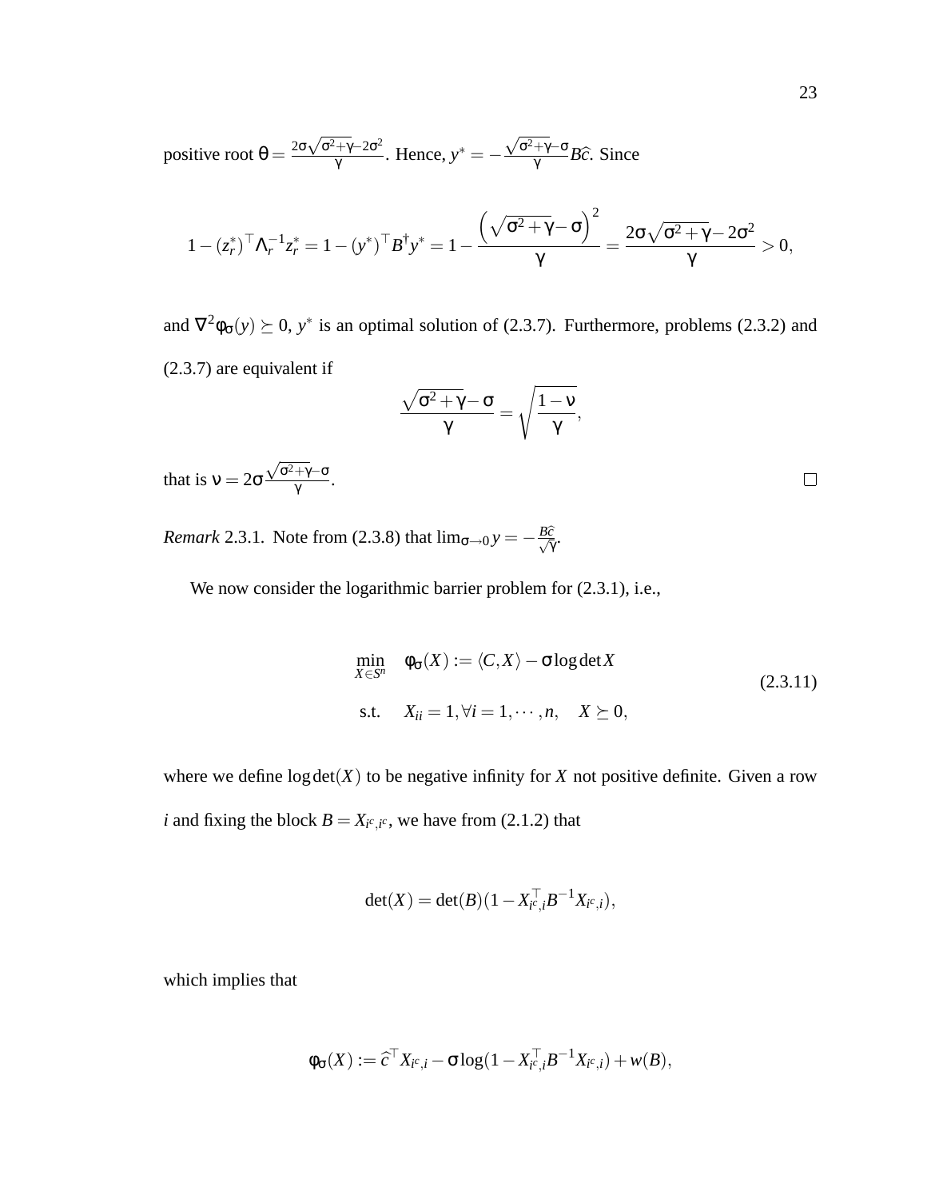positive root $\theta = \frac{2\sigma\sqrt{\sigma^2+\gamma}-2\sigma^2}{\gamma}$. Hence, $y^* = -\frac{\sqrt{\sigma^2+\gamma}-\sigma}{\gamma}B\widehat{c}$. Since

$$
1-(z_r^*)^\top \Lambda_r^{-1} z_r^* = 1-(y^*)^\top B^\dagger y^* = 1-\frac{\left(\sqrt{\sigma^2+\gamma}-\sigma\right)^2}{\gamma} = \frac{2\sigma\sqrt{\sigma^2+\gamma}-2\sigma^2}{\gamma} > 0,
$$

and $\nabla^2\phi_\sigma(y) \succeq 0$, $y^*$ is an optimal solution of (2.3.7). Furthermore, problems (2.3.2) and (2.3.7) are equivalent if

$$
\frac{\sqrt{\sigma^2+\gamma}-\sigma}{\gamma} = \sqrt{\frac{1-\nu}{\gamma}},
$$

that is $\nu = 2\sigma\frac{\sqrt{\sigma^2+\gamma}-\sigma}{\gamma}$. □

*Remark* 2.3.1. Note from (2.3.8) that $\lim_{\sigma\to 0} y = -\frac{B\widehat{c}}{\sqrt{\gamma}}$.

We now consider the logarithmic barrier problem for (2.3.1), i.e.,

$$
\begin{aligned}
\min_{X\in S^n} \quad & \phi_\sigma(X) := \langle C, X\rangle - \sigma \log\det X \\
\text{s.t.} \quad & X_{ii} = 1, \forall i = 1,\cdots,n, \quad X \succeq 0,
\end{aligned}
\tag{2.3.11}
$$

where we define $\log\det(X)$ to be negative infinity for $X$ not positive definite. Given a row $i$ and fixing the block $B = X_{i^c,i^c}$, we have from (2.1.2) that

$$
\det(X) = \det(B)(1 - X_{i^c,i}^\top B^{-1} X_{i^c,i}),
$$

which implies that

$$
\phi_\sigma(X) := \widehat{c}^\top X_{i^c,i} - \sigma\log(1 - X_{i^c,i}^\top B^{-1} X_{i^c,i}) + w(B),
$$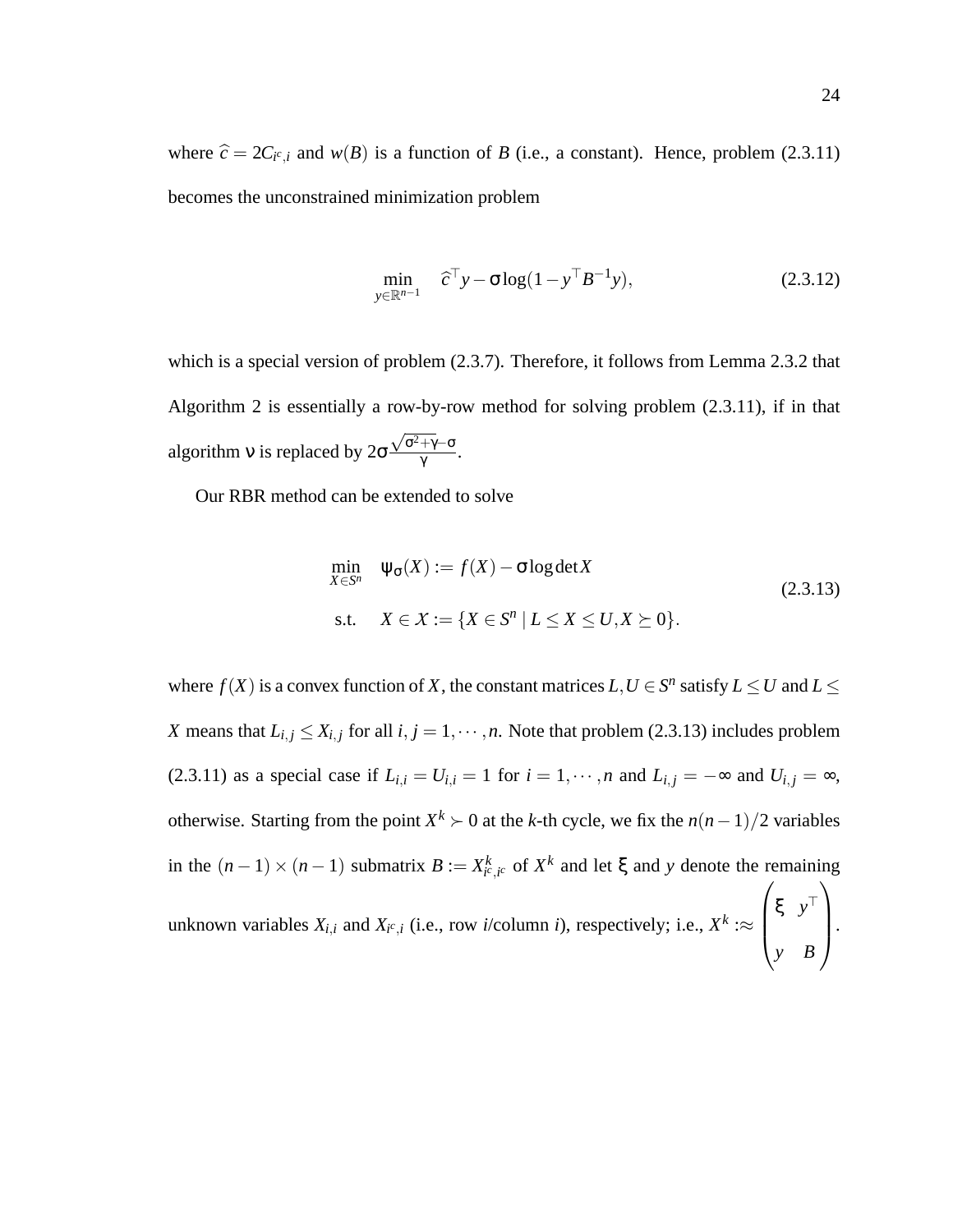where $\widehat{c} = 2C_{i^c,i}$ and $w(B)$ is a function of $B$ (i.e., a constant). Hence, problem (2.3.11) becomes the unconstrained minimization problem

$$\min_{y \in \mathbb{R}^{n-1}} \quad \widehat{c}^\top y - \sigma \log(1 - y^\top B^{-1} y), \tag{2.3.12}$$

which is a special version of problem (2.3.7). Therefore, it follows from Lemma 2.3.2 that Algorithm 2 is essentially a row-by-row method for solving problem (2.3.11), if in that algorithm $\nu$ is replaced by $2\sigma \frac{\sqrt{\sigma^2+\gamma}-\sigma}{\gamma}$.

Our RBR method can be extended to solve

$$\begin{aligned} \min_{X \in S^n} \quad & \psi_\sigma(X) := f(X) - \sigma \log \det X \\ \text{s.t.} \quad & X \in \mathcal{X} := \{X \in S^n \mid L \leq X \leq U, X \succeq 0\}. \end{aligned} \tag{2.3.13}$$

where $f(X)$ is a convex function of $X$, the constant matrices $L, U \in S^n$ satisfy $L \leq U$ and $L \leq X$ means that $L_{i,j} \leq X_{i,j}$ for all $i, j = 1, \cdots, n$. Note that problem (2.3.13) includes problem (2.3.11) as a special case if $L_{i,i} = U_{i,i} = 1$ for $i = 1, \cdots, n$ and $L_{i,j} = -\infty$ and $U_{i,j} = \infty$, otherwise. Starting from the point $X^k \succ 0$ at the $k$-th cycle, we fix the $n(n-1)/2$ variables in the $(n-1) \times (n-1)$ submatrix $B := X^k_{i^c,i^c}$ of $X^k$ and let $\xi$ and $y$ denote the remaining unknown variables $X_{i,i}$ and $X_{i^c,i}$ (i.e., row $i$/column $i$), respectively; i.e., $X^k :\approx \begin{pmatrix} \xi & y^\top \\ y & B \end{pmatrix}$.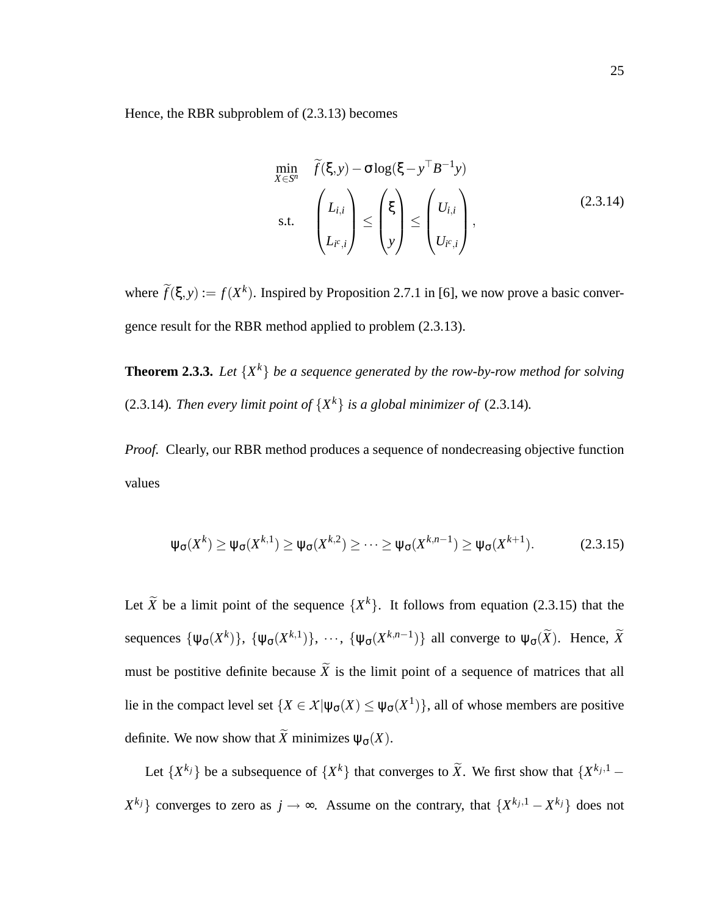Hence, the RBR subproblem of (2.3.13) becomes

$$
\begin{aligned}
\min_{X \in S^n} \quad & \widetilde{f}(\xi, y) - \sigma \log(\xi - y^\top B^{-1} y) \\
\text{s.t.} \quad & \begin{pmatrix} L_{i,i} \\ L_{i^c,i} \end{pmatrix} \leq \begin{pmatrix} \xi \\ y \end{pmatrix} \leq \begin{pmatrix} U_{i,i} \\ U_{i^c,i} \end{pmatrix},
\end{aligned}
\tag{2.3.14}
$$

where $\widetilde{f}(\xi, y) := f(X^k)$. Inspired by Proposition 2.7.1 in [6], we now prove a basic convergence result for the RBR method applied to problem (2.3.13).

**Theorem 2.3.3.** *Let $\{X^k\}$ be a sequence generated by the row-by-row method for solving* (2.3.14)*. Then every limit point of $\{X^k\}$ is a global minimizer of* (2.3.14)*.*

*Proof.* Clearly, our RBR method produces a sequence of nondecreasing objective function values

$$
\psi_\sigma(X^k) \geq \psi_\sigma(X^{k,1}) \geq \psi_\sigma(X^{k,2}) \geq \cdots \geq \psi_\sigma(X^{k,n-1}) \geq \psi_\sigma(X^{k+1}). \tag{2.3.15}
$$

Let $\widetilde{X}$ be a limit point of the sequence $\{X^k\}$. It follows from equation (2.3.15) that the sequences $\{\psi_\sigma(X^k)\}$, $\{\psi_\sigma(X^{k,1})\}$, $\cdots$, $\{\psi_\sigma(X^{k,n-1})\}$ all converge to $\psi_\sigma(\widetilde{X})$. Hence, $\widetilde{X}$ must be postitive definite because $\widetilde{X}$ is the limit point of a sequence of matrices that all lie in the compact level set $\{X \in \mathcal{X} | \psi_\sigma(X) \leq \psi_\sigma(X^1)\}$, all of whose members are positive definite. We now show that $\widetilde{X}$ minimizes $\psi_\sigma(X)$.

Let $\{X^{k_j}\}$ be a subsequence of $\{X^k\}$ that converges to $\widetilde{X}$. We first show that $\{X^{k_j,1} - X^{k_j}\}$ converges to zero as $j \to \infty$. Assume on the contrary, that $\{X^{k_j,1} - X^{k_j}\}$ does not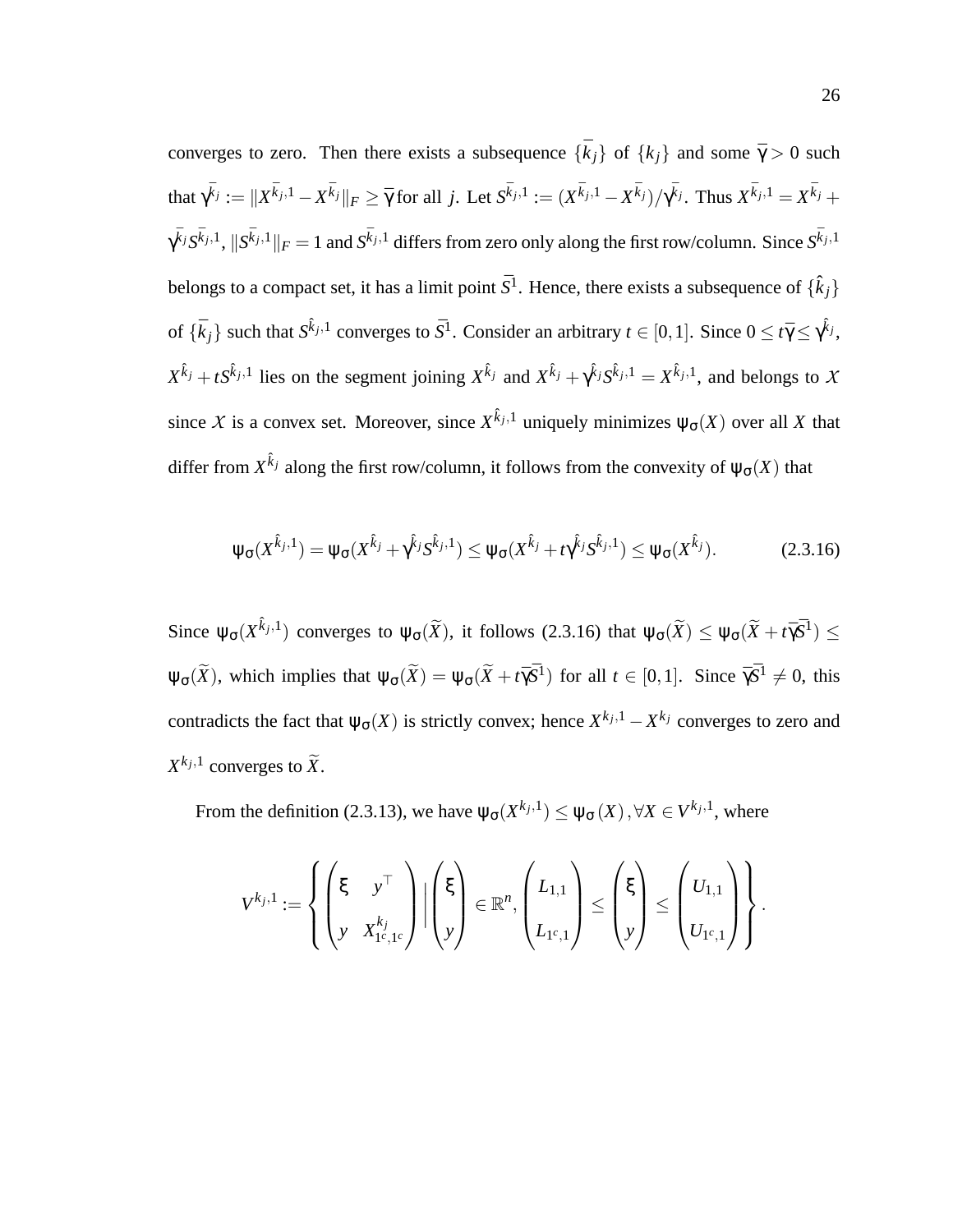converges to zero. Then there exists a subsequence $\{\bar{k}_j\}$ of $\{k_j\}$ and some $\bar{\gamma} > 0$ such that $\gamma^{\bar{k}_j} := \|X^{\bar{k}_j,1} - X^{\bar{k}_j}\|_F \geq \bar{\gamma}$ for all $j$. Let $S^{\bar{k}_j,1} := (X^{\bar{k}_j,1} - X^{\bar{k}_j})/\gamma^{\bar{k}_j}$. Thus $X^{\bar{k}_j,1} = X^{\bar{k}_j} + \gamma^{\bar{k}_j} S^{\bar{k}_j,1}$, $\|S^{\bar{k}_j,1}\|_F = 1$ and $S^{\bar{k}_j,1}$ differs from zero only along the first row/column. Since $S^{\bar{k}_j,1}$ belongs to a compact set, it has a limit point $\bar{S}^1$. Hence, there exists a subsequence of $\{\hat{k}_j\}$ of $\{\bar{k}_j\}$ such that $S^{\hat{k}_j,1}$ converges to $\bar{S}^1$. Consider an arbitrary $t \in [0,1]$. Since $0 \leq t\bar{\gamma} \leq \gamma^{\hat{k}_j}$, $X^{\hat{k}_j} + tS^{\hat{k}_j,1}$ lies on the segment joining $X^{\hat{k}_j}$ and $X^{\hat{k}_j} + \gamma^{\hat{k}_j} S^{\hat{k}_j,1} = X^{\hat{k}_j,1}$, and belongs to $\mathcal{X}$ since $\mathcal{X}$ is a convex set. Moreover, since $X^{\hat{k}_j,1}$ uniquely minimizes $\psi_\sigma(X)$ over all $X$ that differ from $X^{\hat{k}_j}$ along the first row/column, it follows from the convexity of $\psi_\sigma(X)$ that

$$\psi_\sigma(X^{\hat{k}_j,1}) = \psi_\sigma(X^{\hat{k}_j} + \gamma^{\hat{k}_j} S^{\hat{k}_j,1}) \leq \psi_\sigma(X^{\hat{k}_j} + t\gamma^{\hat{k}_j} S^{\hat{k}_j,1}) \leq \psi_\sigma(X^{\hat{k}_j}). \tag{2.3.16}$$

Since $\psi_\sigma(X^{\hat{k}_j,1})$ converges to $\psi_\sigma(\widetilde{X})$, it follows (2.3.16) that $\psi_\sigma(\widetilde{X}) \leq \psi_\sigma(\widetilde{X} + t\bar{\gamma}\bar{S}^1) \leq \psi_\sigma(\widetilde{X})$, which implies that $\psi_\sigma(\widetilde{X}) = \psi_\sigma(\widetilde{X} + t\bar{\gamma}\bar{S}^1)$ for all $t \in [0,1]$. Since $\bar{\gamma}\bar{S}^1 \neq 0$, this contradicts the fact that $\psi_\sigma(X)$ is strictly convex; hence $X^{k_j,1} - X^{k_j}$ converges to zero and $X^{k_j,1}$ converges to $\widetilde{X}$.

From the definition (2.3.13), we have $\psi_\sigma(X^{k_j,1}) \leq \psi_\sigma(X), \forall X \in V^{k_j,1}$, where

$$V^{k_j,1} := \left\{ \begin{pmatrix} \xi & y^\top \\ y & X^{k_j}_{1^c,1^c} \end{pmatrix} \Bigg| \begin{pmatrix} \xi \\ y \end{pmatrix} \in \mathbb{R}^n, \begin{pmatrix} L_{1,1} \\ L_{1^c,1} \end{pmatrix} \leq \begin{pmatrix} \xi \\ y \end{pmatrix} \leq \begin{pmatrix} U_{1,1} \\ U_{1^c,1} \end{pmatrix} \right\}.$$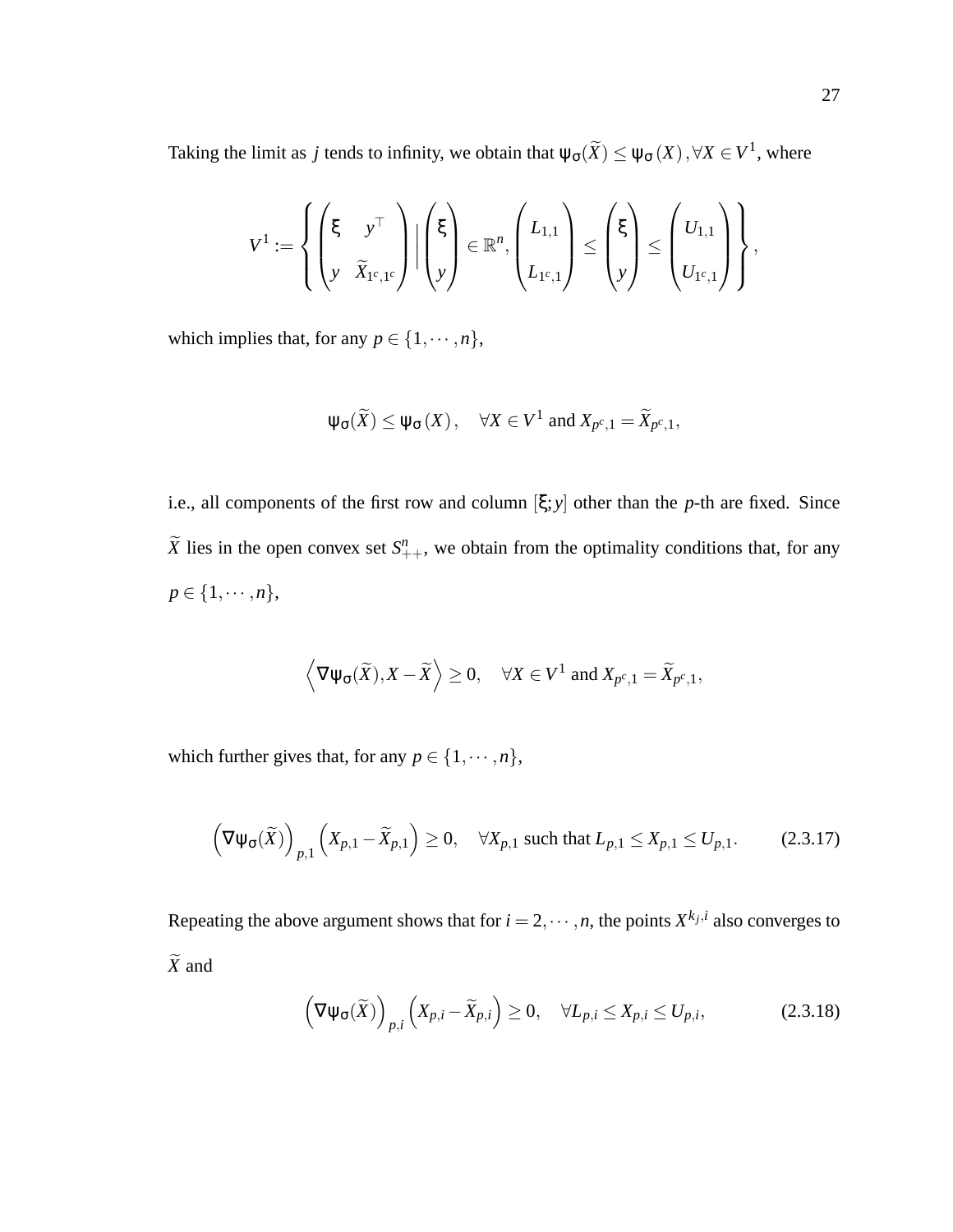Taking the limit as $j$ tends to infinity, we obtain that $\psi_\sigma(\widetilde{X}) \leq \psi_\sigma(X), \forall X \in V^1$, where

$$V^1 := \left\{ \begin{pmatrix} \xi & y^\top \\ y & \widetilde{X}_{1^c,1^c} \end{pmatrix} \middle| \begin{pmatrix} \xi \\ y \end{pmatrix} \in \mathbb{R}^n, \begin{pmatrix} L_{1,1} \\ L_{1^c,1} \end{pmatrix} \leq \begin{pmatrix} \xi \\ y \end{pmatrix} \leq \begin{pmatrix} U_{1,1} \\ U_{1^c,1} \end{pmatrix} \right\},$$

which implies that, for any $p \in \{1, \cdots, n\}$,

$$\psi_\sigma(\widetilde{X}) \leq \psi_\sigma(X), \quad \forall X \in V^1 \text{ and } X_{p^c,1} = \widetilde{X}_{p^c,1},$$

i.e., all components of the first row and column $[\xi; y]$ other than the $p$-th are fixed. Since $\widetilde{X}$ lies in the open convex set $S^n_{++}$, we obtain from the optimality conditions that, for any $p \in \{1, \cdots, n\}$,

$$\left\langle \nabla\psi_\sigma(\widetilde{X}), X - \widetilde{X} \right\rangle \geq 0, \quad \forall X \in V^1 \text{ and } X_{p^c,1} = \widetilde{X}_{p^c,1},$$

which further gives that, for any $p \in \{1, \cdots, n\}$,

$$\left(\nabla\psi_\sigma(\widetilde{X})\right)_{p,1} \left(X_{p,1} - \widetilde{X}_{p,1}\right) \geq 0, \quad \forall X_{p,1} \text{ such that } L_{p,1} \leq X_{p,1} \leq U_{p,1}. \tag{2.3.17}$$

Repeating the above argument shows that for $i = 2, \cdots, n$, the points $X^{k_j,i}$ also converges to $\widetilde{X}$ and

$$\left(\nabla\psi_\sigma(\widetilde{X})\right)_{p,i} \left(X_{p,i} - \widetilde{X}_{p,i}\right) \geq 0, \quad \forall L_{p,i} \leq X_{p,i} \leq U_{p,i}, \tag{2.3.18}$$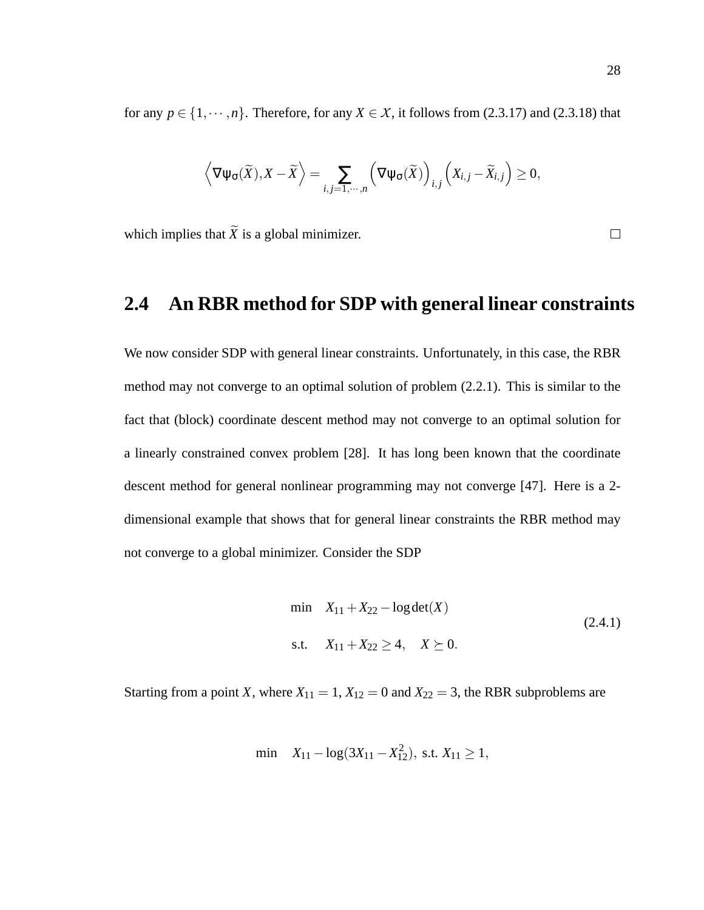for any $p \in \{1, \cdots, n\}$. Therefore, for any $X \in \mathcal{X}$, it follows from (2.3.17) and (2.3.18) that

$$\left\langle \nabla \psi_\sigma(\widetilde{X}), X - \widetilde{X} \right\rangle = \sum_{i,j=1,\cdots,n} \left( \nabla \psi_\sigma(\widetilde{X}) \right)_{i,j} \left( X_{i,j} - \widetilde{X}_{i,j} \right) \geq 0,$$

which implies that $\widetilde{X}$ is a global minimizer. $\square$

## 2.4 An RBR method for SDP with general linear constraints

We now consider SDP with general linear constraints. Unfortunately, in this case, the RBR method may not converge to an optimal solution of problem (2.2.1). This is similar to the fact that (block) coordinate descent method may not converge to an optimal solution for a linearly constrained convex problem [28]. It has long been known that the coordinate descent method for general nonlinear programming may not converge [47]. Here is a 2-dimensional example that shows that for general linear constraints the RBR method may not converge to a global minimizer. Consider the SDP

$$\begin{aligned} \min \quad & X_{11} + X_{22} - \log \det(X) \\ \text{s.t.} \quad & X_{11} + X_{22} \geq 4, \quad X \succeq 0. \end{aligned} \tag{2.4.1}$$

Starting from a point $X$, where $X_{11} = 1$, $X_{12} = 0$ and $X_{22} = 3$, the RBR subproblems are

$$\min \quad X_{11} - \log(3X_{11} - X_{12}^2), \text{ s.t. } X_{11} \geq 1,$$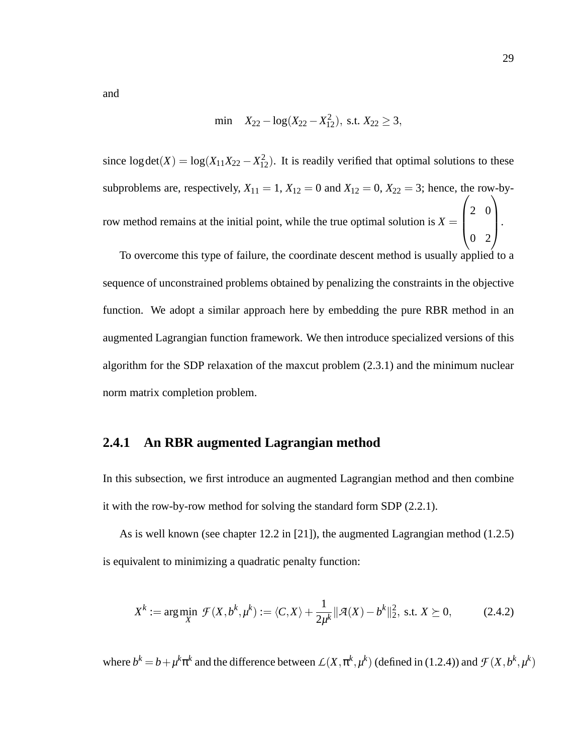and

$$\min \quad X_{22} - \log(X_{22} - X_{12}^2), \text{ s.t. } X_{22} \geq 3,$$

since $\log\det(X) = \log(X_{11}X_{22} - X_{12}^2)$. It is readily verified that optimal solutions to these subproblems are, respectively, $X_{11} = 1$, $X_{12} = 0$ and $X_{12} = 0$, $X_{22} = 3$; hence, the row-by-row method remains at the initial point, while the true optimal solution is $X = \begin{pmatrix} 2 & 0 \\ 0 & 2 \end{pmatrix}$.

To overcome this type of failure, the coordinate descent method is usually applied to a sequence of unconstrained problems obtained by penalizing the constraints in the objective function. We adopt a similar approach here by embedding the pure RBR method in an augmented Lagrangian function framework. We then introduce specialized versions of this algorithm for the SDP relaxation of the maxcut problem (2.3.1) and the minimum nuclear norm matrix completion problem.

### 2.4.1 An RBR augmented Lagrangian method

In this subsection, we first introduce an augmented Lagrangian method and then combine it with the row-by-row method for solving the standard form SDP (2.2.1).

As is well known (see chapter 12.2 in [21]), the augmented Lagrangian method (1.2.5) is equivalent to minimizing a quadratic penalty function:

$$X^k := \arg\min_X \mathcal{F}(X, b^k, \mu^k) := \langle C, X \rangle + \frac{1}{2\mu^k} \|\mathcal{A}(X) - b^k\|_2^2, \text{ s.t. } X \succeq 0, \tag{2.4.2}$$

where $b^k = b + \mu^k \pi^k$ and the difference between $\mathcal{L}(X, \pi^k, \mu^k)$ (defined in (1.2.4)) and $\mathcal{F}(X, b^k, \mu^k)$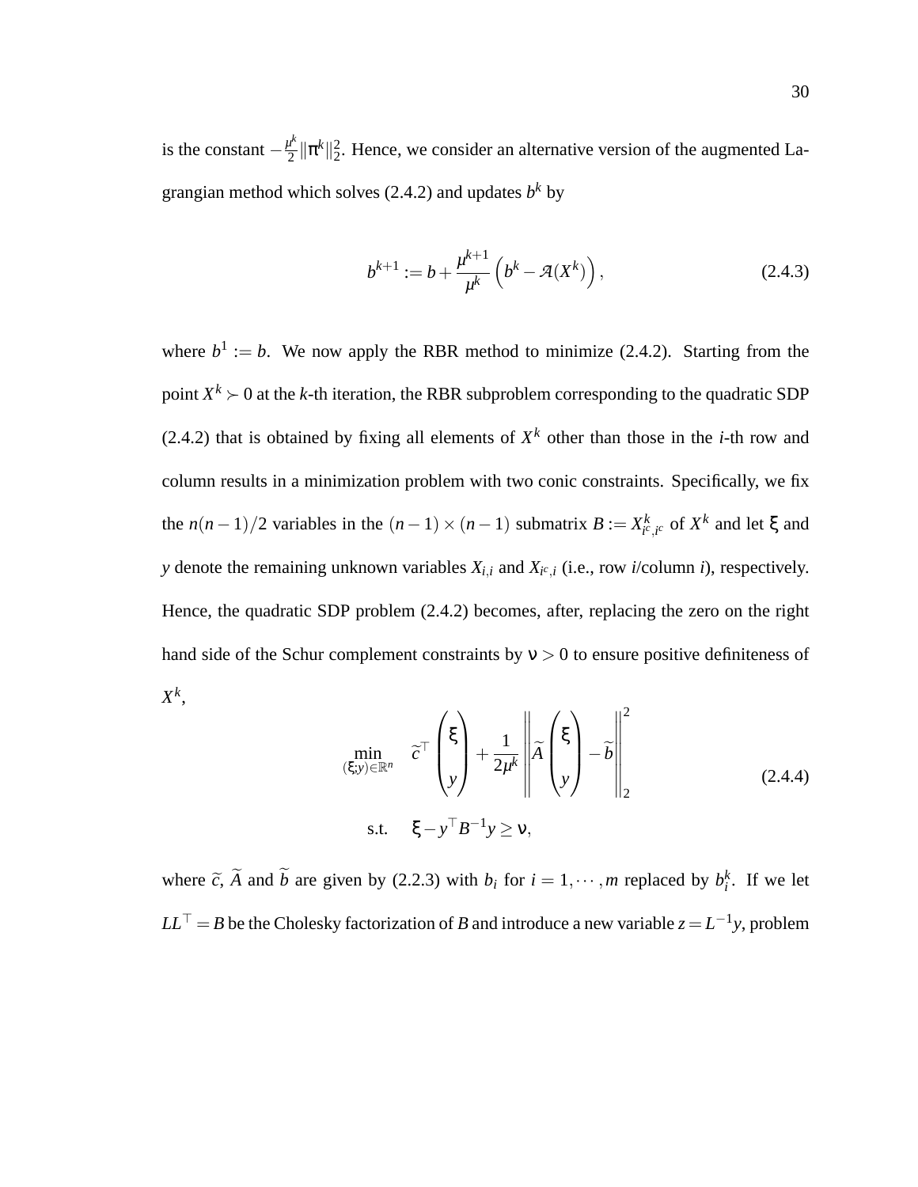is the constant $-\frac{\mu^k}{2}\|\pi^k\|_2^2$. Hence, we consider an alternative version of the augmented Lagrangian method which solves (2.4.2) and updates $b^k$ by

$$
b^{k+1} := b + \frac{\mu^{k+1}}{\mu^k}\left(b^k - \mathcal{A}(X^k)\right), \tag{2.4.3}
$$

where $b^1 := b$. We now apply the RBR method to minimize (2.4.2). Starting from the point $X^k \succ 0$ at the $k$-th iteration, the RBR subproblem corresponding to the quadratic SDP (2.4.2) that is obtained by fixing all elements of $X^k$ other than those in the $i$-th row and column results in a minimization problem with two conic constraints. Specifically, we fix the $n(n-1)/2$ variables in the $(n-1)\times(n-1)$ submatrix $B := X^k_{i^c,i^c}$ of $X^k$ and let $\xi$ and $y$ denote the remaining unknown variables $X_{i,i}$ and $X_{i^c,i}$ (i.e., row $i$/column $i$), respectively. Hence, the quadratic SDP problem (2.4.2) becomes, after, replacing the zero on the right hand side of the Schur complement constraints by $\nu > 0$ to ensure positive definiteness of $X^k$,

$$
\begin{aligned}
\min_{(\xi;y)\in\mathbb{R}^n} \quad & \widetilde{c}^\top \begin{pmatrix} \xi \\ y \end{pmatrix} + \frac{1}{2\mu^k}\left\| \widetilde{A}\begin{pmatrix} \xi \\ y \end{pmatrix} - \widetilde{b} \right\|_2^2 \\
\text{s.t.} \quad & \xi - y^\top B^{-1} y \geq \nu,
\end{aligned} \tag{2.4.4}
$$

where $\widetilde{c}$, $\widetilde{A}$ and $\widetilde{b}$ are given by (2.2.3) with $b_i$ for $i = 1, \cdots, m$ replaced by $b_i^k$. If we let $LL^\top = B$ be the Cholesky factorization of $B$ and introduce a new variable $z = L^{-1}y$, problem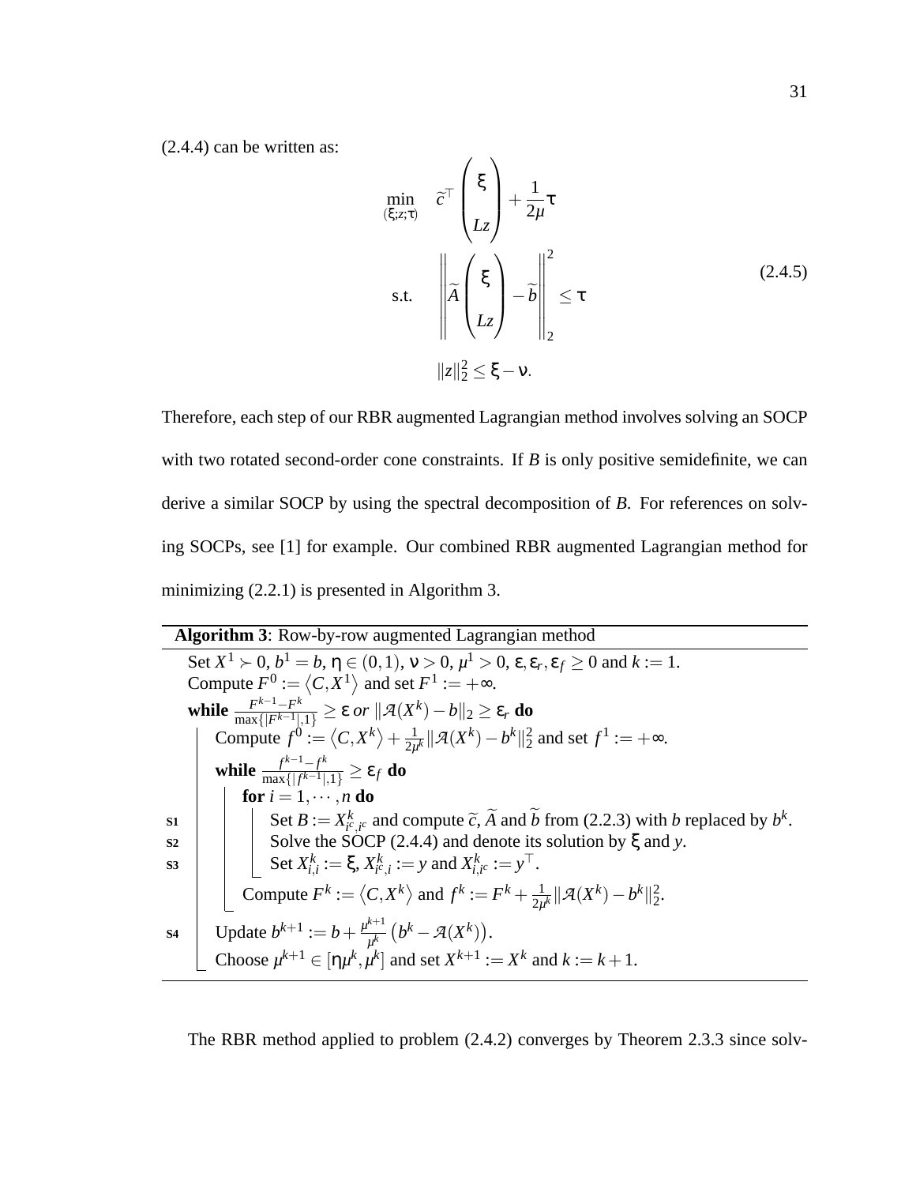(2.4.4) can be written as:

$$
\begin{aligned}
\min_{(\xi; z; \tau)} \quad & \widetilde{c}^{\top} \begin{pmatrix} \xi \\ Lz \end{pmatrix} + \frac{1}{2\mu}\tau \\
\text{s.t.} \quad & \left\| \widetilde{A} \begin{pmatrix} \xi \\ Lz \end{pmatrix} - \widetilde{b} \right\|_2^2 \leq \tau \\
& \|z\|_2^2 \leq \xi - \nu.
\end{aligned} \tag{2.4.5}
$$

Therefore, each step of our RBR augmented Lagrangian method involves solving an SOCP with two rotated second-order cone constraints. If $B$ is only positive semidefinite, we can derive a similar SOCP by using the spectral decomposition of $B$. For references on solving SOCPs, see [1] for example. Our combined RBR augmented Lagrangian method for minimizing (2.2.1) is presented in Algorithm 3.

---

**Algorithm 3**: Row-by-row augmented Lagrangian method

---

Set $X^1 \succ 0$, $b^1 = b$, $\eta \in (0,1)$, $\nu > 0$, $\mu^1 > 0$, $\varepsilon, \varepsilon_r, \varepsilon_f \geq 0$ and $k := 1$.
Compute $F^0 := \langle C, X^1 \rangle$ and set $F^1 := +\infty$.
**while** $\frac{F^{k-1} - F^k}{\max\{|F^{k-1}|, 1\}} \geq \varepsilon$ *or* $\|\mathcal{A}(X^k) - b\|_2 \geq \varepsilon_r$ **do**
    Compute $f^0 := \langle C, X^k \rangle + \frac{1}{2\mu^k}\|\mathcal{A}(X^k) - b^k\|_2^2$ and set $f^1 := +\infty$.
    **while** $\frac{f^{k-1} - f^k}{\max\{|f^{k-1}|, 1\}} \geq \varepsilon_f$ **do**
        **for** $i = 1, \cdots, n$ **do**
**S1**            Set $B := X^k_{i^c, i^c}$ and compute $\widetilde{c}$, $\widetilde{A}$ and $\widetilde{b}$ from (2.2.3) with $b$ replaced by $b^k$.
**S2**            Solve the SOCP (2.4.4) and denote its solution by $\xi$ and $y$.
**S3**            Set $X^k_{i,i} := \xi$, $X^k_{i^c,i} := y$ and $X^k_{i,i^c} := y^{\top}$.
        Compute $F^k := \langle C, X^k \rangle$ and $f^k := F^k + \frac{1}{2\mu^k}\|\mathcal{A}(X^k) - b^k\|_2^2$.
**S4**    Update $b^{k+1} := b + \frac{\mu^{k+1}}{\mu^k}\left(b^k - \mathcal{A}(X^k)\right)$.
    Choose $\mu^{k+1} \in [\eta\mu^k, \mu^k]$ and set $X^{k+1} := X^k$ and $k := k+1$.

---

The RBR method applied to problem (2.4.2) converges by Theorem 2.3.3 since solv-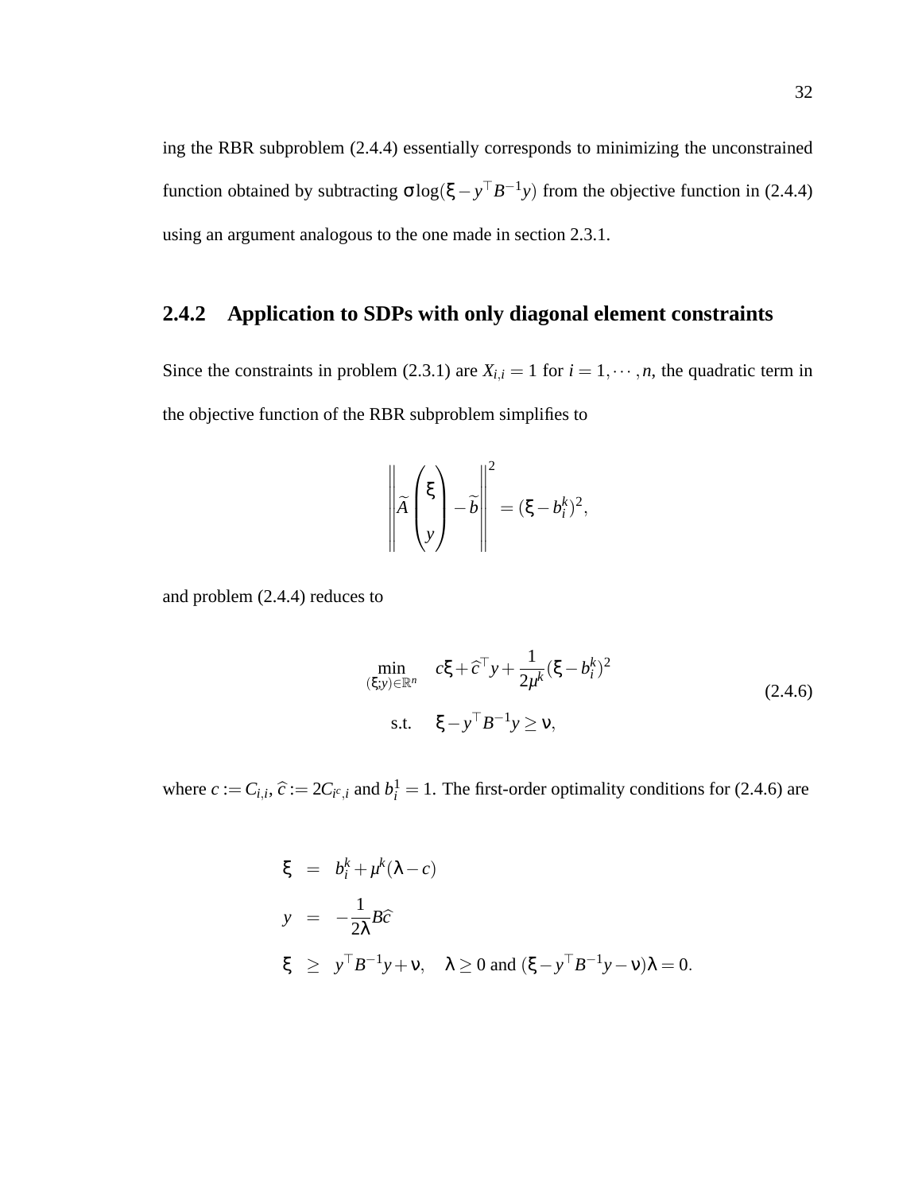ing the RBR subproblem (2.4.4) essentially corresponds to minimizing the unconstrained function obtained by subtracting $\sigma \log(\xi - y^\top B^{-1} y)$ from the objective function in (2.4.4) using an argument analogous to the one made in section 2.3.1.

### 2.4.2 Application to SDPs with only diagonal element constraints

Since the constraints in problem (2.3.1) are $X_{i,i} = 1$ for $i = 1, \cdots, n$, the quadratic term in the objective function of the RBR subproblem simplifies to

$$\left\| \widetilde{A} \begin{pmatrix} \xi \\ y \end{pmatrix} - \widetilde{b} \right\|^2 = (\xi - b_i^k)^2,$$

and problem (2.4.4) reduces to

$$\begin{aligned} \min_{(\xi;y) \in \mathbb{R}^n} \quad & c\xi + \widehat{c}^\top y + \frac{1}{2\mu^k}(\xi - b_i^k)^2 \\ \text{s.t.} \quad & \xi - y^\top B^{-1} y \geq \nu, \end{aligned} \tag{2.4.6}$$

where $c := C_{i,i}$, $\widehat{c} := 2C_{i^c,i}$ and $b_i^1 = 1$. The first-order optimality conditions for (2.4.6) are

$$\begin{aligned} \xi &= b_i^k + \mu^k(\lambda - c) \\ y &= -\frac{1}{2\lambda} B\widehat{c} \\ \xi &\geq y^\top B^{-1} y + \nu, \quad \lambda \geq 0 \text{ and } (\xi - y^\top B^{-1} y - \nu)\lambda = 0. \end{aligned}$$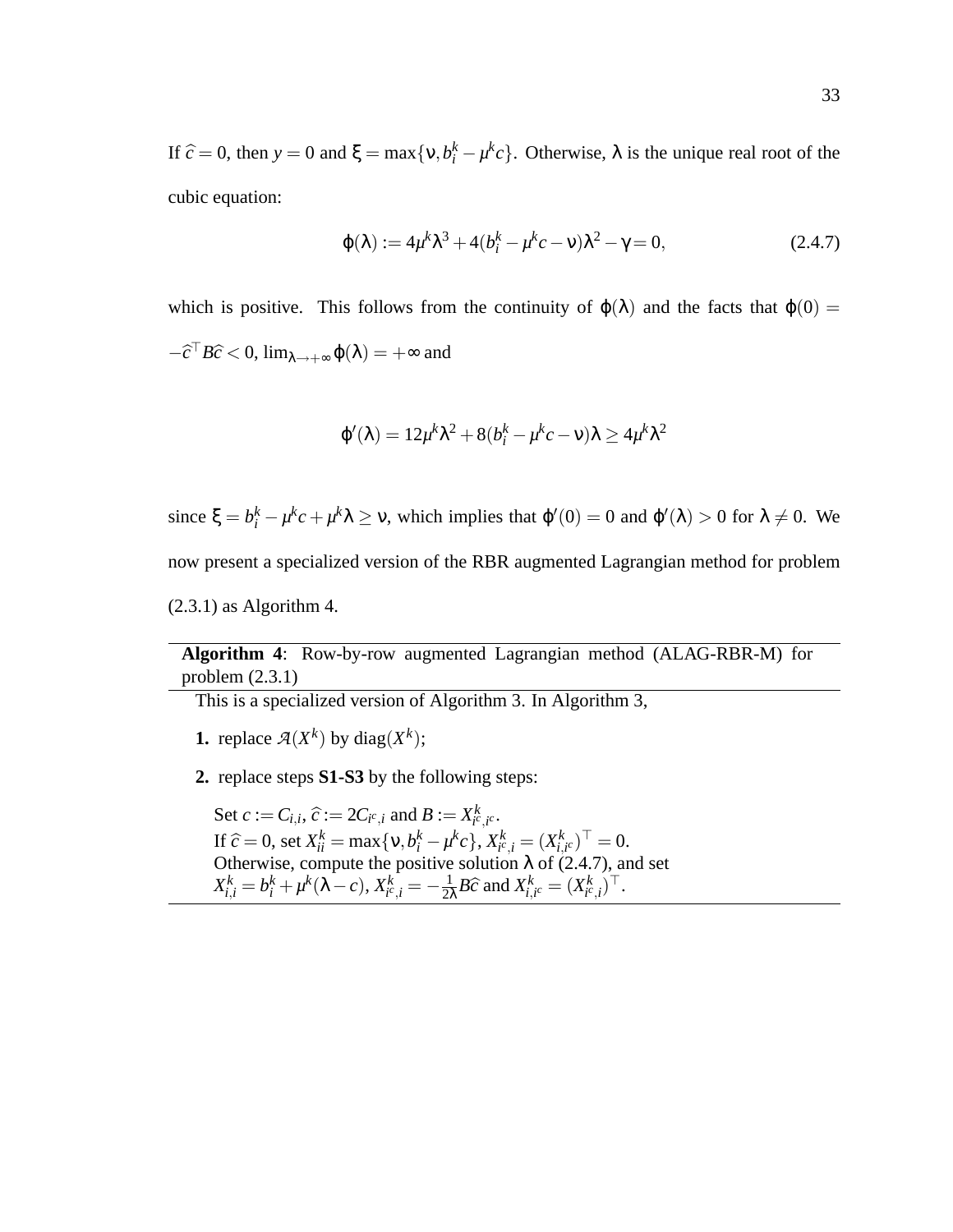If $\widehat{c} = 0$, then $y = 0$ and $\xi = \max\{\nu, b_i^k - \mu^k c\}$. Otherwise, $\lambda$ is the unique real root of the cubic equation:

$$\phi(\lambda) := 4\mu^k \lambda^3 + 4(b_i^k - \mu^k c - \nu)\lambda^2 - \gamma = 0, \tag{2.4.7}$$

which is positive. This follows from the continuity of $\phi(\lambda)$ and the facts that $\phi(0) = -\widehat{c}^\top B \widehat{c} < 0$, $\lim_{\lambda \to +\infty} \phi(\lambda) = +\infty$ and

$$\phi'(\lambda) = 12\mu^k \lambda^2 + 8(b_i^k - \mu^k c - \nu)\lambda \geq 4\mu^k \lambda^2$$

since $\xi = b_i^k - \mu^k c + \mu^k \lambda \geq \nu$, which implies that $\phi'(0) = 0$ and $\phi'(\lambda) > 0$ for $\lambda \neq 0$. We now present a specialized version of the RBR augmented Lagrangian method for problem (2.3.1) as Algorithm 4.

---

**Algorithm 4**: Row-by-row augmented Lagrangian method (ALAG-RBR-M) for problem (2.3.1)

---

This is a specialized version of Algorithm 3. In Algorithm 3,

**1.** replace $\mathcal{A}(X^k)$ by $\mathrm{diag}(X^k)$;

**2.** replace steps **S1-S3** by the following steps:

Set $c := C_{i,i}$, $\widehat{c} := 2C_{i^c,i}$ and $B := X^k_{i^c,i^c}$.
If $\widehat{c} = 0$, set $X^k_{ii} = \max\{\nu, b_i^k - \mu^k c\}$, $X^k_{i^c,i} = (X^k_{i,i^c})^\top = 0$.
Otherwise, compute the positive solution $\lambda$ of (2.4.7), and set $X^k_{i,i} = b_i^k + \mu^k(\lambda - c)$, $X^k_{i^c,i} = -\frac{1}{2\lambda} B\widehat{c}$ and $X^k_{i,i^c} = (X^k_{i^c,i})^\top$.

---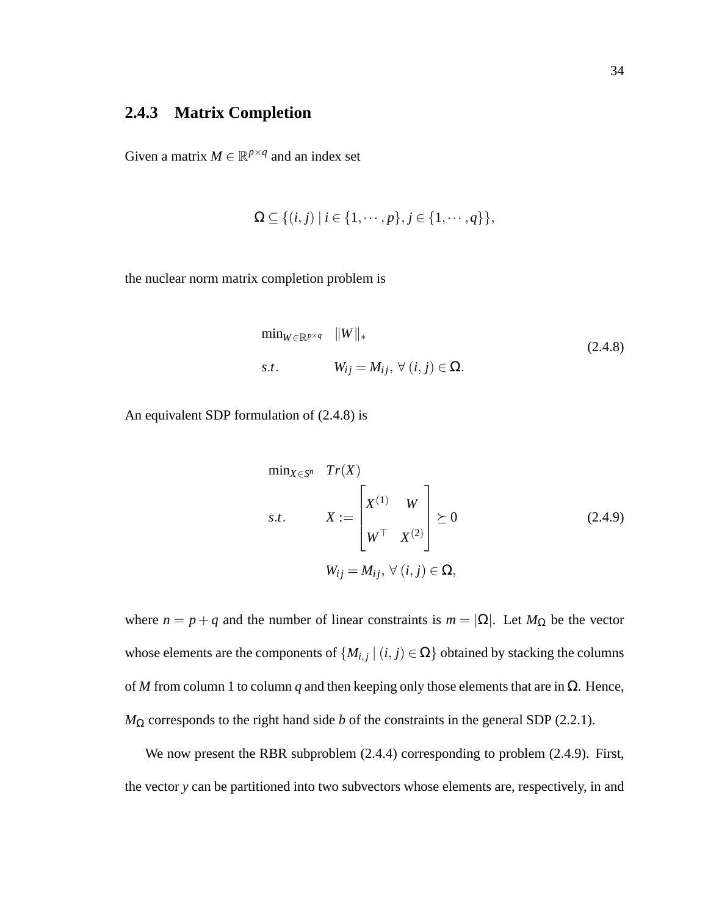### 2.4.3 Matrix Completion

Given a matrix $M \in \mathbb{R}^{p \times q}$ and an index set

$$\Omega \subseteq \{(i,j) \mid i \in \{1,\cdots,p\}, j \in \{1,\cdots,q\}\},$$

the nuclear norm matrix completion problem is

$$\begin{aligned} \min_{W \in \mathbb{R}^{p\times q}} \quad & \|W\|_* \\ s.t. \quad & W_{ij} = M_{ij}, \ \forall\, (i,j) \in \Omega. \end{aligned} \tag{2.4.8}$$

An equivalent SDP formulation of (2.4.8) is

$$\begin{aligned} \min_{X \in S^n} \quad & Tr(X) \\ s.t. \quad & X := \begin{bmatrix} X^{(1)} & W \\ W^\top & X^{(2)} \end{bmatrix} \succeq 0 \\ & W_{ij} = M_{ij}, \ \forall\, (i,j) \in \Omega, \end{aligned} \tag{2.4.9}$$

where $n = p + q$ and the number of linear constraints is $m = |\Omega|$. Let $M_\Omega$ be the vector whose elements are the components of $\{M_{i,j} \mid (i,j) \in \Omega\}$ obtained by stacking the columns of $M$ from column 1 to column $q$ and then keeping only those elements that are in $\Omega$. Hence, $M_\Omega$ corresponds to the right hand side $b$ of the constraints in the general SDP (2.2.1).

We now present the RBR subproblem (2.4.4) corresponding to problem (2.4.9). First, the vector $y$ can be partitioned into two subvectors whose elements are, respectively, in and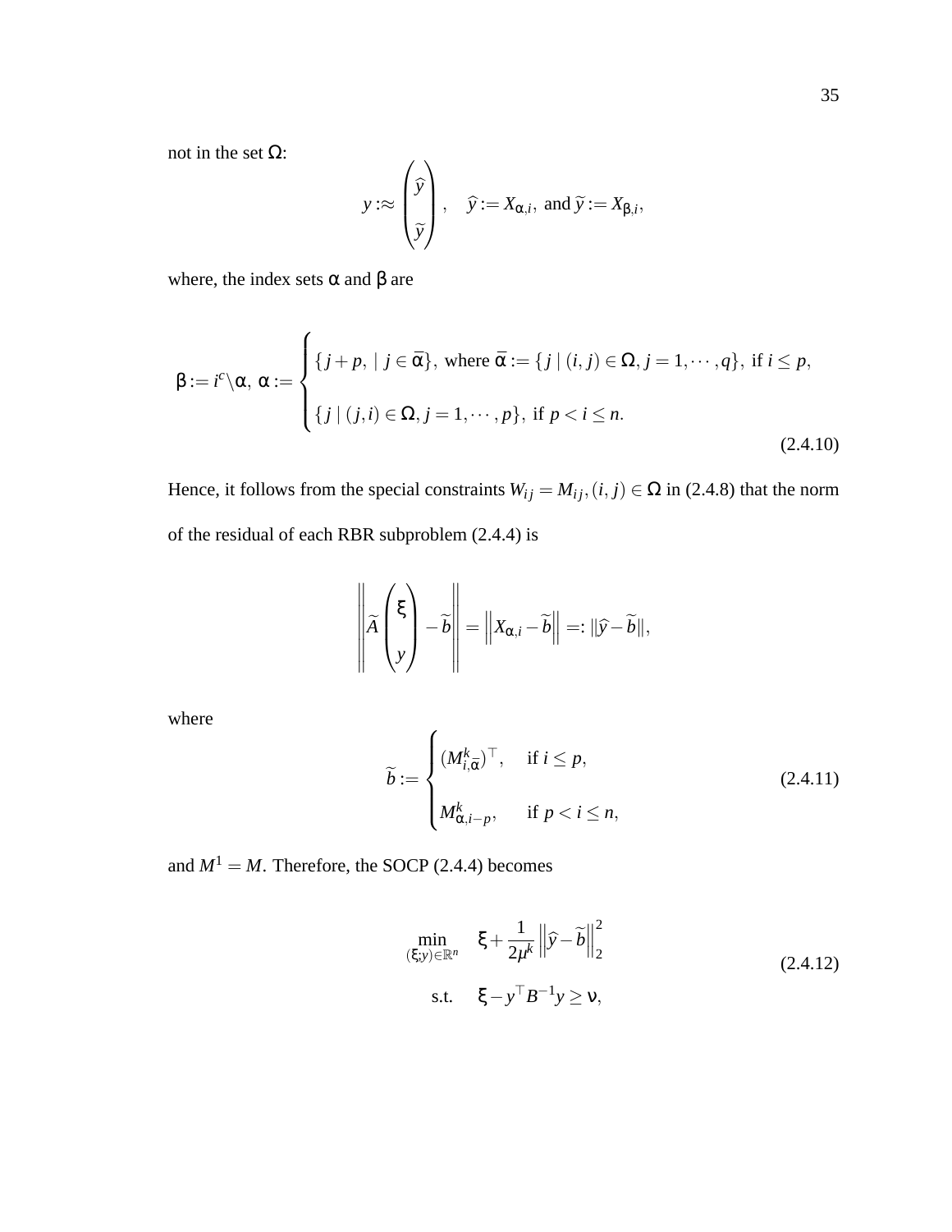not in the set $\Omega$:

$$y :\approx \begin{pmatrix} \widehat{y} \\ \\ \widetilde{y} \end{pmatrix}, \quad \widehat{y} := X_{\alpha,i}, \text{ and } \widetilde{y} := X_{\beta,i},$$

where, the index sets $\alpha$ and $\beta$ are

$$\beta := i^c \backslash \alpha, \ \alpha := \begin{cases} \{j+p, \mid j \in \bar{\alpha}\}, \text{ where } \bar{\alpha} := \{j \mid (i,j) \in \Omega, j = 1, \cdots, q\}, \text{ if } i \leq p, \\ \\ \{j \mid (j,i) \in \Omega, j = 1, \cdots, p\}, \text{ if } p < i \leq n. \end{cases} \tag{2.4.10}$$

Hence, it follows from the special constraints $W_{ij} = M_{ij}, (i,j) \in \Omega$ in (2.4.8) that the norm of the residual of each RBR subproblem (2.4.4) is

$$\left\| \widetilde{A} \begin{pmatrix} \xi \\ \\ y \end{pmatrix} - \widetilde{b} \right\| = \left\| X_{\alpha,i} - \widetilde{b} \right\| =: \|\widehat{y} - \widetilde{b}\|,$$

where

$$\widetilde{b} := \begin{cases} (M^k_{i,\bar{\alpha}})^\top, & \text{if } i \leq p, \\ \\ M^k_{\alpha,i-p}, & \text{if } p < i \leq n, \end{cases} \tag{2.4.11}$$

and $M^1 = M$. Therefore, the SOCP (2.4.4) becomes

$$\begin{aligned} \min_{(\xi;y) \in \mathbb{R}^n} \quad & \xi + \frac{1}{2\mu^k} \left\| \widehat{y} - \widetilde{b} \right\|_2^2 \\ \text{s.t.} \quad & \xi - y^\top B^{-1} y \geq \nu, \end{aligned} \tag{2.4.12}$$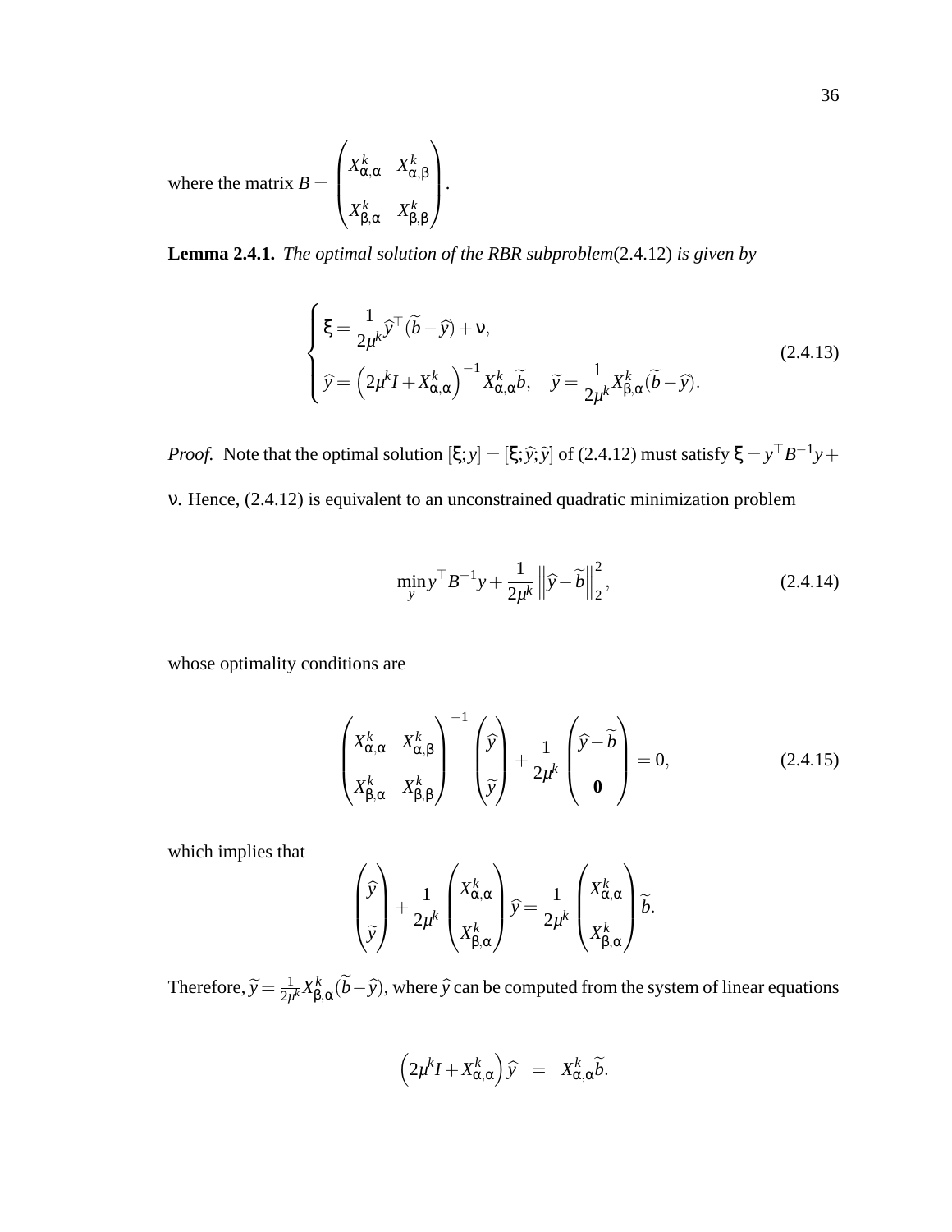where the matrix $B = \begin{pmatrix} X^k_{\alpha,\alpha} & X^k_{\alpha,\beta} \\ X^k_{\beta,\alpha} & X^k_{\beta,\beta} \end{pmatrix}$.

**Lemma 2.4.1.** *The optimal solution of the RBR subproblem*(2.4.12) *is given by*

$$
\begin{cases}
\xi = \frac{1}{2\mu^k}\widehat{y}^\top(\widetilde{b} - \widehat{y}) + \nu, \\
\widehat{y} = \left(2\mu^k I + X^k_{\alpha,\alpha}\right)^{-1} X^k_{\alpha,\alpha}\widetilde{b}, \quad \widetilde{y} = \frac{1}{2\mu^k} X^k_{\beta,\alpha}(\widetilde{b} - \widehat{y}).
\end{cases}
\tag{2.4.13}
$$

*Proof.* Note that the optimal solution $[\xi; y] = [\xi; \widehat{y}; \widetilde{y}]$ of (2.4.12) must satisfy $\xi = y^\top B^{-1} y + \nu$. Hence, (2.4.12) is equivalent to an unconstrained quadratic minimization problem

$$
\min_y y^\top B^{-1} y + \frac{1}{2\mu^k} \left\| \widehat{y} - \widetilde{b} \right\|_2^2,
\tag{2.4.14}
$$

whose optimality conditions are

$$
\begin{pmatrix} X^k_{\alpha,\alpha} & X^k_{\alpha,\beta} \\ X^k_{\beta,\alpha} & X^k_{\beta,\beta} \end{pmatrix}^{-1} \begin{pmatrix} \widehat{y} \\ \widetilde{y} \end{pmatrix} + \frac{1}{2\mu^k} \begin{pmatrix} \widehat{y} - \widetilde{b} \\ \mathbf{0} \end{pmatrix} = 0,
\tag{2.4.15}
$$

which implies that

$$
\begin{pmatrix} \widehat{y} \\ \widetilde{y} \end{pmatrix} + \frac{1}{2\mu^k} \begin{pmatrix} X^k_{\alpha,\alpha} \\ X^k_{\beta,\alpha} \end{pmatrix} \widehat{y} = \frac{1}{2\mu^k} \begin{pmatrix} X^k_{\alpha,\alpha} \\ X^k_{\beta,\alpha} \end{pmatrix} \widetilde{b}.
$$

Therefore, $\widetilde{y} = \frac{1}{2\mu^k} X^k_{\beta,\alpha}(\widetilde{b} - \widehat{y})$, where $\widehat{y}$ can be computed from the system of linear equations

$$
\left(2\mu^k I + X^k_{\alpha,\alpha}\right)\widehat{y} \;\; = \;\; X^k_{\alpha,\alpha}\widetilde{b}.
$$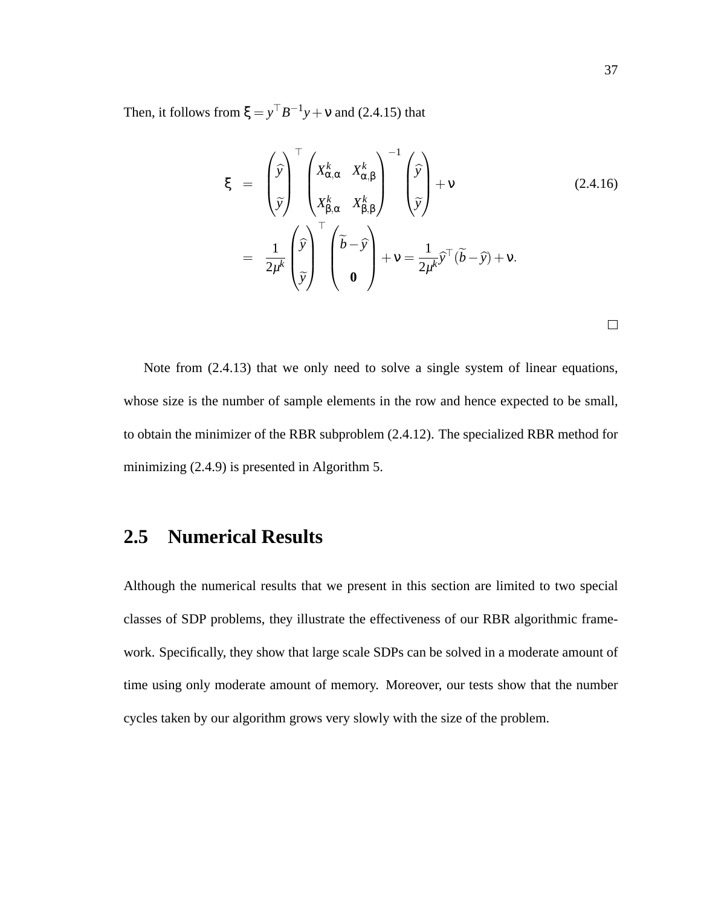Then, it follows from $\xi = y^\top B^{-1} y + \nu$ and (2.4.15) that

$$
\begin{aligned}
\xi &= \begin{pmatrix} \widehat{y} \\ \widetilde{y} \end{pmatrix}^\top \begin{pmatrix} X^k_{\alpha,\alpha} & X^k_{\alpha,\beta} \\ X^k_{\beta,\alpha} & X^k_{\beta,\beta} \end{pmatrix}^{-1} \begin{pmatrix} \widehat{y} \\ \widetilde{y} \end{pmatrix} + \nu \qquad (2.4.16) \\
&= \frac{1}{2\mu^k} \begin{pmatrix} \widehat{y} \\ \widetilde{y} \end{pmatrix}^\top \begin{pmatrix} \widetilde{b} - \widehat{y} \\ \mathbf{0} \end{pmatrix} + \nu = \frac{1}{2\mu^k} \widehat{y}^\top (\widetilde{b} - \widehat{y}) + \nu.
\end{aligned}
$$

□

Note from (2.4.13) that we only need to solve a single system of linear equations, whose size is the number of sample elements in the row and hence expected to be small, to obtain the minimizer of the RBR subproblem (2.4.12). The specialized RBR method for minimizing (2.4.9) is presented in Algorithm 5.

## 2.5 Numerical Results

Although the numerical results that we present in this section are limited to two special classes of SDP problems, they illustrate the effectiveness of our RBR algorithmic framework. Specifically, they show that large scale SDPs can be solved in a moderate amount of time using only moderate amount of memory. Moreover, our tests show that the number cycles taken by our algorithm grows very slowly with the size of the problem.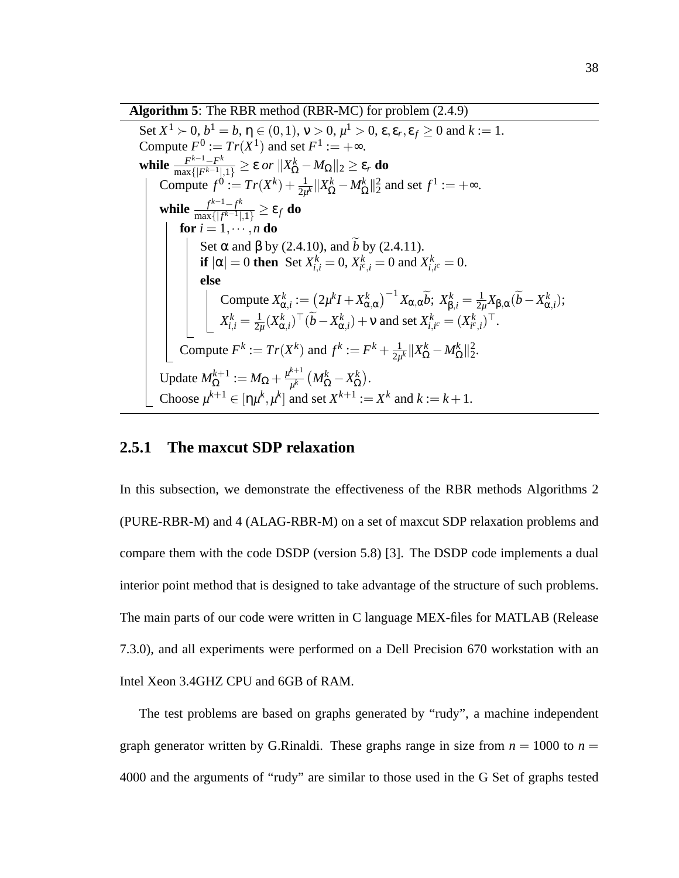**Algorithm 5**: The RBR method (RBR-MC) for problem (2.4.9)

Set $X^1 \succ 0$, $b^1 = b$, $\eta \in (0,1)$, $\nu > 0$, $\mu^1 > 0$, $\varepsilon, \varepsilon_r, \varepsilon_f \geq 0$ and $k := 1$.
Compute $F^0 := Tr(X^1)$ and set $F^1 := +\infty$.
**while** $\frac{F^{k-1} - F^k}{\max\{|F^{k-1}|,1\}} \geq \varepsilon$ *or* $\|X^k_\Omega - M_\Omega\|_2 \geq \varepsilon_r$ **do**
  Compute $f^0 := Tr(X^k) + \frac{1}{2\mu^k}\|X^k_\Omega - M^k_\Omega\|_2^2$ and set $f^1 := +\infty$.
  **while** $\frac{f^{k-1} - f^k}{\max\{|f^{k-1}|,1\}} \geq \varepsilon_f$ **do**
    **for** $i = 1, \cdots, n$ **do**
      Set $\alpha$ and $\beta$ by (2.4.10), and $\widetilde{b}$ by (2.4.11).
      **if** $|\alpha| = 0$ **then** Set $X^k_{i,i} = 0$, $X^k_{i^c,i} = 0$ and $X^k_{i,i^c} = 0$.
      **else**
        Compute $X^k_{\alpha,i} := \left(2\mu^k I + X^k_{\alpha,\alpha}\right)^{-1} X_{\alpha,\alpha}\widetilde{b}$; $X^k_{\beta,i} = \frac{1}{2\mu} X_{\beta,\alpha}(\widetilde{b} - X^k_{\alpha,i})$;
        $X^k_{i,i} = \frac{1}{2\mu}(X^k_{\alpha,i})^\top(\widetilde{b} - X^k_{\alpha,i}) + \nu$ and set $X^k_{i,i^c} = (X^k_{i^c,i})^\top$.
    Compute $F^k := Tr(X^k)$ and $f^k := F^k + \frac{1}{2\mu^k}\|X^k_\Omega - M^k_\Omega\|_2^2$.
  Update $M^{k+1}_\Omega := M_\Omega + \frac{\mu^{k+1}}{\mu^k}\left(M^k_\Omega - X^k_\Omega\right)$.
  Choose $\mu^{k+1} \in [\eta\mu^k, \mu^k]$ and set $X^{k+1} := X^k$ and $k := k+1$.

### 2.5.1 The maxcut SDP relaxation

In this subsection, we demonstrate the effectiveness of the RBR methods Algorithms 2 (PURE-RBR-M) and 4 (ALAG-RBR-M) on a set of maxcut SDP relaxation problems and compare them with the code DSDP (version 5.8) [3]. The DSDP code implements a dual interior point method that is designed to take advantage of the structure of such problems. The main parts of our code were written in C language MEX-files for MATLAB (Release 7.3.0), and all experiments were performed on a Dell Precision 670 workstation with an Intel Xeon 3.4GHZ CPU and 6GB of RAM.

The test problems are based on graphs generated by "rudy", a machine independent graph generator written by G.Rinaldi. These graphs range in size from $n = 1000$ to $n = 4000$ and the arguments of "rudy" are similar to those used in the G Set of graphs tested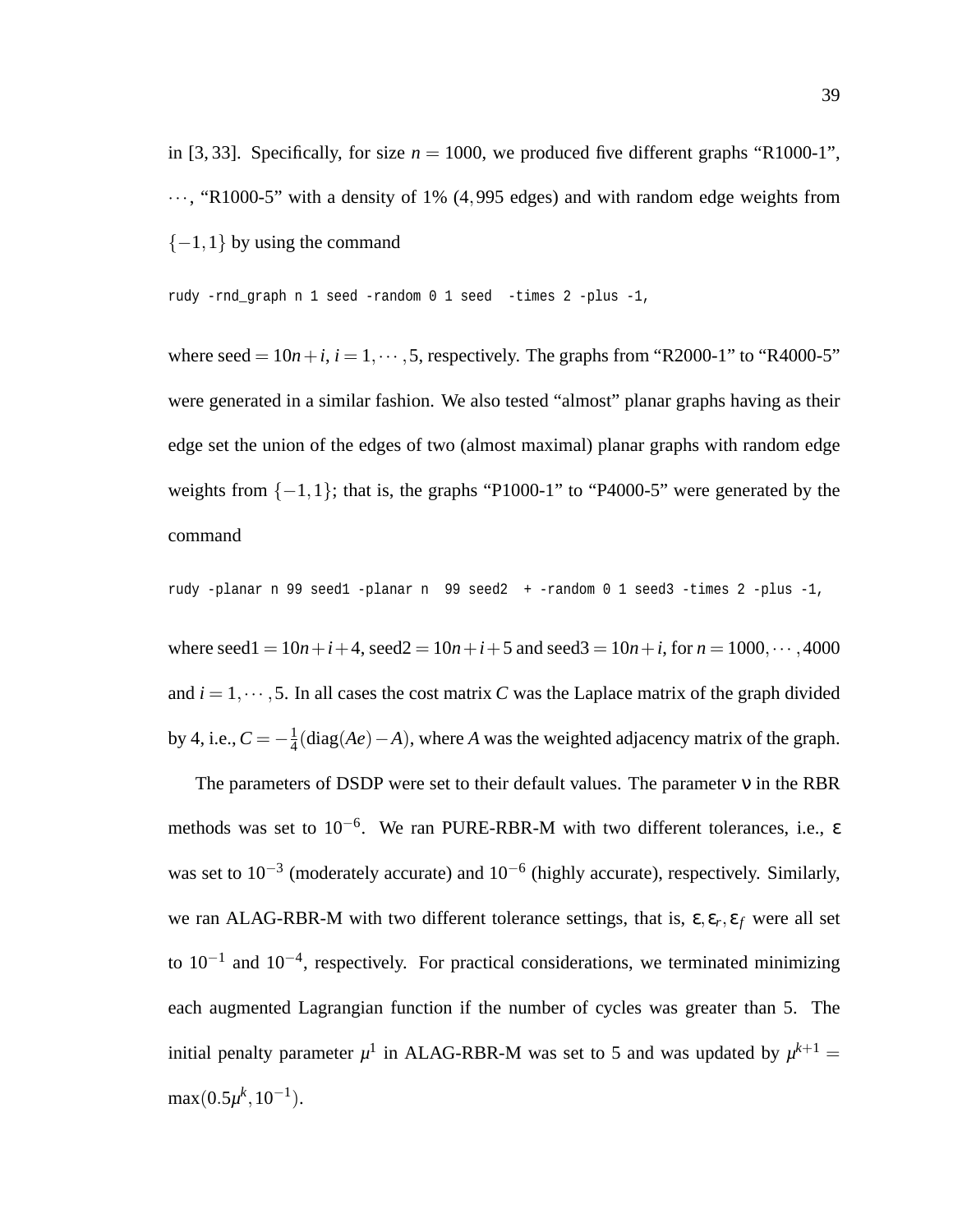in [3, 33]. Specifically, for size $n = 1000$, we produced five different graphs "R1000-1", $\cdots$, "R1000-5" with a density of 1% (4,995 edges) and with random edge weights from $\{-1, 1\}$ by using the command

```
rudy -rnd_graph n 1 seed -random 0 1 seed  -times 2 -plus -1,
```

where seed $= 10n + i$, $i = 1, \cdots, 5$, respectively. The graphs from "R2000-1" to "R4000-5" were generated in a similar fashion. We also tested "almost" planar graphs having as their edge set the union of the edges of two (almost maximal) planar graphs with random edge weights from $\{-1, 1\}$; that is, the graphs "P1000-1" to "P4000-5" were generated by the command

```
rudy -planar n 99 seed1 -planar n  99 seed2  + -random 0 1 seed3 -times 2 -plus -1,
```

where seed1 $= 10n + i + 4$, seed2 $= 10n + i + 5$ and seed3 $= 10n + i$, for $n = 1000, \cdots, 4000$ and $i = 1, \cdots, 5$. In all cases the cost matrix $C$ was the Laplace matrix of the graph divided by 4, i.e., $C = -\frac{1}{4}(\text{diag}(Ae) - A)$, where $A$ was the weighted adjacency matrix of the graph.

The parameters of DSDP were set to their default values. The parameter $\nu$ in the RBR methods was set to $10^{-6}$. We ran PURE-RBR-M with two different tolerances, i.e., $\varepsilon$ was set to $10^{-3}$ (moderately accurate) and $10^{-6}$ (highly accurate), respectively. Similarly, we ran ALAG-RBR-M with two different tolerance settings, that is, $\varepsilon, \varepsilon_r, \varepsilon_f$ were all set to $10^{-1}$ and $10^{-4}$, respectively. For practical considerations, we terminated minimizing each augmented Lagrangian function if the number of cycles was greater than 5. The initial penalty parameter $\mu^1$ in ALAG-RBR-M was set to 5 and was updated by $\mu^{k+1} = \max(0.5\mu^k, 10^{-1})$.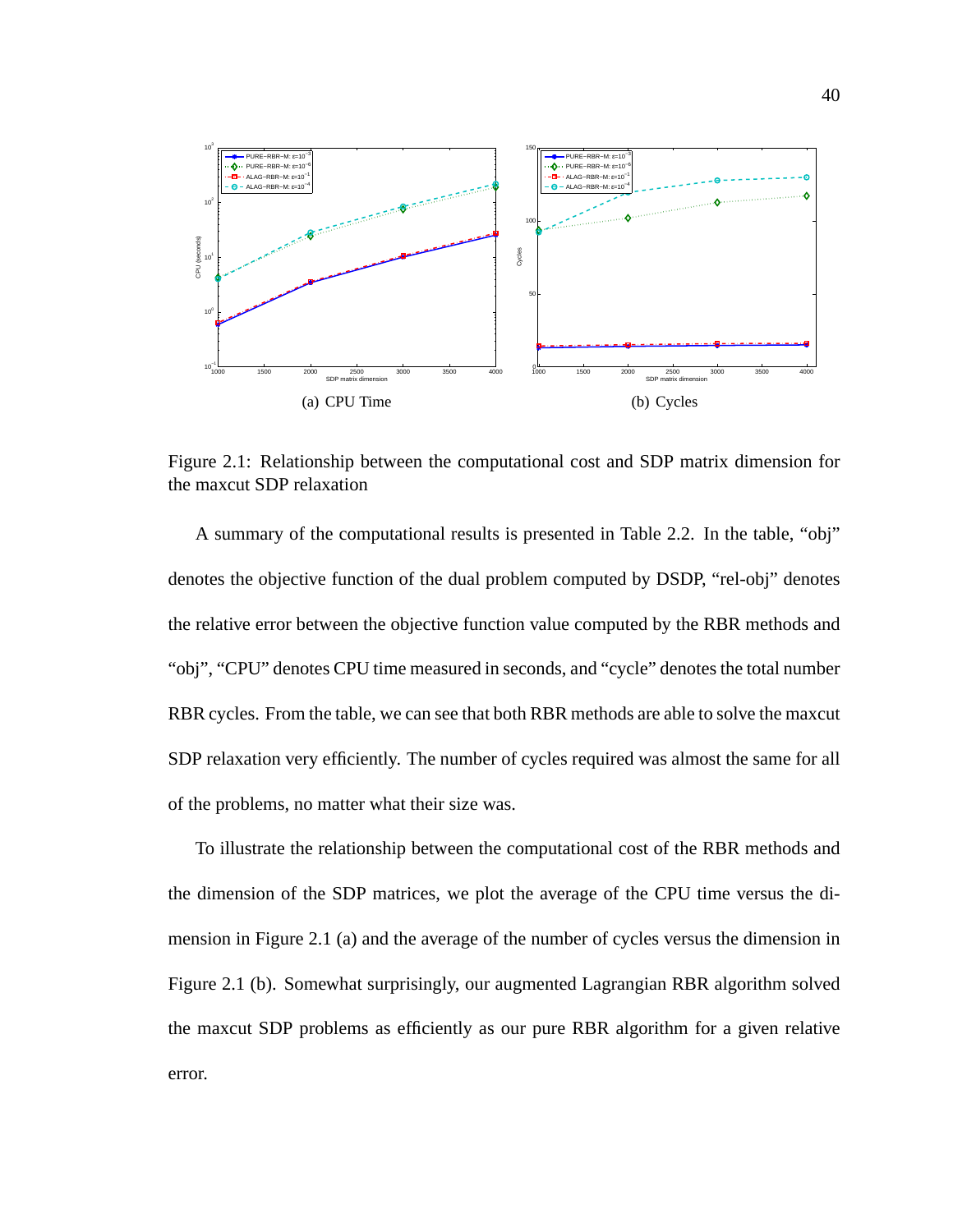(a) CPU Time

(b) Cycles

Figure 2.1: Relationship between the computational cost and SDP matrix dimension for the maxcut SDP relaxation

A summary of the computational results is presented in Table 2.2. In the table, "obj" denotes the objective function of the dual problem computed by DSDP, "rel-obj" denotes the relative error between the objective function value computed by the RBR methods and "obj", "CPU" denotes CPU time measured in seconds, and "cycle" denotes the total number RBR cycles. From the table, we can see that both RBR methods are able to solve the maxcut SDP relaxation very efficiently. The number of cycles required was almost the same for all of the problems, no matter what their size was.

To illustrate the relationship between the computational cost of the RBR methods and the dimension of the SDP matrices, we plot the average of the CPU time versus the dimension in Figure 2.1 (a) and the average of the number of cycles versus the dimension in Figure 2.1 (b). Somewhat surprisingly, our augmented Lagrangian RBR algorithm solved the maxcut SDP problems as efficiently as our pure RBR algorithm for a given relative error.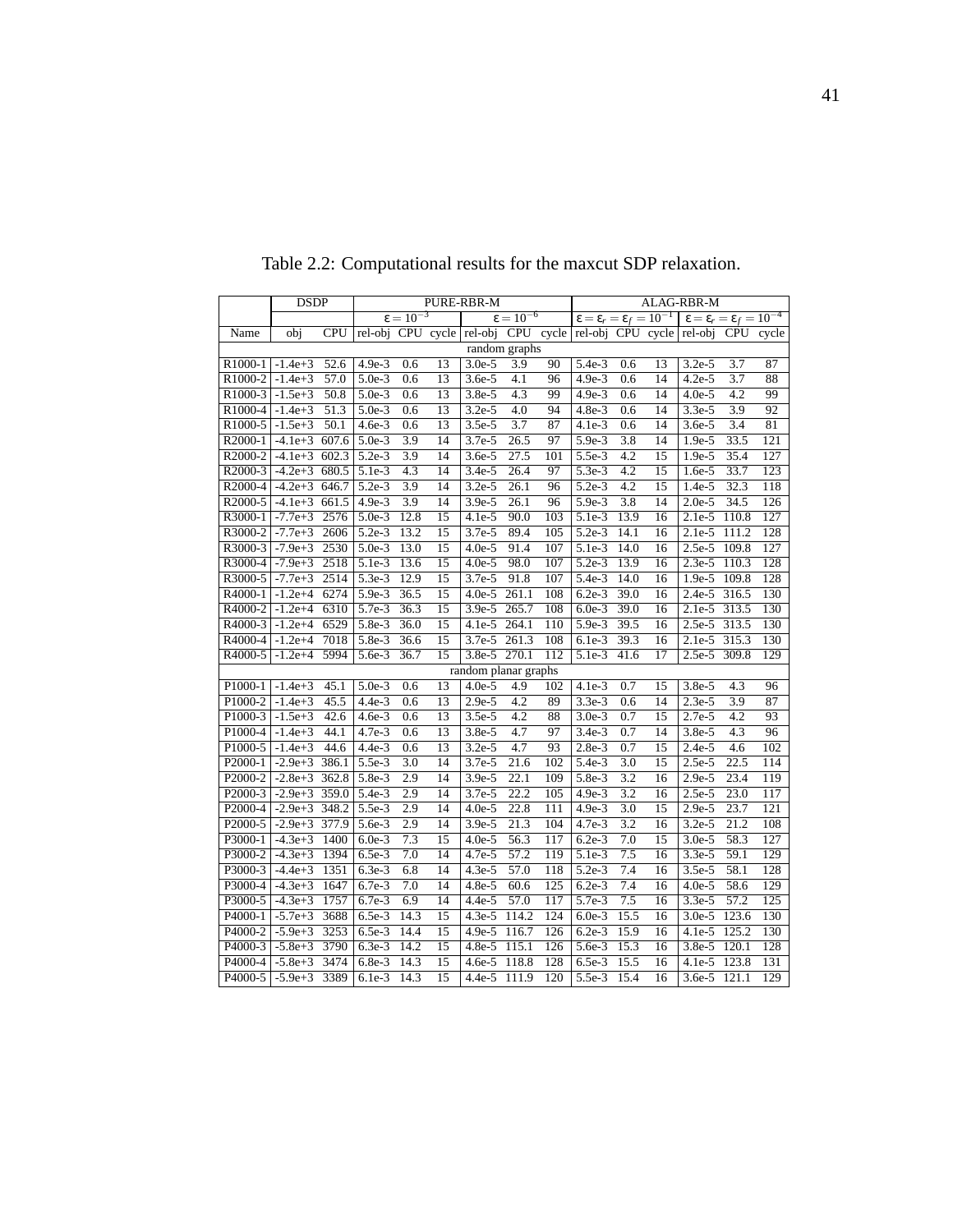Table 2.2: Computational results for the maxcut SDP relaxation.

| | DSDP | | PURE-RBR-M | | | | | | ALAG-RBR-M | | | | | |
|---|---|---|---|---|---|---|---|---|---|---|---|---|---|---|
| | | | $\epsilon = 10^{-3}$ | | | $\epsilon = 10^{-6}$ | | | $\epsilon = \epsilon_r = \epsilon_f = 10^{-1}$ | | | $\epsilon = \epsilon_r = \epsilon_f = 10^{-4}$ | | |
| Name | obj | CPU | rel-obj | CPU | cycle | rel-obj | CPU | cycle | rel-obj | CPU | cycle | rel-obj | CPU | cycle |
| random graphs | | | | | | | | | | | | | | |
| R1000-1 | -1.4e+3 | 52.6 | 4.9e-3 | 0.6 | 13 | 3.0e-5 | 3.9 | 90 | 5.4e-3 | 0.6 | 13 | 3.2e-5 | 3.7 | 87 |
| R1000-2 | -1.4e+3 | 57.0 | 5.0e-3 | 0.6 | 13 | 3.6e-5 | 4.1 | 96 | 4.9e-3 | 0.6 | 14 | 4.2e-5 | 3.7 | 88 |
| R1000-3 | -1.5e+3 | 50.8 | 5.0e-3 | 0.6 | 13 | 3.8e-5 | 4.3 | 99 | 4.9e-3 | 0.6 | 14 | 4.0e-5 | 4.2 | 99 |
| R1000-4 | -1.4e+3 | 51.3 | 5.0e-3 | 0.6 | 13 | 3.2e-5 | 4.0 | 94 | 4.8e-3 | 0.6 | 14 | 3.3e-5 | 3.9 | 92 |
| R1000-5 | -1.5e+3 | 50.1 | 4.6e-3 | 0.6 | 13 | 3.5e-5 | 3.7 | 87 | 4.1e-3 | 0.6 | 14 | 3.6e-5 | 3.4 | 81 |
| R2000-1 | -4.1e+3 | 607.6 | 5.0e-3 | 3.9 | 14 | 3.7e-5 | 26.5 | 97 | 5.9e-3 | 3.8 | 14 | 1.9e-5 | 33.5 | 121 |
| R2000-2 | -4.1e+3 | 602.3 | 5.2e-3 | 3.9 | 14 | 3.6e-5 | 27.5 | 101 | 5.5e-3 | 4.2 | 15 | 1.9e-5 | 35.4 | 127 |
| R2000-3 | -4.2e+3 | 680.5 | 5.1e-3 | 4.3 | 14 | 3.4e-5 | 26.4 | 97 | 5.3e-3 | 4.2 | 15 | 1.6e-5 | 33.7 | 123 |
| R2000-4 | -4.2e+3 | 646.7 | 5.2e-3 | 3.9 | 14 | 3.2e-5 | 26.1 | 96 | 5.2e-3 | 4.2 | 15 | 1.4e-5 | 32.3 | 118 |
| R2000-5 | -4.1e+3 | 661.5 | 4.9e-3 | 3.9 | 14 | 3.9e-5 | 26.1 | 96 | 5.9e-3 | 3.8 | 14 | 2.0e-5 | 34.5 | 126 |
| R3000-1 | -7.7e+3 | 2576 | 5.0e-3 | 12.8 | 15 | 4.1e-5 | 90.0 | 103 | 5.1e-3 | 13.9 | 16 | 2.1e-5 | 110.8 | 127 |
| R3000-2 | -7.7e+3 | 2606 | 5.2e-3 | 13.2 | 15 | 3.7e-5 | 89.4 | 105 | 5.2e-3 | 14.1 | 16 | 2.1e-5 | 111.2 | 128 |
| R3000-3 | -7.9e+3 | 2530 | 5.0e-3 | 13.0 | 15 | 4.0e-5 | 91.4 | 107 | 5.1e-3 | 14.0 | 16 | 2.5e-5 | 109.8 | 127 |
| R3000-4 | -7.9e+3 | 2518 | 5.1e-3 | 13.6 | 15 | 4.0e-5 | 98.0 | 107 | 5.2e-3 | 13.9 | 16 | 2.3e-5 | 110.3 | 128 |
| R3000-5 | -7.7e+3 | 2514 | 5.3e-3 | 12.9 | 15 | 3.7e-5 | 91.8 | 107 | 5.4e-3 | 14.0 | 16 | 1.9e-5 | 109.8 | 128 |
| R4000-1 | -1.2e+4 | 6274 | 5.9e-3 | 36.5 | 15 | 4.0e-5 | 261.1 | 108 | 6.2e-3 | 39.0 | 16 | 2.4e-5 | 316.5 | 130 |
| R4000-2 | -1.2e+4 | 6310 | 5.7e-3 | 36.3 | 15 | 3.9e-5 | 265.7 | 108 | 6.0e-3 | 39.0 | 16 | 2.1e-5 | 313.5 | 130 |
| R4000-3 | -1.2e+4 | 6529 | 5.8e-3 | 36.0 | 15 | 4.1e-5 | 264.1 | 110 | 5.9e-3 | 39.5 | 16 | 2.5e-5 | 313.5 | 130 |
| R4000-4 | -1.2e+4 | 7018 | 5.8e-3 | 36.6 | 15 | 3.7e-5 | 261.3 | 108 | 6.1e-3 | 39.3 | 16 | 2.1e-5 | 315.3 | 130 |
| R4000-5 | -1.2e+4 | 5994 | 5.6e-3 | 36.7 | 15 | 3.8e-5 | 270.1 | 112 | 5.1e-3 | 41.6 | 17 | 2.5e-5 | 309.8 | 129 |
| random planar graphs | | | | | | | | | | | | | | |
| P1000-1 | -1.4e+3 | 45.1 | 5.0e-3 | 0.6 | 13 | 4.0e-5 | 4.9 | 102 | 4.1e-3 | 0.7 | 15 | 3.8e-5 | 4.3 | 96 |
| P1000-2 | -1.4e+3 | 45.5 | 4.4e-3 | 0.6 | 13 | 2.9e-5 | 4.2 | 89 | 3.3e-3 | 0.6 | 14 | 2.3e-5 | 3.9 | 87 |
| P1000-3 | -1.5e+3 | 42.6 | 4.6e-3 | 0.6 | 13 | 3.5e-5 | 4.2 | 88 | 3.0e-3 | 0.7 | 15 | 2.7e-5 | 4.2 | 93 |
| P1000-4 | -1.4e+3 | 44.1 | 4.7e-3 | 0.6 | 13 | 3.8e-5 | 4.7 | 97 | 3.4e-3 | 0.7 | 14 | 3.8e-5 | 4.3 | 96 |
| P1000-5 | -1.4e+3 | 44.6 | 4.4e-3 | 0.6 | 13 | 3.2e-5 | 4.7 | 93 | 2.8e-3 | 0.7 | 15 | 2.4e-5 | 4.6 | 102 |
| P2000-1 | -2.9e+3 | 386.1 | 5.5e-3 | 3.0 | 14 | 3.7e-5 | 21.6 | 102 | 5.4e-3 | 3.0 | 15 | 2.5e-5 | 22.5 | 114 |
| P2000-2 | -2.8e+3 | 362.8 | 5.8e-3 | 2.9 | 14 | 3.9e-5 | 22.1 | 109 | 5.8e-3 | 3.2 | 16 | 2.9e-5 | 23.4 | 119 |
| P2000-3 | -2.9e+3 | 359.0 | 5.4e-3 | 2.9 | 14 | 3.7e-5 | 22.2 | 105 | 4.9e-3 | 3.2 | 16 | 2.5e-5 | 23.0 | 117 |
| P2000-4 | -2.9e+3 | 348.2 | 5.5e-3 | 2.9 | 14 | 4.0e-5 | 22.8 | 111 | 4.9e-3 | 3.0 | 15 | 2.9e-5 | 23.7 | 121 |
| P2000-5 | -2.9e+3 | 377.9 | 5.6e-3 | 2.9 | 14 | 3.9e-5 | 21.3 | 104 | 4.7e-3 | 3.2 | 16 | 3.2e-5 | 21.2 | 108 |
| P3000-1 | -4.3e+3 | 1400 | 6.0e-3 | 7.3 | 15 | 4.0e-5 | 56.3 | 117 | 6.2e-3 | 7.0 | 15 | 3.0e-5 | 58.3 | 127 |
| P3000-2 | -4.3e+3 | 1394 | 6.5e-3 | 7.0 | 14 | 4.7e-5 | 57.2 | 119 | 5.1e-3 | 7.5 | 16 | 3.3e-5 | 59.1 | 129 |
| P3000-3 | -4.4e+3 | 1351 | 6.3e-3 | 6.8 | 14 | 4.3e-5 | 57.0 | 118 | 5.2e-3 | 7.4 | 16 | 3.5e-5 | 58.1 | 128 |
| P3000-4 | -4.3e+3 | 1647 | 6.7e-3 | 7.0 | 14 | 4.8e-5 | 60.6 | 125 | 6.2e-3 | 7.4 | 16 | 4.0e-5 | 58.6 | 129 |
| P3000-5 | -4.3e+3 | 1757 | 6.7e-3 | 6.9 | 14 | 4.4e-5 | 57.0 | 117 | 5.7e-3 | 7.5 | 16 | 3.3e-5 | 57.2 | 125 |
| P4000-1 | -5.7e+3 | 3688 | 6.5e-3 | 14.3 | 15 | 4.3e-5 | 114.2 | 124 | 6.0e-3 | 15.5 | 16 | 3.0e-5 | 123.6 | 130 |
| P4000-2 | -5.9e+3 | 3253 | 6.5e-3 | 14.4 | 15 | 4.9e-5 | 116.7 | 126 | 6.2e-3 | 15.9 | 16 | 4.1e-5 | 125.2 | 130 |
| P4000-3 | -5.8e+3 | 3790 | 6.3e-3 | 14.2 | 15 | 4.8e-5 | 115.1 | 126 | 5.6e-3 | 15.3 | 16 | 3.8e-5 | 120.1 | 128 |
| P4000-4 | -5.8e+3 | 3474 | 6.8e-3 | 14.3 | 15 | 4.6e-5 | 118.8 | 128 | 6.5e-3 | 15.5 | 16 | 4.1e-5 | 123.8 | 131 |
| P4000-5 | -5.9e+3 | 3389 | 6.1e-3 | 14.3 | 15 | 4.4e-5 | 111.9 | 120 | 5.5e-3 | 15.4 | 16 | 3.6e-5 | 121.1 | 129 |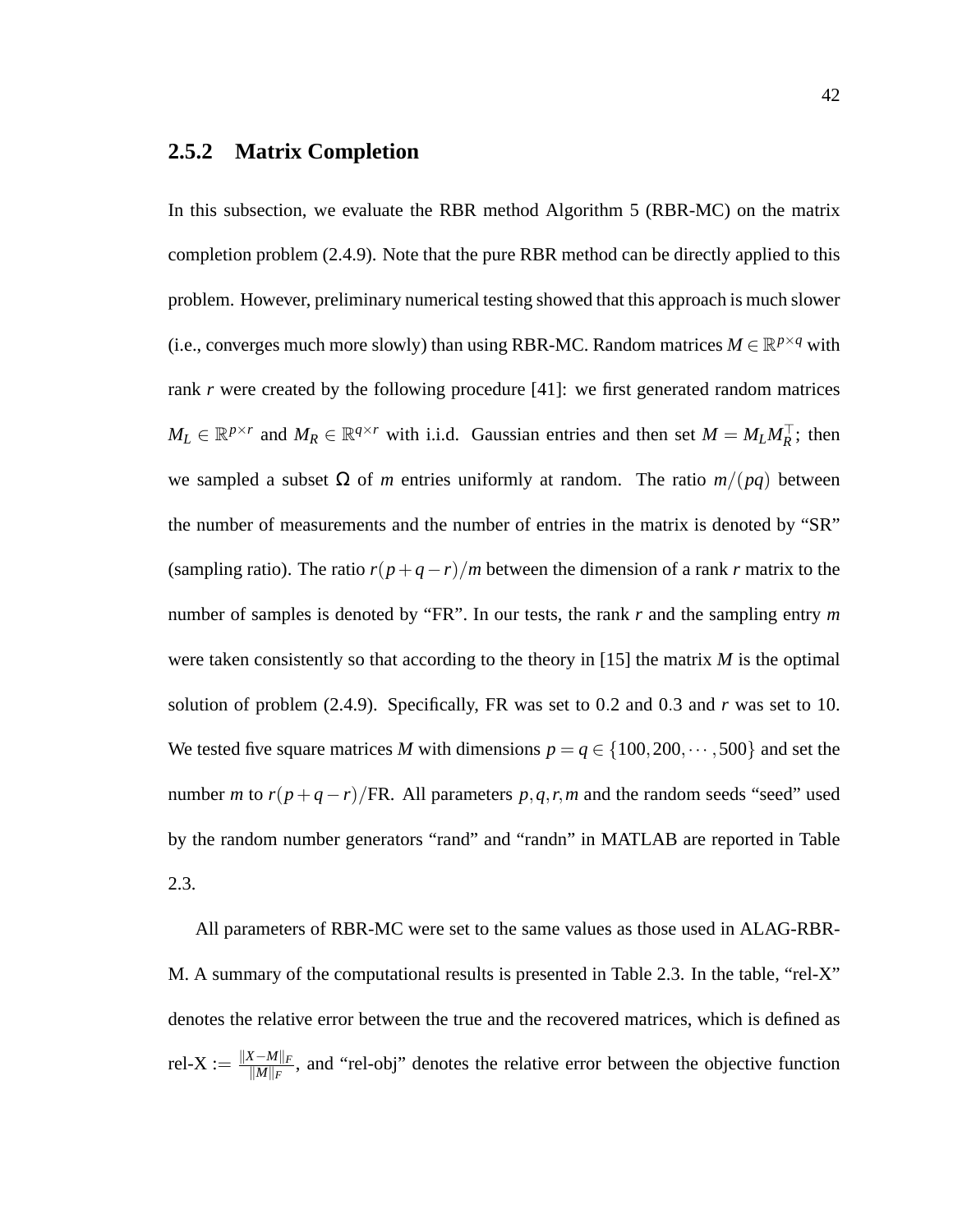### 2.5.2 Matrix Completion

In this subsection, we evaluate the RBR method Algorithm 5 (RBR-MC) on the matrix completion problem (2.4.9). Note that the pure RBR method can be directly applied to this problem. However, preliminary numerical testing showed that this approach is much slower (i.e., converges much more slowly) than using RBR-MC. Random matrices $M \in \mathbb{R}^{p \times q}$ with rank $r$ were created by the following procedure [41]: we first generated random matrices $M_L \in \mathbb{R}^{p \times r}$ and $M_R \in \mathbb{R}^{q \times r}$ with i.i.d. Gaussian entries and then set $M = M_L M_R^\top$; then we sampled a subset $\Omega$ of $m$ entries uniformly at random. The ratio $m/(pq)$ between the number of measurements and the number of entries in the matrix is denoted by "SR" (sampling ratio). The ratio $r(p+q-r)/m$ between the dimension of a rank $r$ matrix to the number of samples is denoted by "FR". In our tests, the rank $r$ and the sampling entry $m$ were taken consistently so that according to the theory in [15] the matrix $M$ is the optimal solution of problem (2.4.9). Specifically, FR was set to 0.2 and 0.3 and $r$ was set to 10. We tested five square matrices $M$ with dimensions $p = q \in \{100, 200, \cdots, 500\}$ and set the number $m$ to $r(p+q-r)/\text{FR}$. All parameters $p, q, r, m$ and the random seeds "seed" used by the random number generators "rand" and "randn" in MATLAB are reported in Table 2.3.

All parameters of RBR-MC were set to the same values as those used in ALAG-RBR-M. A summary of the computational results is presented in Table 2.3. In the table, "rel-X" denotes the relative error between the true and the recovered matrices, which is defined as rel-X $:= \frac{\|X-M\|_F}{\|M\|_F}$, and "rel-obj" denotes the relative error between the objective function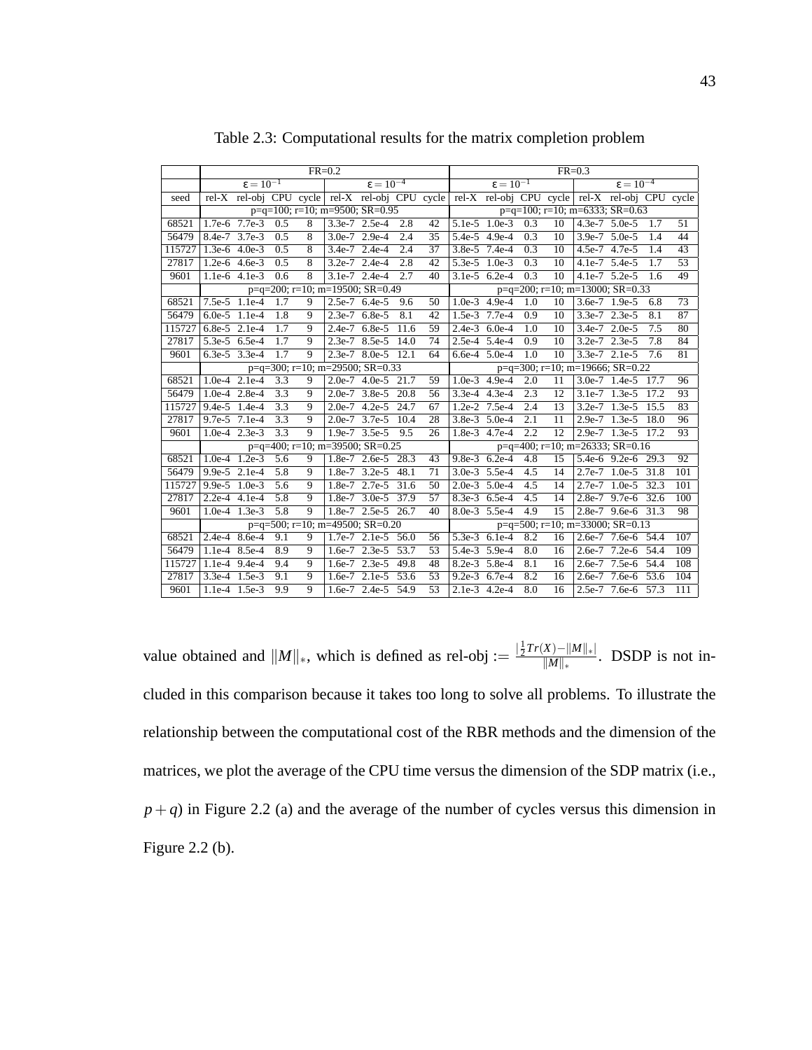Table 2.3: Computational results for the matrix completion problem

| | FR=0.2 | | | | | | | | FR=0.3 | | | | | | | |
|---|---|---|---|---|---|---|---|---|---|---|---|---|---|---|---|---|
| | $\varepsilon = 10^{-1}$ | | | | $\varepsilon = 10^{-4}$ | | | | $\varepsilon = 10^{-1}$ | | | | $\varepsilon = 10^{-4}$ | | | |
| seed | rel-X | rel-obj | CPU | cycle | rel-X | rel-obj | CPU | cycle | rel-X | rel-obj | CPU | cycle | rel-X | rel-obj | CPU | cycle |
| | p=q=100; r=10; m=9500; SR=0.95 | | | | | | | | p=q=100; r=10; m=6333; SR=0.63 | | | | | | | |
| 68521 | 1.7e-6 | 7.7e-3 | 0.5 | 8 | 3.3e-7 | 2.5e-4 | 2.8 | 42 | 5.1e-5 | 1.0e-3 | 0.3 | 10 | 4.3e-7 | 5.0e-5 | 1.7 | 51 |
| 56479 | 8.4e-7 | 3.7e-3 | 0.5 | 8 | 3.0e-7 | 2.9e-4 | 2.4 | 35 | 5.4e-5 | 4.9e-4 | 0.3 | 10 | 3.9e-7 | 5.0e-5 | 1.4 | 44 |
| 115727 | 1.3e-6 | 4.0e-3 | 0.5 | 8 | 3.4e-7 | 2.4e-4 | 2.4 | 37 | 3.8e-5 | 7.4e-4 | 0.3 | 10 | 4.5e-7 | 4.7e-5 | 1.4 | 43 |
| 27817 | 1.2e-6 | 4.6e-3 | 0.5 | 8 | 3.2e-7 | 2.4e-4 | 2.8 | 42 | 5.3e-5 | 1.0e-3 | 0.3 | 10 | 4.1e-7 | 5.4e-5 | 1.7 | 53 |
| 9601 | 1.1e-6 | 4.1e-3 | 0.6 | 8 | 3.1e-7 | 2.4e-4 | 2.7 | 40 | 3.1e-5 | 6.2e-4 | 0.3 | 10 | 4.1e-7 | 5.2e-5 | 1.6 | 49 |
| | p=q=200; r=10; m=19500; SR=0.49 | | | | | | | | p=q=200; r=10; m=13000; SR=0.33 | | | | | | | |
| 68521 | 7.5e-5 | 1.1e-4 | 1.7 | 9 | 2.5e-7 | 6.4e-5 | 9.6 | 50 | 1.0e-3 | 4.9e-4 | 1.0 | 10 | 3.6e-7 | 1.9e-5 | 6.8 | 73 |
| 56479 | 6.0e-5 | 1.1e-4 | 1.8 | 9 | 2.3e-7 | 6.8e-5 | 8.1 | 42 | 1.5e-3 | 7.7e-4 | 0.9 | 10 | 3.3e-7 | 2.3e-5 | 8.1 | 87 |
| 115727 | 6.8e-5 | 2.1e-4 | 1.7 | 9 | 2.4e-7 | 6.8e-5 | 11.6 | 59 | 2.4e-3 | 6.0e-4 | 1.0 | 10 | 3.4e-7 | 2.0e-5 | 7.5 | 80 |
| 27817 | 5.3e-5 | 6.5e-4 | 1.7 | 9 | 2.3e-7 | 8.5e-5 | 14.0 | 74 | 2.5e-4 | 5.4e-4 | 0.9 | 10 | 3.2e-7 | 2.3e-5 | 7.8 | 84 |
| 9601 | 6.3e-5 | 3.3e-4 | 1.7 | 9 | 2.3e-7 | 8.0e-5 | 12.1 | 64 | 6.6e-4 | 5.0e-4 | 1.0 | 10 | 3.3e-7 | 2.1e-5 | 7.6 | 81 |
| | p=q=300; r=10; m=29500; SR=0.33 | | | | | | | | p=q=300; r=10; m=19666; SR=0.22 | | | | | | | |
| 68521 | 1.0e-4 | 2.1e-4 | 3.3 | 9 | 2.0e-7 | 4.0e-5 | 21.7 | 59 | 1.0e-3 | 4.9e-4 | 2.0 | 11 | 3.0e-7 | 1.4e-5 | 17.7 | 96 |
| 56479 | 1.0e-4 | 2.8e-4 | 3.3 | 9 | 2.0e-7 | 3.8e-5 | 20.8 | 56 | 3.3e-4 | 4.3e-4 | 2.3 | 12 | 3.1e-7 | 1.3e-5 | 17.2 | 93 |
| 115727 | 9.4e-5 | 1.4e-4 | 3.3 | 9 | 2.0e-7 | 4.2e-5 | 24.7 | 67 | 1.2e-2 | 7.5e-4 | 2.4 | 13 | 3.2e-7 | 1.3e-5 | 15.5 | 83 |
| 27817 | 9.7e-5 | 7.1e-4 | 3.3 | 9 | 2.0e-7 | 3.7e-5 | 10.4 | 28 | 3.8e-3 | 5.0e-4 | 2.1 | 11 | 2.9e-7 | 1.3e-5 | 18.0 | 96 |
| 9601 | 1.0e-4 | 2.3e-3 | 3.3 | 9 | 1.9e-7 | 3.5e-5 | 9.5 | 26 | 1.8e-3 | 4.7e-4 | 2.2 | 12 | 2.9e-7 | 1.3e-5 | 17.2 | 93 |
| | p=q=400; r=10; m=39500; SR=0.25 | | | | | | | | p=q=400; r=10; m=26333; SR=0.16 | | | | | | | |
| 68521 | 1.0e-4 | 1.2e-3 | 5.6 | 9 | 1.8e-7 | 2.6e-5 | 28.3 | 43 | 9.8e-3 | 6.2e-4 | 4.8 | 15 | 5.4e-6 | 9.2e-6 | 29.3 | 92 |
| 56479 | 9.9e-5 | 2.1e-4 | 5.8 | 9 | 1.8e-7 | 3.2e-5 | 48.1 | 71 | 3.0e-3 | 5.5e-4 | 4.5 | 14 | 2.7e-7 | 1.0e-5 | 31.8 | 101 |
| 115727 | 9.9e-5 | 1.0e-3 | 5.6 | 9 | 1.8e-7 | 2.7e-5 | 31.6 | 50 | 2.0e-3 | 5.0e-4 | 4.5 | 14 | 2.7e-7 | 1.0e-5 | 32.3 | 101 |
| 27817 | 2.2e-4 | 4.1e-4 | 5.8 | 9 | 1.8e-7 | 3.0e-5 | 37.9 | 57 | 8.3e-3 | 6.5e-4 | 4.5 | 14 | 2.8e-7 | 9.7e-6 | 32.6 | 100 |
| 9601 | 1.0e-4 | 1.3e-3 | 5.8 | 9 | 1.8e-7 | 2.5e-5 | 26.7 | 40 | 8.0e-3 | 5.5e-4 | 4.9 | 15 | 2.8e-7 | 9.6e-6 | 31.3 | 98 |
| | p=q=500; r=10; m=49500; SR=0.20 | | | | | | | | p=q=500; r=10; m=33000; SR=0.13 | | | | | | | |
| 68521 | 2.4e-4 | 8.6e-4 | 9.1 | 9 | 1.7e-7 | 2.1e-5 | 56.0 | 56 | 5.3e-3 | 6.1e-4 | 8.2 | 16 | 2.6e-7 | 7.6e-6 | 54.4 | 107 |
| 56479 | 1.1e-4 | 8.5e-4 | 8.9 | 9 | 1.6e-7 | 2.3e-5 | 53.7 | 53 | 5.4e-3 | 5.9e-4 | 8.0 | 16 | 2.6e-7 | 7.2e-6 | 54.4 | 109 |
| 115727 | 1.1e-4 | 9.4e-4 | 9.4 | 9 | 1.6e-7 | 2.3e-5 | 49.8 | 48 | 8.2e-3 | 5.8e-4 | 8.1 | 16 | 2.6e-7 | 7.5e-6 | 54.4 | 108 |
| 27817 | 3.3e-4 | 1.5e-3 | 9.1 | 9 | 1.6e-7 | 2.1e-5 | 53.6 | 53 | 9.2e-3 | 6.7e-4 | 8.2 | 16 | 2.6e-7 | 7.6e-6 | 53.6 | 104 |
| 9601 | 1.1e-4 | 1.5e-3 | 9.9 | 9 | 1.6e-7 | 2.4e-5 | 54.9 | 53 | 2.1e-3 | 4.2e-4 | 8.0 | 16 | 2.5e-7 | 7.6e-6 | 57.3 | 111 |

value obtained and $\|M\|_*$, which is defined as rel-obj $:= \frac{|\frac{1}{2}Tr(X)-\|M\|_*|}{\|M\|_*}$. DSDP is not included in this comparison because it takes too long to solve all problems. To illustrate the relationship between the computational cost of the RBR methods and the dimension of the matrices, we plot the average of the CPU time versus the dimension of the SDP matrix (i.e., $p+q$) in Figure 2.2 (a) and the average of the number of cycles versus this dimension in Figure 2.2 (b).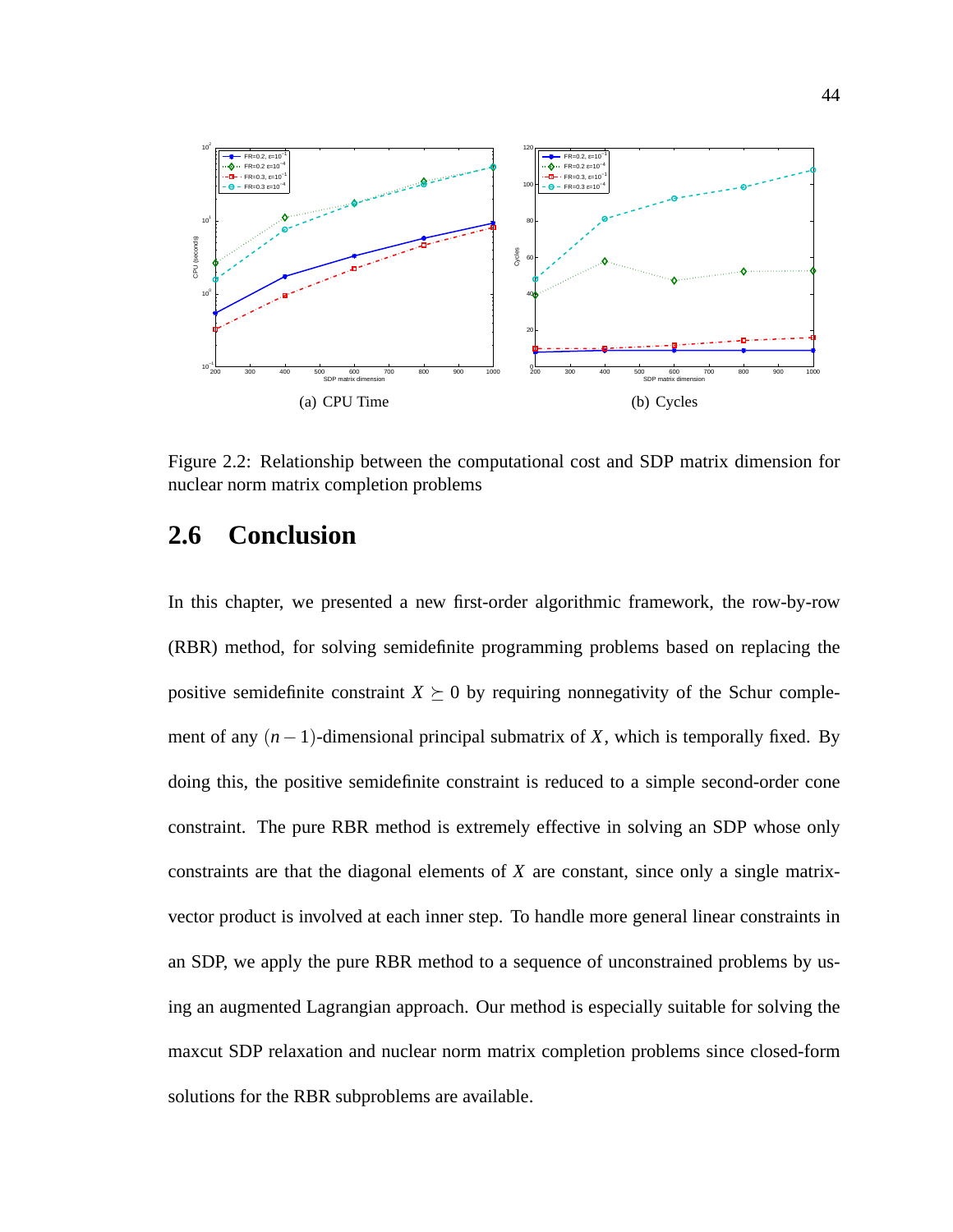(a) CPU Time

(b) Cycles

Figure 2.2: Relationship between the computational cost and SDP matrix dimension for nuclear norm matrix completion problems

## 2.6 Conclusion

In this chapter, we presented a new first-order algorithmic framework, the row-by-row (RBR) method, for solving semidefinite programming problems based on replacing the positive semidefinite constraint $X \succeq 0$ by requiring nonnegativity of the Schur complement of any $(n-1)$-dimensional principal submatrix of $X$, which is temporally fixed. By doing this, the positive semidefinite constraint is reduced to a simple second-order cone constraint. The pure RBR method is extremely effective in solving an SDP whose only constraints are that the diagonal elements of $X$ are constant, since only a single matrix-vector product is involved at each inner step. To handle more general linear constraints in an SDP, we apply the pure RBR method to a sequence of unconstrained problems by using an augmented Lagrangian approach. Our method is especially suitable for solving the maxcut SDP relaxation and nuclear norm matrix completion problems since closed-form solutions for the RBR subproblems are available.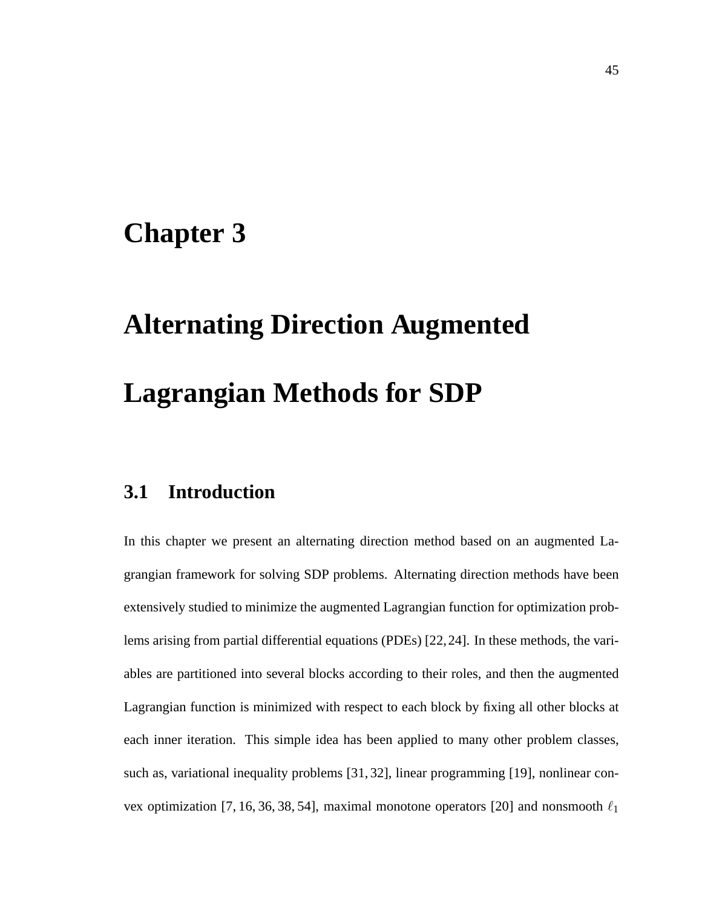# Chapter 3

# Alternating Direction Augmented Lagrangian Methods for SDP

## 3.1 Introduction

In this chapter we present an alternating direction method based on an augmented Lagrangian framework for solving SDP problems. Alternating direction methods have been extensively studied to minimize the augmented Lagrangian function for optimization problems arising from partial differential equations (PDEs) [22, 24]. In these methods, the variables are partitioned into several blocks according to their roles, and then the augmented Lagrangian function is minimized with respect to each block by fixing all other blocks at each inner iteration. This simple idea has been applied to many other problem classes, such as, variational inequality problems [31, 32], linear programming [19], nonlinear convex optimization [7, 16, 36, 38, 54], maximal monotone operators [20] and nonsmooth $\ell_1$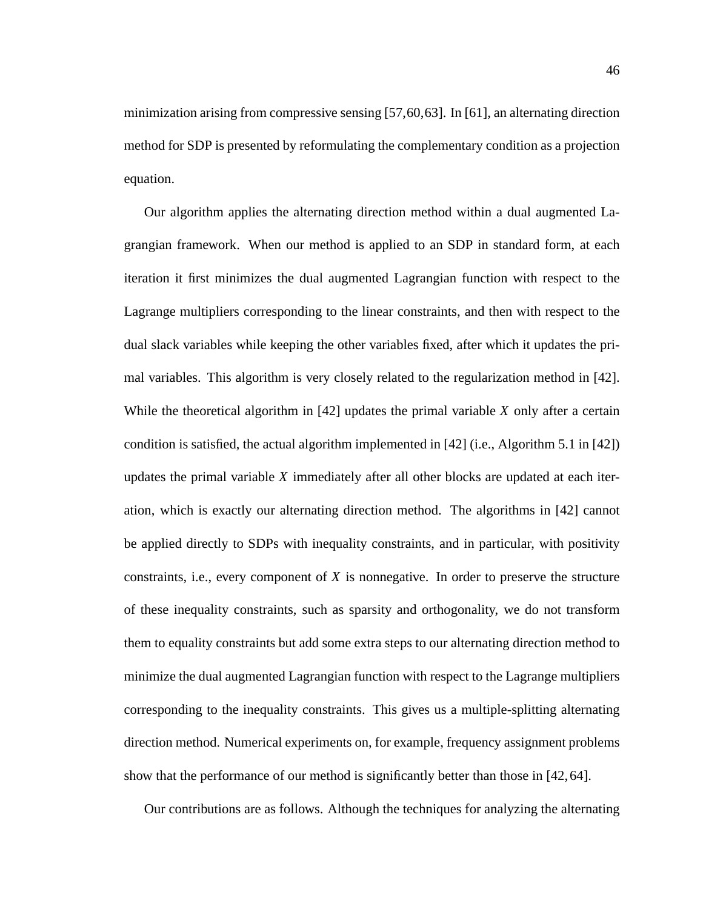minimization arising from compressive sensing [57,60,63]. In [61], an alternating direction method for SDP is presented by reformulating the complementary condition as a projection equation.

Our algorithm applies the alternating direction method within a dual augmented Lagrangian framework. When our method is applied to an SDP in standard form, at each iteration it first minimizes the dual augmented Lagrangian function with respect to the Lagrange multipliers corresponding to the linear constraints, and then with respect to the dual slack variables while keeping the other variables fixed, after which it updates the primal variables. This algorithm is very closely related to the regularization method in [42]. While the theoretical algorithm in [42] updates the primal variable $X$ only after a certain condition is satisfied, the actual algorithm implemented in [42] (i.e., Algorithm 5.1 in [42]) updates the primal variable $X$ immediately after all other blocks are updated at each iteration, which is exactly our alternating direction method. The algorithms in [42] cannot be applied directly to SDPs with inequality constraints, and in particular, with positivity constraints, i.e., every component of $X$ is nonnegative. In order to preserve the structure of these inequality constraints, such as sparsity and orthogonality, we do not transform them to equality constraints but add some extra steps to our alternating direction method to minimize the dual augmented Lagrangian function with respect to the Lagrange multipliers corresponding to the inequality constraints. This gives us a multiple-splitting alternating direction method. Numerical experiments on, for example, frequency assignment problems show that the performance of our method is significantly better than those in [42, 64].

Our contributions are as follows. Although the techniques for analyzing the alternating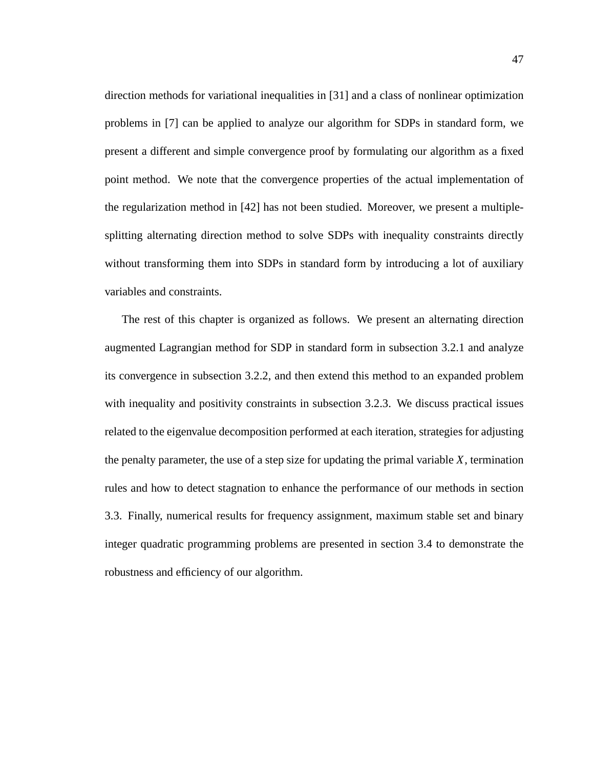direction methods for variational inequalities in [31] and a class of nonlinear optimization problems in [7] can be applied to analyze our algorithm for SDPs in standard form, we present a different and simple convergence proof by formulating our algorithm as a fixed point method. We note that the convergence properties of the actual implementation of the regularization method in [42] has not been studied. Moreover, we present a multiple-splitting alternating direction method to solve SDPs with inequality constraints directly without transforming them into SDPs in standard form by introducing a lot of auxiliary variables and constraints.

The rest of this chapter is organized as follows. We present an alternating direction augmented Lagrangian method for SDP in standard form in subsection 3.2.1 and analyze its convergence in subsection 3.2.2, and then extend this method to an expanded problem with inequality and positivity constraints in subsection 3.2.3. We discuss practical issues related to the eigenvalue decomposition performed at each iteration, strategies for adjusting the penalty parameter, the use of a step size for updating the primal variable $X$, termination rules and how to detect stagnation to enhance the performance of our methods in section 3.3. Finally, numerical results for frequency assignment, maximum stable set and binary integer quadratic programming problems are presented in section 3.4 to demonstrate the robustness and efficiency of our algorithm.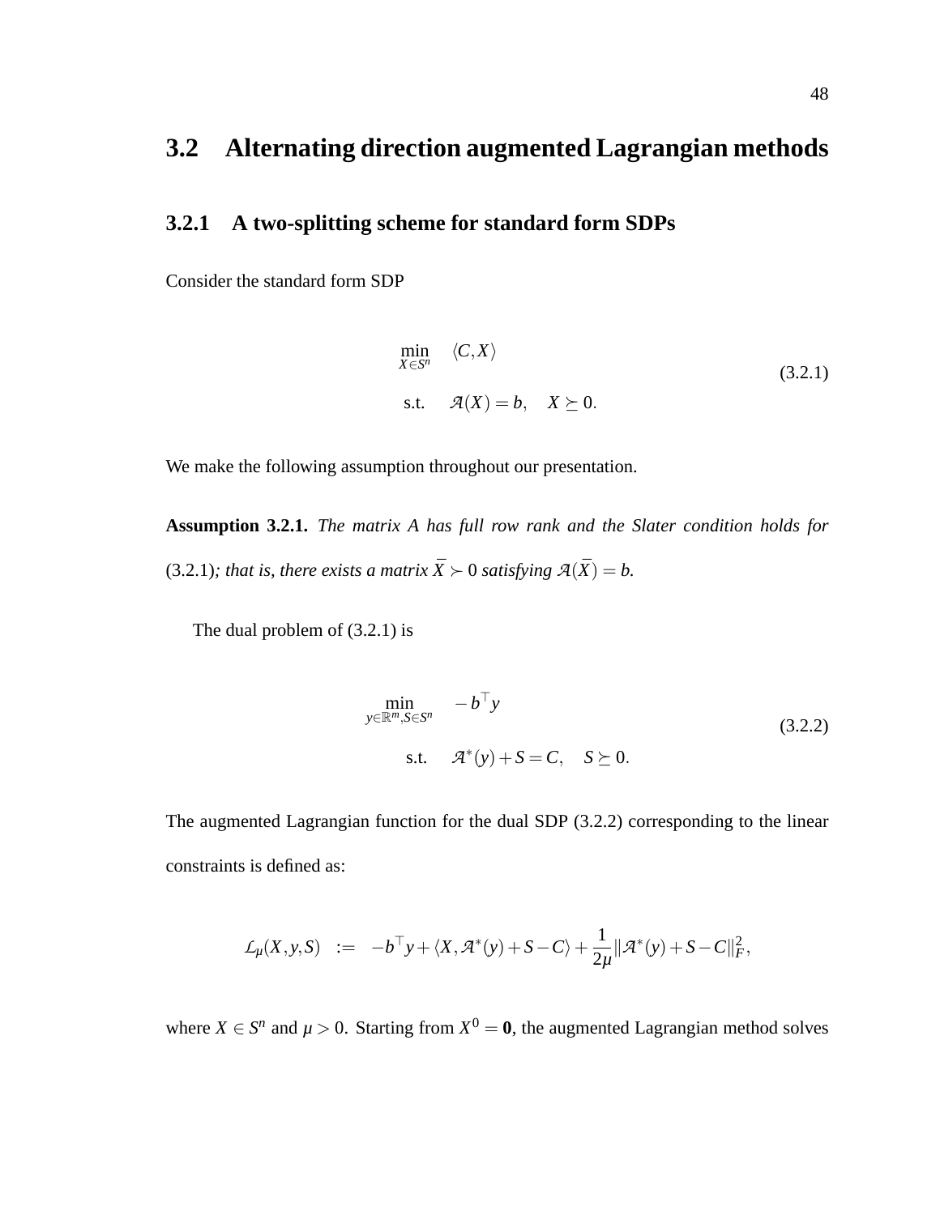## 3.2 Alternating direction augmented Lagrangian methods

### 3.2.1 A two-splitting scheme for standard form SDPs

Consider the standard form SDP

$$
\begin{aligned}
\min_{X \in S^n} \quad & \langle C, X \rangle \\
\text{s.t.} \quad & \mathcal{A}(X) = b, \quad X \succeq 0.
\end{aligned}
\tag{3.2.1}
$$

We make the following assumption throughout our presentation.

**Assumption 3.2.1.** *The matrix $A$ has full row rank and the Slater condition holds for* (3.2.1)*; that is, there exists a matrix $\bar{X} \succ 0$ satisfying $\mathcal{A}(\bar{X}) = b$.*

The dual problem of (3.2.1) is

$$
\begin{aligned}
\min_{y \in \mathbb{R}^m, S \in S^n} \quad & -b^\top y \\
\text{s.t.} \quad & \mathcal{A}^*(y) + S = C, \quad S \succeq 0.
\end{aligned}
\tag{3.2.2}
$$

The augmented Lagrangian function for the dual SDP (3.2.2) corresponding to the linear constraints is defined as:

$$
\mathcal{L}_\mu(X, y, S) \;\; := \;\; -b^\top y + \langle X, \mathcal{A}^*(y) + S - C \rangle + \frac{1}{2\mu} \|\mathcal{A}^*(y) + S - C\|_F^2,
$$

where $X \in S^n$ and $\mu > 0$. Starting from $X^0 = \mathbf{0}$, the augmented Lagrangian method solves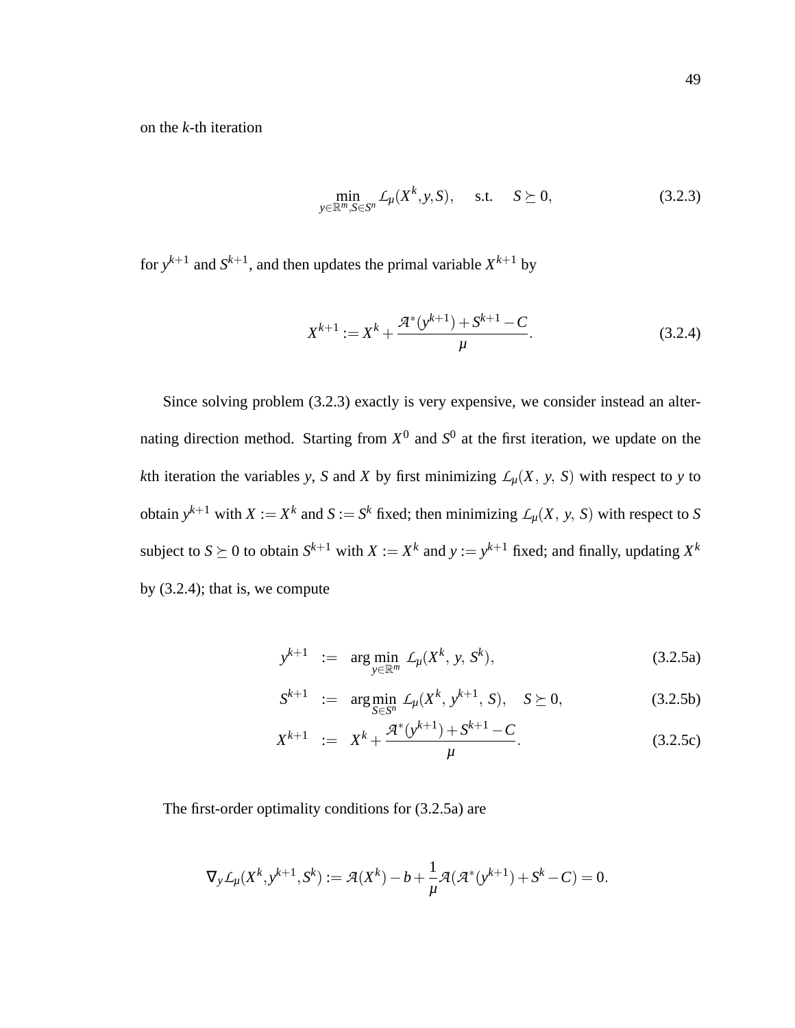on the $k$-th iteration

$$\min_{y \in \mathbb{R}^m, S \in S^n} \mathcal{L}_\mu(X^k, y, S), \quad \text{s.t.} \quad S \succeq 0, \tag{3.2.3}$$

for $y^{k+1}$ and $S^{k+1}$, and then updates the primal variable $X^{k+1}$ by

$$X^{k+1} := X^k + \frac{\mathcal{A}^*(y^{k+1}) + S^{k+1} - C}{\mu}. \tag{3.2.4}$$

Since solving problem (3.2.3) exactly is very expensive, we consider instead an alternating direction method. Starting from $X^0$ and $S^0$ at the first iteration, we update on the $k$th iteration the variables $y$, $S$ and $X$ by first minimizing $\mathcal{L}_\mu(X, y, S)$ with respect to $y$ to obtain $y^{k+1}$ with $X := X^k$ and $S := S^k$ fixed; then minimizing $\mathcal{L}_\mu(X, y, S)$ with respect to $S$ subject to $S \succeq 0$ to obtain $S^{k+1}$ with $X := X^k$ and $y := y^{k+1}$ fixed; and finally, updating $X^k$ by (3.2.4); that is, we compute

$$y^{k+1} := \arg\min_{y \in \mathbb{R}^m} \mathcal{L}_\mu(X^k, y, S^k), \tag{3.2.5a}$$

$$S^{k+1} := \arg\min_{S \in S^n} \mathcal{L}_\mu(X^k, y^{k+1}, S), \quad S \succeq 0, \tag{3.2.5b}$$

$$X^{k+1} := X^k + \frac{\mathcal{A}^*(y^{k+1}) + S^{k+1} - C}{\mu}. \tag{3.2.5c}$$

The first-order optimality conditions for (3.2.5a) are

$$\nabla_y \mathcal{L}_\mu(X^k, y^{k+1}, S^k) := \mathcal{A}(X^k) - b + \frac{1}{\mu}\mathcal{A}(\mathcal{A}^*(y^{k+1}) + S^k - C) = 0.$$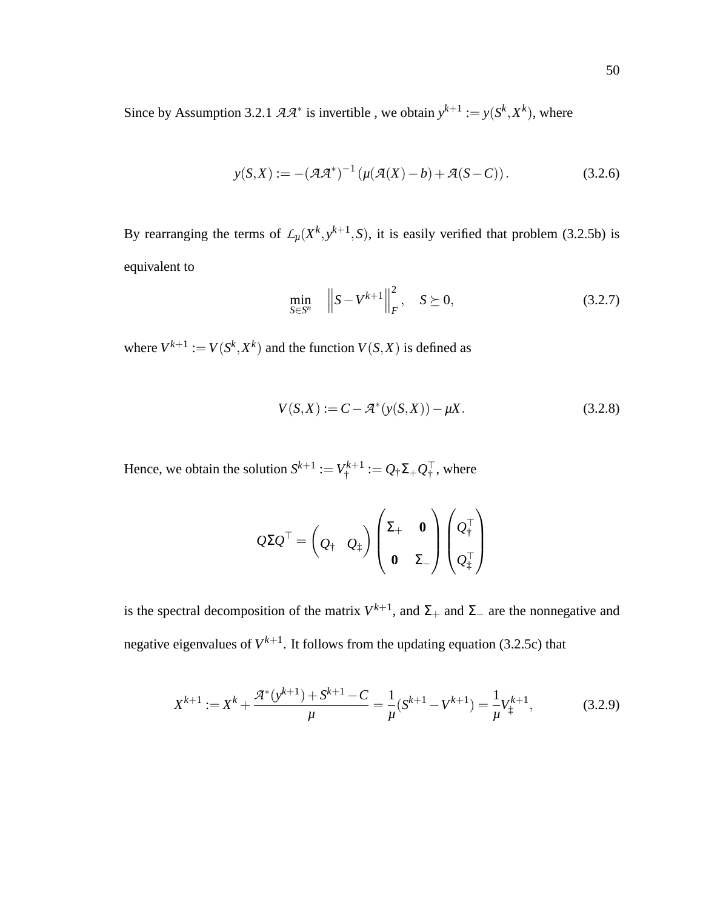Since by Assumption 3.2.1 $\mathcal{A}\mathcal{A}^*$ is invertible , we obtain $y^{k+1} := y(S^k, X^k)$, where

$$y(S,X) := -(\mathcal{A}\mathcal{A}^*)^{-1} \left(\mu(\mathcal{A}(X) - b) + \mathcal{A}(S - C)\right). \tag{3.2.6}$$

By rearranging the terms of $\mathcal{L}_\mu(X^k, y^{k+1}, S)$, it is easily verified that problem (3.2.5b) is equivalent to

$$\min_{S \in S^n} \quad \left\| S - V^{k+1} \right\|_F^2, \quad S \succeq 0, \tag{3.2.7}$$

where $V^{k+1} := V(S^k, X^k)$ and the function $V(S,X)$ is defined as

$$V(S,X) := C - \mathcal{A}^*(y(S,X)) - \mu X. \tag{3.2.8}$$

Hence, we obtain the solution $S^{k+1} := V_\dagger^{k+1} := Q_\dagger \Sigma_+ Q_\dagger^\top$, where

$$Q \Sigma Q^\top = \begin{pmatrix} Q_\dagger & Q_\ddagger \end{pmatrix} \begin{pmatrix} \Sigma_+ & \mathbf{0} \\ \mathbf{0} & \Sigma_- \end{pmatrix} \begin{pmatrix} Q_\dagger^\top \\ Q_\ddagger^\top \end{pmatrix}$$

is the spectral decomposition of the matrix $V^{k+1}$, and $\Sigma_+$ and $\Sigma_-$ are the nonnegative and negative eigenvalues of $V^{k+1}$. It follows from the updating equation (3.2.5c) that

$$X^{k+1} := X^k + \frac{\mathcal{A}^*(y^{k+1}) + S^{k+1} - C}{\mu} = \frac{1}{\mu}(S^{k+1} - V^{k+1}) = \frac{1}{\mu} V_\ddagger^{k+1}, \tag{3.2.9}$$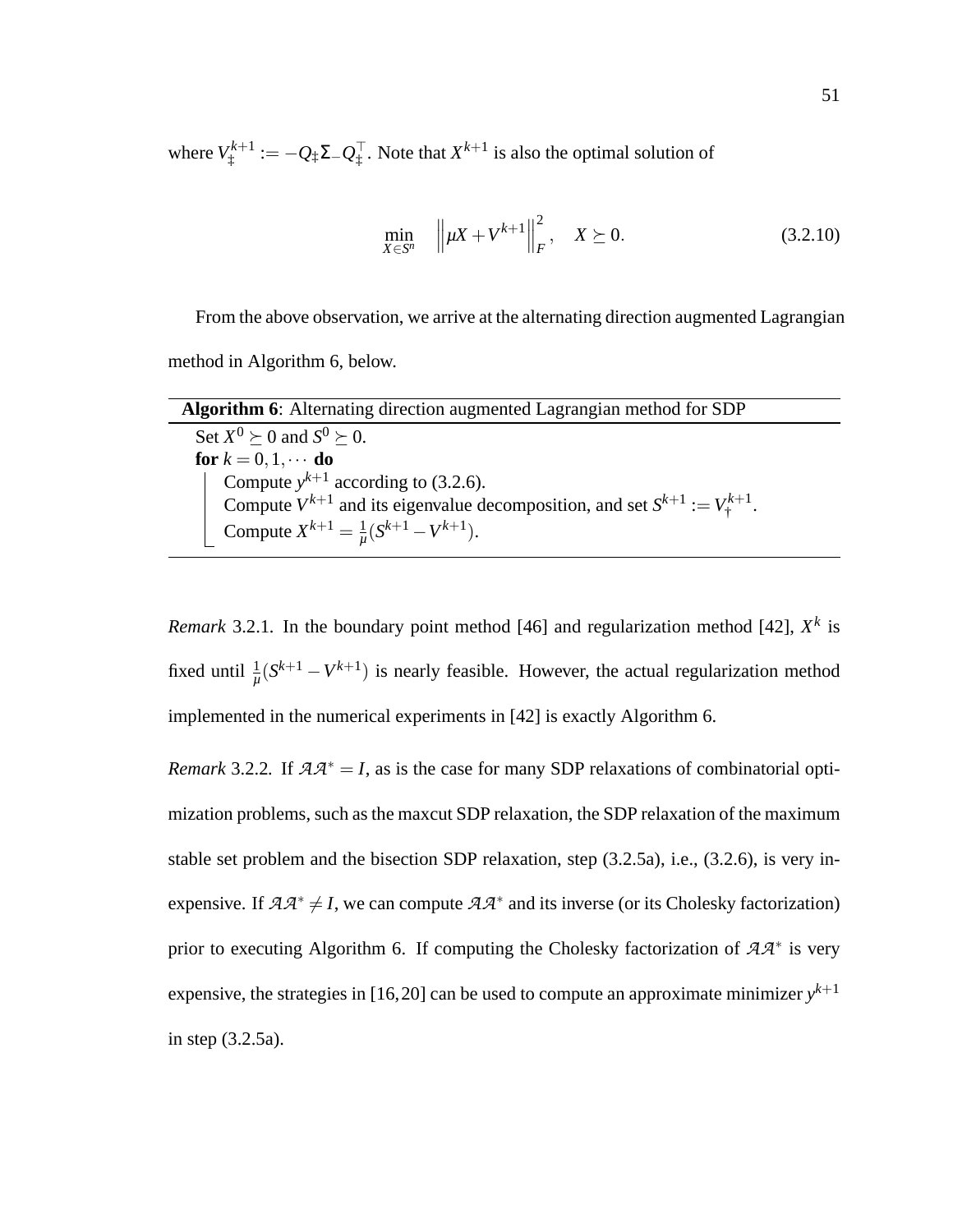where $V_{\ddagger}^{k+1} := -Q_{\ddagger}\Sigma_{-}Q_{\ddagger}^{\top}$. Note that $X^{k+1}$ is also the optimal solution of

$$\min_{X \in S^n} \quad \left\|\mu X + V^{k+1}\right\|_F^2, \quad X \succeq 0. \tag{3.2.10}$$

From the above observation, we arrive at the alternating direction augmented Lagrangian method in Algorithm 6, below.

---

**Algorithm 6**: Alternating direction augmented Lagrangian method for SDP

---

Set $X^0 \succeq 0$ and $S^0 \succeq 0$.
**for** $k = 0, 1, \cdots$ **do**
  Compute $y^{k+1}$ according to (3.2.6).
  Compute $V^{k+1}$ and its eigenvalue decomposition, and set $S^{k+1} := V_{\dagger}^{k+1}$.
  Compute $X^{k+1} = \frac{1}{\mu}(S^{k+1} - V^{k+1})$.

---

*Remark* 3.2.1. In the boundary point method [46] and regularization method [42], $X^k$ is fixed until $\frac{1}{\mu}(S^{k+1} - V^{k+1})$ is nearly feasible. However, the actual regularization method implemented in the numerical experiments in [42] is exactly Algorithm 6.

*Remark* 3.2.2. If $\mathcal{A}\mathcal{A}^* = I$, as is the case for many SDP relaxations of combinatorial optimization problems, such as the maxcut SDP relaxation, the SDP relaxation of the maximum stable set problem and the bisection SDP relaxation, step (3.2.5a), i.e., (3.2.6), is very inexpensive. If $\mathcal{A}\mathcal{A}^* \neq I$, we can compute $\mathcal{A}\mathcal{A}^*$ and its inverse (or its Cholesky factorization) prior to executing Algorithm 6. If computing the Cholesky factorization of $\mathcal{A}\mathcal{A}^*$ is very expensive, the strategies in [16,20] can be used to compute an approximate minimizer $y^{k+1}$ in step (3.2.5a).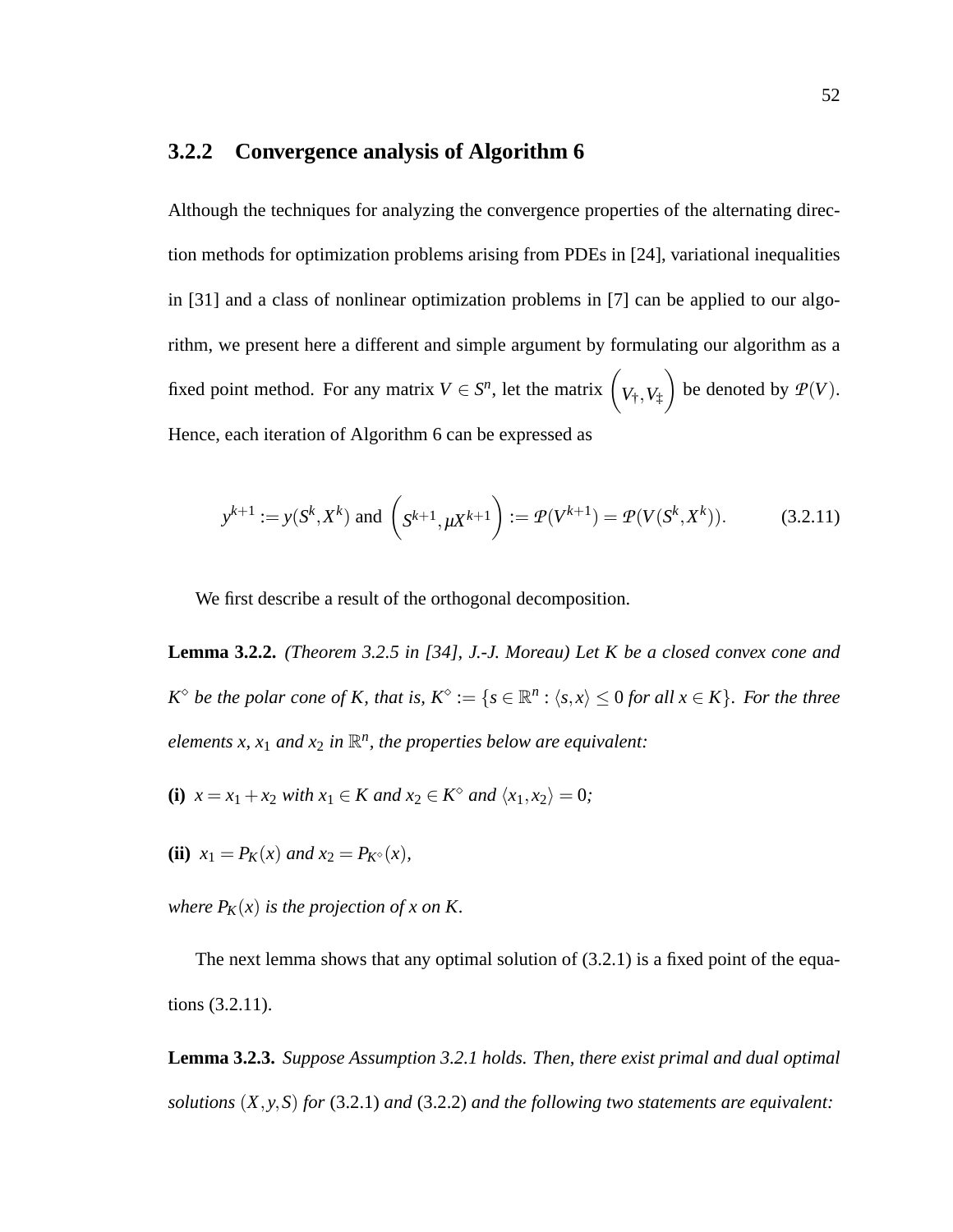### 3.2.2 Convergence analysis of Algorithm 6

Although the techniques for analyzing the convergence properties of the alternating direction methods for optimization problems arising from PDEs in [24], variational inequalities in [31] and a class of nonlinear optimization problems in [7] can be applied to our algorithm, we present here a different and simple argument by formulating our algorithm as a fixed point method. For any matrix $V \in S^n$, let the matrix $\begin{pmatrix} V_\dagger, V_\ddagger \end{pmatrix}$ be denoted by $\mathcal{P}(V)$. Hence, each iteration of Algorithm 6 can be expressed as

$$y^{k+1} := y(S^k, X^k) \text{ and } \begin{pmatrix} S^{k+1}, \mu X^{k+1} \end{pmatrix} := \mathcal{P}(V^{k+1}) = \mathcal{P}(V(S^k, X^k)). \tag{3.2.11}$$

We first describe a result of the orthogonal decomposition.

**Lemma 3.2.2.** *(Theorem 3.2.5 in [34], J.-J. Moreau) Let $K$ be a closed convex cone and $K^\diamond$ be the polar cone of $K$, that is, $K^\diamond := \{s \in \mathbb{R}^n : \langle s, x \rangle \leq 0$ for all $x \in K\}$. For the three elements $x$, $x_1$ and $x_2$ in $\mathbb{R}^n$, the properties below are equivalent:*

**(i)** *$x = x_1 + x_2$ with $x_1 \in K$ and $x_2 \in K^\diamond$ and $\langle x_1, x_2 \rangle = 0$;*

**(ii)** *$x_1 = P_K(x)$ and $x_2 = P_{K^\diamond}(x)$,*

*where $P_K(x)$ is the projection of $x$ on $K$.*

The next lemma shows that any optimal solution of (3.2.1) is a fixed point of the equations (3.2.11).

**Lemma 3.2.3.** *Suppose Assumption 3.2.1 holds. Then, there exist primal and dual optimal solutions $(X, y, S)$ for* (3.2.1) *and* (3.2.2) *and the following two statements are equivalent:*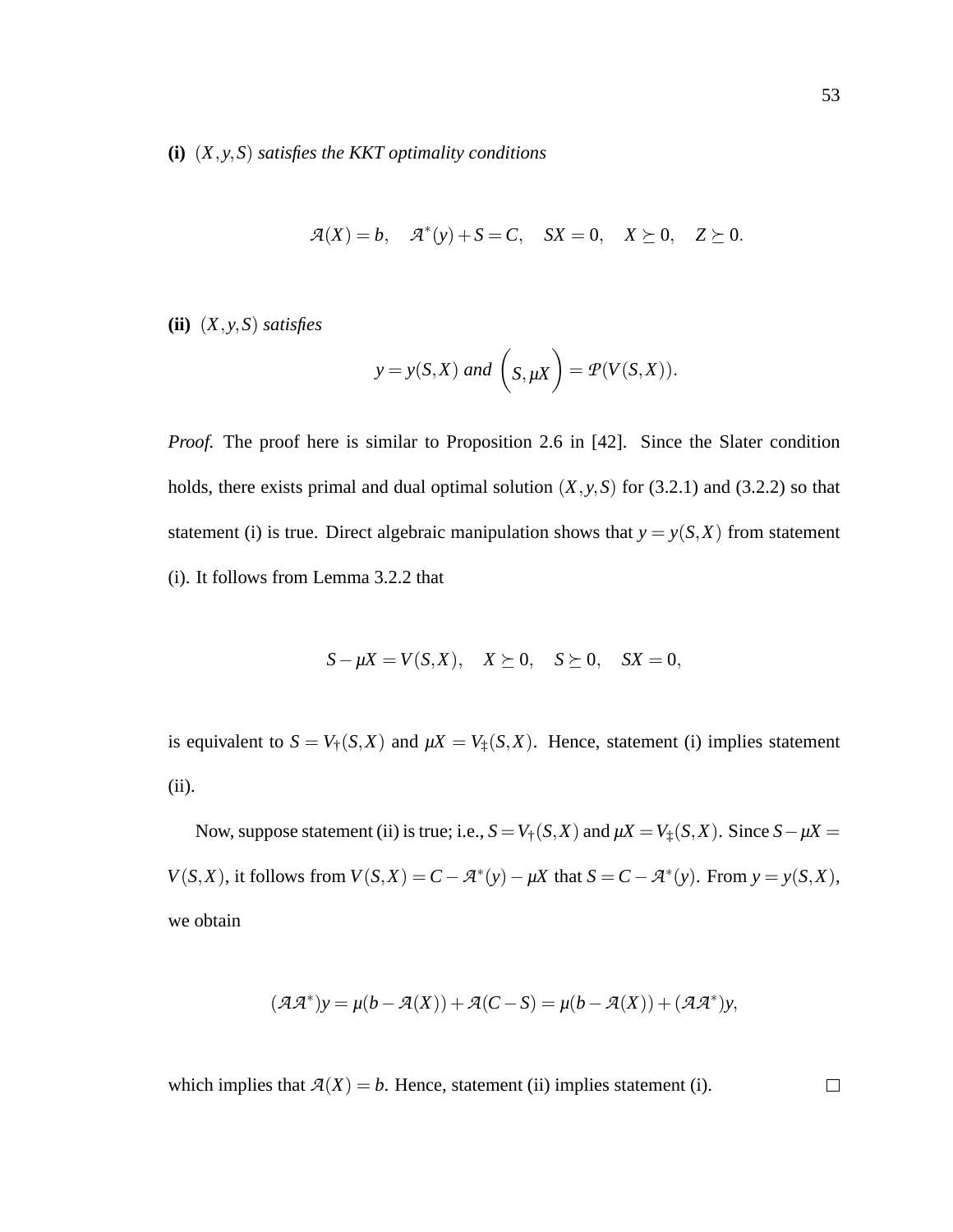**(i)** $(X, y, S)$ *satisfies the KKT optimality conditions*

$$\mathcal{A}(X) = b, \quad \mathcal{A}^*(y) + S = C, \quad SX = 0, \quad X \succeq 0, \quad Z \succeq 0.$$

**(ii)** $(X, y, S)$ *satisfies*

$$y = y(S, X) \text{ and } \left( S, \mu X \right) = \mathcal{P}(V(S, X)).$$

*Proof.* The proof here is similar to Proposition 2.6 in [42]. Since the Slater condition holds, there exists primal and dual optimal solution $(X, y, S)$ for (3.2.1) and (3.2.2) so that statement (i) is true. Direct algebraic manipulation shows that $y = y(S, X)$ from statement (i). It follows from Lemma 3.2.2 that

$$S - \mu X = V(S, X), \quad X \succeq 0, \quad S \succeq 0, \quad SX = 0,$$

is equivalent to $S = V_{\dagger}(S, X)$ and $\mu X = V_{\ddagger}(S, X)$. Hence, statement (i) implies statement (ii).

Now, suppose statement (ii) is true; i.e., $S = V_{\dagger}(S, X)$ and $\mu X = V_{\ddagger}(S, X)$. Since $S - \mu X = V(S, X)$, it follows from $V(S, X) = C - \mathcal{A}^*(y) - \mu X$ that $S = C - \mathcal{A}^*(y)$. From $y = y(S, X)$, we obtain

$$(\mathcal{A}\mathcal{A}^*)y = \mu(b - \mathcal{A}(X)) + \mathcal{A}(C - S) = \mu(b - \mathcal{A}(X)) + (\mathcal{A}\mathcal{A}^*)y,$$

which implies that $\mathcal{A}(X) = b$. Hence, statement (ii) implies statement (i). $\square$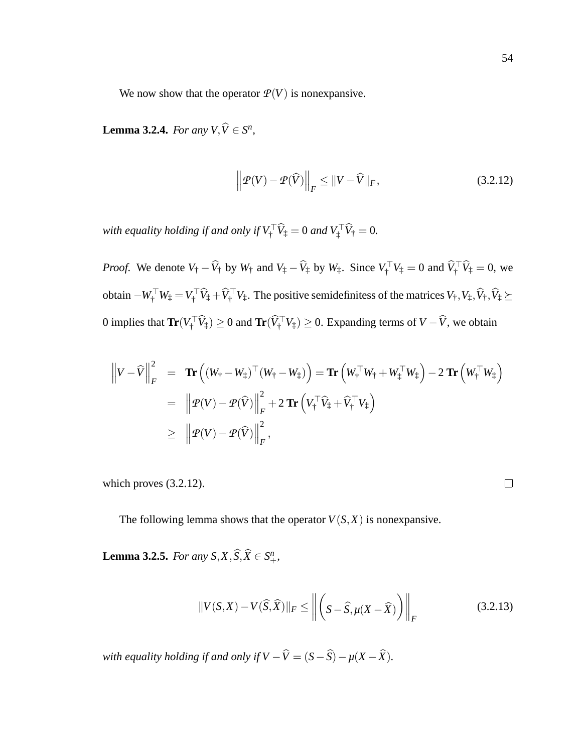We now show that the operator $\mathcal{P}(V)$ is nonexpansive.

**Lemma 3.2.4.** *For any $V, \widehat{V} \in S^n$,*

$$\left\| \mathcal{P}(V) - \mathcal{P}(\widehat{V}) \right\|_F \leq \|V - \widehat{V}\|_F, \tag{3.2.12}$$

*with equality holding if and only if $V_\dagger^\top \widehat{V}_\ddagger = 0$ and $V_\ddagger^\top \widehat{V}_\dagger = 0$.*

*Proof.* We denote $V_\dagger - \widehat{V}_\dagger$ by $W_\dagger$ and $V_\ddagger - \widehat{V}_\ddagger$ by $W_\ddagger$. Since $V_\dagger^\top V_\ddagger = 0$ and $\widehat{V}_\dagger^\top \widehat{V}_\ddagger = 0$, we obtain $-W_\dagger^\top W_\ddagger = V_\dagger^\top \widehat{V}_\ddagger + \widehat{V}_\dagger^\top V_\ddagger$. The positive semidefinitess of the matrices $V_\dagger, V_\ddagger, \widehat{V}_\dagger, \widehat{V}_\ddagger \succeq 0$ implies that $\mathbf{Tr}(V_\dagger^\top \widehat{V}_\ddagger) \geq 0$ and $\mathbf{Tr}(\widehat{V}_\dagger^\top V_\ddagger) \geq 0$. Expanding terms of $V - \widehat{V}$, we obtain

$$\begin{aligned}
\left\| V - \widehat{V} \right\|_F^2 &= \mathbf{Tr}\left( (W_\dagger - W_\ddagger)^\top (W_\dagger - W_\ddagger) \right) = \mathbf{Tr}\left( W_\dagger^\top W_\dagger + W_\ddagger^\top W_\ddagger \right) - 2\, \mathbf{Tr}\left( W_\dagger^\top W_\ddagger \right) \\
&= \left\| \mathcal{P}(V) - \mathcal{P}(\widehat{V}) \right\|_F^2 + 2\, \mathbf{Tr}\left( V_\dagger^\top \widehat{V}_\ddagger + \widehat{V}_\dagger^\top V_\ddagger \right) \\
&\geq \left\| \mathcal{P}(V) - \mathcal{P}(\widehat{V}) \right\|_F^2,
\end{aligned}$$

which proves (3.2.12). $\square$

The following lemma shows that the operator $V(S, X)$ is nonexpansive.

**Lemma 3.2.5.** *For any $S, X, \widehat{S}, \widehat{X} \in S^n_+$,*

$$\|V(S, X) - V(\widehat{S}, \widehat{X})\|_F \leq \left\| \left( S - \widehat{S}, \mu(X - \widehat{X}) \right) \right\|_F \tag{3.2.13}$$

*with equality holding if and only if $V - \widehat{V} = (S - \widehat{S}) - \mu(X - \widehat{X})$.*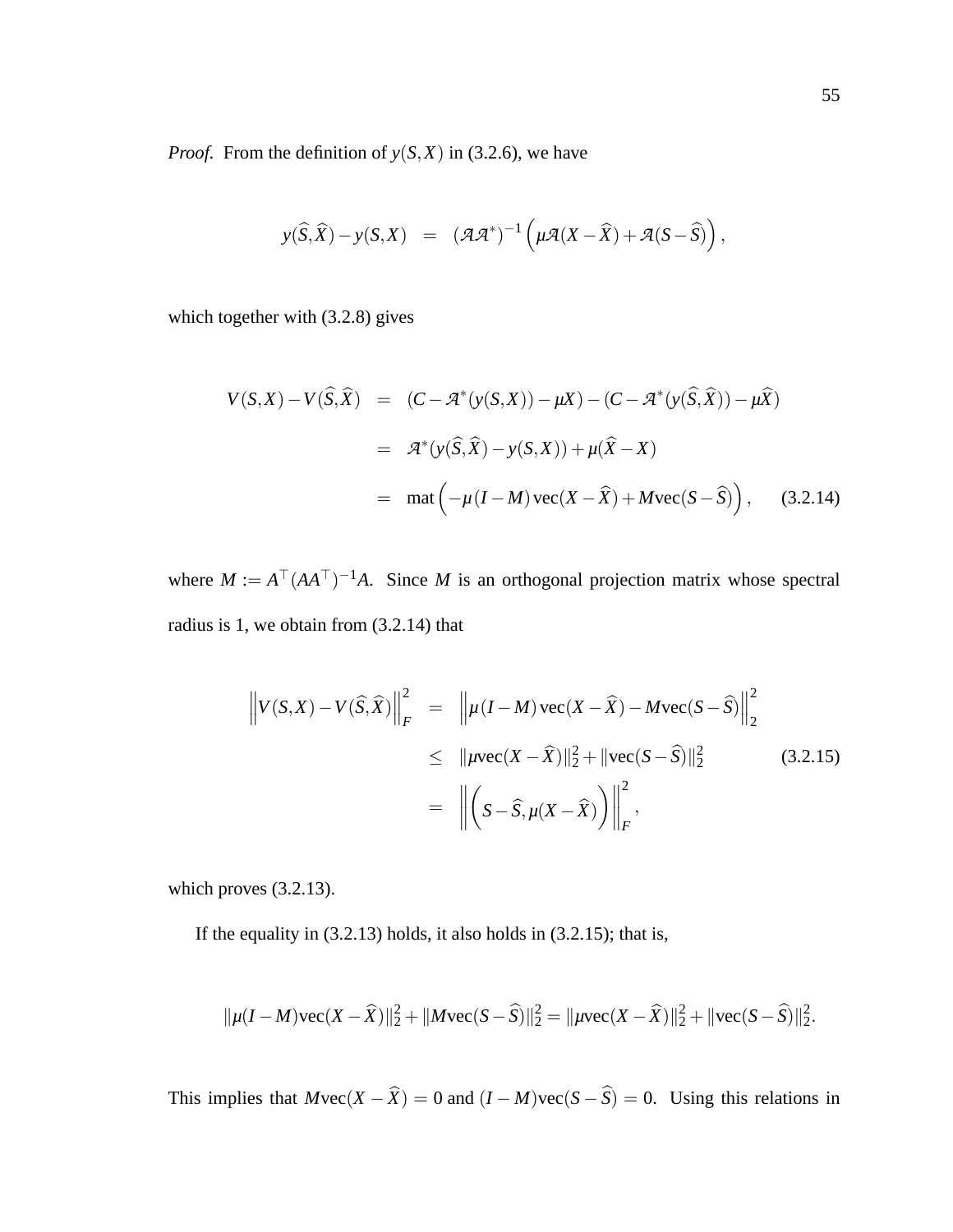*Proof.* From the definition of $y(S,X)$ in (3.2.6), we have

$$y(\widehat{S},\widehat{X}) - y(S,X) \;\; = \;\; (\mathcal{A}\mathcal{A}^*)^{-1}\left(\mu\mathcal{A}(X-\widehat{X}) + \mathcal{A}(S-\widehat{S})\right),$$

which together with (3.2.8) gives

$$\begin{aligned}
V(S,X) - V(\widehat{S},\widehat{X}) &= (C - \mathcal{A}^*(y(S,X)) - \mu X) - (C - \mathcal{A}^*(y(\widehat{S},\widehat{X})) - \mu\widehat{X}) \\
&= \mathcal{A}^*(y(\widehat{S},\widehat{X}) - y(S,X)) + \mu(\widehat{X} - X) \\
&= \text{mat}\left(-\mu(I-M)\,\text{vec}(X-\widehat{X}) + M\text{vec}(S-\widehat{S})\right), \qquad (3.2.14)
\end{aligned}$$

where $M := A^\top(AA^\top)^{-1}A$. Since $M$ is an orthogonal projection matrix whose spectral radius is 1, we obtain from (3.2.14) that

$$\begin{aligned}
\left\|V(S,X) - V(\widehat{S},\widehat{X})\right\|_F^2 &= \left\|\mu(I-M)\,\text{vec}(X-\widehat{X}) - M\text{vec}(S-\widehat{S})\right\|_2^2 \\
&\leq \|\mu\text{vec}(X-\widehat{X})\|_2^2 + \|\text{vec}(S-\widehat{S})\|_2^2 \qquad (3.2.15) \\
&= \left\|\left(S-\widehat{S}, \mu(X-\widehat{X})\right)\right\|_F^2,
\end{aligned}$$

which proves (3.2.13).

If the equality in (3.2.13) holds, it also holds in (3.2.15); that is,

$$\|\mu(I-M)\text{vec}(X-\widehat{X})\|_2^2 + \|M\text{vec}(S-\widehat{S})\|_2^2 = \|\mu\text{vec}(X-\widehat{X})\|_2^2 + \|\text{vec}(S-\widehat{S})\|_2^2.$$

This implies that $M\text{vec}(X-\widehat{X}) = 0$ and $(I-M)\text{vec}(S-\widehat{S}) = 0$. Using this relations in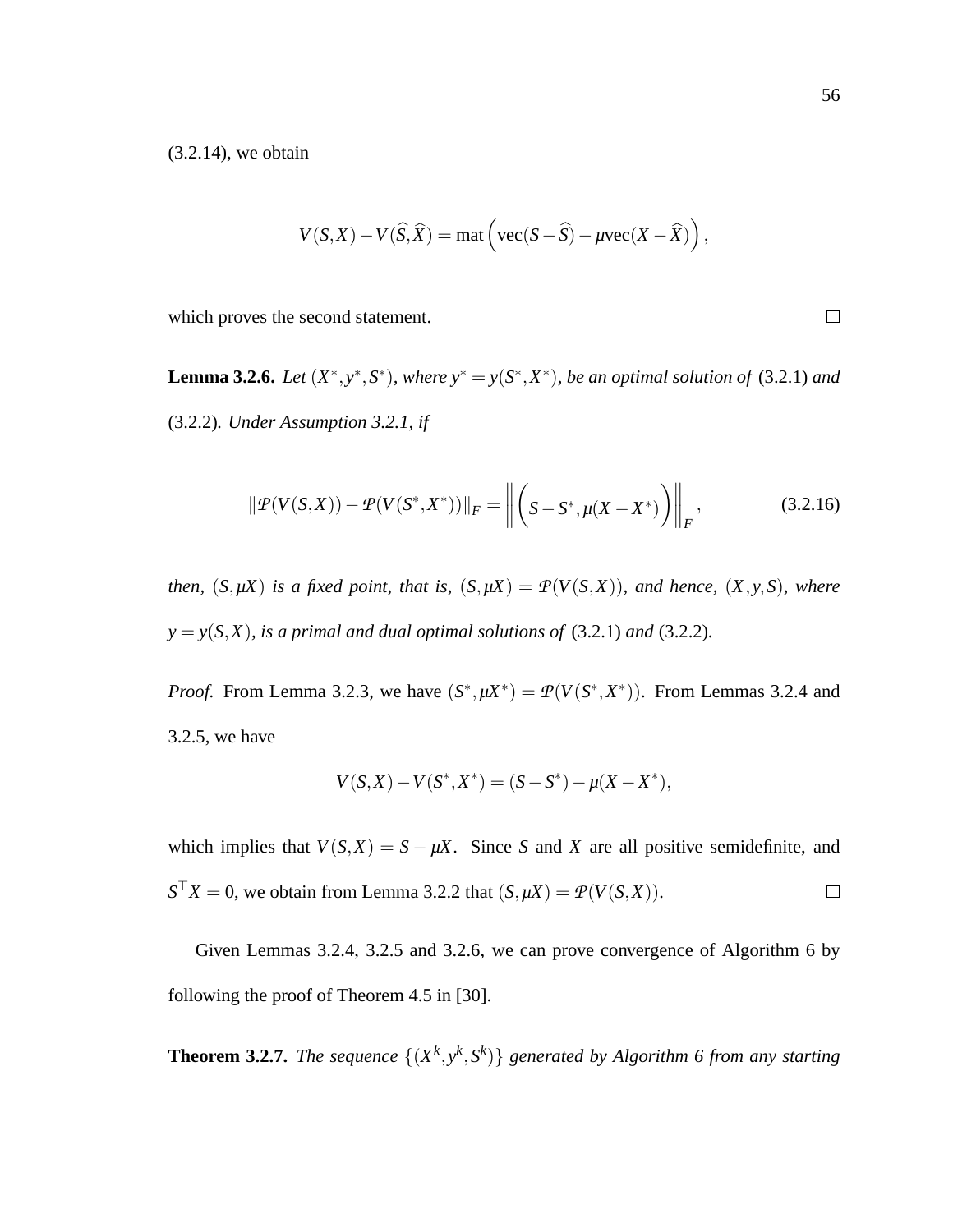(3.2.14), we obtain

$$V(S,X) - V(\widehat{S},\widehat{X}) = \text{mat}\left(\text{vec}(S-\widehat{S}) - \mu\text{vec}(X-\widehat{X})\right),$$

which proves the second statement. $\square$

**Lemma 3.2.6.** *Let $(X^*, y^*, S^*)$, where $y^* = y(S^*, X^*)$, be an optimal solution of* (3.2.1) *and* (3.2.2)*. Under Assumption 3.2.1, if*

$$\|\mathcal{P}(V(S,X)) - \mathcal{P}(V(S^*,X^*))\|_F = \left\|\left(S-S^*, \mu(X-X^*)\right)\right\|_F, \tag{3.2.16}$$

*then, $(S, \mu X)$ is a fixed point, that is, $(S, \mu X) = \mathcal{P}(V(S,X))$, and hence, $(X, y, S)$, where $y = y(S,X)$, is a primal and dual optimal solutions of* (3.2.1) *and* (3.2.2)*.*

*Proof.* From Lemma 3.2.3, we have $(S^*, \mu X^*) = \mathcal{P}(V(S^*, X^*))$. From Lemmas 3.2.4 and 3.2.5, we have

$$V(S,X) - V(S^*,X^*) = (S-S^*) - \mu(X-X^*),$$

which implies that $V(S,X) = S - \mu X$. Since $S$ and $X$ are all positive semidefinite, and $S^\top X = 0$, we obtain from Lemma 3.2.2 that $(S, \mu X) = \mathcal{P}(V(S,X))$. $\square$

Given Lemmas 3.2.4, 3.2.5 and 3.2.6, we can prove convergence of Algorithm 6 by following the proof of Theorem 4.5 in [30].

**Theorem 3.2.7.** *The sequence $\{(X^k, y^k, S^k)\}$ generated by Algorithm 6 from any starting*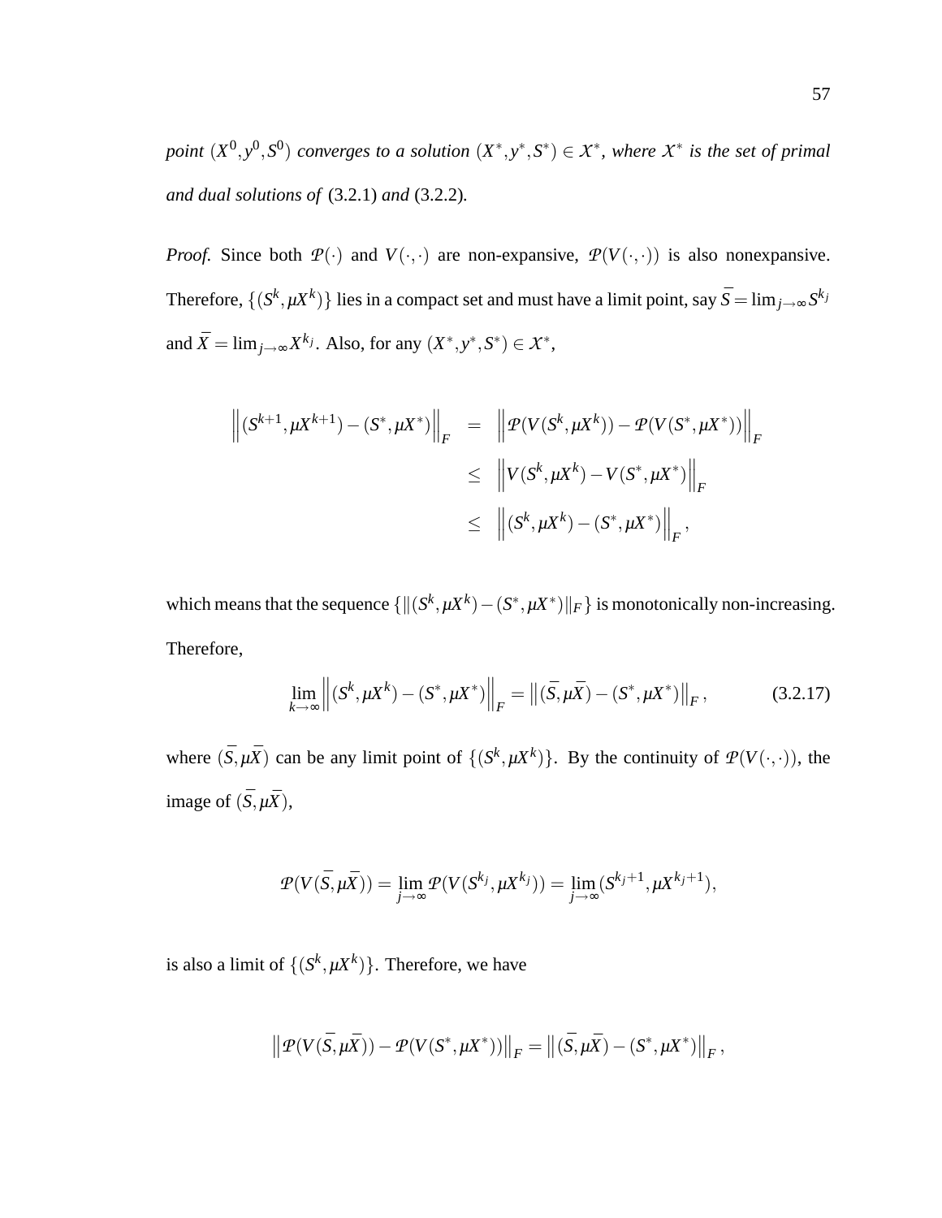*point* $(X^0, y^0, S^0)$ *converges to a solution* $(X^*, y^*, S^*) \in \mathcal{X}^*$*, where* $\mathcal{X}^*$ *is the set of primal and dual solutions of* (3.2.1) *and* (3.2.2)*.*

*Proof.* Since both $\mathcal{P}(\cdot)$ and $V(\cdot,\cdot)$ are non-expansive, $\mathcal{P}(V(\cdot,\cdot))$ is also nonexpansive. Therefore, $\{(S^k, \mu X^k)\}$ lies in a compact set and must have a limit point, say $\bar{S} = \lim_{j\to\infty} S^{k_j}$ and $\bar{X} = \lim_{j\to\infty} X^{k_j}$. Also, for any $(X^*, y^*, S^*) \in \mathcal{X}^*$,

$$
\begin{aligned}
\left\|(S^{k+1}, \mu X^{k+1}) - (S^*, \mu X^*)\right\|_F &= \left\|\mathcal{P}(V(S^k, \mu X^k)) - \mathcal{P}(V(S^*, \mu X^*))\right\|_F \\
&\leq \left\|V(S^k, \mu X^k) - V(S^*, \mu X^*)\right\|_F \\
&\leq \left\|(S^k, \mu X^k) - (S^*, \mu X^*)\right\|_F,
\end{aligned}
$$

which means that the sequence $\{\|(S^k, \mu X^k) - (S^*, \mu X^*)\|_F\}$ is monotonically non-increasing. Therefore,

$$
\lim_{k\to\infty} \left\|(S^k, \mu X^k) - (S^*, \mu X^*)\right\|_F = \left\|(\bar{S}, \mu\bar{X}) - (S^*, \mu X^*)\right\|_F, \tag{3.2.17}
$$

where $(\bar{S}, \mu\bar{X})$ can be any limit point of $\{(S^k, \mu X^k)\}$. By the continuity of $\mathcal{P}(V(\cdot,\cdot))$, the image of $(\bar{S}, \mu\bar{X})$,

$$
\mathcal{P}(V(\bar{S}, \mu\bar{X})) = \lim_{j\to\infty} \mathcal{P}(V(S^{k_j}, \mu X^{k_j})) = \lim_{j\to\infty} (S^{k_j+1}, \mu X^{k_j+1}),
$$

is also a limit of $\{(S^k, \mu X^k)\}$. Therefore, we have

$$
\left\|\mathcal{P}(V(\bar{S}, \mu\bar{X})) - \mathcal{P}(V(S^*, \mu X^*))\right\|_F = \left\|(\bar{S}, \mu\bar{X}) - (S^*, \mu X^*)\right\|_F,
$$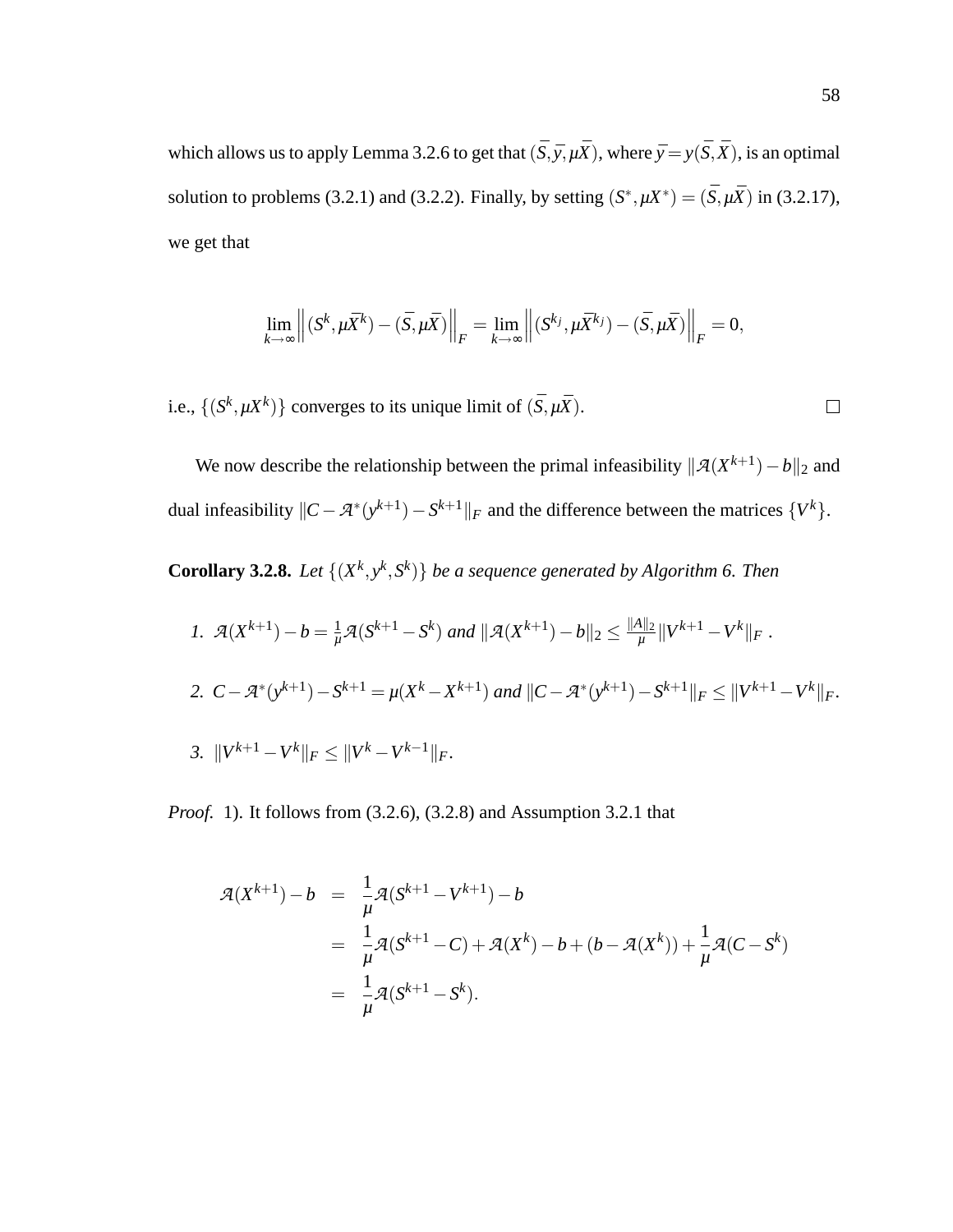which allows us to apply Lemma 3.2.6 to get that $(\bar{S}, \bar{y}, \mu\bar{X})$, where $\bar{y} = y(\bar{S}, \bar{X})$, is an optimal solution to problems (3.2.1) and (3.2.2). Finally, by setting $(S^*, \mu X^*) = (\bar{S}, \mu\bar{X})$ in (3.2.17), we get that

$$\lim_{k\to\infty} \left\| (S^k, \mu\bar{X}^k) - (\bar{S}, \mu\bar{X}) \right\|_F = \lim_{k\to\infty} \left\| (S^{k_j}, \mu\bar{X}^{k_j}) - (\bar{S}, \mu\bar{X}) \right\|_F = 0,$$

i.e., $\{(S^k, \mu X^k)\}$ converges to its unique limit of $(\bar{S}, \mu\bar{X})$. $\square$

We now describe the relationship between the primal infeasibility $\|\mathcal{A}(X^{k+1}) - b\|_2$ and dual infeasibility $\|C - \mathcal{A}^*(y^{k+1}) - S^{k+1}\|_F$ and the difference between the matrices $\{V^k\}$.

**Corollary 3.2.8.** *Let $\{(X^k, y^k, S^k)\}$ be a sequence generated by Algorithm 6. Then*

1. $\mathcal{A}(X^{k+1}) - b = \frac{1}{\mu}\mathcal{A}(S^{k+1} - S^k)$ *and* $\|\mathcal{A}(X^{k+1}) - b\|_2 \le \frac{\|A\|_2}{\mu}\|V^{k+1} - V^k\|_F$ .
2. $C - \mathcal{A}^*(y^{k+1}) - S^{k+1} = \mu(X^k - X^{k+1})$ *and* $\|C - \mathcal{A}^*(y^{k+1}) - S^{k+1}\|_F \le \|V^{k+1} - V^k\|_F$.
3. $\|V^{k+1} - V^k\|_F \le \|V^k - V^{k-1}\|_F$.

*Proof.* 1). It follows from (3.2.6), (3.2.8) and Assumption 3.2.1 that

$$\begin{aligned}
\mathcal{A}(X^{k+1}) - b &= \frac{1}{\mu}\mathcal{A}(S^{k+1} - V^{k+1}) - b \\
&= \frac{1}{\mu}\mathcal{A}(S^{k+1} - C) + \mathcal{A}(X^k) - b + (b - \mathcal{A}(X^k)) + \frac{1}{\mu}\mathcal{A}(C - S^k) \\
&= \frac{1}{\mu}\mathcal{A}(S^{k+1} - S^k).
\end{aligned}$$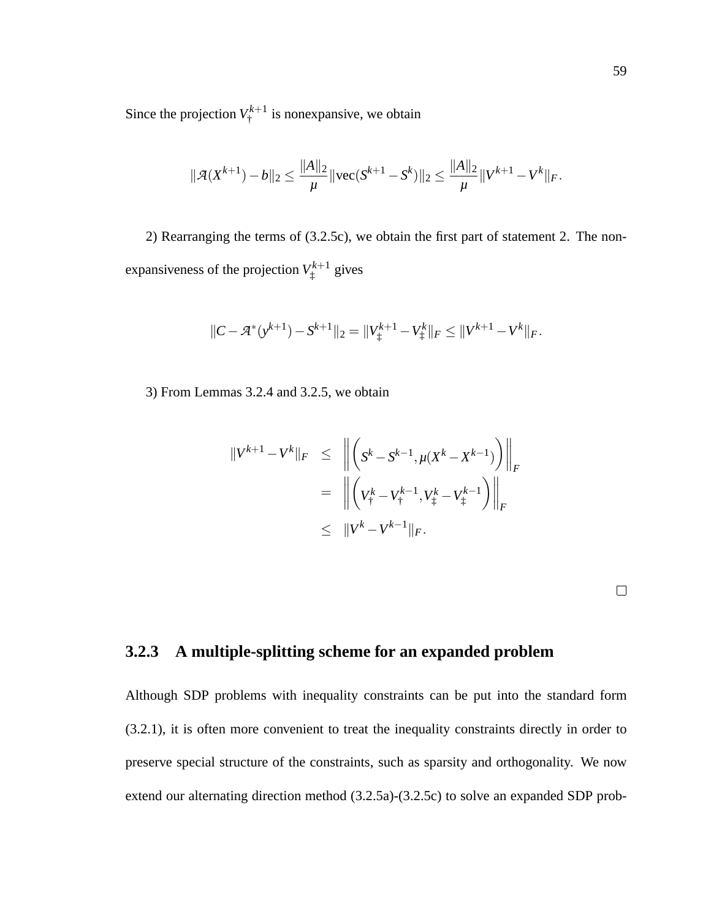Since the projection $V_{\dagger}^{k+1}$ is nonexpansive, we obtain

$$\|\mathcal{A}(X^{k+1}) - b\|_2 \leq \frac{\|A\|_2}{\mu} \|\text{vec}(S^{k+1} - S^k)\|_2 \leq \frac{\|A\|_2}{\mu} \|V^{k+1} - V^k\|_F.$$

2) Rearranging the terms of (3.2.5c), we obtain the first part of statement 2. The nonexpansiveness of the projection $V_{\ddagger}^{k+1}$ gives

$$\|C - \mathcal{A}^*(y^{k+1}) - S^{k+1}\|_2 = \|V_{\ddagger}^{k+1} - V_{\ddagger}^k\|_F \leq \|V^{k+1} - V^k\|_F.$$

3) From Lemmas 3.2.4 and 3.2.5, we obtain

$$\begin{aligned}
\|V^{k+1} - V^k\|_F &\leq \left\| \left( S^k - S^{k-1}, \mu(X^k - X^{k-1}) \right) \right\|_F \\
&= \left\| \left( V_{\dagger}^k - V_{\dagger}^{k-1}, V_{\ddagger}^k - V_{\ddagger}^{k-1} \right) \right\|_F \\
&\leq \|V^k - V^{k-1}\|_F.
\end{aligned}$$

□

### 3.2.3 A multiple-splitting scheme for an expanded problem

Although SDP problems with inequality constraints can be put into the standard form (3.2.1), it is often more convenient to treat the inequality constraints directly in order to preserve special structure of the constraints, such as sparsity and orthogonality. We now extend our alternating direction method (3.2.5a)-(3.2.5c) to solve an expanded SDP prob-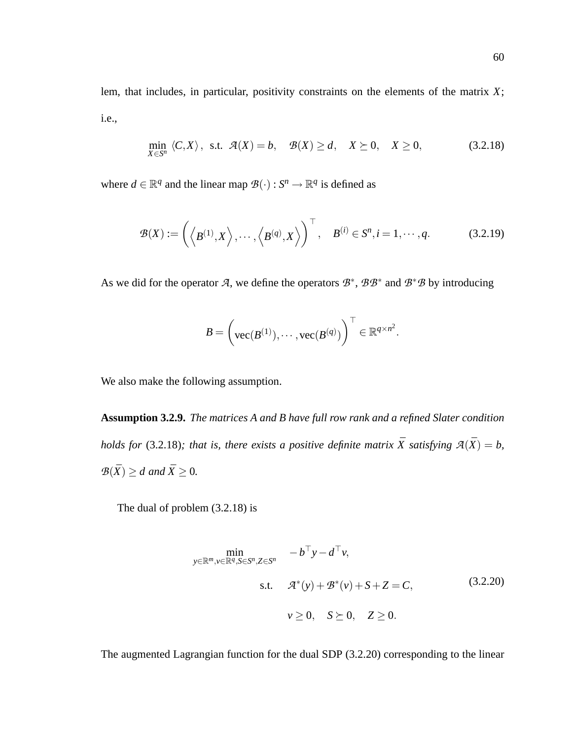lem, that includes, in particular, positivity constraints on the elements of the matrix $X$; i.e.,

$$\min_{X \in S^n} \langle C, X \rangle, \text{ s.t. } \mathcal{A}(X) = b, \quad \mathcal{B}(X) \geq d, \quad X \succeq 0, \quad X \geq 0, \tag{3.2.18}$$

where $d \in \mathbb{R}^q$ and the linear map $\mathcal{B}(\cdot) : S^n \to \mathbb{R}^q$ is defined as

$$\mathcal{B}(X) := \left( \left\langle B^{(1)}, X \right\rangle, \cdots, \left\langle B^{(q)}, X \right\rangle \right)^\top, \quad B^{(i)} \in S^n, i = 1, \cdots, q. \tag{3.2.19}$$

As we did for the operator $\mathcal{A}$, we define the operators $\mathcal{B}^*$, $\mathcal{B}\mathcal{B}^*$ and $\mathcal{B}^*\mathcal{B}$ by introducing

$$B = \left( \text{vec}(B^{(1)}), \cdots, \text{vec}(B^{(q)}) \right)^\top \in \mathbb{R}^{q \times n^2}.$$

We also make the following assumption.

**Assumption 3.2.9.** *The matrices $A$ and $B$ have full row rank and a refined Slater condition holds for* (3.2.18)*; that is, there exists a positive definite matrix $\bar{X}$ satisfying $\mathcal{A}(\bar{X}) = b$, $\mathcal{B}(\bar{X}) \geq d$ and $\bar{X} \geq 0$.*

The dual of problem (3.2.18) is

$$\begin{aligned} \min_{y \in \mathbb{R}^m, v \in \mathbb{R}^q, S \in S^n, Z \in S^n} \quad & -b^\top y - d^\top v, \\ \text{s.t.} \quad & \mathcal{A}^*(y) + \mathcal{B}^*(v) + S + Z = C, \\ & v \geq 0, \quad S \succeq 0, \quad Z \geq 0. \end{aligned} \tag{3.2.20}$$

The augmented Lagrangian function for the dual SDP (3.2.20) corresponding to the linear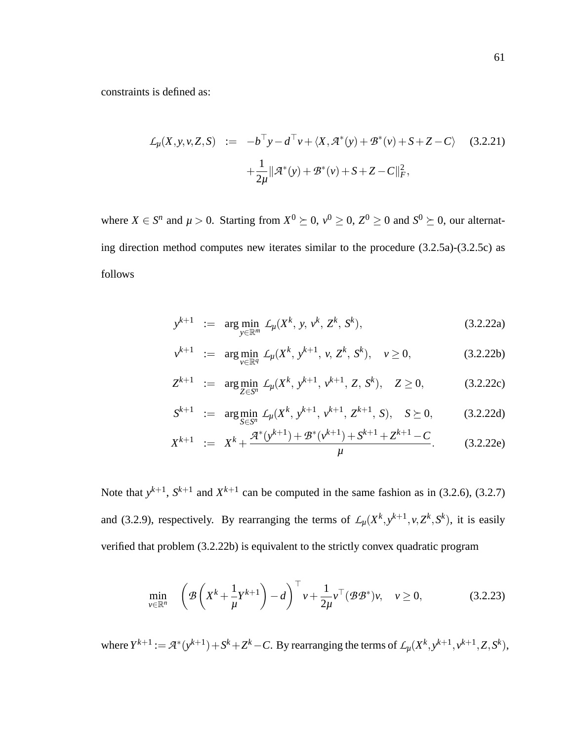constraints is defined as:

$$
\begin{aligned}
\mathcal{L}_\mu(X,y,v,Z,S) \quad := \quad & -b^\top y - d^\top v + \langle X, \mathcal{A}^*(y) + \mathcal{B}^*(v) + S + Z - C \rangle \qquad (3.2.21)\\
& + \frac{1}{2\mu} \| \mathcal{A}^*(y) + \mathcal{B}^*(v) + S + Z - C \|_F^2,
\end{aligned}
$$

where $X \in S^n$ and $\mu > 0$. Starting from $X^0 \succeq 0$, $v^0 \geq 0$, $Z^0 \geq 0$ and $S^0 \succeq 0$, our alternating direction method computes new iterates similar to the procedure (3.2.5a)-(3.2.5c) as follows

$$
\begin{aligned}
y^{k+1} \quad &:= \quad \arg\min_{y \in \mathbb{R}^m} \ \mathcal{L}_\mu(X^k,\, y,\, v^k,\, Z^k,\, S^k), && (3.2.22\text{a})\\
v^{k+1} \quad &:= \quad \arg\min_{v \in \mathbb{R}^q} \ \mathcal{L}_\mu(X^k,\, y^{k+1},\, v,\, Z^k,\, S^k), \quad v \geq 0, && (3.2.22\text{b})\\
Z^{k+1} \quad &:= \quad \arg\min_{Z \in S^n} \ \mathcal{L}_\mu(X^k,\, y^{k+1},\, v^{k+1},\, Z,\, S^k), \quad Z \geq 0, && (3.2.22\text{c})\\
S^{k+1} \quad &:= \quad \arg\min_{S \in S^n} \ \mathcal{L}_\mu(X^k,\, y^{k+1},\, v^{k+1},\, Z^{k+1},\, S), \quad S \succeq 0, && (3.2.22\text{d})\\
X^{k+1} \quad &:= \quad X^k + \frac{\mathcal{A}^*(y^{k+1}) + \mathcal{B}^*(v^{k+1}) + S^{k+1} + Z^{k+1} - C}{\mu}. && (3.2.22\text{e})
\end{aligned}
$$

Note that $y^{k+1}$, $S^{k+1}$ and $X^{k+1}$ can be computed in the same fashion as in (3.2.6), (3.2.7) and (3.2.9), respectively. By rearranging the terms of $\mathcal{L}_\mu(X^k, y^{k+1}, v, Z^k, S^k)$, it is easily verified that problem (3.2.22b) is equivalent to the strictly convex quadratic program

$$
\min_{v \in \mathbb{R}^n} \quad \left( \mathcal{B}\left( X^k + \frac{1}{\mu} Y^{k+1} \right) - d \right)^\top v + \frac{1}{2\mu} v^\top (\mathcal{B}\mathcal{B}^*) v, \quad v \geq 0, \qquad (3.2.23)
$$

where $Y^{k+1} := \mathcal{A}^*(y^{k+1}) + S^k + Z^k - C$. By rearranging the terms of $\mathcal{L}_\mu(X^k, y^{k+1}, v^{k+1}, Z, S^k)$,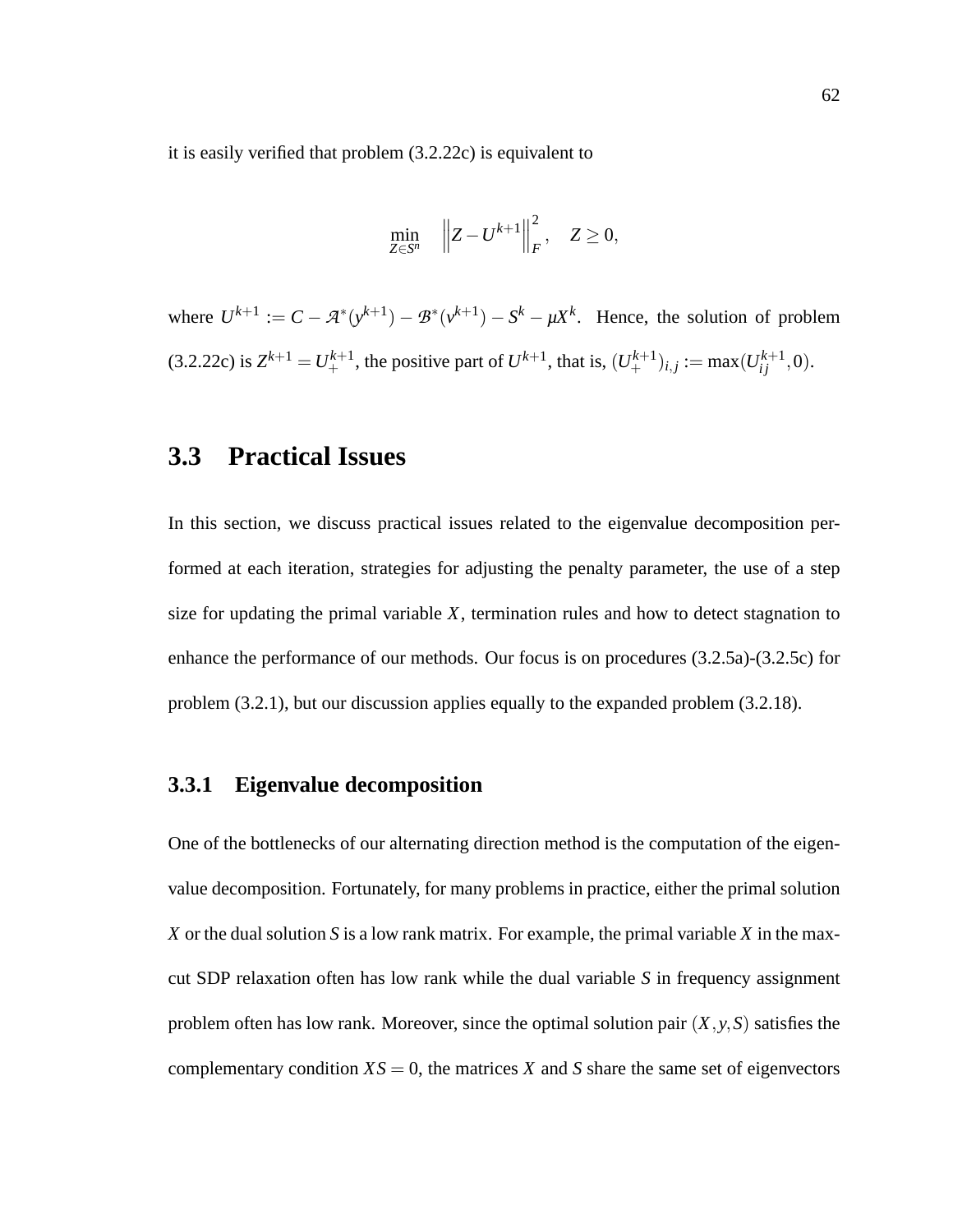it is easily verified that problem (3.2.22c) is equivalent to

$$\min_{Z \in S^n} \quad \left\| Z - U^{k+1} \right\|_F^2, \quad Z \geq 0,$$

where $U^{k+1} := C - \mathcal{A}^*(y^{k+1}) - \mathcal{B}^*(v^{k+1}) - S^k - \mu X^k$. Hence, the solution of problem (3.2.22c) is $Z^{k+1} = U_+^{k+1}$, the positive part of $U^{k+1}$, that is, $(U_+^{k+1})_{i,j} := \max(U_{ij}^{k+1}, 0)$.

## 3.3 Practical Issues

In this section, we discuss practical issues related to the eigenvalue decomposition performed at each iteration, strategies for adjusting the penalty parameter, the use of a step size for updating the primal variable $X$, termination rules and how to detect stagnation to enhance the performance of our methods. Our focus is on procedures (3.2.5a)-(3.2.5c) for problem (3.2.1), but our discussion applies equally to the expanded problem (3.2.18).

### 3.3.1 Eigenvalue decomposition

One of the bottlenecks of our alternating direction method is the computation of the eigenvalue decomposition. Fortunately, for many problems in practice, either the primal solution $X$ or the dual solution $S$ is a low rank matrix. For example, the primal variable $X$ in the max-cut SDP relaxation often has low rank while the dual variable $S$ in frequency assignment problem often has low rank. Moreover, since the optimal solution pair $(X, y, S)$ satisfies the complementary condition $XS = 0$, the matrices $X$ and $S$ share the same set of eigenvectors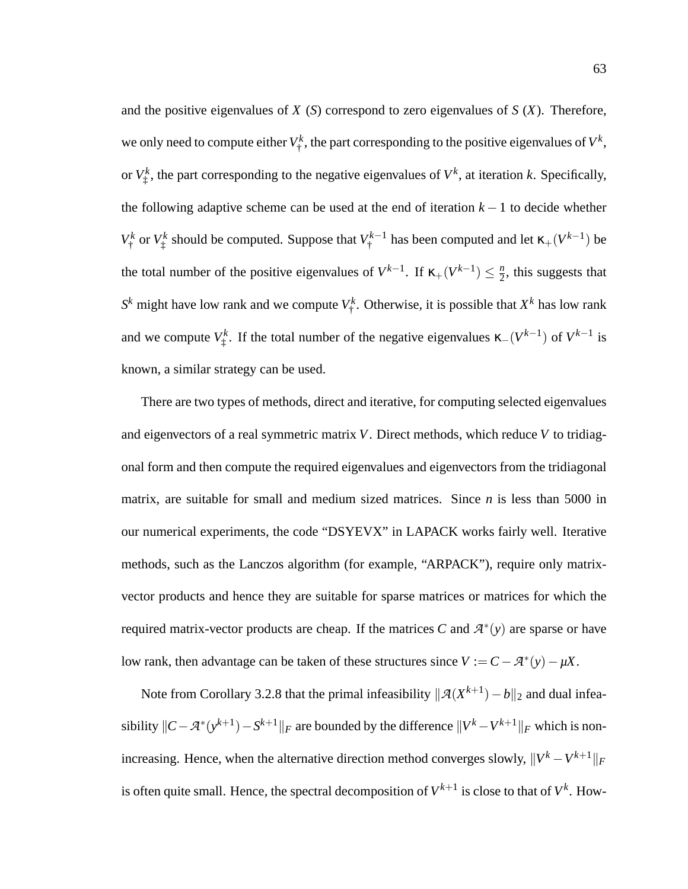and the positive eigenvalues of $X$ ($S$) correspond to zero eigenvalues of $S$ ($X$). Therefore, we only need to compute either $V_{\dagger}^k$, the part corresponding to the positive eigenvalues of $V^k$, or $V_{\ddagger}^k$, the part corresponding to the negative eigenvalues of $V^k$, at iteration $k$. Specifically, the following adaptive scheme can be used at the end of iteration $k-1$ to decide whether $V_{\dagger}^k$ or $V_{\ddagger}^k$ should be computed. Suppose that $V_{\dagger}^{k-1}$ has been computed and let $\kappa_+(V^{k-1})$ be the total number of the positive eigenvalues of $V^{k-1}$. If $\kappa_+(V^{k-1}) \leq \frac{n}{2}$, this suggests that $S^k$ might have low rank and we compute $V_{\dagger}^k$. Otherwise, it is possible that $X^k$ has low rank and we compute $V_{\ddagger}^k$. If the total number of the negative eigenvalues $\kappa_-(V^{k-1})$ of $V^{k-1}$ is known, a similar strategy can be used.

There are two types of methods, direct and iterative, for computing selected eigenvalues and eigenvectors of a real symmetric matrix $V$. Direct methods, which reduce $V$ to tridiagonal form and then compute the required eigenvalues and eigenvectors from the tridiagonal matrix, are suitable for small and medium sized matrices. Since $n$ is less than 5000 in our numerical experiments, the code “DSYEVX” in LAPACK works fairly well. Iterative methods, such as the Lanczos algorithm (for example, “ARPACK”), require only matrix-vector products and hence they are suitable for sparse matrices or matrices for which the required matrix-vector products are cheap. If the matrices $C$ and $\mathcal{A}^*(y)$ are sparse or have low rank, then advantage can be taken of these structures since $V := C - \mathcal{A}^*(y) - \mu X$.

Note from Corollary 3.2.8 that the primal infeasibility $\|\mathcal{A}(X^{k+1}) - b\|_2$ and dual infeasibility $\|C - \mathcal{A}^*(y^{k+1}) - S^{k+1}\|_F$ are bounded by the difference $\|V^k - V^{k+1}\|_F$ which is non-increasing. Hence, when the alternative direction method converges slowly, $\|V^k - V^{k+1}\|_F$ is often quite small. Hence, the spectral decomposition of $V^{k+1}$ is close to that of $V^k$. How-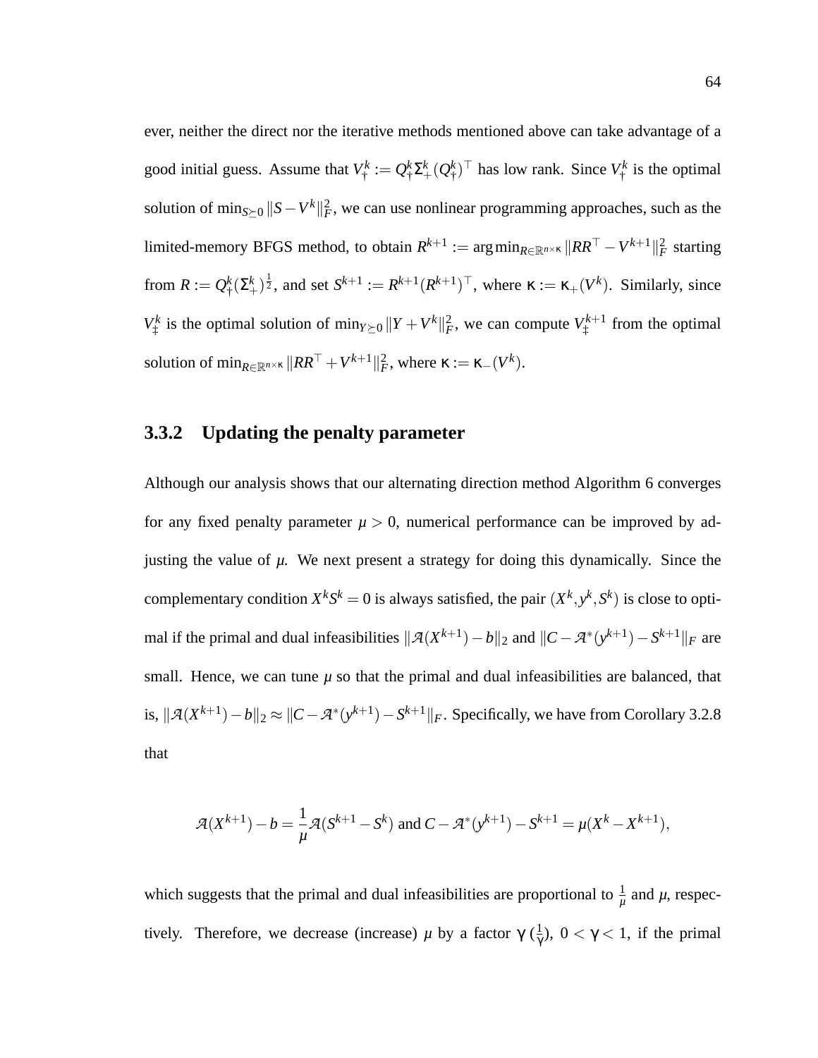ever, neither the direct nor the iterative methods mentioned above can take advantage of a good initial guess. Assume that $V_\dagger^k := Q_\dagger^k \Sigma_+^k (Q_\dagger^k)^\top$ has low rank. Since $V_\dagger^k$ is the optimal solution of $\min_{S \succeq 0} \|S - V^k\|_F^2$, we can use nonlinear programming approaches, such as the limited-memory BFGS method, to obtain $R^{k+1} := \arg\min_{R \in \mathbb{R}^{n \times \kappa}} \|RR^\top - V^{k+1}\|_F^2$ starting from $R := Q_\dagger^k (\Sigma_+^k)^{\frac{1}{2}}$, and set $S^{k+1} := R^{k+1}(R^{k+1})^\top$, where $\kappa := \kappa_+(V^k)$. Similarly, since $V_\ddagger^k$ is the optimal solution of $\min_{Y \succeq 0} \|Y + V^k\|_F^2$, we can compute $V_\ddagger^{k+1}$ from the optimal solution of $\min_{R \in \mathbb{R}^{n \times \kappa}} \|RR^\top + V^{k+1}\|_F^2$, where $\kappa := \kappa_-(V^k)$.

### 3.3.2 Updating the penalty parameter

Although our analysis shows that our alternating direction method Algorithm 6 converges for any fixed penalty parameter $\mu > 0$, numerical performance can be improved by adjusting the value of $\mu$. We next present a strategy for doing this dynamically. Since the complementary condition $X^k S^k = 0$ is always satisfied, the pair $(X^k, y^k, S^k)$ is close to optimal if the primal and dual infeasibilities $\|\mathcal{A}(X^{k+1}) - b\|_2$ and $\|C - \mathcal{A}^*(y^{k+1}) - S^{k+1}\|_F$ are small. Hence, we can tune $\mu$ so that the primal and dual infeasibilities are balanced, that is, $\|\mathcal{A}(X^{k+1}) - b\|_2 \approx \|C - \mathcal{A}^*(y^{k+1}) - S^{k+1}\|_F$. Specifically, we have from Corollary 3.2.8 that

$$\mathcal{A}(X^{k+1}) - b = \frac{1}{\mu}\mathcal{A}(S^{k+1} - S^k) \text{ and } C - \mathcal{A}^*(y^{k+1}) - S^{k+1} = \mu(X^k - X^{k+1}),$$

which suggests that the primal and dual infeasibilities are proportional to $\frac{1}{\mu}$ and $\mu$, respectively. Therefore, we decrease (increase) $\mu$ by a factor $\gamma$ ($\frac{1}{\gamma}$), $0 < \gamma < 1$, if the primal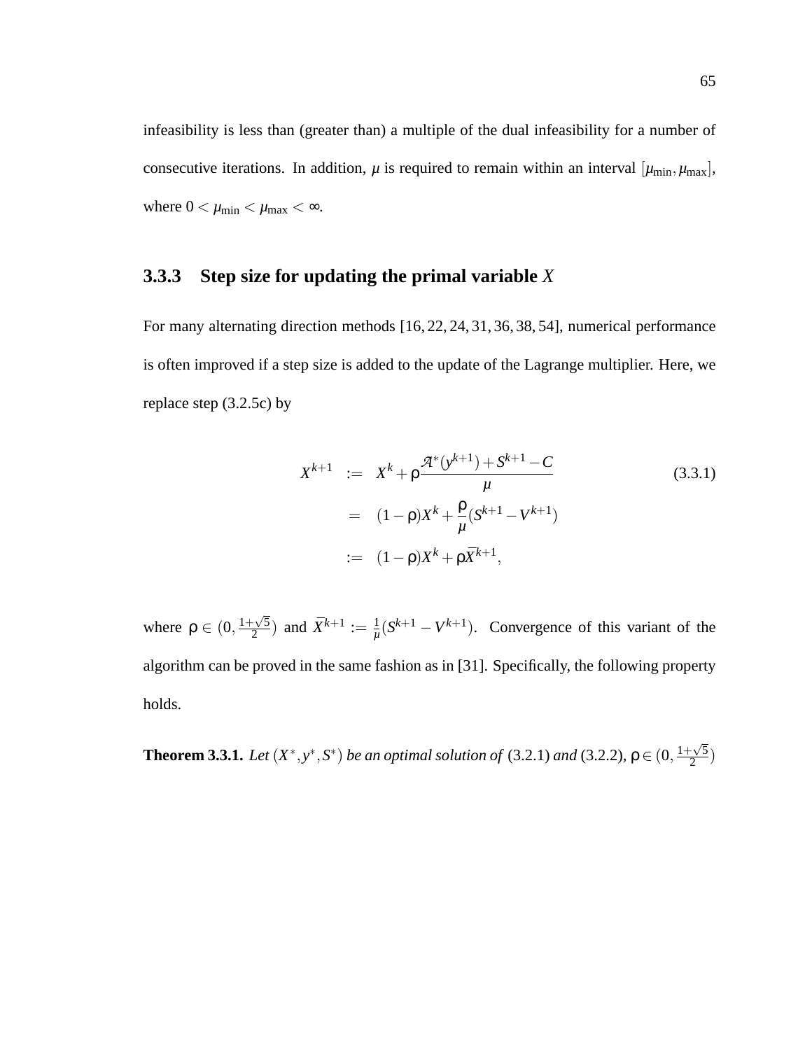infeasibility is less than (greater than) a multiple of the dual infeasibility for a number of consecutive iterations. In addition, $\mu$ is required to remain within an interval $[\mu_{\min}, \mu_{\max}]$, where $0 < \mu_{\min} < \mu_{\max} < \infty$.

### 3.3.3 Step size for updating the primal variable $X$

For many alternating direction methods [16, 22, 24, 31, 36, 38, 54], numerical performance is often improved if a step size is added to the update of the Lagrange multiplier. Here, we replace step (3.2.5c) by

$$
\begin{aligned}
X^{k+1} &:= X^k + \rho \frac{\mathcal{A}^*(y^{k+1}) + S^{k+1} - C}{\mu} \\
&= (1-\rho)X^k + \frac{\rho}{\mu}(S^{k+1} - V^{k+1}) \\
&:= (1-\rho)X^k + \rho \overline{X}^{k+1},
\end{aligned} \tag{3.3.1}
$$

where $\rho \in (0, \frac{1+\sqrt{5}}{2})$ and $\overline{X}^{k+1} := \frac{1}{\mu}(S^{k+1} - V^{k+1})$. Convergence of this variant of the algorithm can be proved in the same fashion as in [31]. Specifically, the following property holds.

**Theorem 3.3.1.** *Let* $(X^*, y^*, S^*)$ *be an optimal solution of* (3.2.1) *and* (3.2.2), $\rho \in (0, \frac{1+\sqrt{5}}{2})$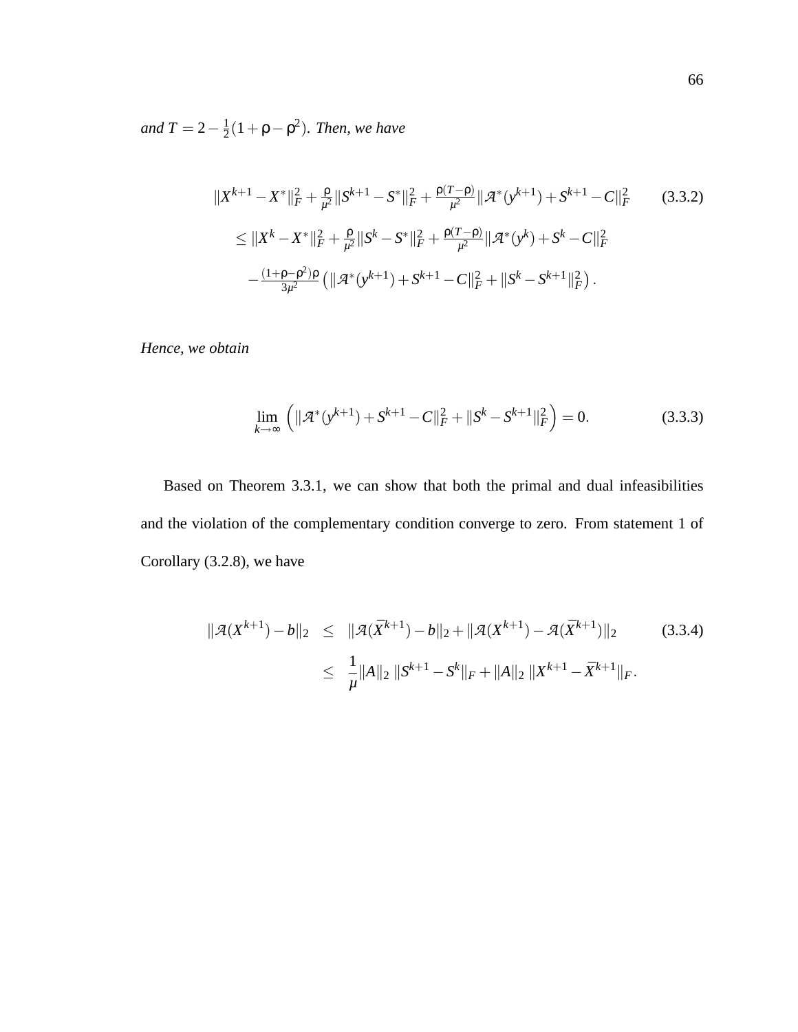*and* $T = 2 - \frac{1}{2}(1+\rho-\rho^2)$*. Then, we have*

$$
\begin{aligned}
&\|X^{k+1}-X^*\|_F^2 + \tfrac{\rho}{\mu^2}\|S^{k+1}-S^*\|_F^2 + \tfrac{\rho(T-\rho)}{\mu^2}\|\mathcal{A}^*(y^{k+1})+S^{k+1}-C\|_F^2 \\
&\quad\le \|X^{k}-X^*\|_F^2 + \tfrac{\rho}{\mu^2}\|S^{k}-S^*\|_F^2 + \tfrac{\rho(T-\rho)}{\mu^2}\|\mathcal{A}^*(y^{k})+S^{k}-C\|_F^2 \\
&\quad\quad - \tfrac{(1+\rho-\rho^2)\rho}{3\mu^2}\left(\|\mathcal{A}^*(y^{k+1})+S^{k+1}-C\|_F^2 + \|S^k-S^{k+1}\|_F^2\right).
\end{aligned} \tag{3.3.2}
$$

*Hence, we obtain*

$$
\lim_{k\to\infty}\left(\|\mathcal{A}^*(y^{k+1})+S^{k+1}-C\|_F^2 + \|S^k-S^{k+1}\|_F^2\right) = 0. \tag{3.3.3}
$$

Based on Theorem 3.3.1, we can show that both the primal and dual infeasibilities and the violation of the complementary condition converge to zero. From statement 1 of Corollary (3.2.8), we have

$$
\begin{aligned}
\|\mathcal{A}(X^{k+1})-b\|_2 &\le \|\mathcal{A}(\bar{X}^{k+1})-b\|_2 + \|\mathcal{A}(X^{k+1})-\mathcal{A}(\bar{X}^{k+1})\|_2 \\
&\le \frac{1}{\mu}\|A\|_2\,\|S^{k+1}-S^k\|_F + \|A\|_2\,\|X^{k+1}-\bar{X}^{k+1}\|_F.
\end{aligned} \tag{3.3.4}
$$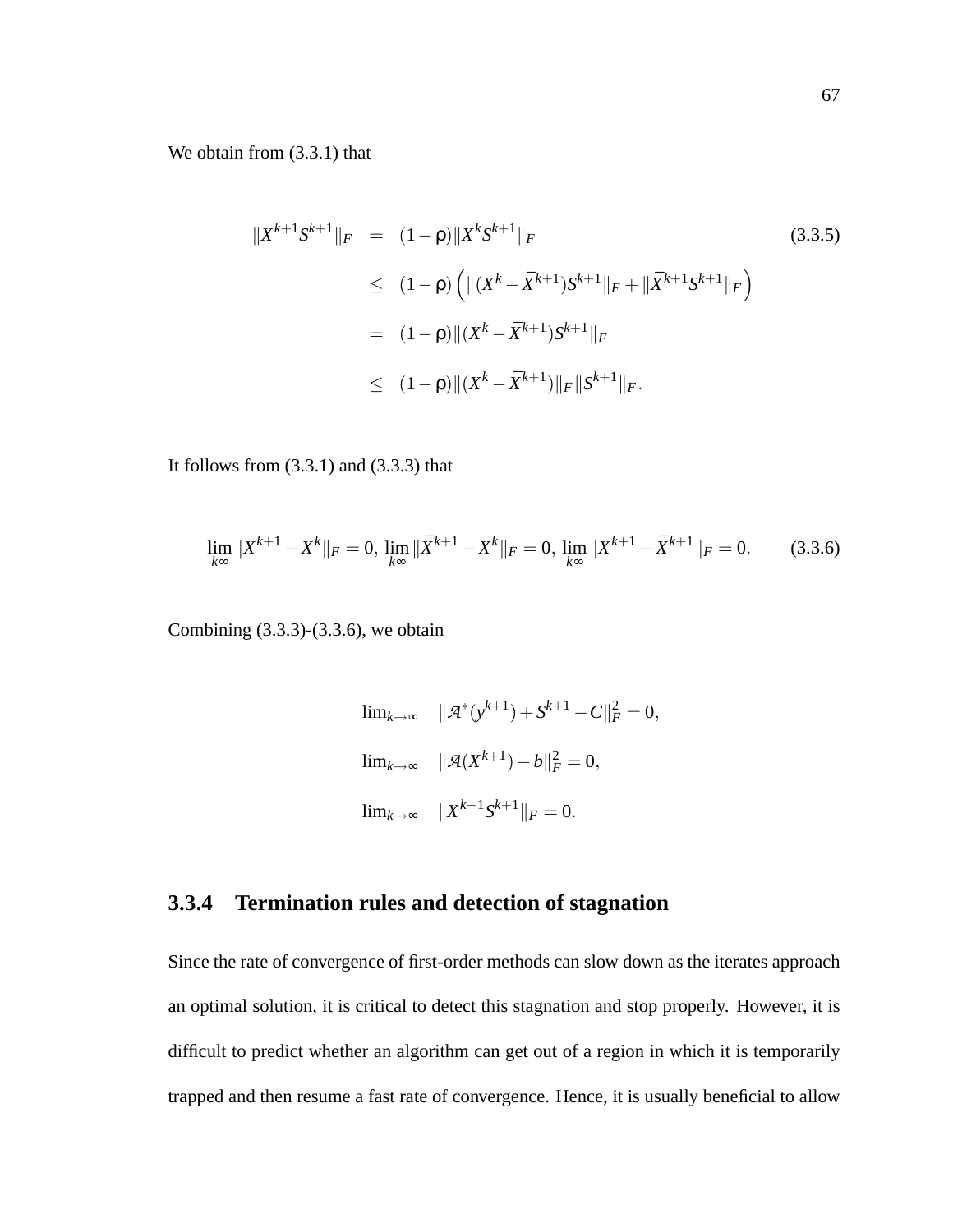We obtain from (3.3.1) that

$$
\begin{aligned}
\|X^{k+1}S^{k+1}\|_F &= (1-\rho)\|X^kS^{k+1}\|_F \\
&\leq (1-\rho)\left(\|(X^k-\bar{X}^{k+1})S^{k+1}\|_F + \|\bar{X}^{k+1}S^{k+1}\|_F\right) \\
&= (1-\rho)\|(X^k-\bar{X}^{k+1})S^{k+1}\|_F \\
&\leq (1-\rho)\|(X^k-\bar{X}^{k+1})\|_F\|S^{k+1}\|_F.
\end{aligned}
\tag{3.3.5}
$$

It follows from (3.3.1) and (3.3.3) that

$$
\lim_{k\infty}\|X^{k+1}-X^k\|_F = 0,\ \lim_{k\infty}\|\bar{X}^{k+1}-X^k\|_F = 0,\ \lim_{k\infty}\|X^{k+1}-\bar{X}^{k+1}\|_F = 0. \tag{3.3.6}
$$

Combining (3.3.3)-(3.3.6), we obtain

$$
\begin{aligned}
\lim_{k\to\infty} \quad & \|\mathcal{A}^*(y^{k+1})+S^{k+1}-C\|_F^2 = 0, \\
\lim_{k\to\infty} \quad & \|\mathcal{A}(X^{k+1})-b\|_F^2 = 0, \\
\lim_{k\to\infty} \quad & \|X^{k+1}S^{k+1}\|_F = 0.
\end{aligned}
$$

### 3.3.4 Termination rules and detection of stagnation

Since the rate of convergence of first-order methods can slow down as the iterates approach an optimal solution, it is critical to detect this stagnation and stop properly. However, it is difficult to predict whether an algorithm can get out of a region in which it is temporarily trapped and then resume a fast rate of convergence. Hence, it is usually beneficial to allow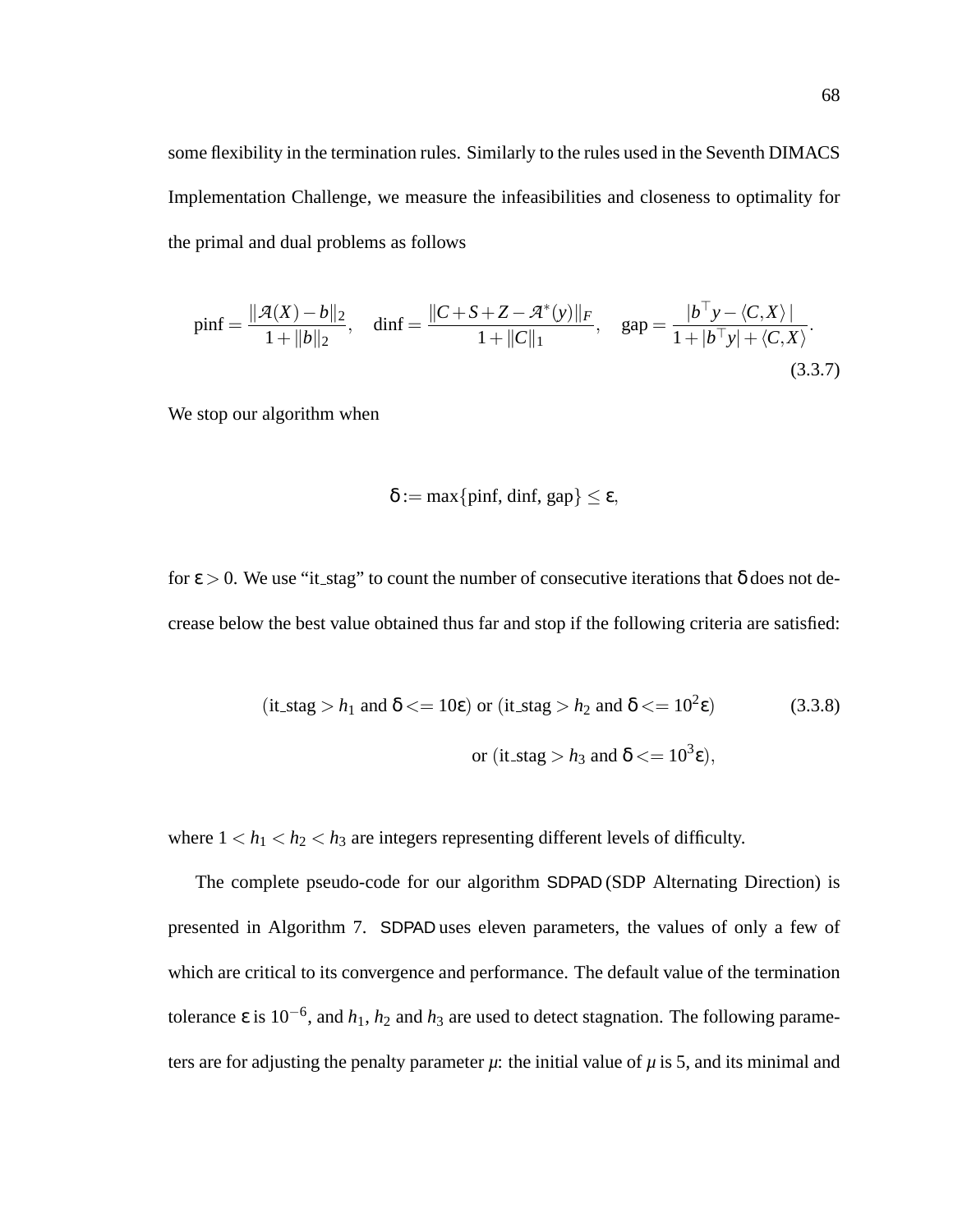some flexibility in the termination rules. Similarly to the rules used in the Seventh DIMACS Implementation Challenge, we measure the infeasibilities and closeness to optimality for the primal and dual problems as follows

$$\text{pinf} = \frac{\|\mathcal{A}(X) - b\|_2}{1 + \|b\|_2}, \quad \text{dinf} = \frac{\|C + S + Z - \mathcal{A}^*(y)\|_F}{1 + \|C\|_1}, \quad \text{gap} = \frac{|b^\top y - \langle C, X\rangle|}{1 + |b^\top y| + \langle C, X\rangle}. \tag{3.3.7}$$

We stop our algorithm when

$$\delta := \max\{\text{pinf, dinf, gap}\} \leq \varepsilon,$$

for $\varepsilon > 0$. We use "it_stag" to count the number of consecutive iterations that $\delta$ does not decrease below the best value obtained thus far and stop if the following criteria are satisfied:

$$\begin{aligned} &(\text{it\_stag} > h_1 \text{ and } \delta <= 10\varepsilon) \text{ or } (\text{it\_stag} > h_2 \text{ and } \delta <= 10^2\varepsilon) \\ &\qquad \text{or } (\text{it\_stag} > h_3 \text{ and } \delta <= 10^3\varepsilon), \end{aligned} \tag{3.3.8}$$

where $1 < h_1 < h_2 < h_3$ are integers representing different levels of difficulty.

The complete pseudo-code for our algorithm SDPAD (SDP Alternating Direction) is presented in Algorithm 7. SDPAD uses eleven parameters, the values of only a few of which are critical to its convergence and performance. The default value of the termination tolerance $\varepsilon$ is $10^{-6}$, and $h_1$, $h_2$ and $h_3$ are used to detect stagnation. The following parameters are for adjusting the penalty parameter $\mu$: the initial value of $\mu$ is 5, and its minimal and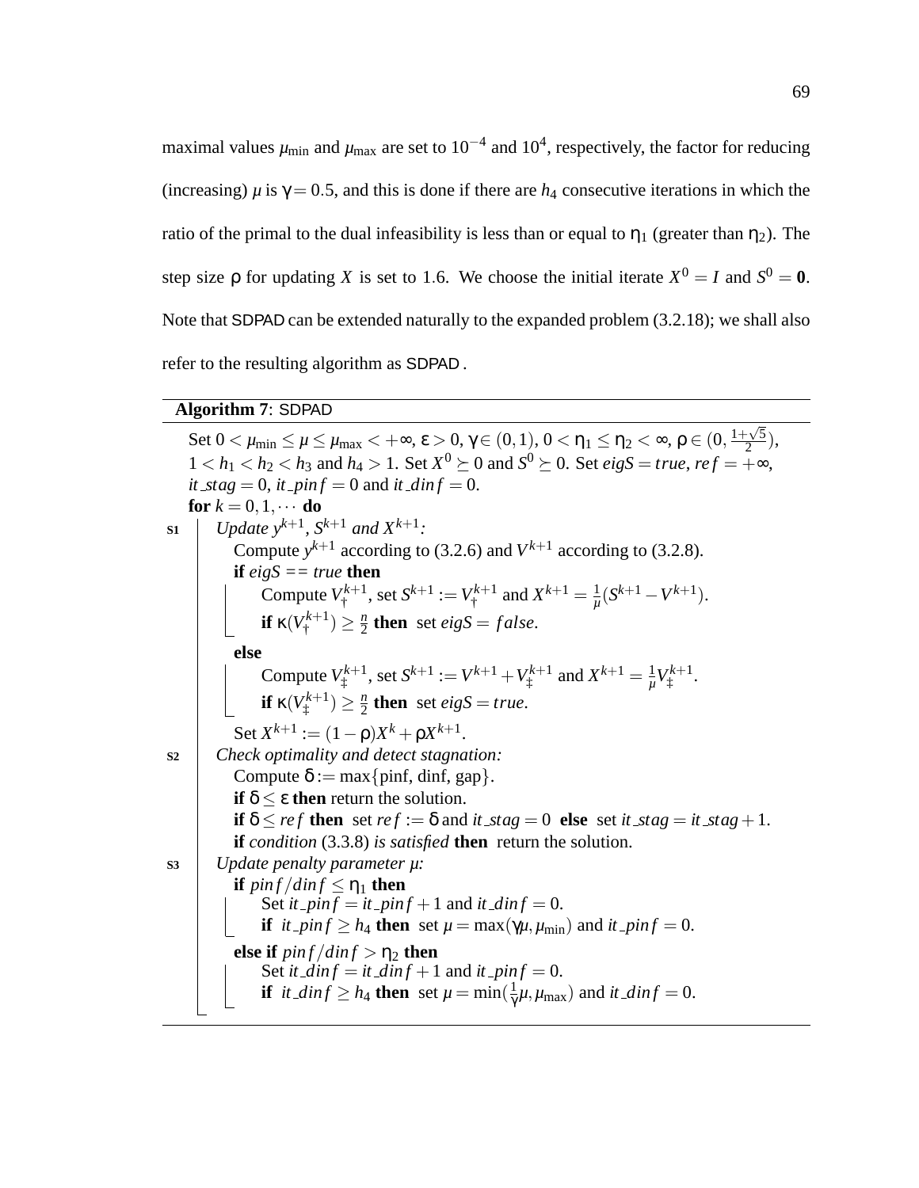maximal values $\mu_{\min}$ and $\mu_{\max}$ are set to $10^{-4}$ and $10^4$, respectively, the factor for reducing (increasing) $\mu$ is $\gamma = 0.5$, and this is done if there are $h_4$ consecutive iterations in which the ratio of the primal to the dual infeasibility is less than or equal to $\eta_1$ (greater than $\eta_2$). The step size $\rho$ for updating $X$ is set to 1.6. We choose the initial iterate $X^0 = I$ and $S^0 = \mathbf{0}$. Note that SDPAD can be extended naturally to the expanded problem (3.2.18); we shall also refer to the resulting algorithm as SDPAD.

---

**Algorithm 7**: SDPAD

Set $0 < \mu_{\min} \leq \mu \leq \mu_{\max} < +\infty$, $\varepsilon > 0$, $\gamma \in (0,1)$, $0 < \eta_1 \leq \eta_2 < \infty$, $\rho \in (0, \frac{1+\sqrt{5}}{2})$, $1 < h_1 < h_2 < h_3$ and $h_4 > 1$. Set $X^0 \succeq 0$ and $S^0 \succeq 0$. Set $eigS = true$, $ref = +\infty$, $it\_stag = 0$, $it\_pinf = 0$ and $it\_dinf = 0$.

**for** $k = 0, 1, \cdots$ **do**

- **S1** *Update $y^{k+1}$, $S^{k+1}$ and $X^{k+1}$:*
  - Compute $y^{k+1}$ according to (3.2.6) and $V^{k+1}$ according to (3.2.8).
  - **if** $eigS == true$ **then**
    - Compute $V_\dagger^{k+1}$, set $S^{k+1} := V_\dagger^{k+1}$ and $X^{k+1} = \frac{1}{\mu}(S^{k+1} - V^{k+1})$.
    - **if** $\kappa(V_\dagger^{k+1}) \geq \frac{n}{2}$ **then** set $eigS = false$.
  - **else**
    - Compute $V_\ddagger^{k+1}$, set $S^{k+1} := V^{k+1} + V_\ddagger^{k+1}$ and $X^{k+1} = \frac{1}{\mu} V_\ddagger^{k+1}$.
    - **if** $\kappa(V_\ddagger^{k+1}) \geq \frac{n}{2}$ **then** set $eigS = true$.
  - Set $X^{k+1} := (1-\rho)X^k + \rho X^{k+1}$.
- **S2** *Check optimality and detect stagnation:*
  - Compute $\delta := \max\{\text{pinf}, \text{dinf}, \text{gap}\}$.
  - **if** $\delta \leq \varepsilon$ **then** return the solution.
  - **if** $\delta \leq ref$ **then** set $ref := \delta$ and $it\_stag = 0$ **else** set $it\_stag = it\_stag + 1$.
  - **if** *condition* (3.3.8) *is satisfied* **then** return the solution.
- **S3** *Update penalty parameter $\mu$:*
  - **if** $pinf/dinf \leq \eta_1$ **then**
    - Set $it\_pinf = it\_pinf + 1$ and $it\_dinf = 0$.
    - **if** $it\_pinf \geq h_4$ **then** set $\mu = \max(\gamma\mu, \mu_{\min})$ and $it\_pinf = 0$.
  - **else if** $pinf/dinf > \eta_2$ **then**
    - Set $it\_dinf = it\_dinf + 1$ and $it\_pinf = 0$.
    - **if** $it\_dinf \geq h_4$ **then** set $\mu = \min(\frac{1}{\gamma}\mu, \mu_{\max})$ and $it\_dinf = 0$.

---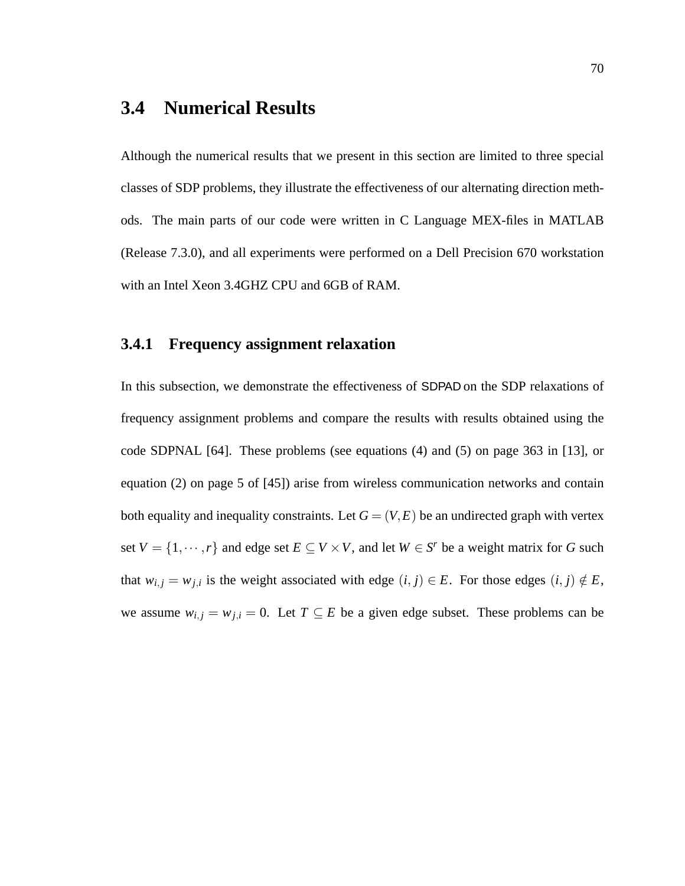## 3.4 Numerical Results

Although the numerical results that we present in this section are limited to three special classes of SDP problems, they illustrate the effectiveness of our alternating direction methods. The main parts of our code were written in C Language MEX-files in MATLAB (Release 7.3.0), and all experiments were performed on a Dell Precision 670 workstation with an Intel Xeon 3.4GHZ CPU and 6GB of RAM.

### 3.4.1 Frequency assignment relaxation

In this subsection, we demonstrate the effectiveness of SDPAD on the SDP relaxations of frequency assignment problems and compare the results with results obtained using the code SDPNAL [64]. These problems (see equations (4) and (5) on page 363 in [13], or equation (2) on page 5 of [45]) arise from wireless communication networks and contain both equality and inequality constraints. Let $G = (V, E)$ be an undirected graph with vertex set $V = \{1, \cdots, r\}$ and edge set $E \subseteq V \times V$, and let $W \in S^r$ be a weight matrix for $G$ such that $w_{i,j} = w_{j,i}$ is the weight associated with edge $(i, j) \in E$. For those edges $(i, j) \notin E$, we assume $w_{i,j} = w_{j,i} = 0$. Let $T \subseteq E$ be a given edge subset. These problems can be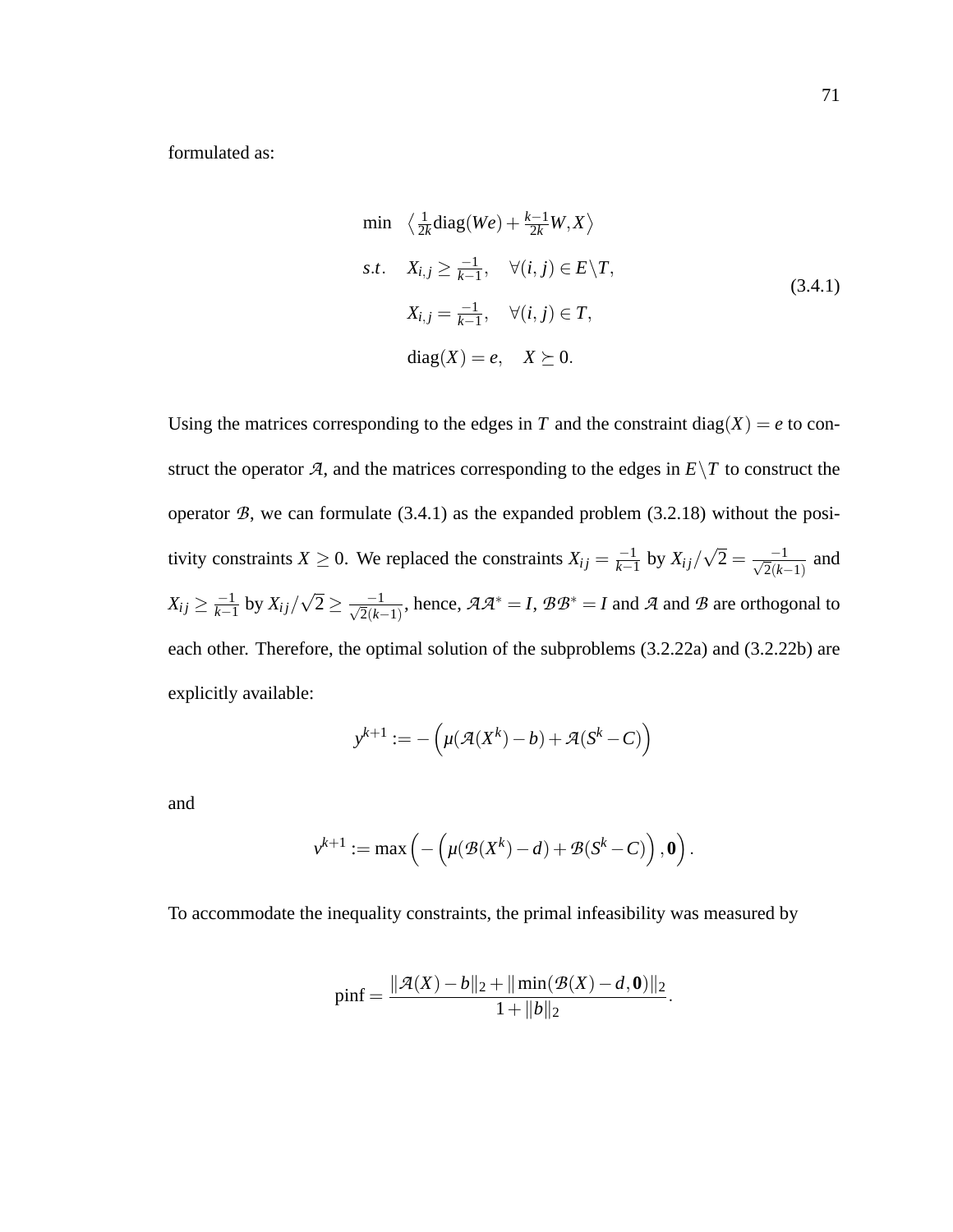formulated as:

$$
\begin{aligned}
\min \quad & \left\langle \tfrac{1}{2k}\operatorname{diag}(We) + \tfrac{k-1}{2k}W, X \right\rangle \\
s.t. \quad & X_{i,j} \geq \tfrac{-1}{k-1}, \quad \forall (i,j) \in E \backslash T, \\
& X_{i,j} = \tfrac{-1}{k-1}, \quad \forall (i,j) \in T, \\
& \operatorname{diag}(X) = e, \quad X \succeq 0.
\end{aligned}
\tag{3.4.1}
$$

Using the matrices corresponding to the edges in $T$ and the constraint $\operatorname{diag}(X) = e$ to construct the operator $\mathcal{A}$, and the matrices corresponding to the edges in $E \backslash T$ to construct the operator $\mathcal{B}$, we can formulate (3.4.1) as the expanded problem (3.2.18) without the positivity constraints $X \geq 0$. We replaced the constraints $X_{ij} = \frac{-1}{k-1}$ by $X_{ij}/\sqrt{2} = \frac{-1}{\sqrt{2}(k-1)}$ and $X_{ij} \geq \frac{-1}{k-1}$ by $X_{ij}/\sqrt{2} \geq \frac{-1}{\sqrt{2}(k-1)}$, hence, $\mathcal{A}\mathcal{A}^* = I$, $\mathcal{B}\mathcal{B}^* = I$ and $\mathcal{A}$ and $\mathcal{B}$ are orthogonal to each other. Therefore, the optimal solution of the subproblems (3.2.22a) and (3.2.22b) are explicitly available:

$$
y^{k+1} := -\Big(\mu(\mathcal{A}(X^k) - b) + \mathcal{A}(S^k - C)\Big)
$$

and

$$
v^{k+1} := \max\Big(-\Big(\mu(\mathcal{B}(X^k) - d) + \mathcal{B}(S^k - C)\Big), \mathbf{0}\Big).
$$

To accommodate the inequality constraints, the primal infeasibility was measured by

$$
\text{pinf} = \frac{\|\mathcal{A}(X) - b\|_2 + \|\min(\mathcal{B}(X) - d, \mathbf{0})\|_2}{1 + \|b\|_2}.
$$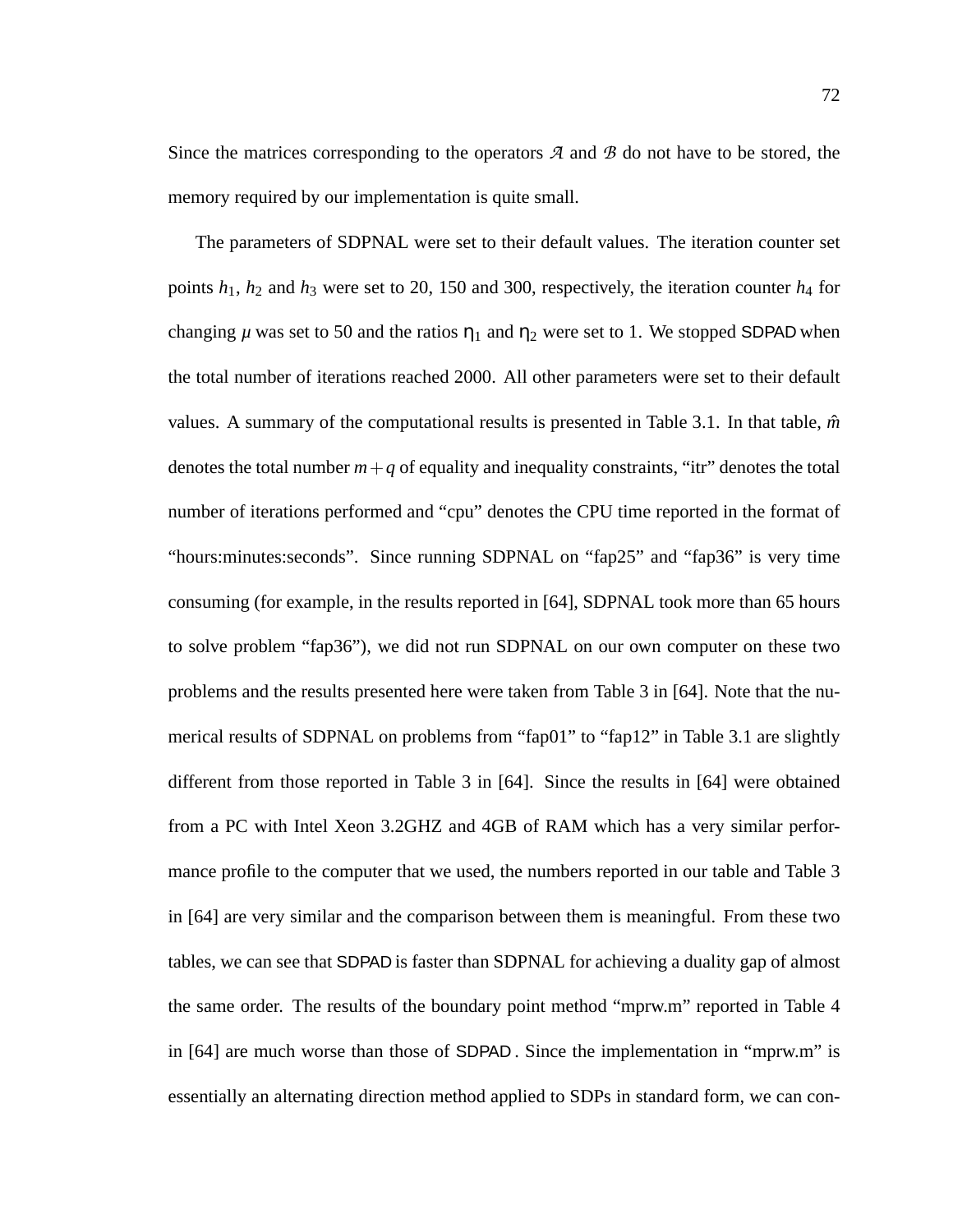Since the matrices corresponding to the operators $\mathcal{A}$ and $\mathcal{B}$ do not have to be stored, the memory required by our implementation is quite small.

The parameters of SDPNAL were set to their default values. The iteration counter set points $h_1$, $h_2$ and $h_3$ were set to 20, 150 and 300, respectively, the iteration counter $h_4$ for changing $\mu$ was set to 50 and the ratios $\eta_1$ and $\eta_2$ were set to 1. We stopped SDPAD when the total number of iterations reached 2000. All other parameters were set to their default values. A summary of the computational results is presented in Table 3.1. In that table, $\hat{m}$ denotes the total number $m+q$ of equality and inequality constraints, "itr" denotes the total number of iterations performed and "cpu" denotes the CPU time reported in the format of "hours:minutes:seconds". Since running SDPNAL on "fap25" and "fap36" is very time consuming (for example, in the results reported in [64], SDPNAL took more than 65 hours to solve problem "fap36"), we did not run SDPNAL on our own computer on these two problems and the results presented here were taken from Table 3 in [64]. Note that the numerical results of SDPNAL on problems from "fap01" to "fap12" in Table 3.1 are slightly different from those reported in Table 3 in [64]. Since the results in [64] were obtained from a PC with Intel Xeon 3.2GHZ and 4GB of RAM which has a very similar performance profile to the computer that we used, the numbers reported in our table and Table 3 in [64] are very similar and the comparison between them is meaningful. From these two tables, we can see that SDPAD is faster than SDPNAL for achieving a duality gap of almost the same order. The results of the boundary point method "mprw.m" reported in Table 4 in [64] are much worse than those of SDPAD. Since the implementation in "mprw.m" is essentially an alternating direction method applied to SDPs in standard form, we can con-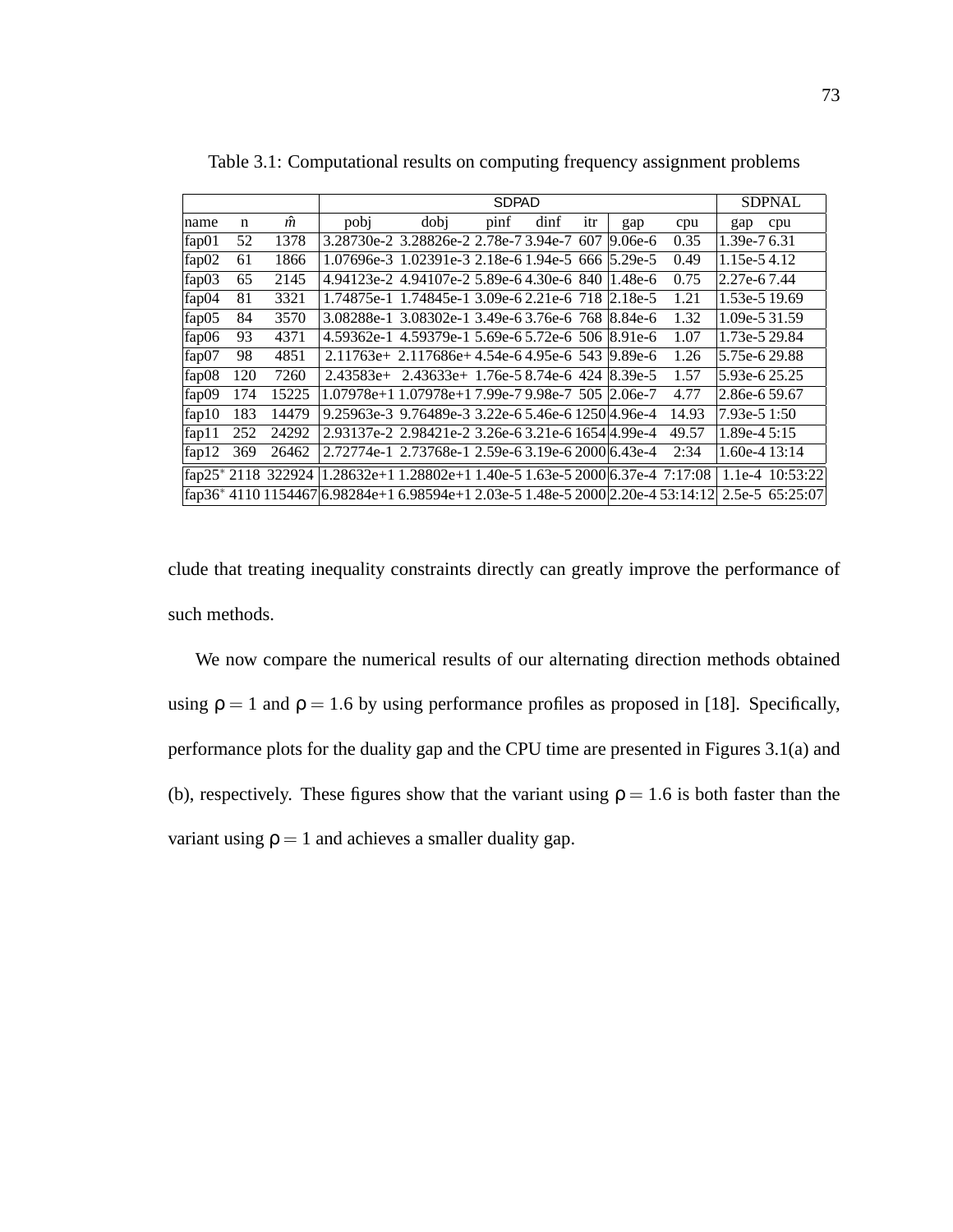Table 3.1: Computational results on computing frequency assignment problems

| | | | SDPAD | | | | | | | SDPNAL | |
|---|---|---|---|---|---|---|---|---|---|---|---|
| name | n | $\hat{m}$ | pobj | dobj | pinf | dinf | itr | gap | cpu | gap | cpu |
| fap01 | 52 | 1378 | 3.28730e-2 | 3.28826e-2 | 2.78e-7 | 3.94e-7 | 607 | 9.06e-6 | 0.35 | 1.39e-7 | 6.31 |
| fap02 | 61 | 1866 | 1.07696e-3 | 1.02391e-3 | 2.18e-6 | 1.94e-5 | 666 | 5.29e-5 | 0.49 | 1.15e-5 | 4.12 |
| fap03 | 65 | 2145 | 4.94123e-2 | 4.94107e-2 | 5.89e-6 | 4.30e-6 | 840 | 1.48e-6 | 0.75 | 2.27e-6 | 7.44 |
| fap04 | 81 | 3321 | 1.74875e-1 | 1.74845e-1 | 3.09e-6 | 2.21e-6 | 718 | 2.18e-5 | 1.21 | 1.53e-5 | 19.69 |
| fap05 | 84 | 3570 | 3.08288e-1 | 3.08302e-1 | 3.49e-6 | 3.76e-6 | 768 | 8.84e-6 | 1.32 | 1.09e-5 | 31.59 |
| fap06 | 93 | 4371 | 4.59362e-1 | 4.59379e-1 | 5.69e-6 | 5.72e-6 | 506 | 8.91e-6 | 1.07 | 1.73e-5 | 29.84 |
| fap07 | 98 | 4851 | 2.11763e+ | 2.117686e+ | 4.54e-6 | 4.95e-6 | 543 | 9.89e-6 | 1.26 | 5.75e-6 | 29.88 |
| fap08 | 120 | 7260 | 2.43583e+ | 2.43633e+ | 1.76e-5 | 8.74e-6 | 424 | 8.39e-5 | 1.57 | 5.93e-6 | 25.25 |
| fap09 | 174 | 15225 | 1.07978e+1 | 1.07978e+1 | 7.99e-7 | 9.98e-7 | 505 | 2.06e-7 | 4.77 | 2.86e-6 | 59.67 |
| fap10 | 183 | 14479 | 9.25963e-3 | 9.76489e-3 | 3.22e-6 | 5.46e-6 | 1250 | 4.96e-4 | 14.93 | 7.93e-5 | 1:50 |
| fap11 | 252 | 24292 | 2.93137e-2 | 2.98421e-2 | 3.26e-6 | 3.21e-6 | 1654 | 4.99e-4 | 49.57 | 1.89e-4 | 5:15 |
| fap12 | 369 | 26462 | 2.72774e-1 | 2.73768e-1 | 2.59e-6 | 3.19e-6 | 2000 | 6.43e-4 | 2:34 | 1.60e-4 | 13:14 |
| fap25* | 2118 | 322924 | 1.28632e+1 | 1.28802e+1 | 1.40e-5 | 1.63e-5 | 2000 | 6.37e-4 | 7:17:08 | 1.1e-4 | 10:53:22 |
| fap36* | 4110 | 1154467 | 6.98284e+1 | 6.98594e+1 | 2.03e-5 | 1.48e-5 | 2000 | 2.20e-4 | 53:14:12 | 2.5e-5 | 65:25:07 |

clude that treating inequality constraints directly can greatly improve the performance of such methods.

We now compare the numerical results of our alternating direction methods obtained using $\rho = 1$ and $\rho = 1.6$ by using performance profiles as proposed in [18]. Specifically, performance plots for the duality gap and the CPU time are presented in Figures 3.1(a) and (b), respectively. These figures show that the variant using $\rho = 1.6$ is both faster than the variant using $\rho = 1$ and achieves a smaller duality gap.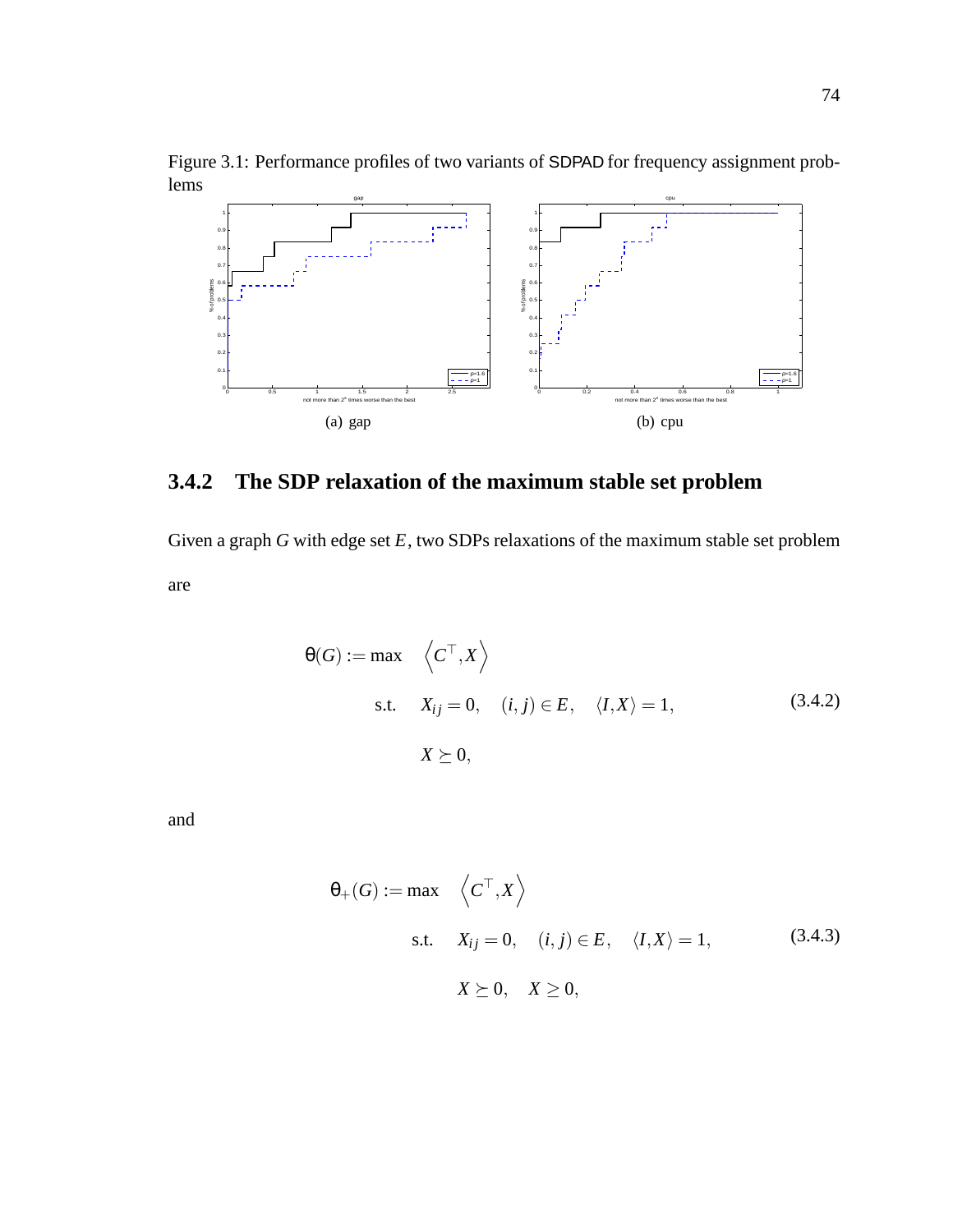Figure 3.1: Performance profiles of two variants of SDPAD for frequency assignment problems

(a) gap

(b) cpu

### 3.4.2 The SDP relaxation of the maximum stable set problem

Given a graph $G$ with edge set $E$, two SDPs relaxations of the maximum stable set problem are

$$\theta(G) := \max \quad \left\langle C^\top, X \right\rangle \quad \text{s.t.} \quad X_{ij} = 0, \quad (i,j) \in E, \quad \langle I, X \rangle = 1, \quad X \succeq 0, \tag{3.4.2}$$

and

$$\theta_+(G) := \max \quad \left\langle C^\top, X \right\rangle \quad \text{s.t.} \quad X_{ij} = 0, \quad (i,j) \in E, \quad \langle I, X \rangle = 1, \quad X \succeq 0, \quad X \geq 0, \tag{3.4.3}$$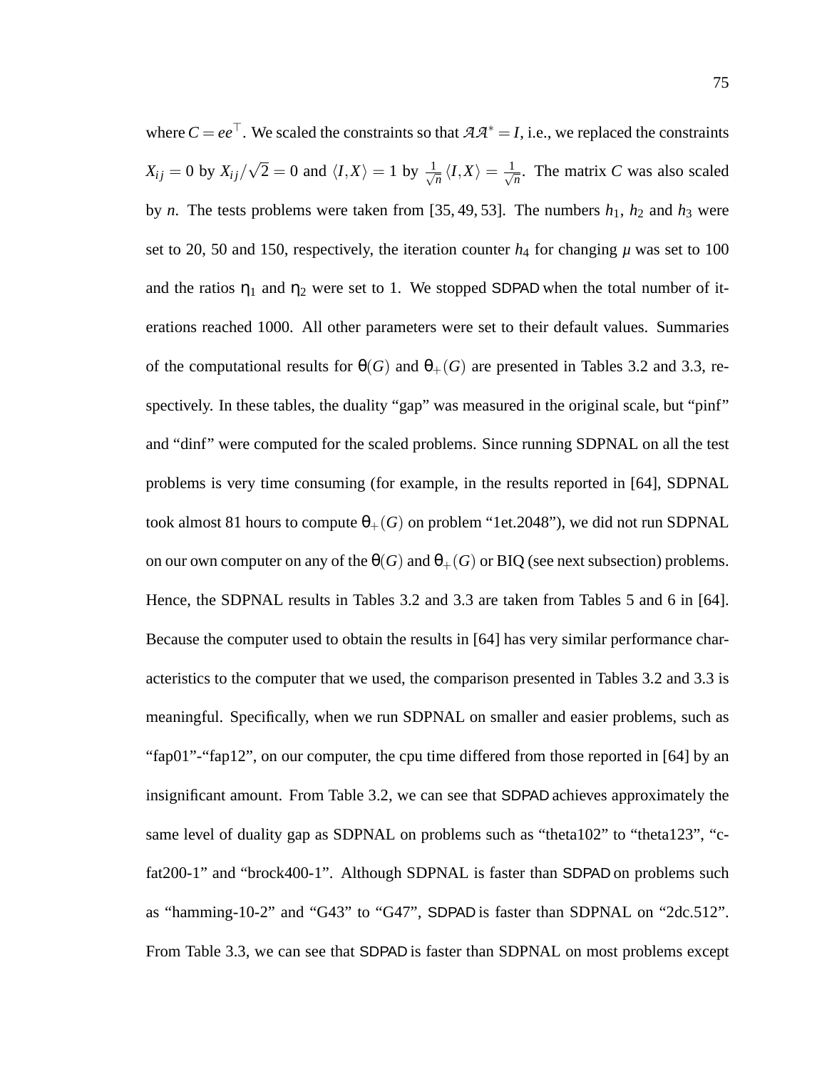where $C = ee^\top$. We scaled the constraints so that $\mathcal{A}\mathcal{A}^* = I$, i.e., we replaced the constraints $X_{ij} = 0$ by $X_{ij}/\sqrt{2} = 0$ and $\langle I, X\rangle = 1$ by $\frac{1}{\sqrt{n}}\langle I, X\rangle = \frac{1}{\sqrt{n}}$. The matrix $C$ was also scaled by $n$. The tests problems were taken from [35, 49, 53]. The numbers $h_1$, $h_2$ and $h_3$ were set to 20, 50 and 150, respectively, the iteration counter $h_4$ for changing $\mu$ was set to 100 and the ratios $\eta_1$ and $\eta_2$ were set to 1. We stopped SDPAD when the total number of iterations reached 1000. All other parameters were set to their default values. Summaries of the computational results for $\theta(G)$ and $\theta_+(G)$ are presented in Tables 3.2 and 3.3, respectively. In these tables, the duality "gap" was measured in the original scale, but "pinf" and "dinf" were computed for the scaled problems. Since running SDPNAL on all the test problems is very time consuming (for example, in the results reported in [64], SDPNAL took almost 81 hours to compute $\theta_+(G)$ on problem "1et.2048"), we did not run SDPNAL on our own computer on any of the $\theta(G)$ and $\theta_+(G)$ or BIQ (see next subsection) problems. Hence, the SDPNAL results in Tables 3.2 and 3.3 are taken from Tables 5 and 6 in [64]. Because the computer used to obtain the results in [64] has very similar performance characteristics to the computer that we used, the comparison presented in Tables 3.2 and 3.3 is meaningful. Specifically, when we run SDPNAL on smaller and easier problems, such as "fap01"-"fap12", on our computer, the cpu time differed from those reported in [64] by an insignificant amount. From Table 3.2, we can see that SDPAD achieves approximately the same level of duality gap as SDPNAL on problems such as "theta102" to "theta123", "c-fat200-1" and "brock400-1". Although SDPNAL is faster than SDPAD on problems such as "hamming-10-2" and "G43" to "G47", SDPAD is faster than SDPNAL on "2dc.512". From Table 3.3, we can see that SDPAD is faster than SDPNAL on most problems except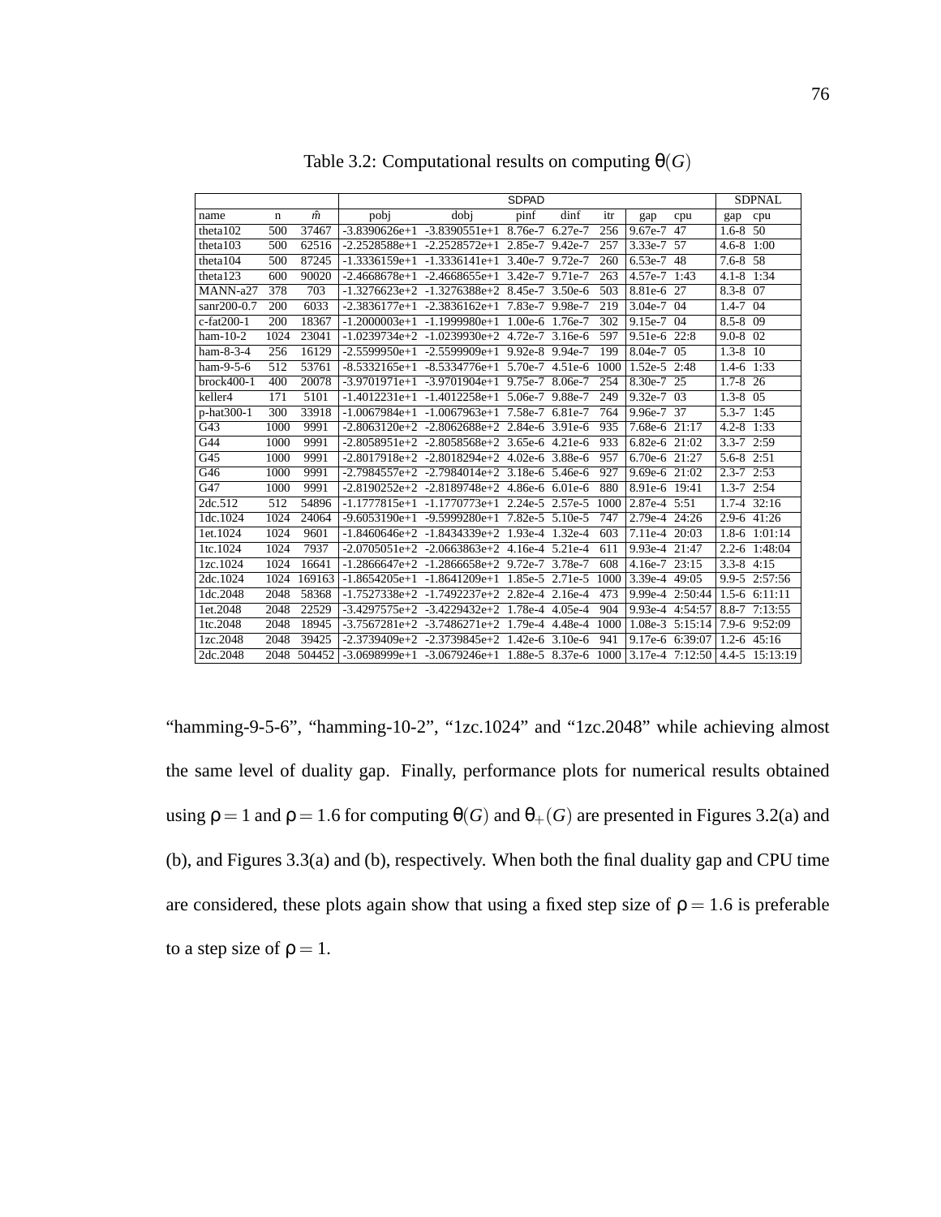Table 3.2: Computational results on computing $\theta(G)$

| | | | SDPAD | | | | | | | SDPNAL | |
|---|---|---|---|---|---|---|---|---|---|---|---|
| name | n | $\hat{m}$ | pobj | dobj | pinf | dinf | itr | gap | cpu | gap | cpu |
| theta102 | 500 | 37467 | -3.8390626e+1 | -3.8390551e+1 | 8.76e-7 | 6.27e-7 | 256 | 9.67e-7 | 47 | 1.6-8 | 50 |
| theta103 | 500 | 62516 | -2.2528588e+1 | -2.2528572e+1 | 2.85e-7 | 9.42e-7 | 257 | 3.33e-7 | 57 | 4.6-8 | 1:00 |
| theta104 | 500 | 87245 | -1.3336159e+1 | -1.3336141e+1 | 3.40e-7 | 9.72e-7 | 260 | 6.53e-7 | 48 | 7.6-8 | 58 |
| theta123 | 600 | 90020 | -2.4668678e+1 | -2.4668655e+1 | 3.42e-7 | 9.71e-7 | 263 | 4.57e-7 | 1:43 | 4.1-8 | 1:34 |
| MANN-a27 | 378 | 703 | -1.3276623e+2 | -1.3276388e+2 | 8.45e-7 | 3.50e-6 | 503 | 8.81e-6 | 27 | 8.3-8 | 07 |
| sanr200-0.7 | 200 | 6033 | -2.3836177e+1 | -2.3836162e+1 | 7.83e-7 | 9.98e-7 | 219 | 3.04e-7 | 04 | 1.4-7 | 04 |
| c-fat200-1 | 200 | 18367 | -1.2000003e+1 | -1.1999980e+1 | 1.00e-6 | 1.76e-7 | 302 | 9.15e-7 | 04 | 8.5-8 | 09 |
| ham-10-2 | 1024 | 23041 | -1.0239734e+2 | -1.0239930e+2 | 4.72e-7 | 3.16e-6 | 597 | 9.51e-6 | 22:8 | 9.0-8 | 02 |
| ham-8-3-4 | 256 | 16129 | -2.5599950e+1 | -2.5599909e+1 | 9.92e-8 | 9.94e-7 | 199 | 8.04e-7 | 05 | 1.3-8 | 10 |
| ham-9-5-6 | 512 | 53761 | -8.5332165e+1 | -8.5334776e+1 | 5.70e-7 | 4.51e-6 | 1000 | 1.52e-5 | 2:48 | 1.4-6 | 1:33 |
| brock400-1 | 400 | 20078 | -3.9701971e+1 | -3.9701904e+1 | 9.75e-7 | 8.06e-7 | 254 | 8.30e-7 | 25 | 1.7-8 | 26 |
| keller4 | 171 | 5101 | -1.4012231e+1 | -1.4012258e+1 | 5.06e-7 | 9.88e-7 | 249 | 9.32e-7 | 03 | 1.3-8 | 05 |
| p-hat300-1 | 300 | 33918 | -1.0067984e+1 | -1.0067963e+1 | 7.58e-7 | 6.81e-7 | 764 | 9.96e-7 | 37 | 5.3-7 | 1:45 |
| G43 | 1000 | 9991 | -2.8063120e+2 | -2.8062688e+2 | 2.84e-6 | 3.91e-6 | 935 | 7.68e-6 | 21:17 | 4.2-8 | 1:33 |
| G44 | 1000 | 9991 | -2.8058951e+2 | -2.8058568e+2 | 3.65e-6 | 4.21e-6 | 933 | 6.82e-6 | 21:02 | 3.3-7 | 2:59 |
| G45 | 1000 | 9991 | -2.8017918e+2 | -2.8018294e+2 | 4.02e-6 | 3.88e-6 | 957 | 6.70e-6 | 21:27 | 5.6-8 | 2:51 |
| G46 | 1000 | 9991 | -2.7984557e+2 | -2.7984014e+2 | 3.18e-6 | 5.46e-6 | 927 | 9.69e-6 | 21:02 | 2.3-7 | 2:53 |
| G47 | 1000 | 9991 | -2.8190252e+2 | -2.8189748e+2 | 4.86e-6 | 6.01e-6 | 880 | 8.91e-6 | 19:41 | 1.3-7 | 2:54 |
| 2dc.512 | 512 | 54896 | -1.1777815e+1 | -1.1770773e+1 | 2.24e-5 | 2.57e-5 | 1000 | 2.87e-4 | 5:51 | 1.7-4 | 32:16 |
| 1dc.1024 | 1024 | 24064 | -9.6053190e+1 | -9.5999280e+1 | 7.82e-5 | 5.10e-5 | 747 | 2.79e-4 | 24:26 | 2.9-6 | 41:26 |
| 1et.1024 | 1024 | 9601 | -1.8460646e+2 | -1.8434339e+2 | 1.93e-4 | 1.32e-4 | 603 | 7.11e-4 | 20:03 | 1.8-6 | 1:01:14 |
| 1tc.1024 | 1024 | 7937 | -2.0705051e+2 | -2.0663863e+2 | 4.16e-4 | 5.21e-4 | 611 | 9.93e-4 | 21:47 | 2.2-6 | 1:48:04 |
| 1zc.1024 | 1024 | 16641 | -1.2866647e+2 | -1.2866658e+2 | 9.72e-7 | 3.78e-7 | 608 | 4.16e-7 | 23:15 | 3.3-8 | 4:15 |
| 2dc.1024 | 1024 | 169163 | -1.8654205e+1 | -1.8641209e+1 | 1.85e-5 | 2.71e-5 | 1000 | 3.39e-4 | 49:05 | 9.9-5 | 2:57:56 |
| 1dc.2048 | 2048 | 58368 | -1.7527338e+2 | -1.7492237e+2 | 2.82e-4 | 2.16e-4 | 473 | 9.99e-4 | 2:50:44 | 1.5-6 | 6:11:11 |
| 1et.2048 | 2048 | 22529 | -3.4297575e+2 | -3.4229432e+2 | 1.78e-4 | 4.05e-4 | 904 | 9.93e-4 | 4:54:57 | 8.8-7 | 7:13:55 |
| 1tc.2048 | 2048 | 18945 | -3.7567281e+2 | -3.7486271e+2 | 1.79e-4 | 4.48e-4 | 1000 | 1.08e-3 | 5:15:14 | 7.9-6 | 9:52:09 |
| 1zc.2048 | 2048 | 39425 | -2.3739409e+2 | -2.3739845e+2 | 1.42e-6 | 3.10e-6 | 941 | 9.17e-6 | 6:39:07 | 1.2-6 | 45:16 |
| 2dc.2048 | 2048 | 504452 | -3.0698999e+1 | -3.0679246e+1 | 1.88e-5 | 8.37e-6 | 1000 | 3.17e-4 | 7:12:50 | 4.4-5 | 15:13:19 |

"hamming-9-5-6", "hamming-10-2", "1zc.1024" and "1zc.2048" while achieving almost the same level of duality gap. Finally, performance plots for numerical results obtained using $\rho = 1$ and $\rho = 1.6$ for computing $\theta(G)$ and $\theta_+(G)$ are presented in Figures 3.2(a) and (b), and Figures 3.3(a) and (b), respectively. When both the final duality gap and CPU time are considered, these plots again show that using a fixed step size of $\rho = 1.6$ is preferable to a step size of $\rho = 1$.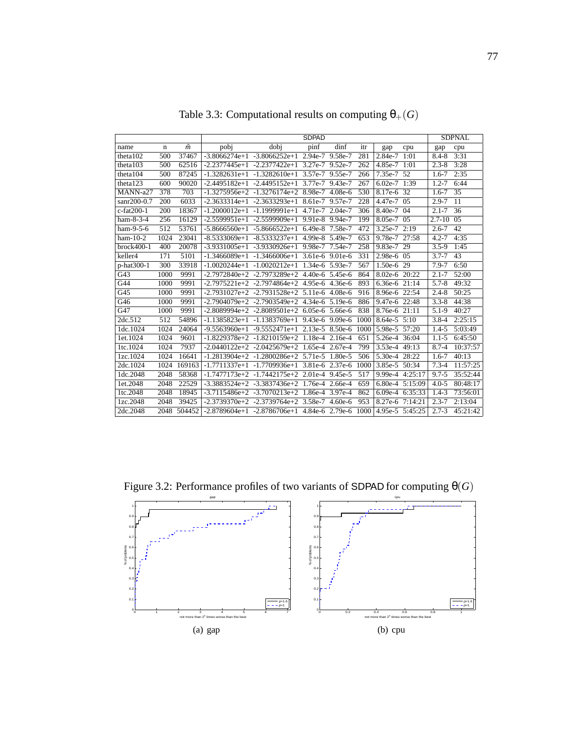Table 3.3: Computational results on computing $\theta_+(G)$

| | | | SDPAD | | | | | | | | SDPNAL | |
|---|---|---|---|---|---|---|---|---|---|---|---|---|
| name | n | $\hat{m}$ | pobj | dobj | pinf | dinf | itr | gap | cpu | gap | cpu |
| theta102 | 500 | 37467 | -3.8066274e+1 | -3.8066252e+1 | 2.94e-7 | 9.58e-7 | 281 | 2.84e-7 | 1:01 | 8.4-8 | 3:31 |
| theta103 | 500 | 62516 | -2.2377445e+1 | -2.2377422e+1 | 3.27e-7 | 9.52e-7 | 262 | 4.85e-7 | 1:01 | 2.3-8 | 3:28 |
| theta104 | 500 | 87245 | -1.3282631e+1 | -1.3282610e+1 | 3.57e-7 | 9.55e-7 | 266 | 7.35e-7 | 52 | 1.6-7 | 2:35 |
| theta123 | 600 | 90020 | -2.4495182e+1 | -2.4495152e+1 | 3.77e-7 | 9.43e-7 | 267 | 6.02e-7 | 1:39 | 1.2-7 | 6:44 |
| MANN-a27 | 378 | 703 | -1.3275956e+2 | -1.3276174e+2 | 8.98e-7 | 4.08e-6 | 530 | 8.17e-6 | 32 | 1.6-7 | 35 |
| sanr200-0.7 | 200 | 6033 | -2.3633314e+1 | -2.3633293e+1 | 8.61e-7 | 9.57e-7 | 228 | 4.47e-7 | 05 | 2.9-7 | 11 |
| c-fat200-1 | 200 | 18367 | -1.2000012e+1 | -1.1999991e+1 | 4.71e-7 | 2.04e-7 | 306 | 8.40e-7 | 04 | 2.1-7 | 36 |
| ham-8-3-4 | 256 | 16129 | -2.5599951e+1 | -2.5599909e+1 | 9.91e-8 | 9.94e-7 | 199 | 8.05e-7 | 05 | 2.7-10 | 05 |
| ham-9-5-6 | 512 | 53761 | -5.8666560e+1 | -5.8666522e+1 | 6.49e-8 | 7.58e-7 | 472 | 3.25e-7 | 2:19 | 2.6-7 | 42 |
| ham-10-2 | 1024 | 23041 | -8.5333069e+1 | -8.5333237e+1 | 4.99e-8 | 5.49e-7 | 653 | 9.78e-7 | 27:58 | 4.2-7 | 4:35 |
| brock400-1 | 400 | 20078 | -3.9331005e+1 | -3.9330926e+1 | 9.98e-7 | 7.54e-7 | 258 | 9.83e-7 | 29 | 3.5-9 | 1:45 |
| keller4 | 171 | 5101 | -1.3466089e+1 | -1.3466006e+1 | 3.61e-6 | 9.01e-6 | 331 | 2.98e-6 | 05 | 3.7-7 | 43 |
| p-hat300-1 | 300 | 33918 | -1.0020244e+1 | -1.0020212e+1 | 1.34e-6 | 5.93e-7 | 567 | 1.50e-6 | 29 | 7.9-7 | 6:50 |
| G43 | 1000 | 9991 | -2.7972840e+2 | -2.7973289e+2 | 4.40e-6 | 5.45e-6 | 864 | 8.02e-6 | 20:22 | 2.1-7 | 52:00 |
| G44 | 1000 | 9991 | -2.7975221e+2 | -2.7974864e+2 | 4.95e-6 | 4.36e-6 | 893 | 6.36e-6 | 21:14 | 5.7-8 | 49:32 |
| G45 | 1000 | 9991 | -2.7931027e+2 | -2.7931528e+2 | 5.11e-6 | 4.08e-6 | 916 | 8.96e-6 | 22:54 | 2.4-8 | 50:25 |
| G46 | 1000 | 9991 | -2.7904079e+2 | -2.7903549e+2 | 4.34e-6 | 5.19e-6 | 886 | 9.47e-6 | 22:48 | 3.3-8 | 44:38 |
| G47 | 1000 | 9991 | -2.8089994e+2 | -2.8089501e+2 | 6.05e-6 | 5.66e-6 | 838 | 8.76e-6 | 21:11 | 5.1-9 | 40:27 |
| 2dc.512 | 512 | 54896 | -1.1385823e+1 | -1.1383769e+1 | 9.43e-6 | 9.09e-6 | 1000 | 8.64e-5 | 5:10 | 3.8-4 | 2:25:15 |
| 1dc.1024 | 1024 | 24064 | -9.5563960e+1 | -9.5552471e+1 | 2.13e-5 | 8.50e-6 | 1000 | 5.98e-5 | 57:20 | 1.4-5 | 5:03:49 |
| 1et.1024 | 1024 | 9601 | -1.8229378e+2 | -1.8210159e+2 | 1.18e-4 | 2.16e-4 | 651 | 5.26e-4 | 36:04 | 1.1-5 | 6:45:50 |
| 1tc.1024 | 1024 | 7937 | -2.0440122e+2 | -2.0425679e+2 | 1.65e-4 | 2.67e-4 | 799 | 3.53e-4 | 49:13 | 8.7-4 | 10:37:57 |
| 1zc.1024 | 1024 | 16641 | -1.2813904e+2 | -1.2800286e+2 | 5.71e-5 | 1.80e-5 | 506 | 5.30e-4 | 28:22 | 1.6-7 | 40:13 |
| 2dc.1024 | 1024 | 169163 | -1.7711337e+1 | -1.7709936e+1 | 3.81e-6 | 2.37e-6 | 1000 | 3.85e-5 | 50:34 | 7.3-4 | 11:57:25 |
| 1dc.2048 | 2048 | 58368 | -1.7477173e+2 | -1.7442175e+2 | 2.01e-4 | 9.45e-5 | 517 | 9.99e-4 | 4:25:17 | 9.7-5 | 35:52:44 |
| 1et.2048 | 2048 | 22529 | -3.3883524e+2 | -3.3837436e+2 | 1.76e-4 | 2.66e-4 | 659 | 6.80e-4 | 5:15:09 | 4.0-5 | 80:48:17 |
| 1tc.2048 | 2048 | 18945 | -3.7115486e+2 | -3.7070213e+2 | 1.86e-4 | 3.97e-4 | 862 | 6.09e-4 | 6:35:33 | 1.4-3 | 73:56:01 |
| 1zc.2048 | 2048 | 39425 | -2.3739370e+2 | -2.3739764e+2 | 3.58e-7 | 4.60e-6 | 953 | 8.27e-6 | 7:14:21 | 2.3-7 | 2:13:04 |
| 2dc.2048 | 2048 | 504452 | -2.8789604e+1 | -2.8786706e+1 | 4.84e-6 | 2.79e-6 | 1000 | 4.95e-5 | 5:45:25 | 2.7-3 | 45:21:42 |

Figure 3.2: Performance profiles of two variants of SDPAD for computing $\theta(G)$

(a) gap

(b) cpu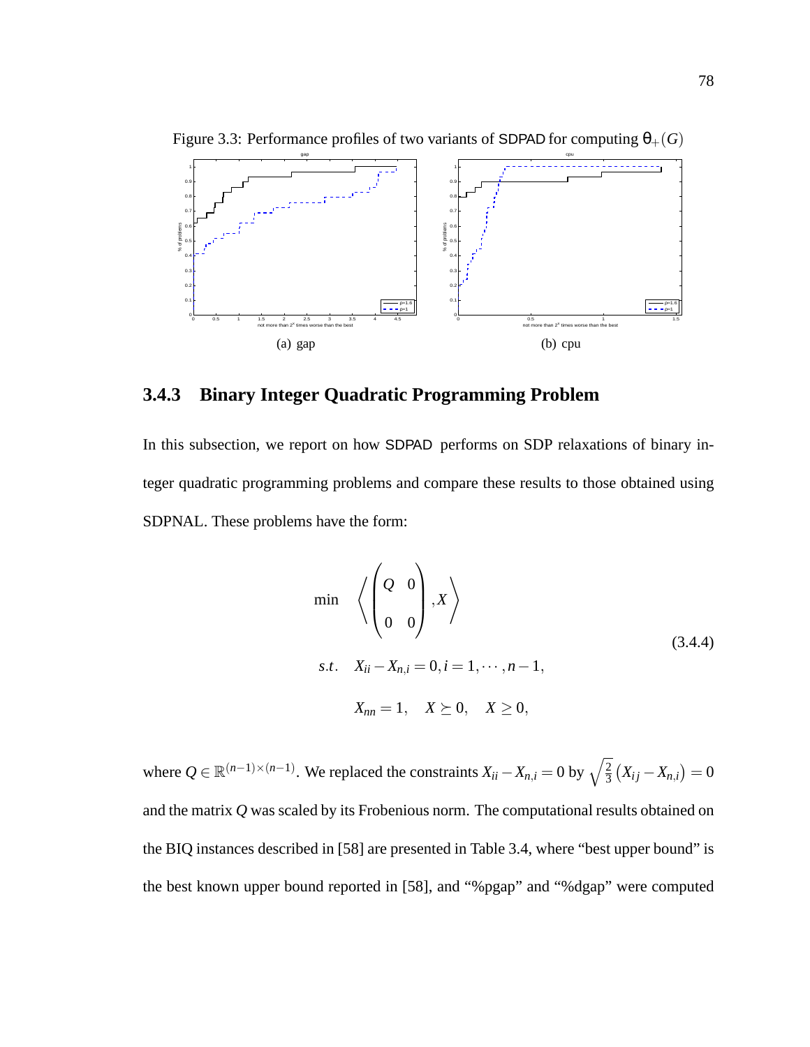Figure 3.3: Performance profiles of two variants of SDPAD for computing $\vartheta_+(G)$

(a) gap

(b) cpu

### 3.4.3 Binary Integer Quadratic Programming Problem

In this subsection, we report on how SDPAD performs on SDP relaxations of binary integer quadratic programming problems and compare these results to those obtained using SDPNAL. These problems have the form:

$$
\begin{aligned}
\min \quad & \left\langle \begin{pmatrix} Q & 0 \\ 0 & 0 \end{pmatrix}, X \right\rangle \\
s.t. \quad & X_{ii} - X_{n,i} = 0, i = 1, \cdots, n-1, \\
& X_{nn} = 1, \quad X \succeq 0, \quad X \geq 0,
\end{aligned} \tag{3.4.4}
$$

where $Q \in \mathbb{R}^{(n-1)\times(n-1)}$. We replaced the constraints $X_{ii} - X_{n,i} = 0$ by $\sqrt{\frac{2}{3}}\left(X_{ij} - X_{n,i}\right) = 0$ and the matrix $Q$ was scaled by its Frobenius norm. The computational results obtained on the BIQ instances described in [58] are presented in Table 3.4, where "best upper bound" is the best known upper bound reported in [58], and "%pgap" and "%dgap" were computed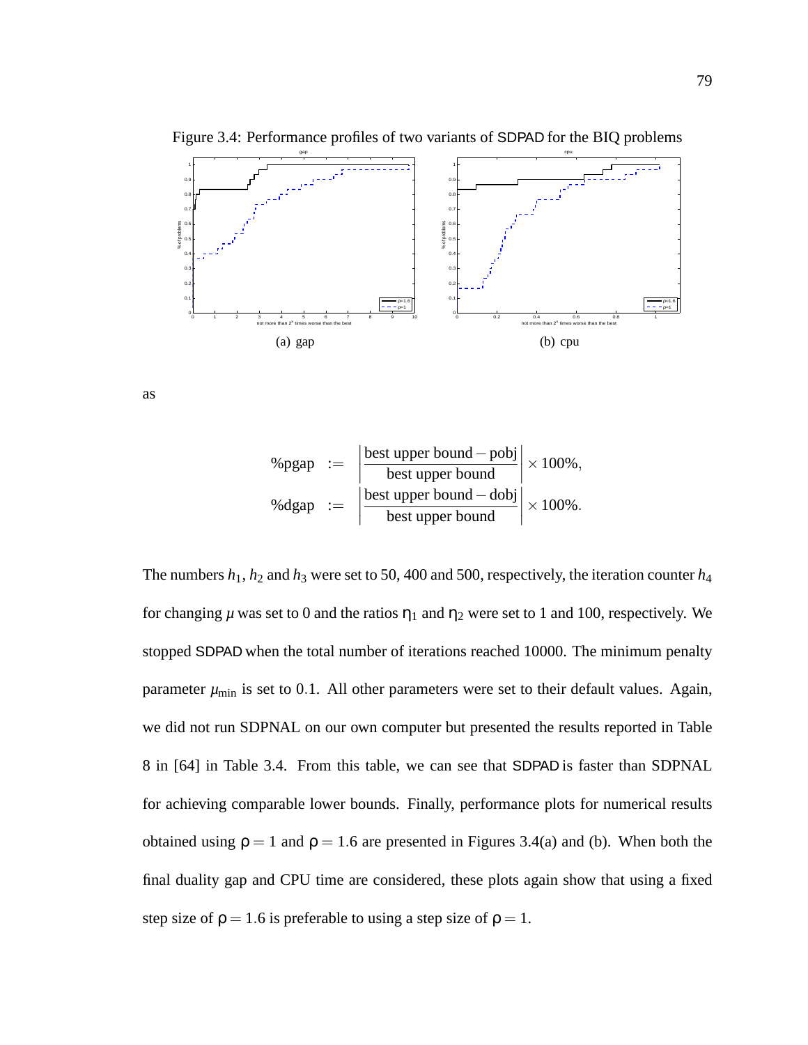Figure 3.4: Performance profiles of two variants of SDPAD for the BIQ problems

(a) gap

(b) cpu

as

$$
\begin{aligned}
\%\text{pgap} &:= \left|\frac{\text{best upper bound} - \text{pobj}}{\text{best upper bound}}\right| \times 100\%, \\
\%\text{dgap} &:= \left|\frac{\text{best upper bound} - \text{dobj}}{\text{best upper bound}}\right| \times 100\%.
\end{aligned}
$$

The numbers $h_1$, $h_2$ and $h_3$ were set to 50, 400 and 500, respectively, the iteration counter $h_4$ for changing $\mu$ was set to 0 and the ratios $\eta_1$ and $\eta_2$ were set to 1 and 100, respectively. We stopped SDPAD when the total number of iterations reached 10000. The minimum penalty parameter $\mu_{\min}$ is set to 0.1. All other parameters were set to their default values. Again, we did not run SDPNAL on our own computer but presented the results reported in Table 8 in [64] in Table 3.4. From this table, we can see that SDPAD is faster than SDPNAL for achieving comparable lower bounds. Finally, performance plots for numerical results obtained using $\rho = 1$ and $\rho = 1.6$ are presented in Figures 3.4(a) and (b). When both the final duality gap and CPU time are considered, these plots again show that using a fixed step size of $\rho = 1.6$ is preferable to using a step size of $\rho = 1$.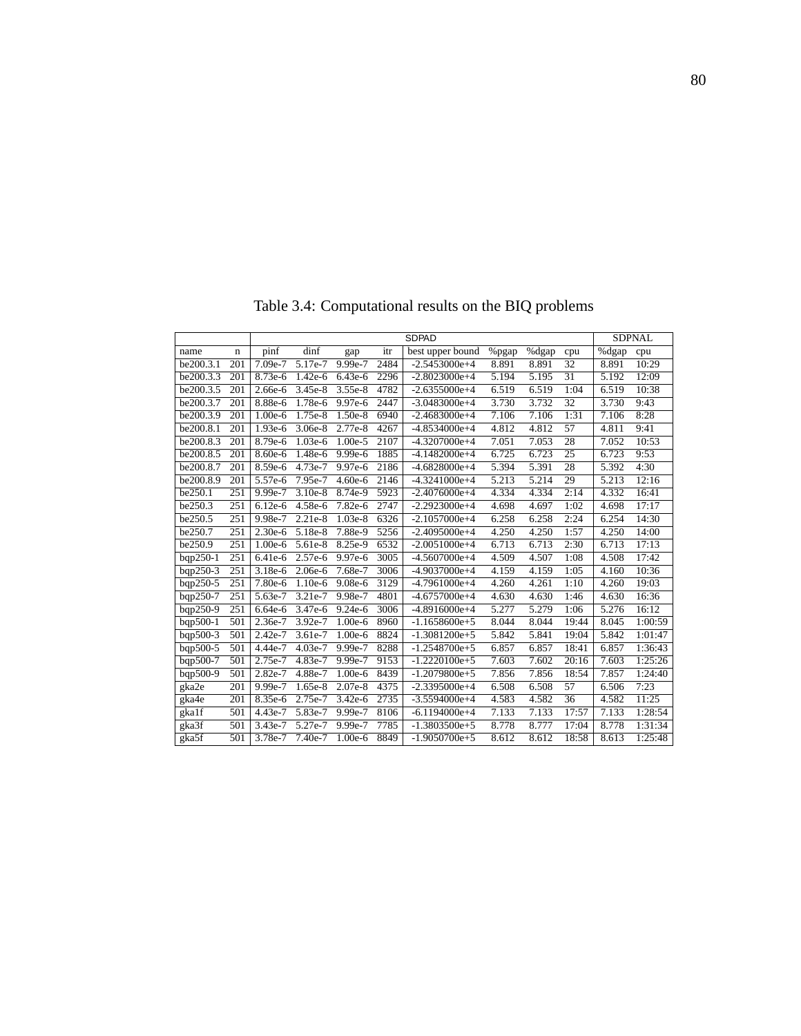Table 3.4: Computational results on the BIQ problems

| | | SDPAD | | | | | | | | SDPNAL | |
|---|---|---|---|---|---|---|---|---|---|---|---|
| name | n | pinf | dinf | gap | itr | best upper bound | %pgap | %dgap | cpu | %dgap | cpu |
| be200.3.1 | 201 | 7.09e-7 | 5.17e-7 | 9.99e-7 | 2484 | -2.5453000e+4 | 8.891 | 8.891 | 32 | 8.891 | 10:29 |
| be200.3.3 | 201 | 8.73e-6 | 1.42e-6 | 6.43e-6 | 2296 | -2.8023000e+4 | 5.194 | 5.195 | 31 | 5.192 | 12:09 |
| be200.3.5 | 201 | 2.66e-6 | 3.45e-8 | 3.55e-8 | 4782 | -2.6355000e+4 | 6.519 | 6.519 | 1:04 | 6.519 | 10:38 |
| be200.3.7 | 201 | 8.88e-6 | 1.78e-6 | 9.97e-6 | 2447 | -3.0483000e+4 | 3.730 | 3.732 | 32 | 3.730 | 9:43 |
| be200.3.9 | 201 | 1.00e-6 | 1.75e-8 | 1.50e-8 | 6940 | -2.4683000e+4 | 7.106 | 7.106 | 1:31 | 7.106 | 8:28 |
| be200.8.1 | 201 | 1.93e-6 | 3.06e-8 | 2.77e-8 | 4267 | -4.8534000e+4 | 4.812 | 4.812 | 57 | 4.811 | 9:41 |
| be200.8.3 | 201 | 8.79e-6 | 1.03e-6 | 1.00e-5 | 2107 | -4.3207000e+4 | 7.051 | 7.053 | 28 | 7.052 | 10:53 |
| be200.8.5 | 201 | 8.60e-6 | 1.48e-6 | 9.99e-6 | 1885 | -4.1482000e+4 | 6.725 | 6.723 | 25 | 6.723 | 9:53 |
| be200.8.7 | 201 | 8.59e-6 | 4.73e-7 | 9.97e-6 | 2186 | -4.6828000e+4 | 5.394 | 5.391 | 28 | 5.392 | 4:30 |
| be200.8.9 | 201 | 5.57e-6 | 7.95e-7 | 4.60e-6 | 2146 | -4.3241000e+4 | 5.213 | 5.214 | 29 | 5.213 | 12:16 |
| be250.1 | 251 | 9.99e-7 | 3.10e-8 | 8.74e-9 | 5923 | -2.4076000e+4 | 4.334 | 4.334 | 2:14 | 4.332 | 16:41 |
| be250.3 | 251 | 6.12e-6 | 4.58e-6 | 7.82e-6 | 2747 | -2.2923000e+4 | 4.698 | 4.697 | 1:02 | 4.698 | 17:17 |
| be250.5 | 251 | 9.98e-7 | 2.21e-8 | 1.03e-8 | 6326 | -2.1057000e+4 | 6.258 | 6.258 | 2:24 | 6.254 | 14:30 |
| be250.7 | 251 | 2.30e-6 | 5.18e-8 | 7.88e-9 | 5256 | -2.4095000e+4 | 4.250 | 4.250 | 1:57 | 4.250 | 14:00 |
| be250.9 | 251 | 1.00e-6 | 5.61e-8 | 8.25e-9 | 6532 | -2.0051000e+4 | 6.713 | 6.713 | 2:30 | 6.713 | 17:13 |
| bqp250-1 | 251 | 6.41e-6 | 2.57e-6 | 9.97e-6 | 3005 | -4.5607000e+4 | 4.509 | 4.507 | 1:08 | 4.508 | 17:42 |
| bqp250-3 | 251 | 3.18e-6 | 2.06e-6 | 7.68e-7 | 3006 | -4.9037000e+4 | 4.159 | 4.159 | 1:05 | 4.160 | 10:36 |
| bqp250-5 | 251 | 7.80e-6 | 1.10e-6 | 9.08e-6 | 3129 | -4.7961000e+4 | 4.260 | 4.261 | 1:10 | 4.260 | 19:03 |
| bqp250-7 | 251 | 5.63e-7 | 3.21e-7 | 9.98e-7 | 4801 | -4.6757000e+4 | 4.630 | 4.630 | 1:46 | 4.630 | 16:36 |
| bqp250-9 | 251 | 6.64e-6 | 3.47e-6 | 9.24e-6 | 3006 | -4.8916000e+4 | 5.277 | 5.279 | 1:06 | 5.276 | 16:12 |
| bqp500-1 | 501 | 2.36e-7 | 3.92e-7 | 1.00e-6 | 8960 | -1.1658600e+5 | 8.044 | 8.044 | 19:44 | 8.045 | 1:00:59 |
| bqp500-3 | 501 | 2.42e-7 | 3.61e-7 | 1.00e-6 | 8824 | -1.3081200e+5 | 5.842 | 5.841 | 19:04 | 5.842 | 1:01:47 |
| bqp500-5 | 501 | 4.44e-7 | 4.03e-7 | 9.99e-7 | 8288 | -1.2548700e+5 | 6.857 | 6.857 | 18:41 | 6.857 | 1:36:43 |
| bqp500-7 | 501 | 2.75e-7 | 4.83e-7 | 9.99e-7 | 9153 | -1.2220100e+5 | 7.603 | 7.602 | 20:16 | 7.603 | 1:25:26 |
| bqp500-9 | 501 | 2.82e-7 | 4.88e-7 | 1.00e-6 | 8439 | -1.2079800e+5 | 7.856 | 7.856 | 18:54 | 7.857 | 1:24:40 |
| gka2e | 201 | 9.99e-7 | 1.65e-8 | 2.07e-8 | 4375 | -2.3395000e+4 | 6.508 | 6.508 | 57 | 6.506 | 7:23 |
| gka4e | 201 | 8.35e-6 | 2.75e-7 | 3.42e-6 | 2735 | -3.5594000e+4 | 4.583 | 4.582 | 36 | 4.582 | 11:25 |
| gka1f | 501 | 4.43e-7 | 5.83e-7 | 9.99e-7 | 8106 | -6.1194000e+4 | 7.133 | 7.133 | 17:57 | 7.133 | 1:28:54 |
| gka3f | 501 | 3.43e-7 | 5.27e-7 | 9.99e-7 | 7785 | -1.3803500e+5 | 8.778 | 8.777 | 17:04 | 8.778 | 1:31:34 |
| gka5f | 501 | 3.78e-7 | 7.40e-7 | 1.00e-6 | 8849 | -1.9050700e+5 | 8.612 | 8.612 | 18:58 | 8.613 | 1:25:48 |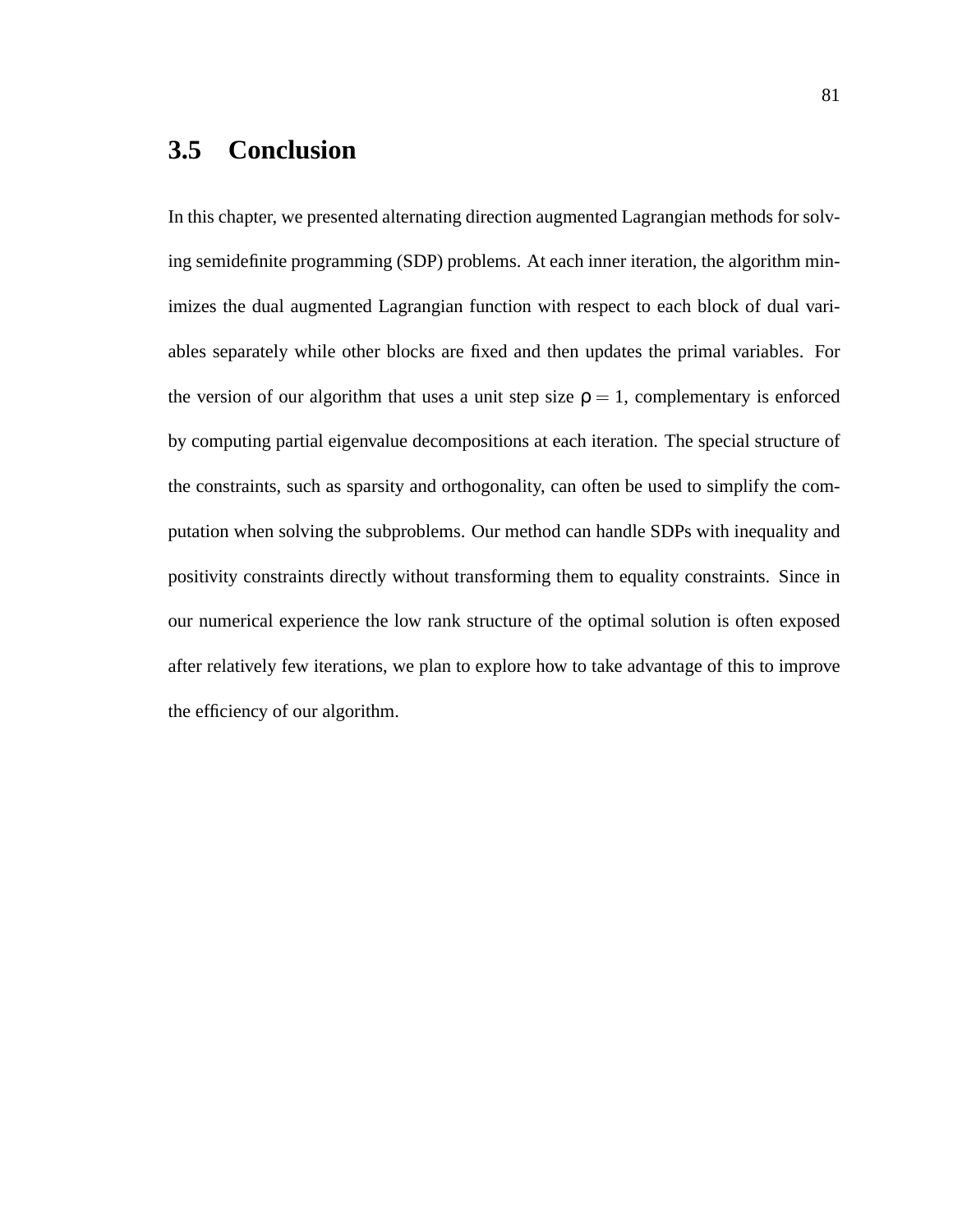## 3.5 Conclusion

In this chapter, we presented alternating direction augmented Lagrangian methods for solving semidefinite programming (SDP) problems. At each inner iteration, the algorithm minimizes the dual augmented Lagrangian function with respect to each block of dual variables separately while other blocks are fixed and then updates the primal variables. For the version of our algorithm that uses a unit step size $\rho = 1$, complementary is enforced by computing partial eigenvalue decompositions at each iteration. The special structure of the constraints, such as sparsity and orthogonality, can often be used to simplify the computation when solving the subproblems. Our method can handle SDPs with inequality and positivity constraints directly without transforming them to equality constraints. Since in our numerical experience the low rank structure of the optimal solution is often exposed after relatively few iterations, we plan to explore how to take advantage of this to improve the efficiency of our algorithm.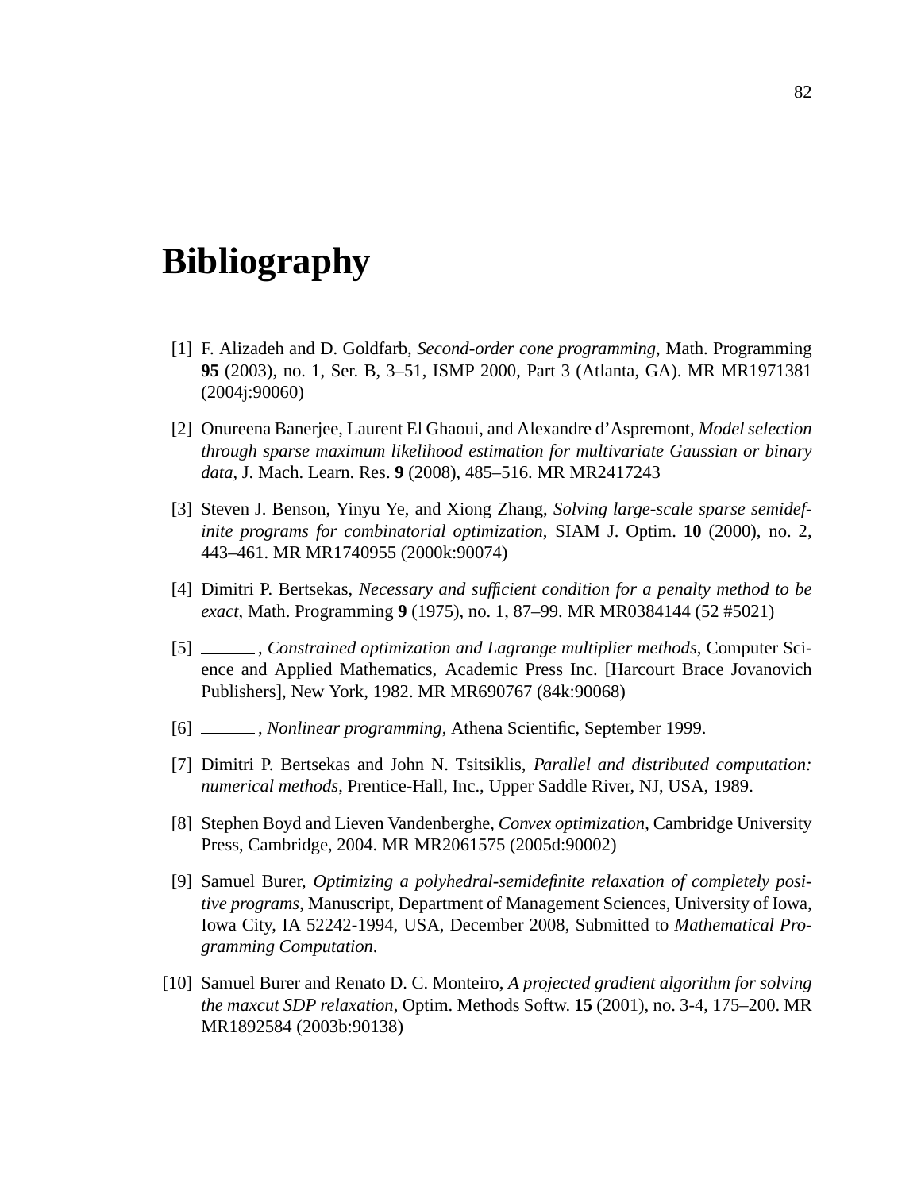# Bibliography

[1] F. Alizadeh and D. Goldfarb, *Second-order cone programming*, Math. Programming **95** (2003), no. 1, Ser. B, 3–51, ISMP 2000, Part 3 (Atlanta, GA). MR MR1971381 (2004j:90060)

[2] Onureena Banerjee, Laurent El Ghaoui, and Alexandre d'Aspremont, *Model selection through sparse maximum likelihood estimation for multivariate Gaussian or binary data*, J. Mach. Learn. Res. **9** (2008), 485–516. MR MR2417243

[3] Steven J. Benson, Yinyu Ye, and Xiong Zhang, *Solving large-scale sparse semidefinite programs for combinatorial optimization*, SIAM J. Optim. **10** (2000), no. 2, 443–461. MR MR1740955 (2000k:90074)

[4] Dimitri P. Bertsekas, *Necessary and sufficient condition for a penalty method to be exact*, Math. Programming **9** (1975), no. 1, 87–99. MR MR0384144 (52 #5021)

[5] ______, *Constrained optimization and Lagrange multiplier methods*, Computer Science and Applied Mathematics, Academic Press Inc. [Harcourt Brace Jovanovich Publishers], New York, 1982. MR MR690767 (84k:90068)

[6] ______, *Nonlinear programming*, Athena Scientific, September 1999.

[7] Dimitri P. Bertsekas and John N. Tsitsiklis, *Parallel and distributed computation: numerical methods*, Prentice-Hall, Inc., Upper Saddle River, NJ, USA, 1989.

[8] Stephen Boyd and Lieven Vandenberghe, *Convex optimization*, Cambridge University Press, Cambridge, 2004. MR MR2061575 (2005d:90002)

[9] Samuel Burer, *Optimizing a polyhedral-semidefinite relaxation of completely positive programs*, Manuscript, Department of Management Sciences, University of Iowa, Iowa City, IA 52242-1994, USA, December 2008, Submitted to *Mathematical Programming Computation*.

[10] Samuel Burer and Renato D. C. Monteiro, *A projected gradient algorithm for solving the maxcut SDP relaxation*, Optim. Methods Softw. **15** (2001), no. 3-4, 175–200. MR MR1892584 (2003b:90138)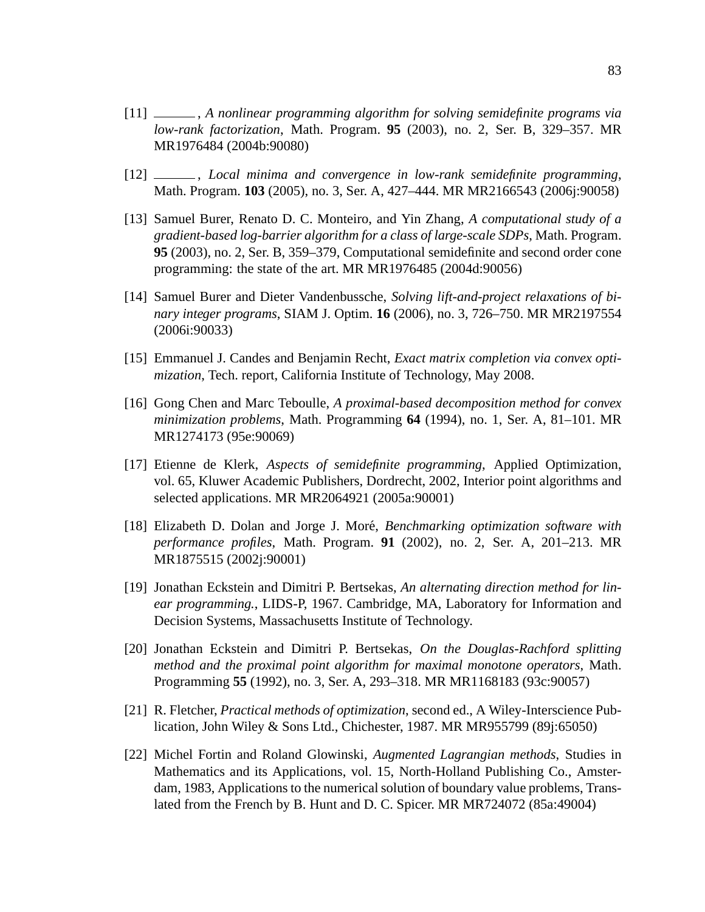[11] ______, *A nonlinear programming algorithm for solving semidefinite programs via low-rank factorization*, Math. Program. **95** (2003), no. 2, Ser. B, 329–357. MR MR1976484 (2004b:90080)

[12] ______, *Local minima and convergence in low-rank semidefinite programming*, Math. Program. **103** (2005), no. 3, Ser. A, 427–444. MR MR2166543 (2006j:90058)

[13] Samuel Burer, Renato D. C. Monteiro, and Yin Zhang, *A computational study of a gradient-based log-barrier algorithm for a class of large-scale SDPs*, Math. Program. **95** (2003), no. 2, Ser. B, 359–379, Computational semidefinite and second order cone programming: the state of the art. MR MR1976485 (2004d:90056)

[14] Samuel Burer and Dieter Vandenbussche, *Solving lift-and-project relaxations of binary integer programs*, SIAM J. Optim. **16** (2006), no. 3, 726–750. MR MR2197554 (2006i:90033)

[15] Emmanuel J. Candes and Benjamin Recht, *Exact matrix completion via convex optimization*, Tech. report, California Institute of Technology, May 2008.

[16] Gong Chen and Marc Teboulle, *A proximal-based decomposition method for convex minimization problems*, Math. Programming **64** (1994), no. 1, Ser. A, 81–101. MR MR1274173 (95e:90069)

[17] Etienne de Klerk, *Aspects of semidefinite programming*, Applied Optimization, vol. 65, Kluwer Academic Publishers, Dordrecht, 2002, Interior point algorithms and selected applications. MR MR2064921 (2005a:90001)

[18] Elizabeth D. Dolan and Jorge J. Moré, *Benchmarking optimization software with performance profiles*, Math. Program. **91** (2002), no. 2, Ser. A, 201–213. MR MR1875515 (2002j:90001)

[19] Jonathan Eckstein and Dimitri P. Bertsekas, *An alternating direction method for linear programming.*, LIDS-P, 1967. Cambridge, MA, Laboratory for Information and Decision Systems, Massachusetts Institute of Technology.

[20] Jonathan Eckstein and Dimitri P. Bertsekas, *On the Douglas-Rachford splitting method and the proximal point algorithm for maximal monotone operators*, Math. Programming **55** (1992), no. 3, Ser. A, 293–318. MR MR1168183 (93c:90057)

[21] R. Fletcher, *Practical methods of optimization*, second ed., A Wiley-Interscience Publication, John Wiley & Sons Ltd., Chichester, 1987. MR MR955799 (89j:65050)

[22] Michel Fortin and Roland Glowinski, *Augmented Lagrangian methods*, Studies in Mathematics and its Applications, vol. 15, North-Holland Publishing Co., Amsterdam, 1983, Applications to the numerical solution of boundary value problems, Translated from the French by B. Hunt and D. C. Spicer. MR MR724072 (85a:49004)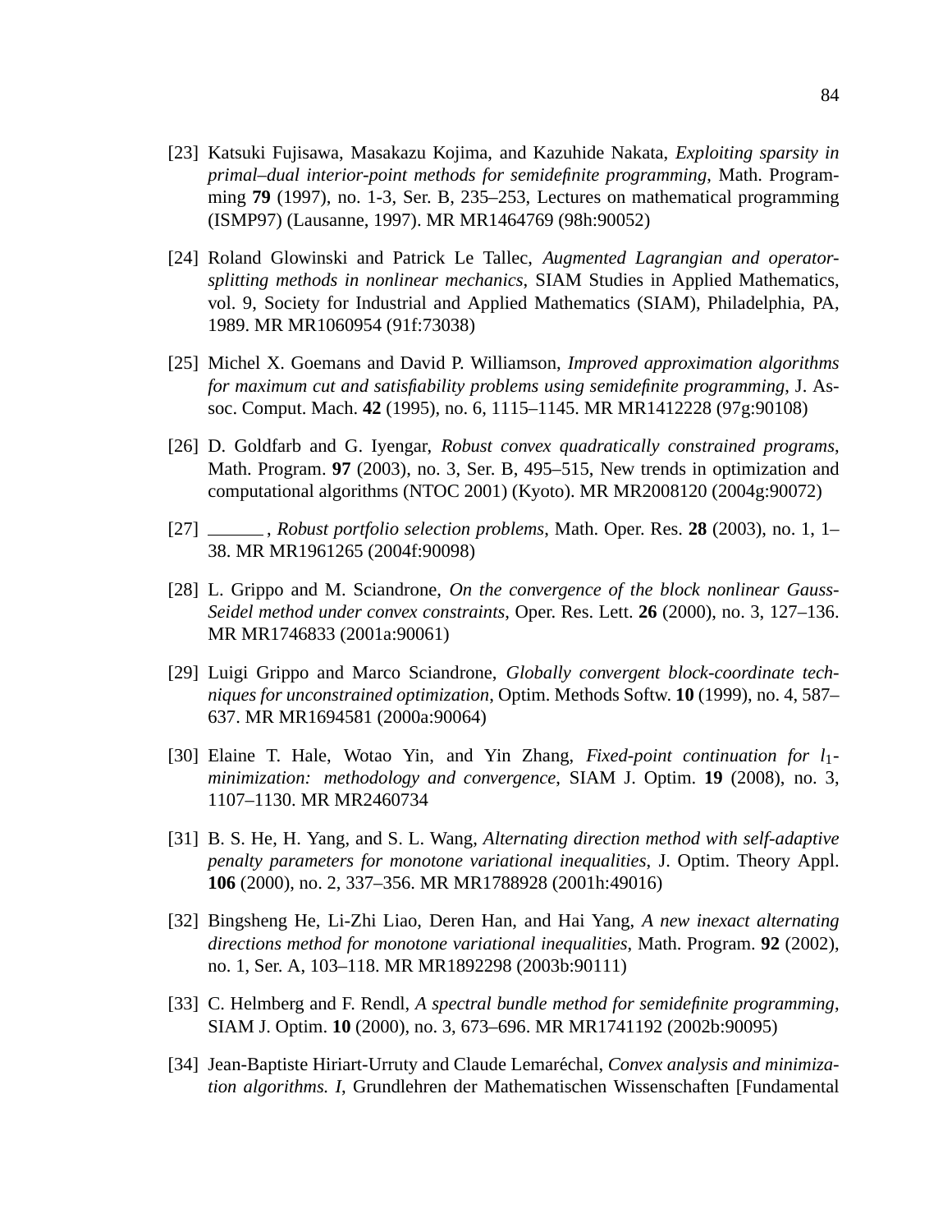[23] Katsuki Fujisawa, Masakazu Kojima, and Kazuhide Nakata, *Exploiting sparsity in primal–dual interior-point methods for semidefinite programming*, Math. Programming **79** (1997), no. 1-3, Ser. B, 235–253, Lectures on mathematical programming (ISMP97) (Lausanne, 1997). MR MR1464769 (98h:90052)

[24] Roland Glowinski and Patrick Le Tallec, *Augmented Lagrangian and operator-splitting methods in nonlinear mechanics*, SIAM Studies in Applied Mathematics, vol. 9, Society for Industrial and Applied Mathematics (SIAM), Philadelphia, PA, 1989. MR MR1060954 (91f:73038)

[25] Michel X. Goemans and David P. Williamson, *Improved approximation algorithms for maximum cut and satisfiability problems using semidefinite programming*, J. Assoc. Comput. Mach. **42** (1995), no. 6, 1115–1145. MR MR1412228 (97g:90108)

[26] D. Goldfarb and G. Iyengar, *Robust convex quadratically constrained programs*, Math. Program. **97** (2003), no. 3, Ser. B, 495–515, New trends in optimization and computational algorithms (NTOC 2001) (Kyoto). MR MR2008120 (2004g:90072)

[27] ______, *Robust portfolio selection problems*, Math. Oper. Res. **28** (2003), no. 1, 1–38. MR MR1961265 (2004f:90098)

[28] L. Grippo and M. Sciandrone, *On the convergence of the block nonlinear Gauss-Seidel method under convex constraints*, Oper. Res. Lett. **26** (2000), no. 3, 127–136. MR MR1746833 (2001a:90061)

[29] Luigi Grippo and Marco Sciandrone, *Globally convergent block-coordinate techniques for unconstrained optimization*, Optim. Methods Softw. **10** (1999), no. 4, 587–637. MR MR1694581 (2000a:90064)

[30] Elaine T. Hale, Wotao Yin, and Yin Zhang, *Fixed-point continuation for $l_1$-minimization: methodology and convergence*, SIAM J. Optim. **19** (2008), no. 3, 1107–1130. MR MR2460734

[31] B. S. He, H. Yang, and S. L. Wang, *Alternating direction method with self-adaptive penalty parameters for monotone variational inequalities*, J. Optim. Theory Appl. **106** (2000), no. 2, 337–356. MR MR1788928 (2001h:49016)

[32] Bingsheng He, Li-Zhi Liao, Deren Han, and Hai Yang, *A new inexact alternating directions method for monotone variational inequalities*, Math. Program. **92** (2002), no. 1, Ser. A, 103–118. MR MR1892298 (2003b:90111)

[33] C. Helmberg and F. Rendl, *A spectral bundle method for semidefinite programming*, SIAM J. Optim. **10** (2000), no. 3, 673–696. MR MR1741192 (2002b:90095)

[34] Jean-Baptiste Hiriart-Urruty and Claude Lemaréchal, *Convex analysis and minimization algorithms. I*, Grundlehren der Mathematischen Wissenschaften [Fundamental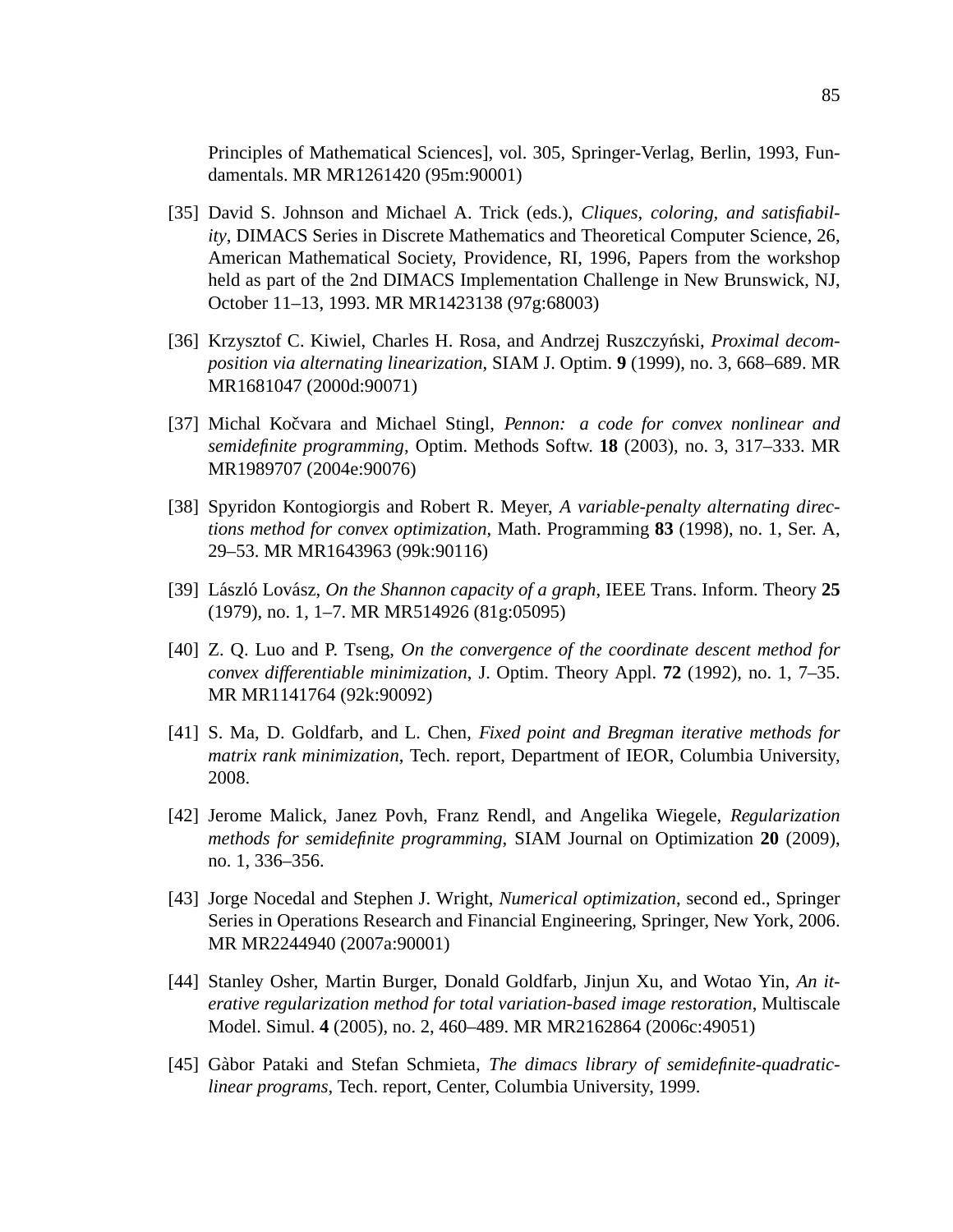Principles of Mathematical Sciences], vol. 305, Springer-Verlag, Berlin, 1993, Fundamentals. MR MR1261420 (95m:90001)

[35] David S. Johnson and Michael A. Trick (eds.), *Cliques, coloring, and satisfiability*, DIMACS Series in Discrete Mathematics and Theoretical Computer Science, 26, American Mathematical Society, Providence, RI, 1996, Papers from the workshop held as part of the 2nd DIMACS Implementation Challenge in New Brunswick, NJ, October 11–13, 1993. MR MR1423138 (97g:68003)

[36] Krzysztof C. Kiwiel, Charles H. Rosa, and Andrzej Ruszczyński, *Proximal decomposition via alternating linearization*, SIAM J. Optim. **9** (1999), no. 3, 668–689. MR MR1681047 (2000d:90071)

[37] Michal Kočvara and Michael Stingl, *Pennon: a code for convex nonlinear and semidefinite programming*, Optim. Methods Softw. **18** (2003), no. 3, 317–333. MR MR1989707 (2004e:90076)

[38] Spyridon Kontogiorgis and Robert R. Meyer, *A variable-penalty alternating directions method for convex optimization*, Math. Programming **83** (1998), no. 1, Ser. A, 29–53. MR MR1643963 (99k:90116)

[39] László Lovász, *On the Shannon capacity of a graph*, IEEE Trans. Inform. Theory **25** (1979), no. 1, 1–7. MR MR514926 (81g:05095)

[40] Z. Q. Luo and P. Tseng, *On the convergence of the coordinate descent method for convex differentiable minimization*, J. Optim. Theory Appl. **72** (1992), no. 1, 7–35. MR MR1141764 (92k:90092)

[41] S. Ma, D. Goldfarb, and L. Chen, *Fixed point and Bregman iterative methods for matrix rank minimization*, Tech. report, Department of IEOR, Columbia University, 2008.

[42] Jerome Malick, Janez Povh, Franz Rendl, and Angelika Wiegele, *Regularization methods for semidefinite programming*, SIAM Journal on Optimization **20** (2009), no. 1, 336–356.

[43] Jorge Nocedal and Stephen J. Wright, *Numerical optimization*, second ed., Springer Series in Operations Research and Financial Engineering, Springer, New York, 2006. MR MR2244940 (2007a:90001)

[44] Stanley Osher, Martin Burger, Donald Goldfarb, Jinjun Xu, and Wotao Yin, *An iterative regularization method for total variation-based image restoration*, Multiscale Model. Simul. **4** (2005), no. 2, 460–489. MR MR2162864 (2006c:49051)

[45] Gàbor Pataki and Stefan Schmieta, *The dimacs library of semidefinite-quadratic-linear programs*, Tech. report, Center, Columbia University, 1999.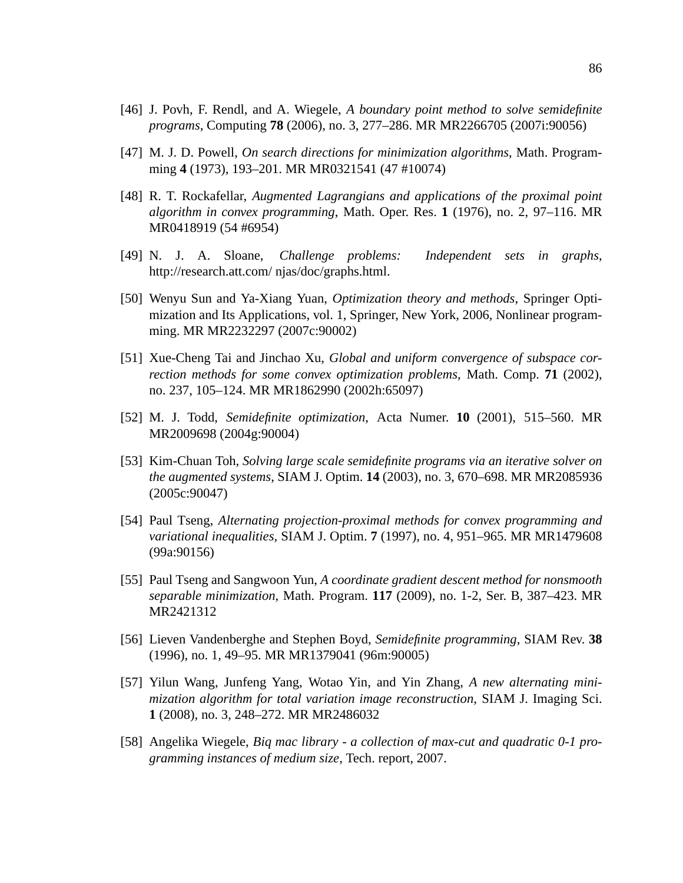[46] J. Povh, F. Rendl, and A. Wiegele, *A boundary point method to solve semidefinite programs*, Computing **78** (2006), no. 3, 277–286. MR MR2266705 (2007i:90056)

[47] M. J. D. Powell, *On search directions for minimization algorithms*, Math. Programming **4** (1973), 193–201. MR MR0321541 (47 #10074)

[48] R. T. Rockafellar, *Augmented Lagrangians and applications of the proximal point algorithm in convex programming*, Math. Oper. Res. **1** (1976), no. 2, 97–116. MR MR0418919 (54 #6954)

[49] N. J. A. Sloane, *Challenge problems: Independent sets in graphs*, http://research.att.com/ njas/doc/graphs.html.

[50] Wenyu Sun and Ya-Xiang Yuan, *Optimization theory and methods*, Springer Optimization and Its Applications, vol. 1, Springer, New York, 2006, Nonlinear programming. MR MR2232297 (2007c:90002)

[51] Xue-Cheng Tai and Jinchao Xu, *Global and uniform convergence of subspace correction methods for some convex optimization problems*, Math. Comp. **71** (2002), no. 237, 105–124. MR MR1862990 (2002h:65097)

[52] M. J. Todd, *Semidefinite optimization*, Acta Numer. **10** (2001), 515–560. MR MR2009698 (2004g:90004)

[53] Kim-Chuan Toh, *Solving large scale semidefinite programs via an iterative solver on the augmented systems*, SIAM J. Optim. **14** (2003), no. 3, 670–698. MR MR2085936 (2005c:90047)

[54] Paul Tseng, *Alternating projection-proximal methods for convex programming and variational inequalities*, SIAM J. Optim. **7** (1997), no. 4, 951–965. MR MR1479608 (99a:90156)

[55] Paul Tseng and Sangwoon Yun, *A coordinate gradient descent method for nonsmooth separable minimization*, Math. Program. **117** (2009), no. 1-2, Ser. B, 387–423. MR MR2421312

[56] Lieven Vandenberghe and Stephen Boyd, *Semidefinite programming*, SIAM Rev. **38** (1996), no. 1, 49–95. MR MR1379041 (96m:90005)

[57] Yilun Wang, Junfeng Yang, Wotao Yin, and Yin Zhang, *A new alternating minimization algorithm for total variation image reconstruction*, SIAM J. Imaging Sci. **1** (2008), no. 3, 248–272. MR MR2486032

[58] Angelika Wiegele, *Biq mac library - a collection of max-cut and quadratic 0-1 programming instances of medium size*, Tech. report, 2007.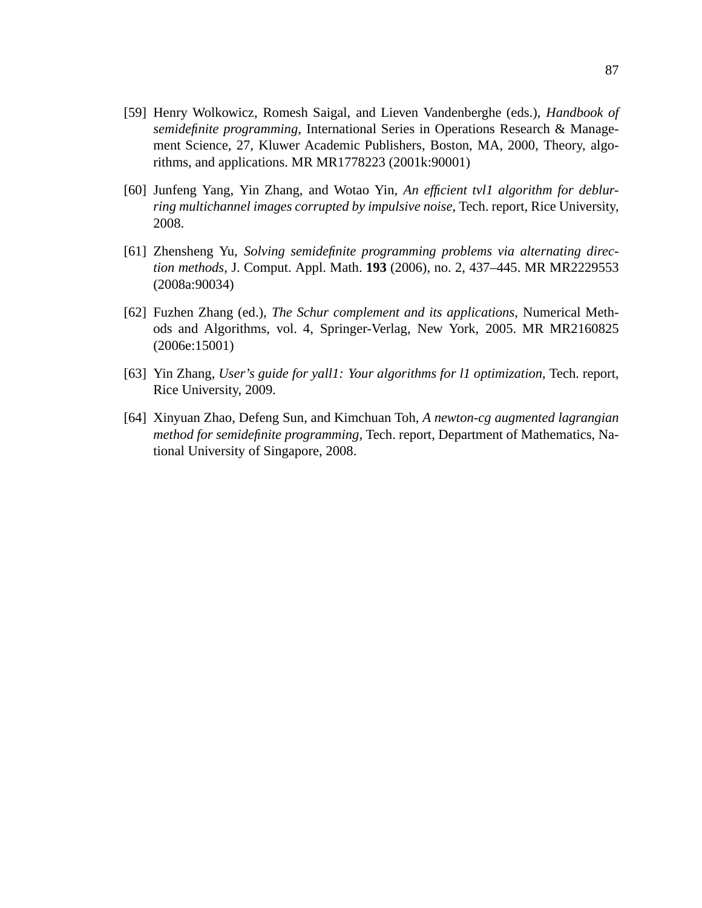[59] Henry Wolkowicz, Romesh Saigal, and Lieven Vandenberghe (eds.), *Handbook of semidefinite programming*, International Series in Operations Research & Management Science, 27, Kluwer Academic Publishers, Boston, MA, 2000, Theory, algorithms, and applications. MR MR1778223 (2001k:90001)

[60] Junfeng Yang, Yin Zhang, and Wotao Yin, *An efficient tvl1 algorithm for deblurring multichannel images corrupted by impulsive noise*, Tech. report, Rice University, 2008.

[61] Zhensheng Yu, *Solving semidefinite programming problems via alternating direction methods*, J. Comput. Appl. Math. **193** (2006), no. 2, 437–445. MR MR2229553 (2008a:90034)

[62] Fuzhen Zhang (ed.), *The Schur complement and its applications*, Numerical Methods and Algorithms, vol. 4, Springer-Verlag, New York, 2005. MR MR2160825 (2006e:15001)

[63] Yin Zhang, *User's guide for yall1: Your algorithms for l1 optimization*, Tech. report, Rice University, 2009.

[64] Xinyuan Zhao, Defeng Sun, and Kimchuan Toh, *A newton-cg augmented lagrangian method for semidefinite programming*, Tech. report, Department of Mathematics, National University of Singapore, 2008.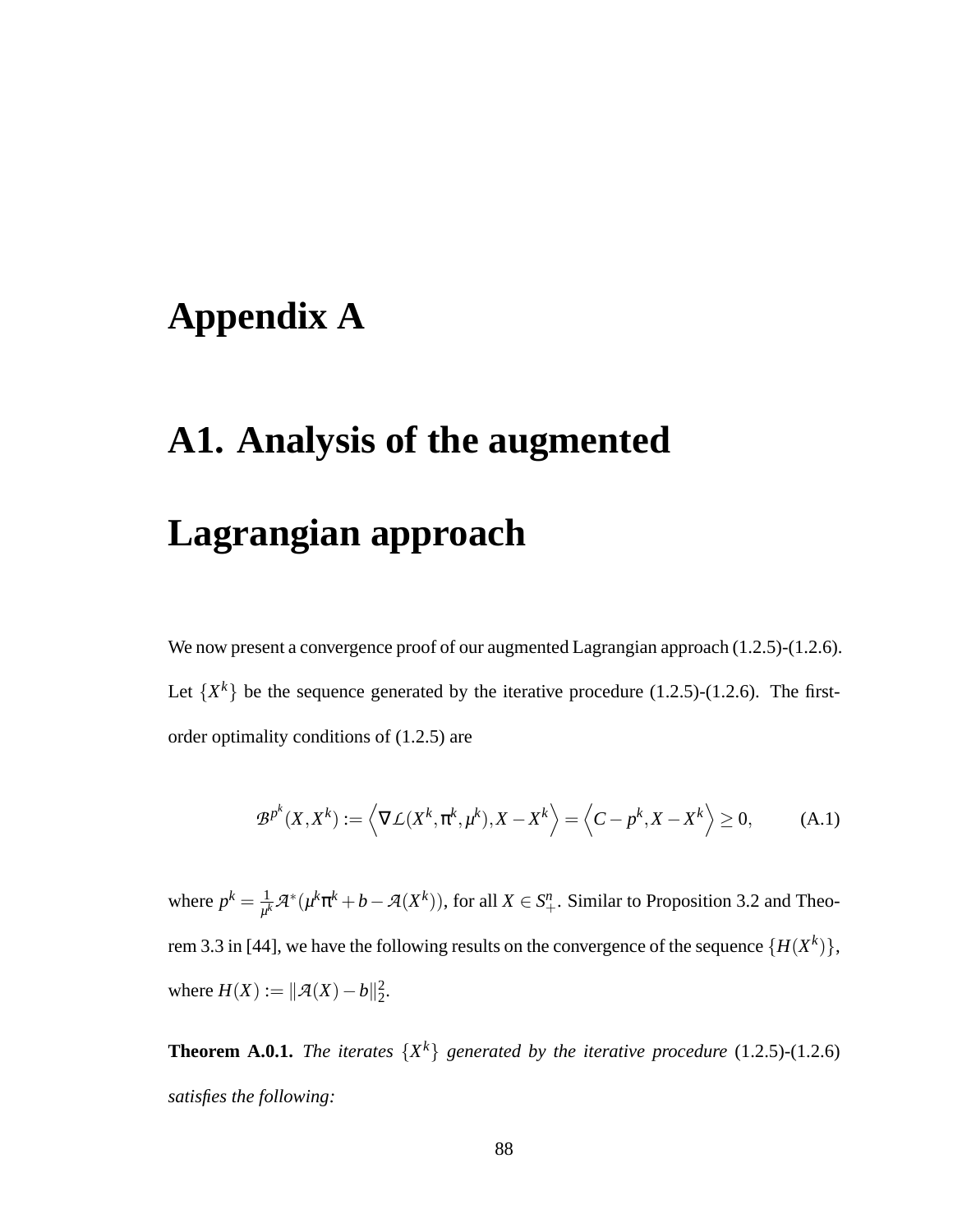# Appendix A

## A1. Analysis of the augmented Lagrangian approach

We now present a convergence proof of our augmented Lagrangian approach (1.2.5)-(1.2.6). Let $\{X^k\}$ be the sequence generated by the iterative procedure (1.2.5)-(1.2.6). The first-order optimality conditions of (1.2.5) are

$$\mathcal{B}^{p^k}(X, X^k) := \left\langle \nabla \mathcal{L}(X^k, \pi^k, \mu^k), X - X^k \right\rangle = \left\langle C - p^k, X - X^k \right\rangle \geq 0, \qquad \text{(A.1)}$$

where $p^k = \frac{1}{\mu^k}\mathcal{A}^*(\mu^k \pi^k + b - \mathcal{A}(X^k))$, for all $X \in S^n_+$. Similar to Proposition 3.2 and Theorem 3.3 in [44], we have the following results on the convergence of the sequence $\{H(X^k)\}$, where $H(X) := \|\mathcal{A}(X) - b\|_2^2$.

**Theorem A.0.1.** *The iterates $\{X^k\}$ generated by the iterative procedure* (1.2.5)-(1.2.6) *satisfies the following:*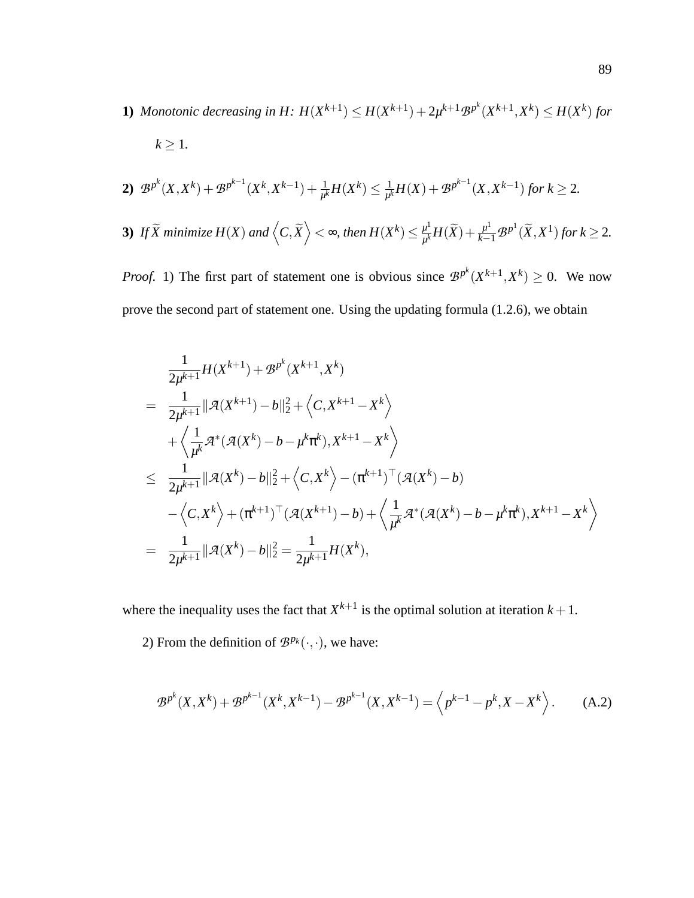**1)** *Monotonic decreasing in $H$: $H(X^{k+1}) \leq H(X^{k+1}) + 2\mu^{k+1}\mathcal{B}^{p^k}(X^{k+1}, X^k) \leq H(X^k)$ for $k \geq 1$.*

**2)** *$\mathcal{B}^{p^k}(X, X^k) + \mathcal{B}^{p^{k-1}}(X^k, X^{k-1}) + \frac{1}{\mu^k}H(X^k) \leq \frac{1}{\mu^k}H(X) + \mathcal{B}^{p^{k-1}}(X, X^{k-1})$ for $k \geq 2$.*

**3)** *If $\widetilde{X}$ minimize $H(X)$ and $\left\langle C, \widetilde{X} \right\rangle < \infty$, then $H(X^k) \leq \frac{\mu^1}{\mu^k}H(\widetilde{X}) + \frac{\mu^1}{k-1}\mathcal{B}^{p^1}(\widetilde{X}, X^1)$ for $k \geq 2$.*

*Proof.* 1) The first part of statement one is obvious since $\mathcal{B}^{p^k}(X^{k+1}, X^k) \geq 0$. We now prove the second part of statement one. Using the updating formula (1.2.6), we obtain

$$
\begin{aligned}
& \frac{1}{2\mu^{k+1}}H(X^{k+1}) + \mathcal{B}^{p^k}(X^{k+1}, X^k) \\
= \ & \frac{1}{2\mu^{k+1}}\|\mathcal{A}(X^{k+1}) - b\|_2^2 + \left\langle C, X^{k+1} - X^k \right\rangle \\
& + \left\langle \frac{1}{\mu^k}\mathcal{A}^*(\mathcal{A}(X^k) - b - \mu^k \pi^k), X^{k+1} - X^k \right\rangle \\
\leq \ & \frac{1}{2\mu^{k+1}}\|\mathcal{A}(X^k) - b\|_2^2 + \left\langle C, X^k \right\rangle - (\pi^{k+1})^\top(\mathcal{A}(X^k) - b) \\
& - \left\langle C, X^k \right\rangle + (\pi^{k+1})^\top(\mathcal{A}(X^{k+1}) - b) + \left\langle \frac{1}{\mu^k}\mathcal{A}^*(\mathcal{A}(X^k) - b - \mu^k \pi^k), X^{k+1} - X^k \right\rangle \\
= \ & \frac{1}{2\mu^{k+1}}\|\mathcal{A}(X^k) - b\|_2^2 = \frac{1}{2\mu^{k+1}}H(X^k),
\end{aligned}
$$

where the inequality uses the fact that $X^{k+1}$ is the optimal solution at iteration $k+1$.

2) From the definition of $\mathcal{B}^{p_k}(\cdot, \cdot)$, we have:

$$
\mathcal{B}^{p^k}(X, X^k) + \mathcal{B}^{p^{k-1}}(X^k, X^{k-1}) - \mathcal{B}^{p^{k-1}}(X, X^{k-1}) = \left\langle p^{k-1} - p^k, X - X^k \right\rangle. \tag{A.2}
$$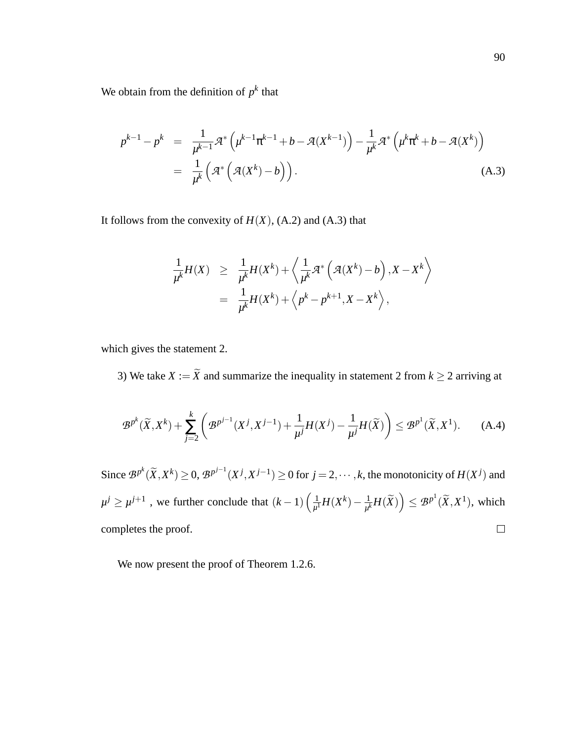We obtain from the definition of $p^k$ that

$$
\begin{aligned}
p^{k-1} - p^k &= \frac{1}{\mu^{k-1}} \mathcal{A}^* \left( \mu^{k-1} \pi^{k-1} + b - \mathcal{A}(X^{k-1}) \right) - \frac{1}{\mu^k} \mathcal{A}^* \left( \mu^k \pi^k + b - \mathcal{A}(X^k) \right) \\
&= \frac{1}{\mu^k} \left( \mathcal{A}^* \left( \mathcal{A}(X^k) - b \right) \right). \qquad \text{(A.3)}
\end{aligned}
$$

It follows from the convexity of $H(X)$, (A.2) and (A.3) that

$$
\begin{aligned}
\frac{1}{\mu^k} H(X) &\geq \frac{1}{\mu^k} H(X^k) + \left\langle \frac{1}{\mu^k} \mathcal{A}^* \left( \mathcal{A}(X^k) - b \right), X - X^k \right\rangle \\
&= \frac{1}{\mu^k} H(X^k) + \left\langle p^k - p^{k+1}, X - X^k \right\rangle,
\end{aligned}
$$

which gives the statement 2.

3) We take $X := \widetilde{X}$ and summarize the inequality in statement 2 from $k \geq 2$ arriving at

$$
\mathcal{B}^{p^k}(\widetilde{X}, X^k) + \sum_{j=2}^{k} \left( \mathcal{B}^{p^{j-1}}(X^j, X^{j-1}) + \frac{1}{\mu^j} H(X^j) - \frac{1}{\mu^j} H(\widetilde{X}) \right) \leq \mathcal{B}^{p^1}(\widetilde{X}, X^1). \qquad \text{(A.4)}
$$

Since $\mathcal{B}^{p^k}(\widetilde{X}, X^k) \geq 0$, $\mathcal{B}^{p^{j-1}}(X^j, X^{j-1}) \geq 0$ for $j = 2, \cdots, k$, the monotonicity of $H(X^j)$ and $\mu^j \geq \mu^{j+1}$ , we further conclude that $(k-1)\left( \frac{1}{\mu^1} H(X^k) - \frac{1}{\mu^k} H(\widetilde{X}) \right) \leq \mathcal{B}^{p^1}(\widetilde{X}, X^1)$, which completes the proof. $\square$

We now present the proof of Theorem 1.2.6.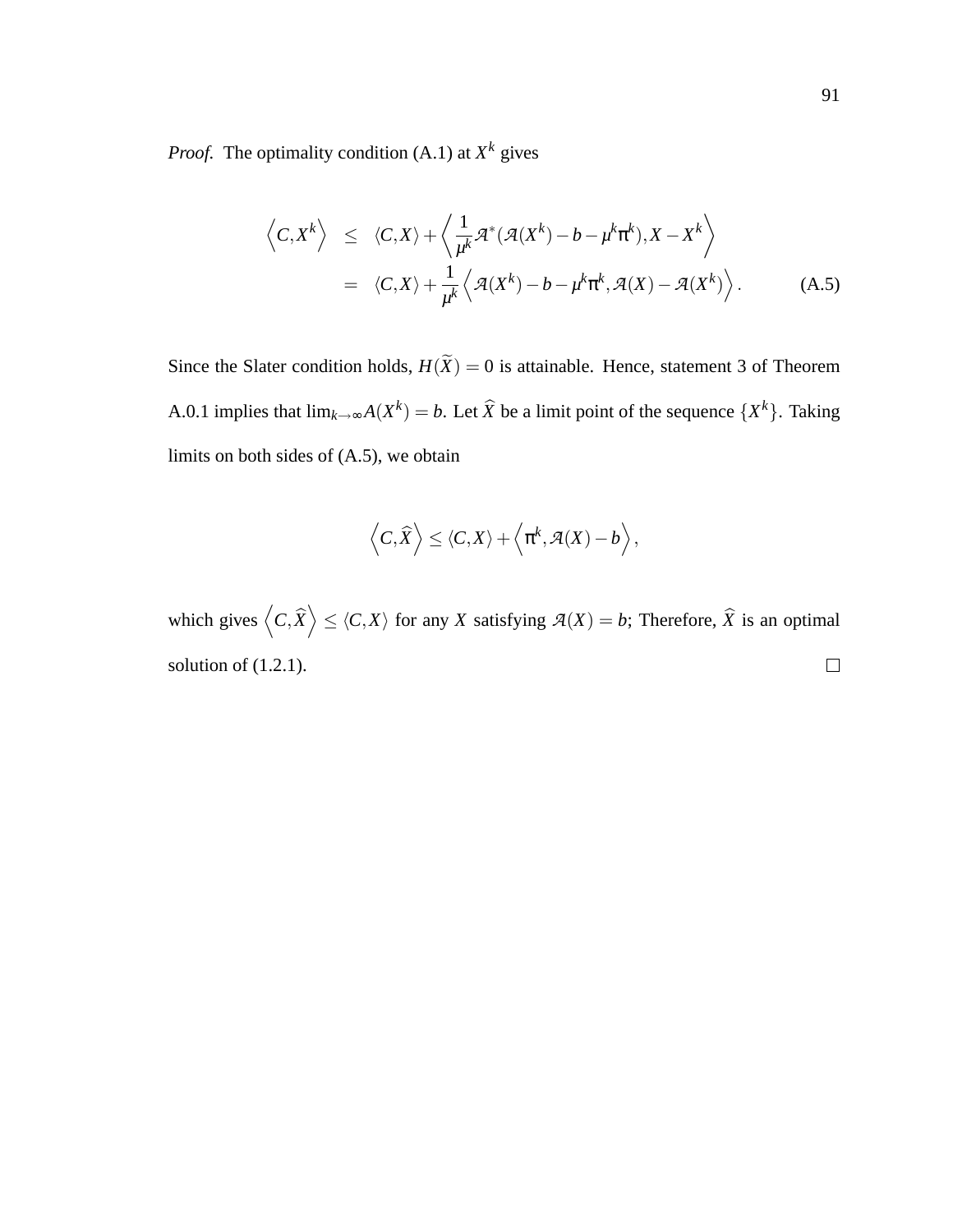*Proof.* The optimality condition (A.1) at $X^k$ gives

$$
\begin{aligned}
\left\langle C, X^k \right\rangle &\leq \langle C, X \rangle + \left\langle \frac{1}{\mu^k} \mathcal{A}^*(\mathcal{A}(X^k) - b - \mu^k \pi^k), X - X^k \right\rangle \\
&= \langle C, X \rangle + \frac{1}{\mu^k} \left\langle \mathcal{A}(X^k) - b - \mu^k \pi^k, \mathcal{A}(X) - \mathcal{A}(X^k) \right\rangle. \qquad \text{(A.5)}
\end{aligned}
$$

Since the Slater condition holds, $H(\widetilde{X}) = 0$ is attainable. Hence, statement 3 of Theorem A.0.1 implies that $\lim_{k\to\infty} A(X^k) = b$. Let $\widehat{X}$ be a limit point of the sequence $\{X^k\}$. Taking limits on both sides of (A.5), we obtain

$$
\left\langle C, \widehat{X} \right\rangle \leq \langle C, X \rangle + \left\langle \pi^k, \mathcal{A}(X) - b \right\rangle,
$$

which gives $\left\langle C, \widehat{X} \right\rangle \leq \langle C, X \rangle$ for any $X$ satisfying $\mathcal{A}(X) = b$; Therefore, $\widehat{X}$ is an optimal solution of (1.2.1). □